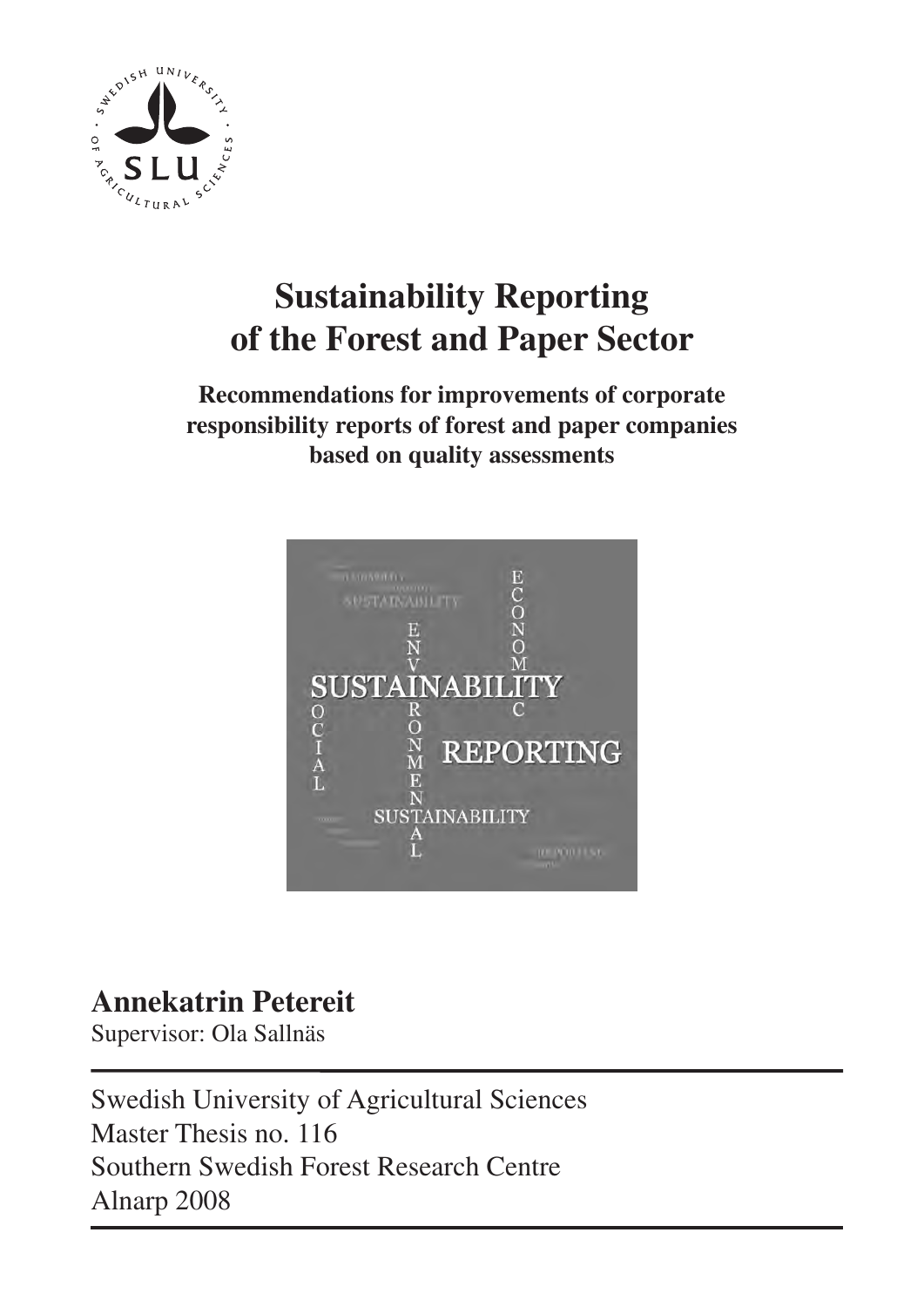# Sustainability Reporting of the Forest and Paper Sector

**Recommendations for improvements of corporate responsibility reports of forest and paper companies based on quality assessments**

**Annekatrin Petereit**

Supervisor: Ola Sallnäs

Swedish University of Agricultural Sciences
Master Thesis no. 116
Southern Swedish Forest Research Centre
Alnarp 2008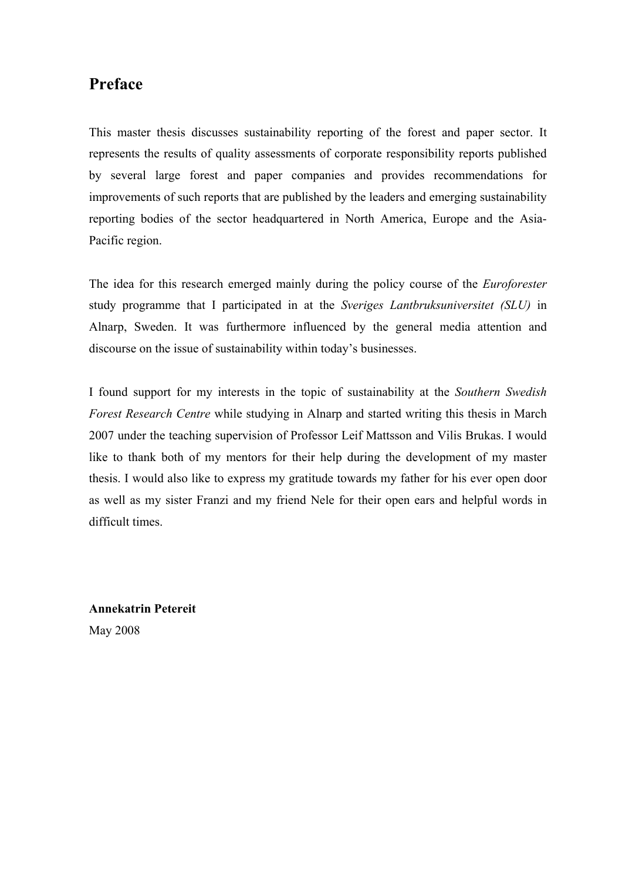# Preface

This master thesis discusses sustainability reporting of the forest and paper sector. It represents the results of quality assessments of corporate responsibility reports published by several large forest and paper companies and provides recommendations for improvements of such reports that are published by the leaders and emerging sustainability reporting bodies of the sector headquartered in North America, Europe and the Asia-Pacific region.

The idea for this research emerged mainly during the policy course of the *Euroforester* study programme that I participated in at the *Sveriges Lantbruksuniversitet (SLU)* in Alnarp, Sweden. It was furthermore influenced by the general media attention and discourse on the issue of sustainability within today's businesses.

I found support for my interests in the topic of sustainability at the *Southern Swedish Forest Research Centre* while studying in Alnarp and started writing this thesis in March 2007 under the teaching supervision of Professor Leif Mattsson and Vilis Brukas. I would like to thank both of my mentors for their help during the development of my master thesis. I would also like to express my gratitude towards my father for his ever open door as well as my sister Franzi and my friend Nele for their open ears and helpful words in difficult times.

**Annekatrin Petereit**

May 2008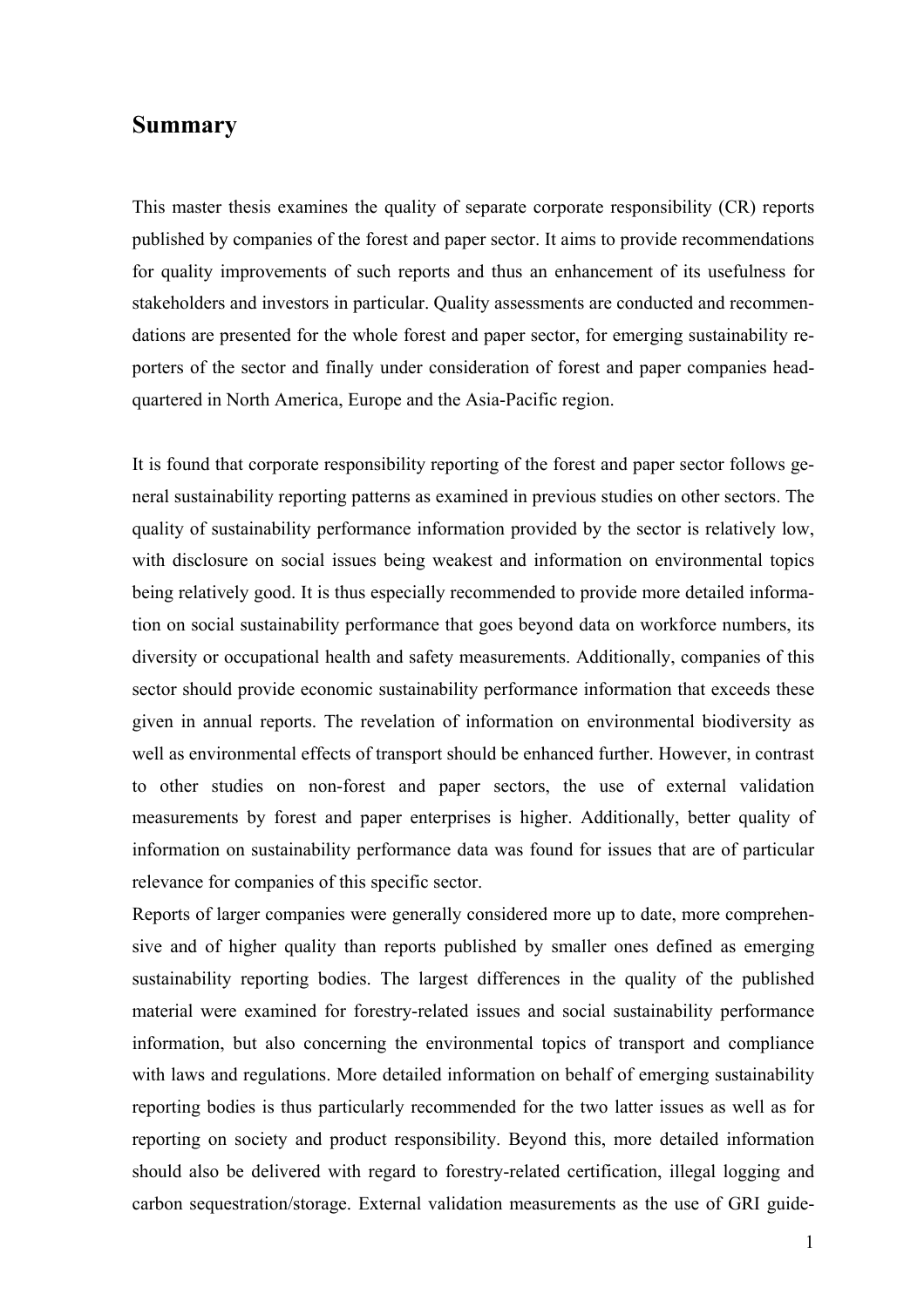## Summary

This master thesis examines the quality of separate corporate responsibility (CR) reports published by companies of the forest and paper sector. It aims to provide recommendations for quality improvements of such reports and thus an enhancement of its usefulness for stakeholders and investors in particular. Quality assessments are conducted and recommendations are presented for the whole forest and paper sector, for emerging sustainability reporters of the sector and finally under consideration of forest and paper companies headquartered in North America, Europe and the Asia-Pacific region.

It is found that corporate responsibility reporting of the forest and paper sector follows general sustainability reporting patterns as examined in previous studies on other sectors. The quality of sustainability performance information provided by the sector is relatively low, with disclosure on social issues being weakest and information on environmental topics being relatively good. It is thus especially recommended to provide more detailed information on social sustainability performance that goes beyond data on workforce numbers, its diversity or occupational health and safety measurements. Additionally, companies of this sector should provide economic sustainability performance information that exceeds these given in annual reports. The revelation of information on environmental biodiversity as well as environmental effects of transport should be enhanced further. However, in contrast to other studies on non-forest and paper sectors, the use of external validation measurements by forest and paper enterprises is higher. Additionally, better quality of information on sustainability performance data was found for issues that are of particular relevance for companies of this specific sector.

Reports of larger companies were generally considered more up to date, more comprehensive and of higher quality than reports published by smaller ones defined as emerging sustainability reporting bodies. The largest differences in the quality of the published material were examined for forestry-related issues and social sustainability performance information, but also concerning the environmental topics of transport and compliance with laws and regulations. More detailed information on behalf of emerging sustainability reporting bodies is thus particularly recommended for the two latter issues as well as for reporting on society and product responsibility. Beyond this, more detailed information should also be delivered with regard to forestry-related certification, illegal logging and carbon sequestration/storage. External validation measurements as the use of GRI guide-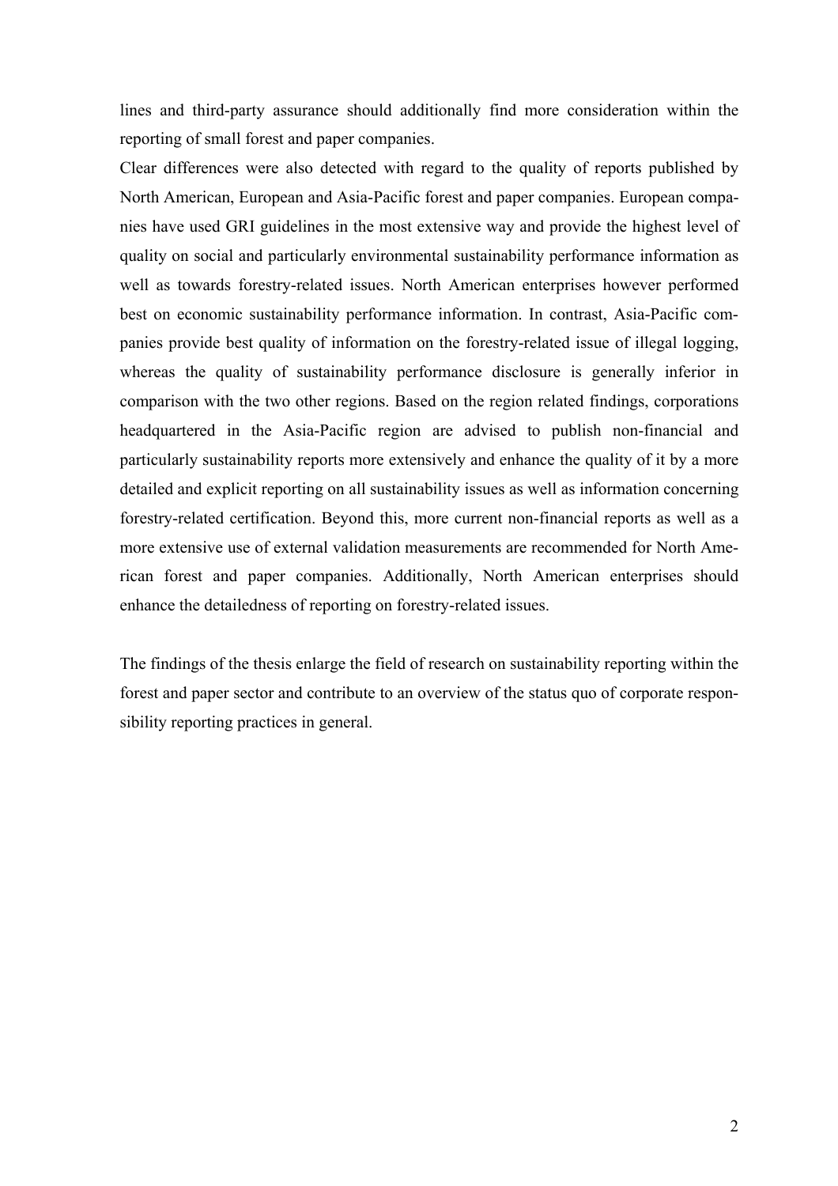lines and third-party assurance should additionally find more consideration within the reporting of small forest and paper companies.

Clear differences were also detected with regard to the quality of reports published by North American, European and Asia-Pacific forest and paper companies. European companies have used GRI guidelines in the most extensive way and provide the highest level of quality on social and particularly environmental sustainability performance information as well as towards forestry-related issues. North American enterprises however performed best on economic sustainability performance information. In contrast, Asia-Pacific companies provide best quality of information on the forestry-related issue of illegal logging, whereas the quality of sustainability performance disclosure is generally inferior in comparison with the two other regions. Based on the region related findings, corporations headquartered in the Asia-Pacific region are advised to publish non-financial and particularly sustainability reports more extensively and enhance the quality of it by a more detailed and explicit reporting on all sustainability issues as well as information concerning forestry-related certification. Beyond this, more current non-financial reports as well as a more extensive use of external validation measurements are recommended for North American forest and paper companies. Additionally, North American enterprises should enhance the detailedness of reporting on forestry-related issues.

The findings of the thesis enlarge the field of research on sustainability reporting within the forest and paper sector and contribute to an overview of the status quo of corporate responsibility reporting practices in general.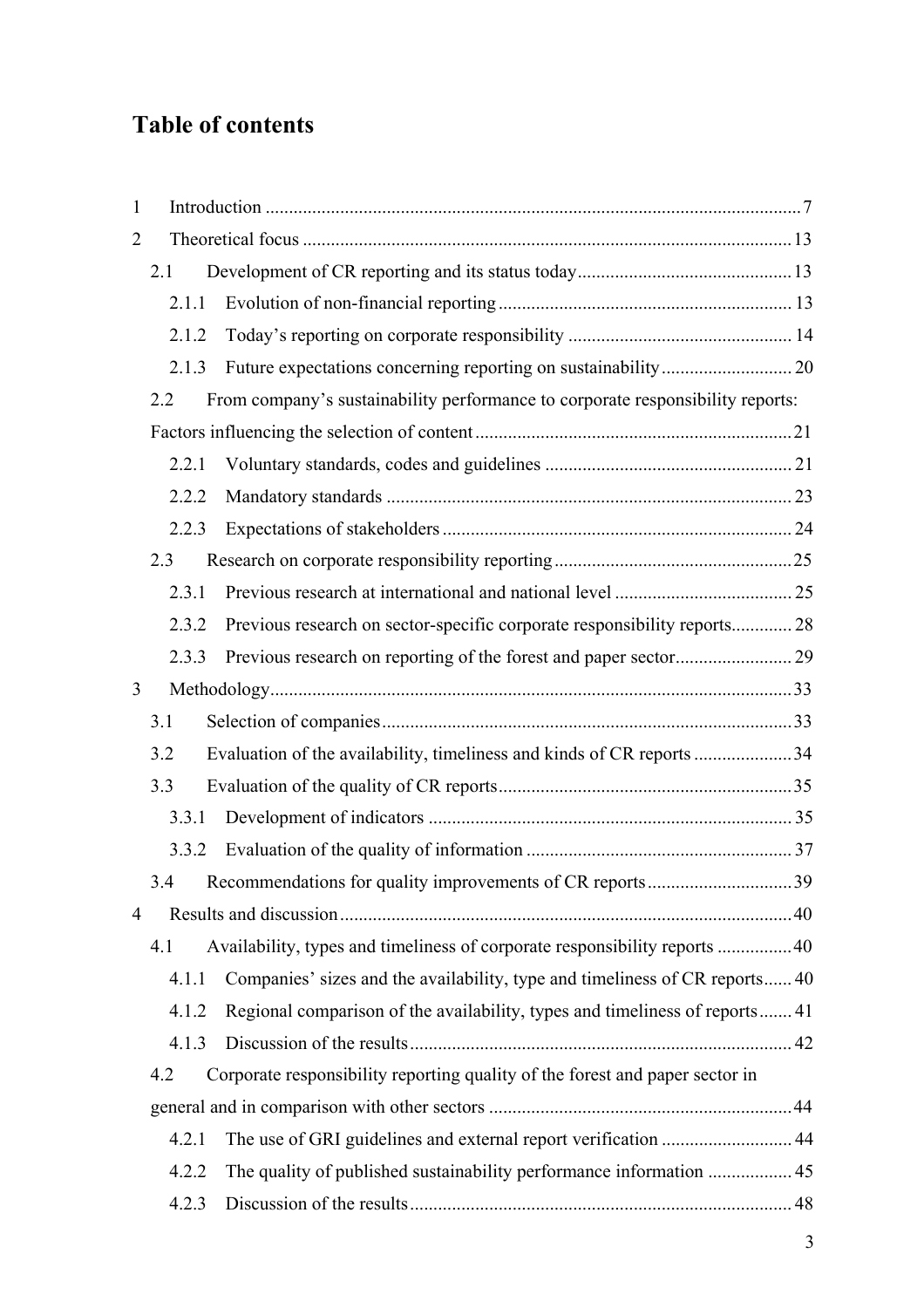# Table of contents

1 Introduction ..................................................................................................................7

2 Theoretical focus .........................................................................................................13

2.1 Development of CR reporting and its status today..............................................13

2.1.1 Evolution of non-financial reporting ............................................................... 13

2.1.2 Today's reporting on corporate responsibility ................................................ 14

2.1.3 Future expectations concerning reporting on sustainability............................ 20

2.2 From company's sustainability performance to corporate responsibility reports: Factors influencing the selection of content ....................................................................21

2.2.1 Voluntary standards, codes and guidelines ..................................................... 21

2.2.2 Mandatory standards ....................................................................................... 23

2.2.3 Expectations of stakeholders ........................................................................... 24

2.3 Research on corporate responsibility reporting ...................................................25

2.3.1 Previous research at international and national level ...................................... 25

2.3.2 Previous research on sector-specific corporate responsibility reports............. 28

2.3.3 Previous research on reporting of the forest and paper sector......................... 29

3 Methodology...............................................................................................................33

3.1 Selection of companies.......................................................................................33

3.2 Evaluation of the availability, timeliness and kinds of CR reports .....................34

3.3 Evaluation of the quality of CR reports..............................................................35

3.3.1 Development of indicators .............................................................................. 35

3.3.2 Evaluation of the quality of information ......................................................... 37

3.4 Recommendations for quality improvements of CR reports...............................39

4 Results and discussion ................................................................................................40

4.1 Availability, types and timeliness of corporate responsibility reports ................40

4.1.1 Companies' sizes and the availability, type and timeliness of CR reports...... 40

4.1.2 Regional comparison of the availability, types and timeliness of reports....... 41

4.1.3 Discussion of the results.................................................................................. 42

4.2 Corporate responsibility reporting quality of the forest and paper sector in general and in comparison with other sectors .................................................................44

4.2.1 The use of GRI guidelines and external report verification ............................ 44

4.2.2 The quality of published sustainability performance information .................. 45

4.2.3 Discussion of the results.................................................................................. 48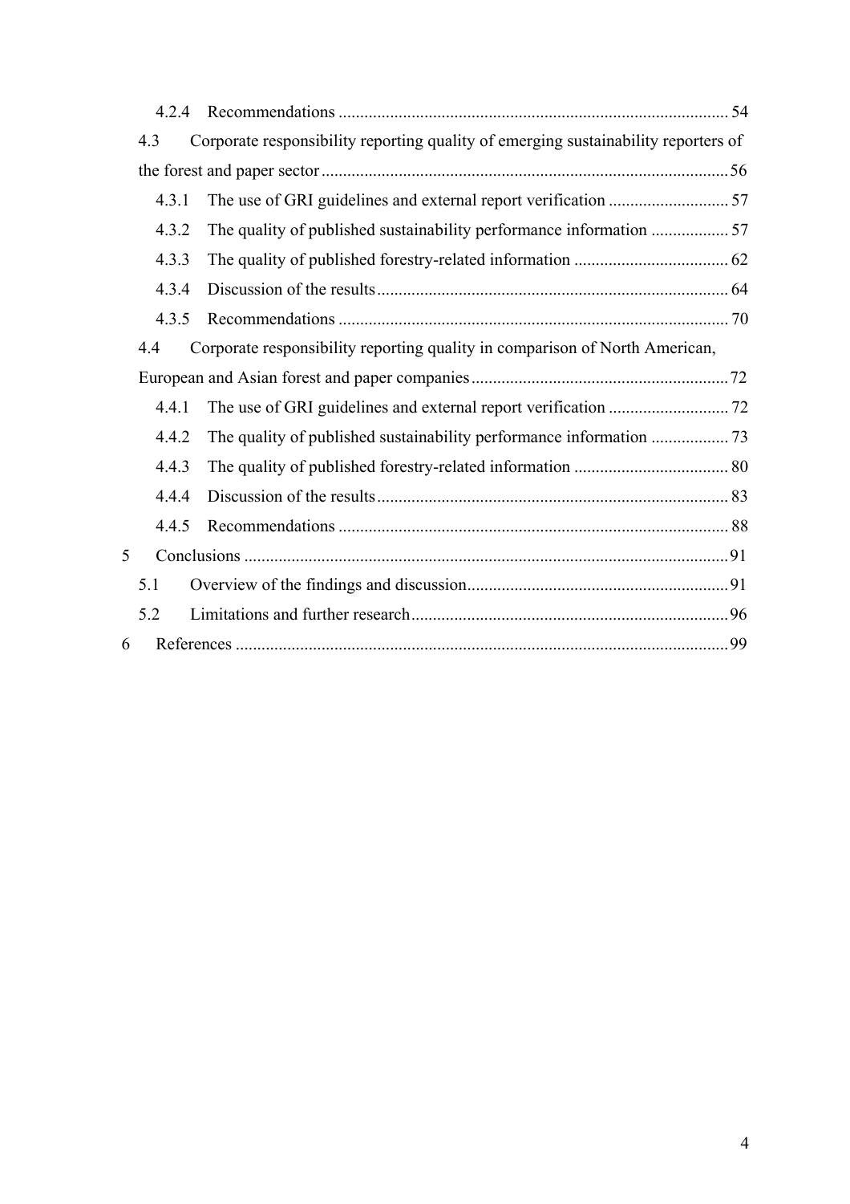- 4.2.4 Recommendations .......................................................................................... 54
- 4.3 Corporate responsibility reporting quality of emerging sustainability reporters of the forest and paper sector .............................................................................................. 56
  - 4.3.1 The use of GRI guidelines and external report verification ............................ 57
  - 4.3.2 The quality of published sustainability performance information .................. 57
  - 4.3.3 The quality of published forestry-related information .................................... 62
  - 4.3.4 Discussion of the results ................................................................................. 64
  - 4.3.5 Recommendations .......................................................................................... 70
- 4.4 Corporate responsibility reporting quality in comparison of North American, European and Asian forest and paper companies ............................................................ 72
  - 4.4.1 The use of GRI guidelines and external report verification ............................ 72
  - 4.4.2 The quality of published sustainability performance information .................. 73
  - 4.4.3 The quality of published forestry-related information .................................... 80
  - 4.4.4 Discussion of the results ................................................................................. 83
  - 4.4.5 Recommendations .......................................................................................... 88

5 Conclusions ................................................................................................................ 91
- 5.1 Overview of the findings and discussion ............................................................ 91
- 5.2 Limitations and further research ......................................................................... 96

6 References .................................................................................................................. 99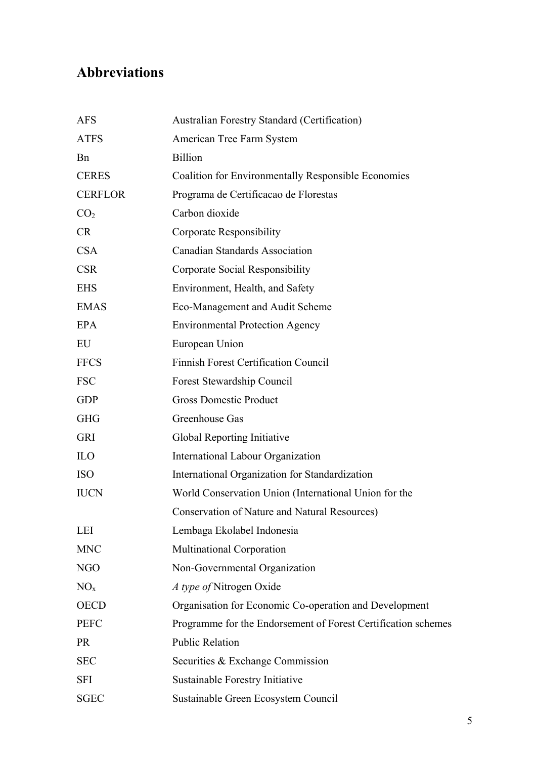## Abbreviations

| | |
|---|---|
| AFS | Australian Forestry Standard (Certification) |
| ATFS | American Tree Farm System |
| Bn | Billion |
| CERES | Coalition for Environmentally Responsible Economies |
| CERFLOR | Programa de Certificacao de Florestas |
| $CO_2$ | Carbon dioxide |
| CR | Corporate Responsibility |
| CSA | Canadian Standards Association |
| CSR | Corporate Social Responsibility |
| EHS | Environment, Health, and Safety |
| EMAS | Eco-Management and Audit Scheme |
| EPA | Environmental Protection Agency |
| EU | European Union |
| FFCS | Finnish Forest Certification Council |
| FSC | Forest Stewardship Council |
| GDP | Gross Domestic Product |
| GHG | Greenhouse Gas |
| GRI | Global Reporting Initiative |
| ILO | International Labour Organization |
| ISO | International Organization for Standardization |
| IUCN | World Conservation Union (International Union for the Conservation of Nature and Natural Resources) |
| LEI | Lembaga Ekolabel Indonesia |
| MNC | Multinational Corporation |
| NGO | Non-Governmental Organization |
| $NO_x$ | *A type of* Nitrogen Oxide |
| OECD | Organisation for Economic Co-operation and Development |
| PEFC | Programme for the Endorsement of Forest Certification schemes |
| PR | Public Relation |
| SEC | Securities & Exchange Commission |
| SFI | Sustainable Forestry Initiative |
| SGEC | Sustainable Green Ecosystem Council |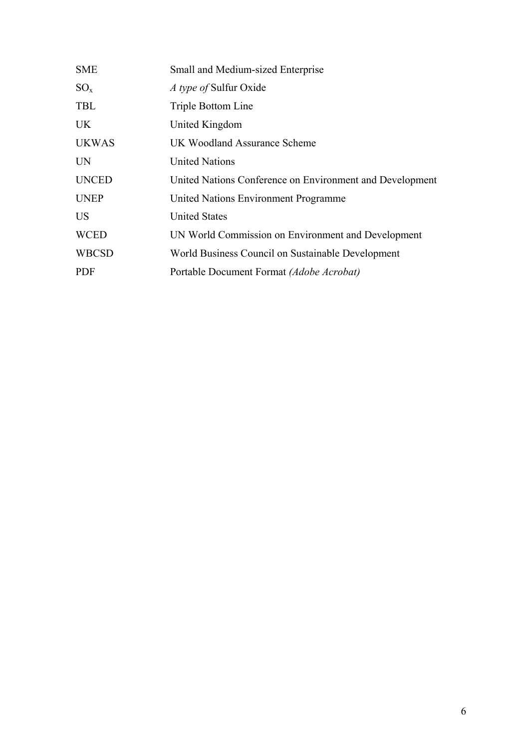| | |
|---|---|
| SME | Small and Medium-sized Enterprise |
| $SO_x$ | *A type of* Sulfur Oxide |
| TBL | Triple Bottom Line |
| UK | United Kingdom |
| UKWAS | UK Woodland Assurance Scheme |
| UN | United Nations |
| UNCED | United Nations Conference on Environment and Development |
| UNEP | United Nations Environment Programme |
| US | United States |
| WCED | UN World Commission on Environment and Development |
| WBCSD | World Business Council on Sustainable Development |
| PDF | Portable Document Format *(Adobe Acrobat)* |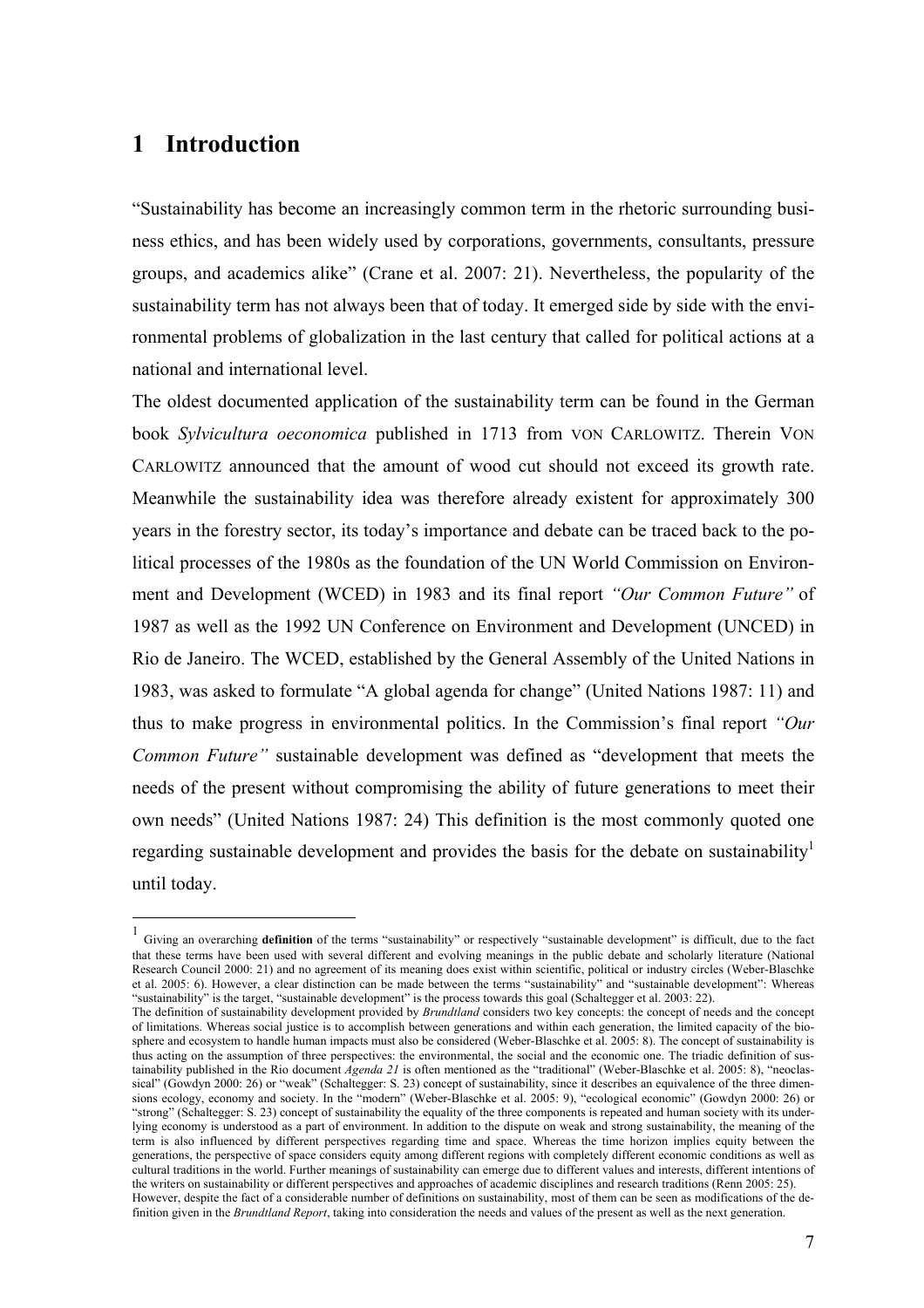# 1 Introduction

"Sustainability has become an increasingly common term in the rhetoric surrounding business ethics, and has been widely used by corporations, governments, consultants, pressure groups, and academics alike" (Crane et al. 2007: 21). Nevertheless, the popularity of the sustainability term has not always been that of today. It emerged side by side with the environmental problems of globalization in the last century that called for political actions at a national and international level.

The oldest documented application of the sustainability term can be found in the German book *Sylvicultura oeconomica* published in 1713 from VON CARLOWITZ. Therein VON CARLOWITZ announced that the amount of wood cut should not exceed its growth rate. Meanwhile the sustainability idea was therefore already existent for approximately 300 years in the forestry sector, its today's importance and debate can be traced back to the political processes of the 1980s as the foundation of the UN World Commission on Environment and Development (WCED) in 1983 and its final report *"Our Common Future"* of 1987 as well as the 1992 UN Conference on Environment and Development (UNCED) in Rio de Janeiro. The WCED, established by the General Assembly of the United Nations in 1983, was asked to formulate "A global agenda for change" (United Nations 1987: 11) and thus to make progress in environmental politics. In the Commission's final report *"Our Common Future"* sustainable development was defined as "development that meets the needs of the present without compromising the ability of future generations to meet their own needs" (United Nations 1987: 24) This definition is the most commonly quoted one regarding sustainable development and provides the basis for the debate on sustainability[1] until today.

---

[1] Giving an overarching **definition** of the terms "sustainability" or respectively "sustainable development" is difficult, due to the fact that these terms have been used with several different and evolving meanings in the public debate and scholarly literature (National Research Council 2000: 21) and no agreement of its meaning does exist within scientific, political or industry circles (Weber-Blaschke et al. 2005: 6). However, a clear distinction can be made between the terms "sustainability" and "sustainable development": Whereas "sustainability" is the target, "sustainable development" is the process towards this goal (Schaltegger et al. 2003: 22).
The definition of sustainability development provided by *Brundtland* considers two key concepts: the concept of needs and the concept of limitations. Whereas social justice is to accomplish between generations and within each generation, the limited capacity of the biosphere and ecosystem to handle human impacts must also be considered (Weber-Blaschke et al. 2005: 8). The concept of sustainability is thus acting on the assumption of three perspectives: the environmental, the social and the economic one. The triadic definition of sustainability published in the Rio document *Agenda 21* is often mentioned as the "traditional" (Weber-Blaschke et al. 2005: 8), "neoclassical" (Gowdyn 2000: 26) or "weak" (Schaltegger: S. 23) concept of sustainability, since it describes an equivalence of the three dimensions ecology, economy and society. In the "modern" (Weber-Blaschke et al. 2005: 9), "ecological economic" (Gowdyn 2000: 26) or "strong" (Schaltegger: S. 23) concept of sustainability the equality of the three components is repeated and human society with its underlying economy is understood as a part of environment. In addition to the dispute on weak and strong sustainability, the meaning of the term is also influenced by different perspectives regarding time and space. Whereas the time horizon implies equity between the generations, the perspective of space considers equity among different regions with completely different economic conditions as well as cultural traditions in the world. Further meanings of sustainability can emerge due to different values and interests, different intentions of the writers on sustainability or different perspectives and approaches of academic disciplines and research traditions (Renn 2005: 25).
However, despite the fact of a considerable number of definitions on sustainability, most of them can be seen as modifications of the definition given in the *Brundtland Report*, taking into consideration the needs and values of the present as well as the next generation.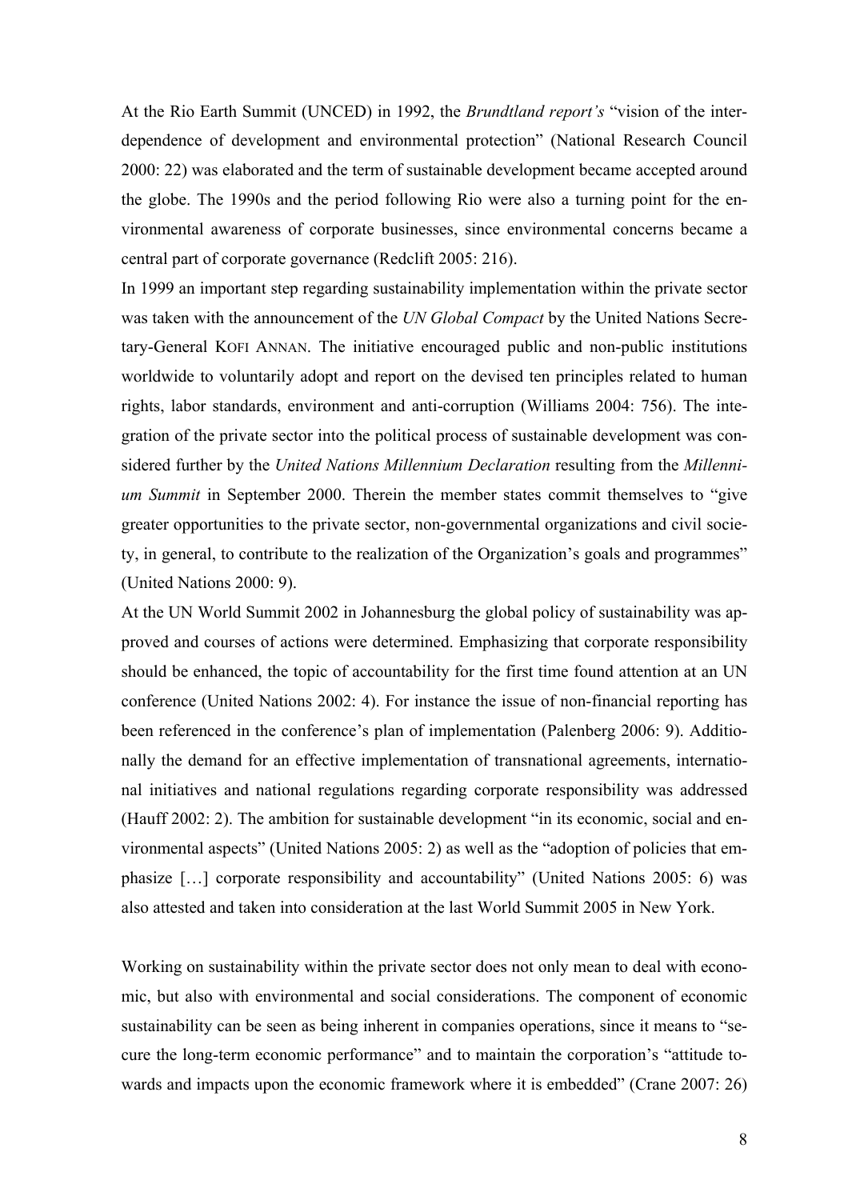At the Rio Earth Summit (UNCED) in 1992, the *Brundtland report's* "vision of the interdependence of development and environmental protection" (National Research Council 2000: 22) was elaborated and the term of sustainable development became accepted around the globe. The 1990s and the period following Rio were also a turning point for the environmental awareness of corporate businesses, since environmental concerns became a central part of corporate governance (Redclift 2005: 216).

In 1999 an important step regarding sustainability implementation within the private sector was taken with the announcement of the *UN Global Compact* by the United Nations Secretary-General KOFI ANNAN. The initiative encouraged public and non-public institutions worldwide to voluntarily adopt and report on the devised ten principles related to human rights, labor standards, environment and anti-corruption (Williams 2004: 756). The integration of the private sector into the political process of sustainable development was considered further by the *United Nations Millennium Declaration* resulting from the *Millennium Summit* in September 2000. Therein the member states commit themselves to "give greater opportunities to the private sector, non-governmental organizations and civil society, in general, to contribute to the realization of the Organization's goals and programmes" (United Nations 2000: 9).

At the UN World Summit 2002 in Johannesburg the global policy of sustainability was approved and courses of actions were determined. Emphasizing that corporate responsibility should be enhanced, the topic of accountability for the first time found attention at an UN conference (United Nations 2002: 4). For instance the issue of non-financial reporting has been referenced in the conference's plan of implementation (Palenberg 2006: 9). Additionally the demand for an effective implementation of transnational agreements, international initiatives and national regulations regarding corporate responsibility was addressed (Hauff 2002: 2). The ambition for sustainable development "in its economic, social and environmental aspects" (United Nations 2005: 2) as well as the "adoption of policies that emphasize […] corporate responsibility and accountability" (United Nations 2005: 6) was also attested and taken into consideration at the last World Summit 2005 in New York.

Working on sustainability within the private sector does not only mean to deal with economic, but also with environmental and social considerations. The component of economic sustainability can be seen as being inherent in companies operations, since it means to "secure the long-term economic performance" and to maintain the corporation's "attitude towards and impacts upon the economic framework where it is embedded" (Crane 2007: 26)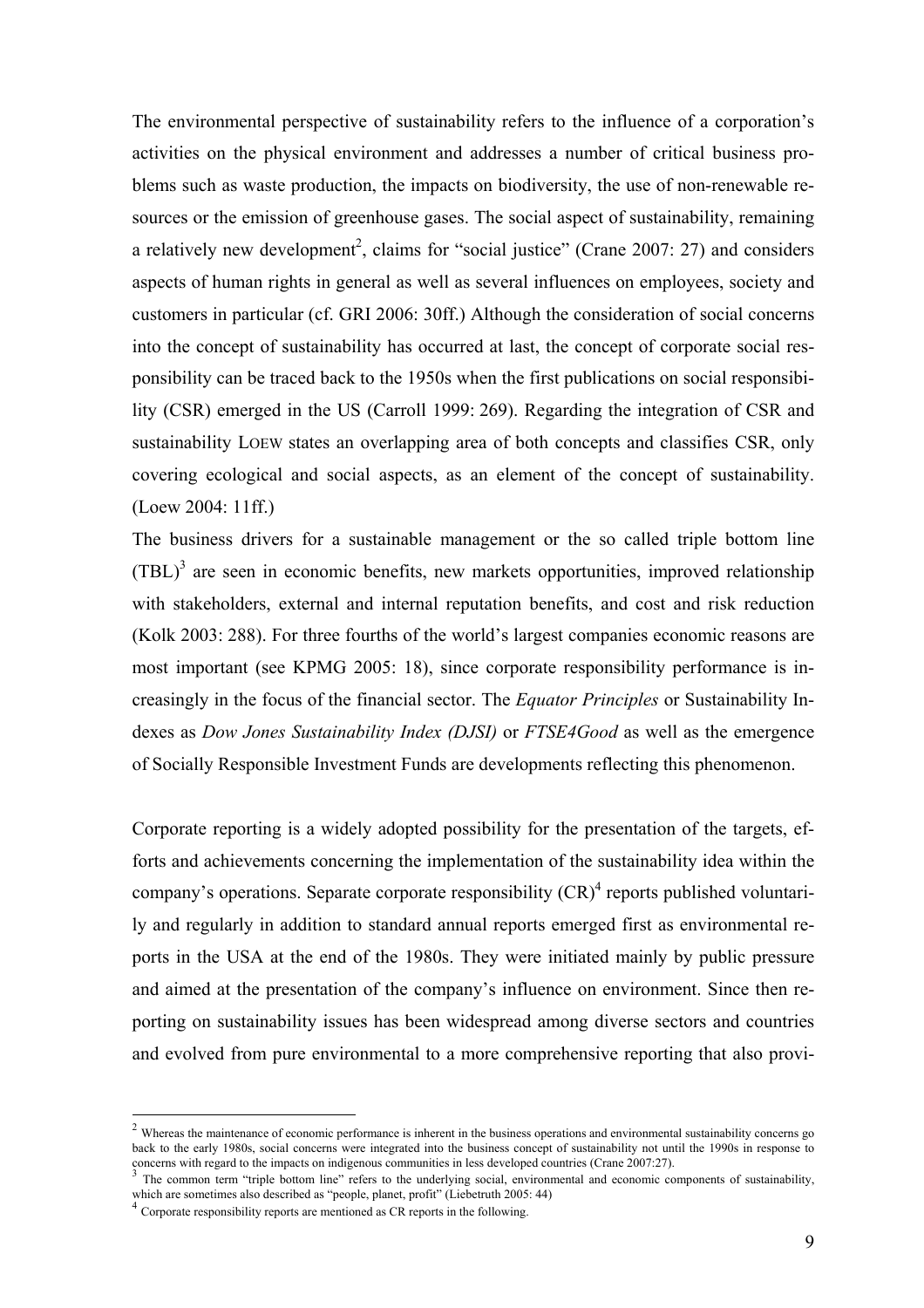The environmental perspective of sustainability refers to the influence of a corporation's activities on the physical environment and addresses a number of critical business problems such as waste production, the impacts on biodiversity, the use of non-renewable resources or the emission of greenhouse gases. The social aspect of sustainability, remaining a relatively new development[2], claims for "social justice" (Crane 2007: 27) and considers aspects of human rights in general as well as several influences on employees, society and customers in particular (cf. GRI 2006: 30ff.) Although the consideration of social concerns into the concept of sustainability has occurred at last, the concept of corporate social responsibility can be traced back to the 1950s when the first publications on social responsibility (CSR) emerged in the US (Carroll 1999: 269). Regarding the integration of CSR and sustainability LOEW states an overlapping area of both concepts and classifies CSR, only covering ecological and social aspects, as an element of the concept of sustainability. (Loew 2004: 11ff.)

The business drivers for a sustainable management or the so called triple bottom line (TBL)[3] are seen in economic benefits, new markets opportunities, improved relationship with stakeholders, external and internal reputation benefits, and cost and risk reduction (Kolk 2003: 288). For three fourths of the world's largest companies economic reasons are most important (see KPMG 2005: 18), since corporate responsibility performance is increasingly in the focus of the financial sector. The *Equator Principles* or Sustainability Indexes as *Dow Jones Sustainability Index (DJSI)* or *FTSE4Good* as well as the emergence of Socially Responsible Investment Funds are developments reflecting this phenomenon.

Corporate reporting is a widely adopted possibility for the presentation of the targets, efforts and achievements concerning the implementation of the sustainability idea within the company's operations. Separate corporate responsibility (CR)[4] reports published voluntarily and regularly in addition to standard annual reports emerged first as environmental reports in the USA at the end of the 1980s. They were initiated mainly by public pressure and aimed at the presentation of the company's influence on environment. Since then reporting on sustainability issues has been widespread among diverse sectors and countries and evolved from pure environmental to a more comprehensive reporting that also provi-

---

[2] Whereas the maintenance of economic performance is inherent in the business operations and environmental sustainability concerns go back to the early 1980s, social concerns were integrated into the business concept of sustainability not until the 1990s in response to concerns with regard to the impacts on indigenous communities in less developed countries (Crane 2007:27).

[3] The common term "triple bottom line" refers to the underlying social, environmental and economic components of sustainability, which are sometimes also described as "people, planet, profit" (Liebetruth 2005: 44)

[4] Corporate responsibility reports are mentioned as CR reports in the following.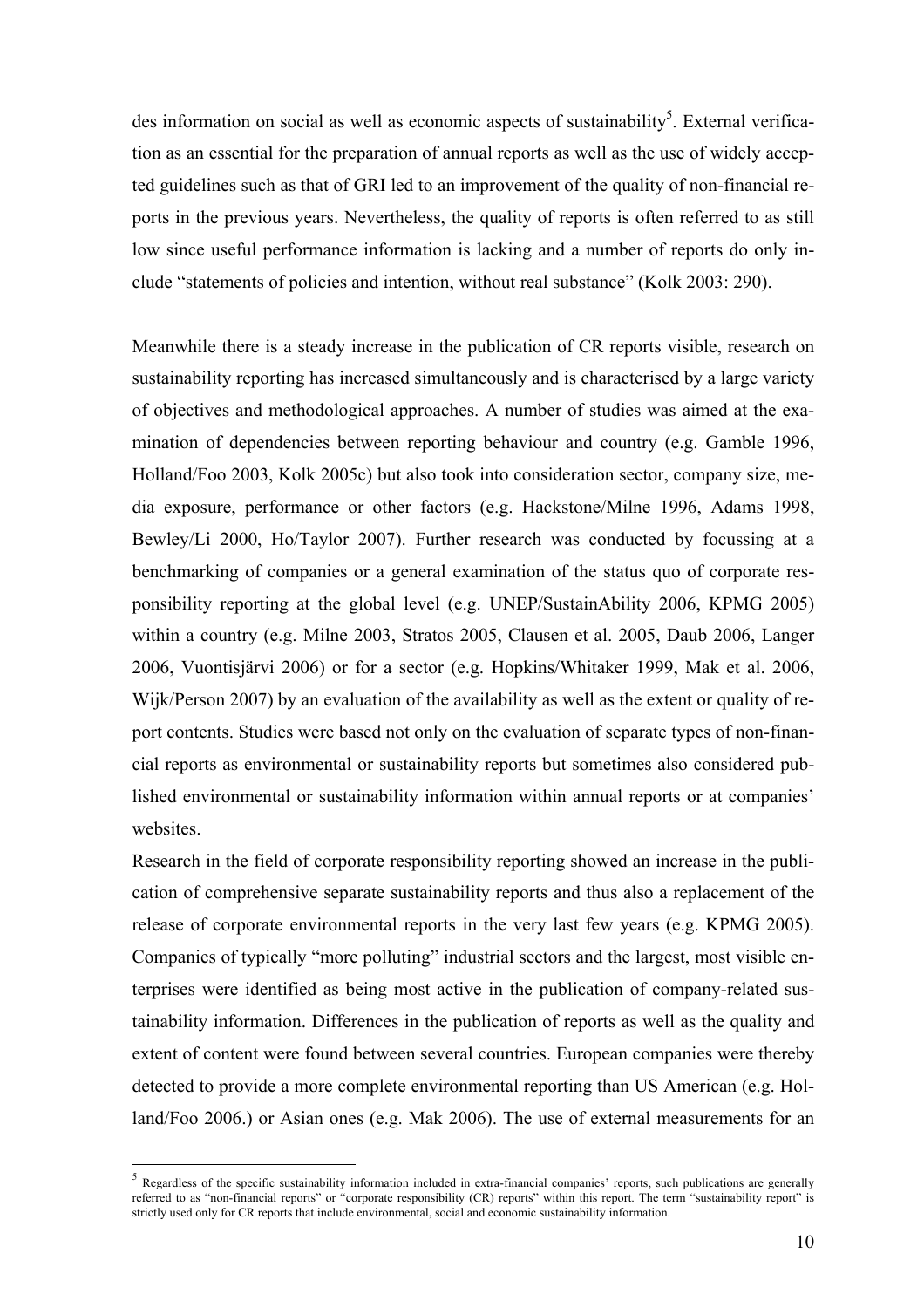des information on social as well as economic aspects of sustainability[5]. External verification as an essential for the preparation of annual reports as well as the use of widely accepted guidelines such as that of GRI led to an improvement of the quality of non-financial reports in the previous years. Nevertheless, the quality of reports is often referred to as still low since useful performance information is lacking and a number of reports do only include "statements of policies and intention, without real substance" (Kolk 2003: 290).

Meanwhile there is a steady increase in the publication of CR reports visible, research on sustainability reporting has increased simultaneously and is characterised by a large variety of objectives and methodological approaches. A number of studies was aimed at the examination of dependencies between reporting behaviour and country (e.g. Gamble 1996, Holland/Foo 2003, Kolk 2005c) but also took into consideration sector, company size, media exposure, performance or other factors (e.g. Hackstone/Milne 1996, Adams 1998, Bewley/Li 2000, Ho/Taylor 2007). Further research was conducted by focussing at a benchmarking of companies or a general examination of the status quo of corporate responsibility reporting at the global level (e.g. UNEP/SustainAbility 2006, KPMG 2005) within a country (e.g. Milne 2003, Stratos 2005, Clausen et al. 2005, Daub 2006, Langer 2006, Vuontisjärvi 2006) or for a sector (e.g. Hopkins/Whitaker 1999, Mak et al. 2006, Wijk/Person 2007) by an evaluation of the availability as well as the extent or quality of report contents. Studies were based not only on the evaluation of separate types of non-financial reports as environmental or sustainability reports but sometimes also considered published environmental or sustainability information within annual reports or at companies' websites.

Research in the field of corporate responsibility reporting showed an increase in the publication of comprehensive separate sustainability reports and thus also a replacement of the release of corporate environmental reports in the very last few years (e.g. KPMG 2005). Companies of typically "more polluting" industrial sectors and the largest, most visible enterprises were identified as being most active in the publication of company-related sustainability information. Differences in the publication of reports as well as the quality and extent of content were found between several countries. European companies were thereby detected to provide a more complete environmental reporting than US American (e.g. Holland/Foo 2006.) or Asian ones (e.g. Mak 2006). The use of external measurements for an

[5] Regardless of the specific sustainability information included in extra-financial companies' reports, such publications are generally referred to as "non-financial reports" or "corporate responsibility (CR) reports" within this report. The term "sustainability report" is strictly used only for CR reports that include environmental, social and economic sustainability information.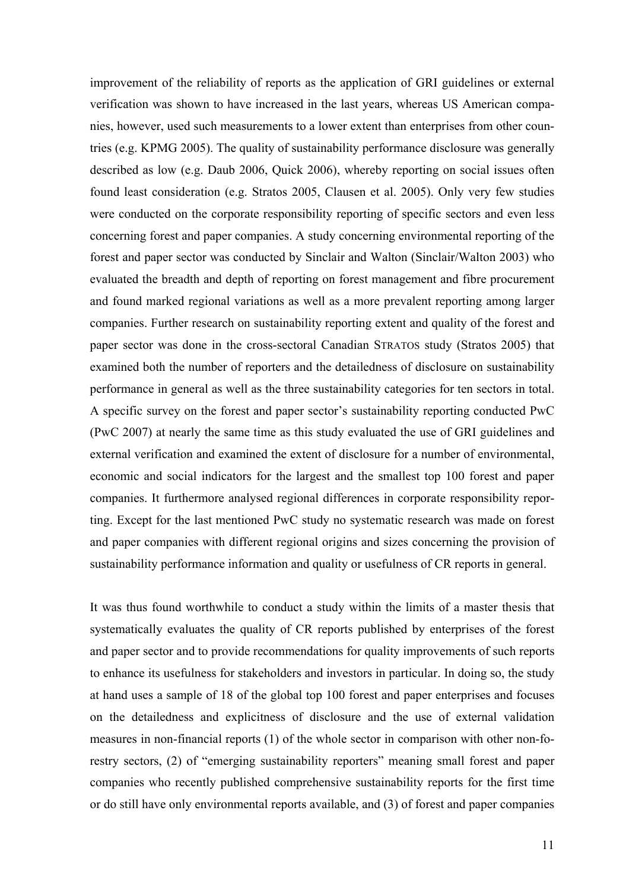improvement of the reliability of reports as the application of GRI guidelines or external verification was shown to have increased in the last years, whereas US American companies, however, used such measurements to a lower extent than enterprises from other countries (e.g. KPMG 2005). The quality of sustainability performance disclosure was generally described as low (e.g. Daub 2006, Quick 2006), whereby reporting on social issues often found least consideration (e.g. Stratos 2005, Clausen et al. 2005). Only very few studies were conducted on the corporate responsibility reporting of specific sectors and even less concerning forest and paper companies. A study concerning environmental reporting of the forest and paper sector was conducted by Sinclair and Walton (Sinclair/Walton 2003) who evaluated the breadth and depth of reporting on forest management and fibre procurement and found marked regional variations as well as a more prevalent reporting among larger companies. Further research on sustainability reporting extent and quality of the forest and paper sector was done in the cross-sectoral Canadian STRATOS study (Stratos 2005) that examined both the number of reporters and the detailedness of disclosure on sustainability performance in general as well as the three sustainability categories for ten sectors in total. A specific survey on the forest and paper sector's sustainability reporting conducted PwC (PwC 2007) at nearly the same time as this study evaluated the use of GRI guidelines and external verification and examined the extent of disclosure for a number of environmental, economic and social indicators for the largest and the smallest top 100 forest and paper companies. It furthermore analysed regional differences in corporate responsibility reporting. Except for the last mentioned PwC study no systematic research was made on forest and paper companies with different regional origins and sizes concerning the provision of sustainability performance information and quality or usefulness of CR reports in general.

It was thus found worthwhile to conduct a study within the limits of a master thesis that systematically evaluates the quality of CR reports published by enterprises of the forest and paper sector and to provide recommendations for quality improvements of such reports to enhance its usefulness for stakeholders and investors in particular. In doing so, the study at hand uses a sample of 18 of the global top 100 forest and paper enterprises and focuses on the detailedness and explicitness of disclosure and the use of external validation measures in non-financial reports (1) of the whole sector in comparison with other non-forestry sectors, (2) of "emerging sustainability reporters" meaning small forest and paper companies who recently published comprehensive sustainability reports for the first time or do still have only environmental reports available, and (3) of forest and paper companies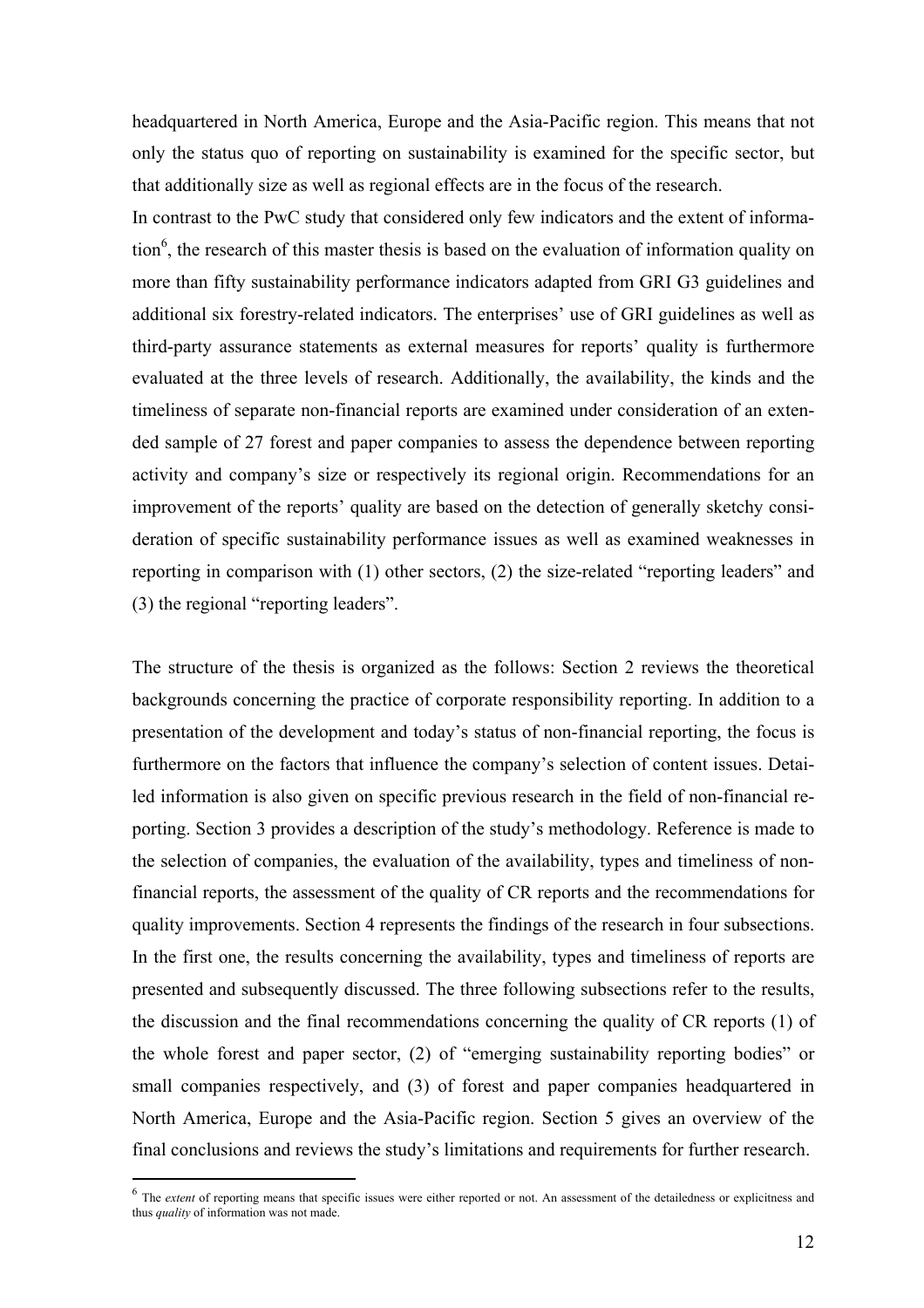headquartered in North America, Europe and the Asia-Pacific region. This means that not only the status quo of reporting on sustainability is examined for the specific sector, but that additionally size as well as regional effects are in the focus of the research.

In contrast to the PwC study that considered only few indicators and the extent of information[6], the research of this master thesis is based on the evaluation of information quality on more than fifty sustainability performance indicators adapted from GRI G3 guidelines and additional six forestry-related indicators. The enterprises' use of GRI guidelines as well as third-party assurance statements as external measures for reports' quality is furthermore evaluated at the three levels of research. Additionally, the availability, the kinds and the timeliness of separate non-financial reports are examined under consideration of an extended sample of 27 forest and paper companies to assess the dependence between reporting activity and company's size or respectively its regional origin. Recommendations for an improvement of the reports' quality are based on the detection of generally sketchy consideration of specific sustainability performance issues as well as examined weaknesses in reporting in comparison with (1) other sectors, (2) the size-related "reporting leaders" and (3) the regional "reporting leaders".

The structure of the thesis is organized as the follows: Section 2 reviews the theoretical backgrounds concerning the practice of corporate responsibility reporting. In addition to a presentation of the development and today's status of non-financial reporting, the focus is furthermore on the factors that influence the company's selection of content issues. Detailed information is also given on specific previous research in the field of non-financial reporting. Section 3 provides a description of the study's methodology. Reference is made to the selection of companies, the evaluation of the availability, types and timeliness of non-financial reports, the assessment of the quality of CR reports and the recommendations for quality improvements. Section 4 represents the findings of the research in four subsections. In the first one, the results concerning the availability, types and timeliness of reports are presented and subsequently discussed. The three following subsections refer to the results, the discussion and the final recommendations concerning the quality of CR reports (1) of the whole forest and paper sector, (2) of "emerging sustainability reporting bodies" or small companies respectively, and (3) of forest and paper companies headquartered in North America, Europe and the Asia-Pacific region. Section 5 gives an overview of the final conclusions and reviews the study's limitations and requirements for further research.

[6] The *extent* of reporting means that specific issues were either reported or not. An assessment of the detailedness or explicitness and thus *quality* of information was not made.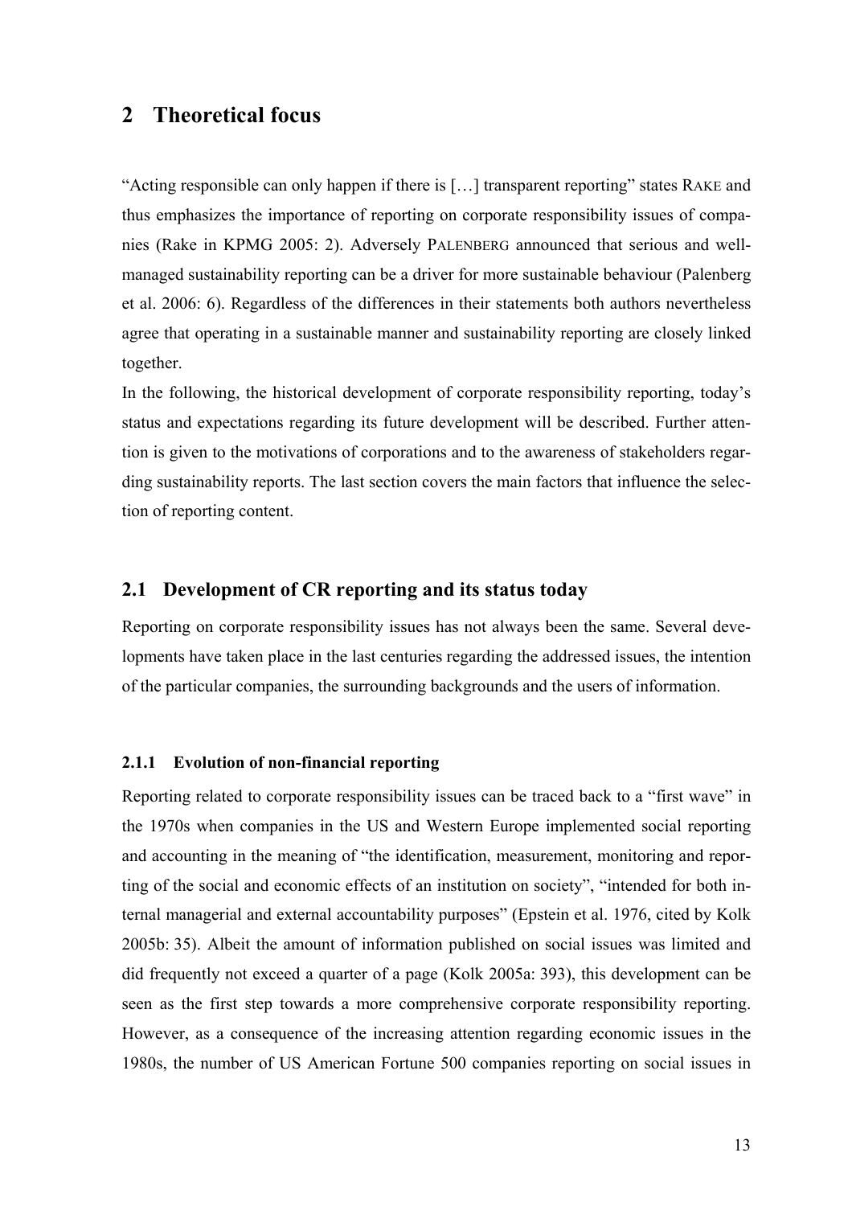# 2 Theoretical focus

"Acting responsible can only happen if there is […] transparent reporting" states RAKE and thus emphasizes the importance of reporting on corporate responsibility issues of companies (Rake in KPMG 2005: 2). Adversely PALENBERG announced that serious and well-managed sustainability reporting can be a driver for more sustainable behaviour (Palenberg et al. 2006: 6). Regardless of the differences in their statements both authors nevertheless agree that operating in a sustainable manner and sustainability reporting are closely linked together.

In the following, the historical development of corporate responsibility reporting, today's status and expectations regarding its future development will be described. Further attention is given to the motivations of corporations and to the awareness of stakeholders regarding sustainability reports. The last section covers the main factors that influence the selection of reporting content.

## 2.1 Development of CR reporting and its status today

Reporting on corporate responsibility issues has not always been the same. Several developments have taken place in the last centuries regarding the addressed issues, the intention of the particular companies, the surrounding backgrounds and the users of information.

### 2.1.1 Evolution of non-financial reporting

Reporting related to corporate responsibility issues can be traced back to a "first wave" in the 1970s when companies in the US and Western Europe implemented social reporting and accounting in the meaning of "the identification, measurement, monitoring and reporting of the social and economic effects of an institution on society", "intended for both internal managerial and external accountability purposes" (Epstein et al. 1976, cited by Kolk 2005b: 35). Albeit the amount of information published on social issues was limited and did frequently not exceed a quarter of a page (Kolk 2005a: 393), this development can be seen as the first step towards a more comprehensive corporate responsibility reporting. However, as a consequence of the increasing attention regarding economic issues in the 1980s, the number of US American Fortune 500 companies reporting on social issues in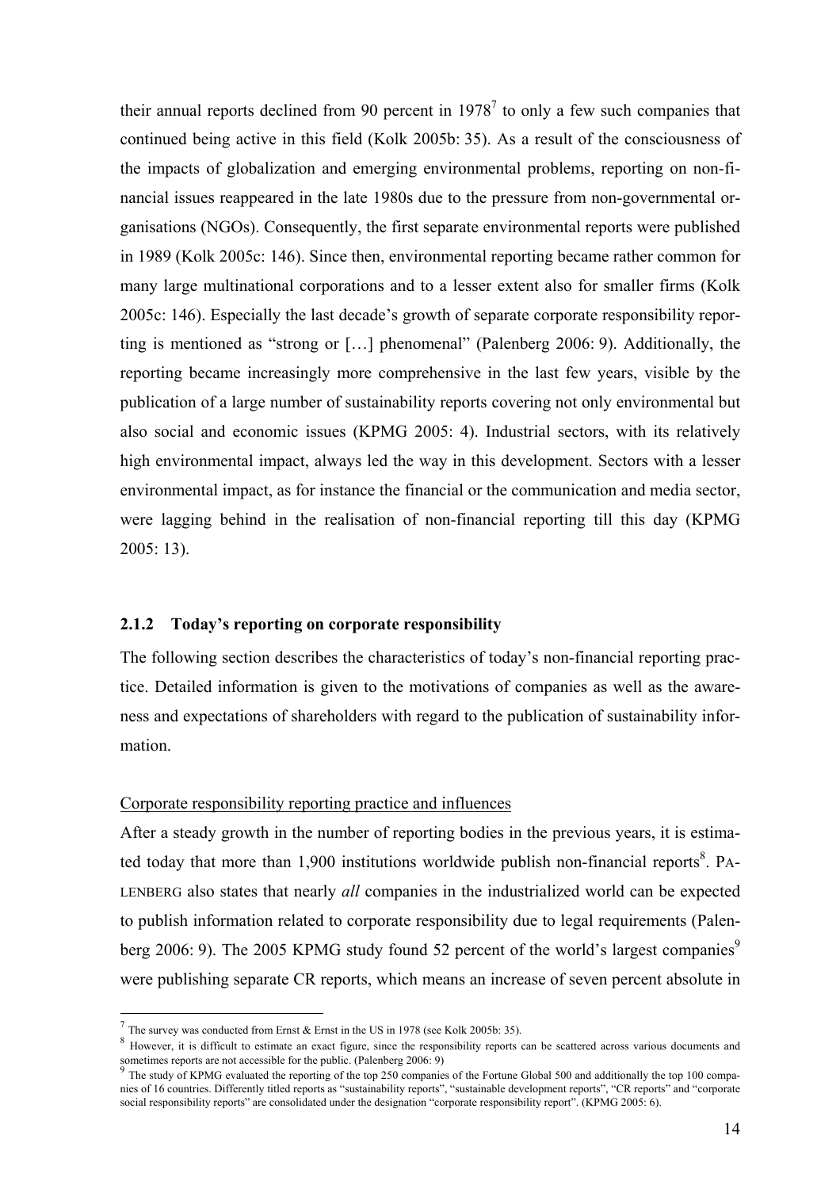their annual reports declined from 90 percent in 1978[7] to only a few such companies that continued being active in this field (Kolk 2005b: 35). As a result of the consciousness of the impacts of globalization and emerging environmental problems, reporting on non-financial issues reappeared in the late 1980s due to the pressure from non-governmental organisations (NGOs). Consequently, the first separate environmental reports were published in 1989 (Kolk 2005c: 146). Since then, environmental reporting became rather common for many large multinational corporations and to a lesser extent also for smaller firms (Kolk 2005c: 146). Especially the last decade's growth of separate corporate responsibility reporting is mentioned as "strong or […] phenomenal" (Palenberg 2006: 9). Additionally, the reporting became increasingly more comprehensive in the last few years, visible by the publication of a large number of sustainability reports covering not only environmental but also social and economic issues (KPMG 2005: 4). Industrial sectors, with its relatively high environmental impact, always led the way in this development. Sectors with a lesser environmental impact, as for instance the financial or the communication and media sector, were lagging behind in the realisation of non-financial reporting till this day (KPMG 2005: 13).

### 2.1.2 Today's reporting on corporate responsibility

The following section describes the characteristics of today's non-financial reporting practice. Detailed information is given to the motivations of companies as well as the awareness and expectations of shareholders with regard to the publication of sustainability information.

Corporate responsibility reporting practice and influences

After a steady growth in the number of reporting bodies in the previous years, it is estimated today that more than 1,900 institutions worldwide publish non-financial reports[8]. PALENBERG also states that nearly *all* companies in the industrialized world can be expected to publish information related to corporate responsibility due to legal requirements (Palenberg 2006: 9). The 2005 KPMG study found 52 percent of the world's largest companies[9] were publishing separate CR reports, which means an increase of seven percent absolute in

---

[7] The survey was conducted from Ernst & Ernst in the US in 1978 (see Kolk 2005b: 35).

[8] However, it is difficult to estimate an exact figure, since the responsibility reports can be scattered across various documents and sometimes reports are not accessible for the public. (Palenberg 2006: 9)

[9] The study of KPMG evaluated the reporting of the top 250 companies of the Fortune Global 500 and additionally the top 100 companies of 16 countries. Differently titled reports as "sustainability reports", "sustainable development reports", "CR reports" and "corporate social responsibility reports" are consolidated under the designation "corporate responsibility report". (KPMG 2005: 6).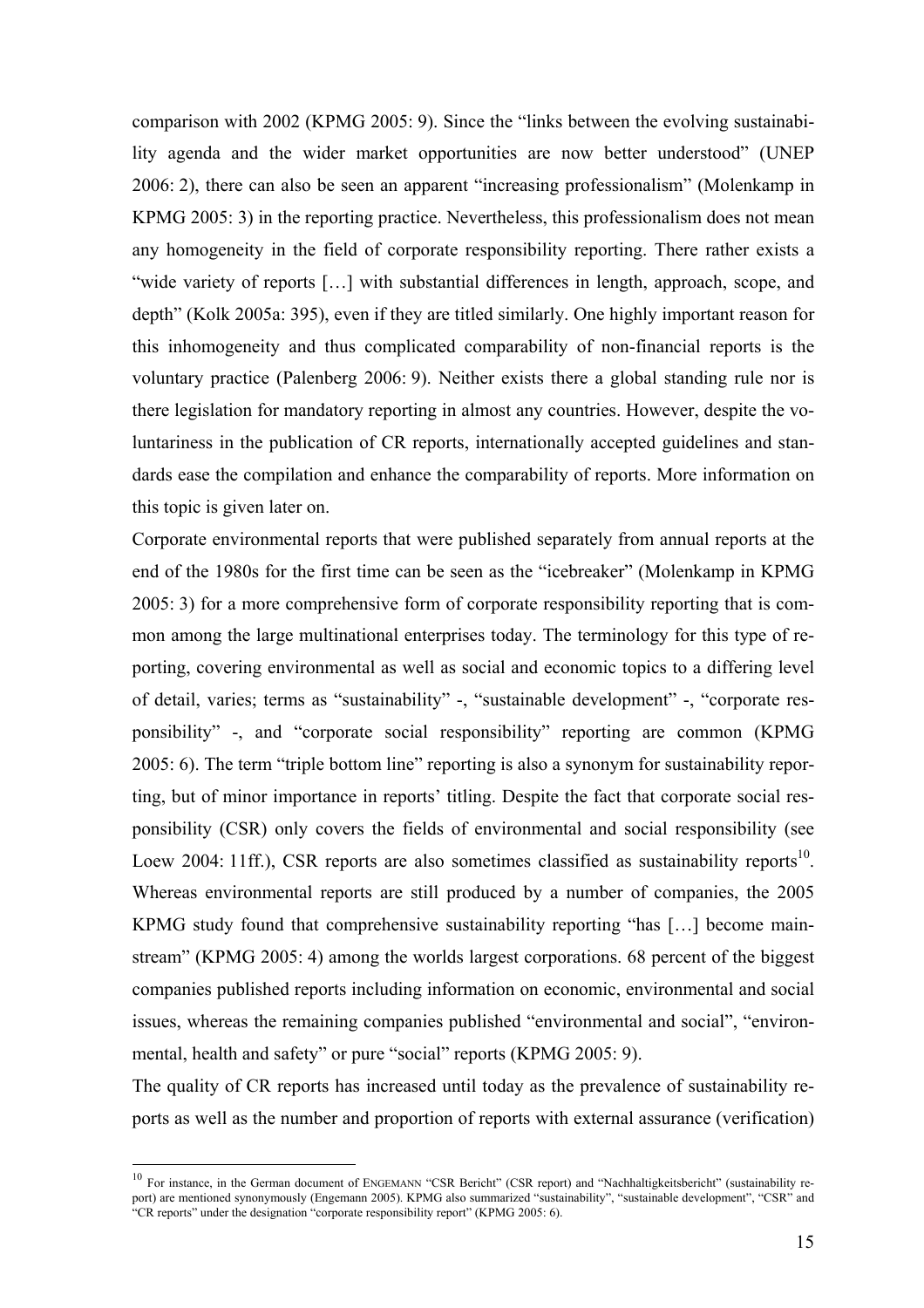comparison with 2002 (KPMG 2005: 9). Since the "links between the evolving sustainability agenda and the wider market opportunities are now better understood" (UNEP 2006: 2), there can also be seen an apparent "increasing professionalism" (Molenkamp in KPMG 2005: 3) in the reporting practice. Nevertheless, this professionalism does not mean any homogeneity in the field of corporate responsibility reporting. There rather exists a "wide variety of reports […] with substantial differences in length, approach, scope, and depth" (Kolk 2005a: 395), even if they are titled similarly. One highly important reason for this inhomogeneity and thus complicated comparability of non-financial reports is the voluntary practice (Palenberg 2006: 9). Neither exists there a global standing rule nor is there legislation for mandatory reporting in almost any countries. However, despite the voluntariness in the publication of CR reports, internationally accepted guidelines and standards ease the compilation and enhance the comparability of reports. More information on this topic is given later on.

Corporate environmental reports that were published separately from annual reports at the end of the 1980s for the first time can be seen as the "icebreaker" (Molenkamp in KPMG 2005: 3) for a more comprehensive form of corporate responsibility reporting that is common among the large multinational enterprises today. The terminology for this type of reporting, covering environmental as well as social and economic topics to a differing level of detail, varies; terms as "sustainability" -, "sustainable development" -, "corporate responsibility" -, and "corporate social responsibility" reporting are common (KPMG 2005: 6). The term "triple bottom line" reporting is also a synonym for sustainability reporting, but of minor importance in reports' titling. Despite the fact that corporate social responsibility (CSR) only covers the fields of environmental and social responsibility (see Loew 2004: 11ff.), CSR reports are also sometimes classified as sustainability reports[10]. Whereas environmental reports are still produced by a number of companies, the 2005 KPMG study found that comprehensive sustainability reporting "has […] become mainstream" (KPMG 2005: 4) among the worlds largest corporations. 68 percent of the biggest companies published reports including information on economic, environmental and social issues, whereas the remaining companies published "environmental and social", "environmental, health and safety" or pure "social" reports (KPMG 2005: 9).

The quality of CR reports has increased until today as the prevalence of sustainability reports as well as the number and proportion of reports with external assurance (verification)

---

[10] For instance, in the German document of ENGEMANN "CSR Bericht" (CSR report) and "Nachhaltigkeitsbericht" (sustainability report) are mentioned synonymously (Engemann 2005). KPMG also summarized "sustainability", "sustainable development", "CSR" and "CR reports" under the designation "corporate responsibility report" (KPMG 2005: 6).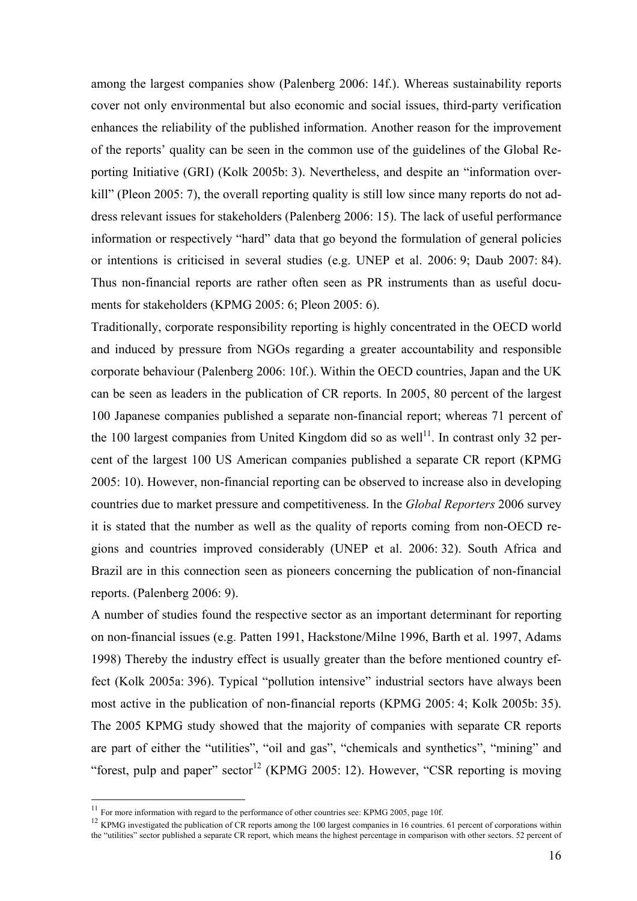among the largest companies show (Palenberg 2006: 14f.). Whereas sustainability reports cover not only environmental but also economic and social issues, third-party verification enhances the reliability of the published information. Another reason for the improvement of the reports' quality can be seen in the common use of the guidelines of the Global Reporting Initiative (GRI) (Kolk 2005b: 3). Nevertheless, and despite an "information overkill" (Pleon 2005: 7), the overall reporting quality is still low since many reports do not address relevant issues for stakeholders (Palenberg 2006: 15). The lack of useful performance information or respectively "hard" data that go beyond the formulation of general policies or intentions is criticised in several studies (e.g. UNEP et al. 2006: 9; Daub 2007: 84). Thus non-financial reports are rather often seen as PR instruments than as useful documents for stakeholders (KPMG 2005: 6; Pleon 2005: 6).

Traditionally, corporate responsibility reporting is highly concentrated in the OECD world and induced by pressure from NGOs regarding a greater accountability and responsible corporate behaviour (Palenberg 2006: 10f.). Within the OECD countries, Japan and the UK can be seen as leaders in the publication of CR reports. In 2005, 80 percent of the largest 100 Japanese companies published a separate non-financial report; whereas 71 percent of the 100 largest companies from United Kingdom did so as well[11]. In contrast only 32 percent of the largest 100 US American companies published a separate CR report (KPMG 2005: 10). However, non-financial reporting can be observed to increase also in developing countries due to market pressure and competitiveness. In the *Global Reporters* 2006 survey it is stated that the number as well as the quality of reports coming from non-OECD regions and countries improved considerably (UNEP et al. 2006: 32). South Africa and Brazil are in this connection seen as pioneers concerning the publication of non-financial reports. (Palenberg 2006: 9).

A number of studies found the respective sector as an important determinant for reporting on non-financial issues (e.g. Patten 1991, Hackstone/Milne 1996, Barth et al. 1997, Adams 1998) Thereby the industry effect is usually greater than the before mentioned country effect (Kolk 2005a: 396). Typical "pollution intensive" industrial sectors have always been most active in the publication of non-financial reports (KPMG 2005: 4; Kolk 2005b: 35). The 2005 KPMG study showed that the majority of companies with separate CR reports are part of either the "utilities", "oil and gas", "chemicals and synthetics", "mining" and "forest, pulp and paper" sector[12] (KPMG 2005: 12). However, "CSR reporting is moving

[11] For more information with regard to the performance of other countries see: KPMG 2005, page 10f.

[12] KPMG investigated the publication of CR reports among the 100 largest companies in 16 countries. 61 percent of corporations within the "utilities" sector published a separate CR report, which means the highest percentage in comparison with other sectors. 52 percent of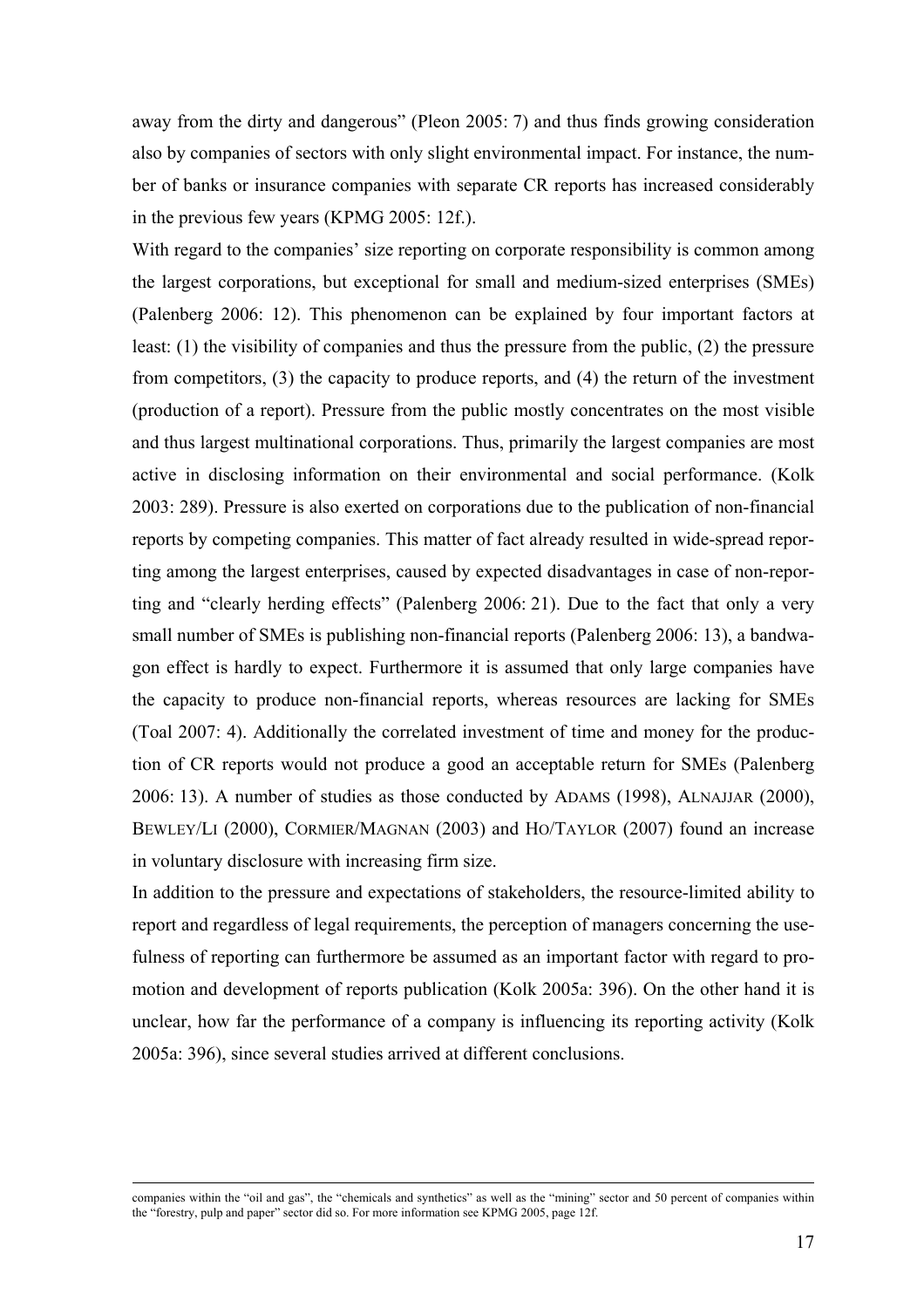away from the dirty and dangerous" (Pleon 2005: 7) and thus finds growing consideration also by companies of sectors with only slight environmental impact. For instance, the number of banks or insurance companies with separate CR reports has increased considerably in the previous few years (KPMG 2005: 12f.).

With regard to the companies' size reporting on corporate responsibility is common among the largest corporations, but exceptional for small and medium-sized enterprises (SMEs) (Palenberg 2006: 12). This phenomenon can be explained by four important factors at least: (1) the visibility of companies and thus the pressure from the public, (2) the pressure from competitors, (3) the capacity to produce reports, and (4) the return of the investment (production of a report). Pressure from the public mostly concentrates on the most visible and thus largest multinational corporations. Thus, primarily the largest companies are most active in disclosing information on their environmental and social performance. (Kolk 2003: 289). Pressure is also exerted on corporations due to the publication of non-financial reports by competing companies. This matter of fact already resulted in wide-spread reporting among the largest enterprises, caused by expected disadvantages in case of non-reporting and "clearly herding effects" (Palenberg 2006: 21). Due to the fact that only a very small number of SMEs is publishing non-financial reports (Palenberg 2006: 13), a bandwagon effect is hardly to expect. Furthermore it is assumed that only large companies have the capacity to produce non-financial reports, whereas resources are lacking for SMEs (Toal 2007: 4). Additionally the correlated investment of time and money for the production of CR reports would not produce a good an acceptable return for SMEs (Palenberg 2006: 13). A number of studies as those conducted by ADAMS (1998), ALNAJJAR (2000), BEWLEY/LI (2000), CORMIER/MAGNAN (2003) and HO/TAYLOR (2007) found an increase in voluntary disclosure with increasing firm size.

In addition to the pressure and expectations of stakeholders, the resource-limited ability to report and regardless of legal requirements, the perception of managers concerning the usefulness of reporting can furthermore be assumed as an important factor with regard to promotion and development of reports publication (Kolk 2005a: 396). On the other hand it is unclear, how far the performance of a company is influencing its reporting activity (Kolk 2005a: 396), since several studies arrived at different conclusions.

companies within the "oil and gas", the "chemicals and synthetics" as well as the "mining" sector and 50 percent of companies within the "forestry, pulp and paper" sector did so. For more information see KPMG 2005, page 12f.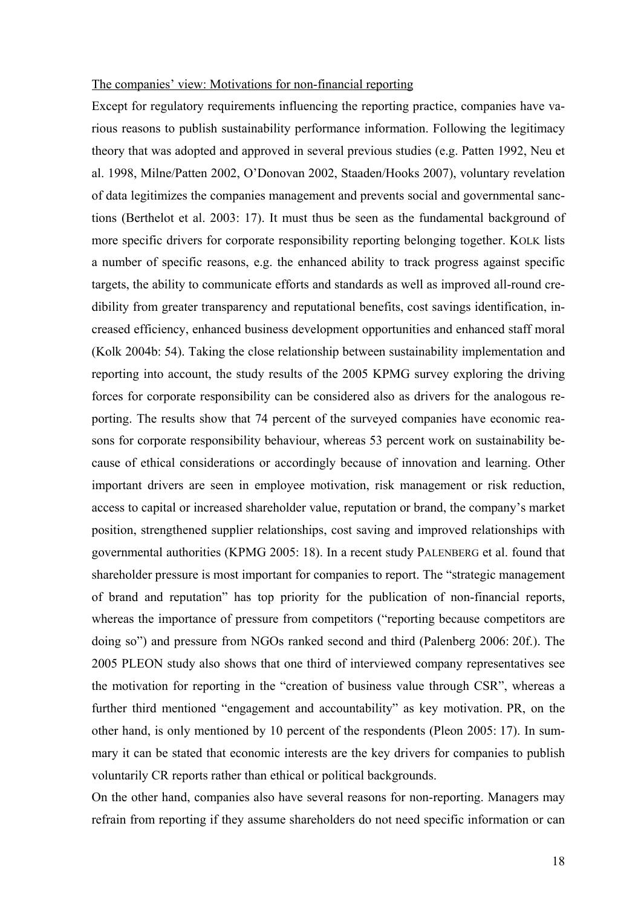The companies' view: Motivations for non-financial reporting

Except for regulatory requirements influencing the reporting practice, companies have various reasons to publish sustainability performance information. Following the legitimacy theory that was adopted and approved in several previous studies (e.g. Patten 1992, Neu et al. 1998, Milne/Patten 2002, O'Donovan 2002, Staaden/Hooks 2007), voluntary revelation of data legitimizes the companies management and prevents social and governmental sanctions (Berthelot et al. 2003: 17). It must thus be seen as the fundamental background of more specific drivers for corporate responsibility reporting belonging together. KOLK lists a number of specific reasons, e.g. the enhanced ability to track progress against specific targets, the ability to communicate efforts and standards as well as improved all-round credibility from greater transparency and reputational benefits, cost savings identification, increased efficiency, enhanced business development opportunities and enhanced staff moral (Kolk 2004b: 54). Taking the close relationship between sustainability implementation and reporting into account, the study results of the 2005 KPMG survey exploring the driving forces for corporate responsibility can be considered also as drivers for the analogous reporting. The results show that 74 percent of the surveyed companies have economic reasons for corporate responsibility behaviour, whereas 53 percent work on sustainability because of ethical considerations or accordingly because of innovation and learning. Other important drivers are seen in employee motivation, risk management or risk reduction, access to capital or increased shareholder value, reputation or brand, the company's market position, strengthened supplier relationships, cost saving and improved relationships with governmental authorities (KPMG 2005: 18). In a recent study PALENBERG et al. found that shareholder pressure is most important for companies to report. The "strategic management of brand and reputation" has top priority for the publication of non-financial reports, whereas the importance of pressure from competitors ("reporting because competitors are doing so") and pressure from NGOs ranked second and third (Palenberg 2006: 20f.). The 2005 PLEON study also shows that one third of interviewed company representatives see the motivation for reporting in the "creation of business value through CSR", whereas a further third mentioned "engagement and accountability" as key motivation. PR, on the other hand, is only mentioned by 10 percent of the respondents (Pleon 2005: 17). In summary it can be stated that economic interests are the key drivers for companies to publish voluntarily CR reports rather than ethical or political backgrounds.

On the other hand, companies also have several reasons for non-reporting. Managers may refrain from reporting if they assume shareholders do not need specific information or can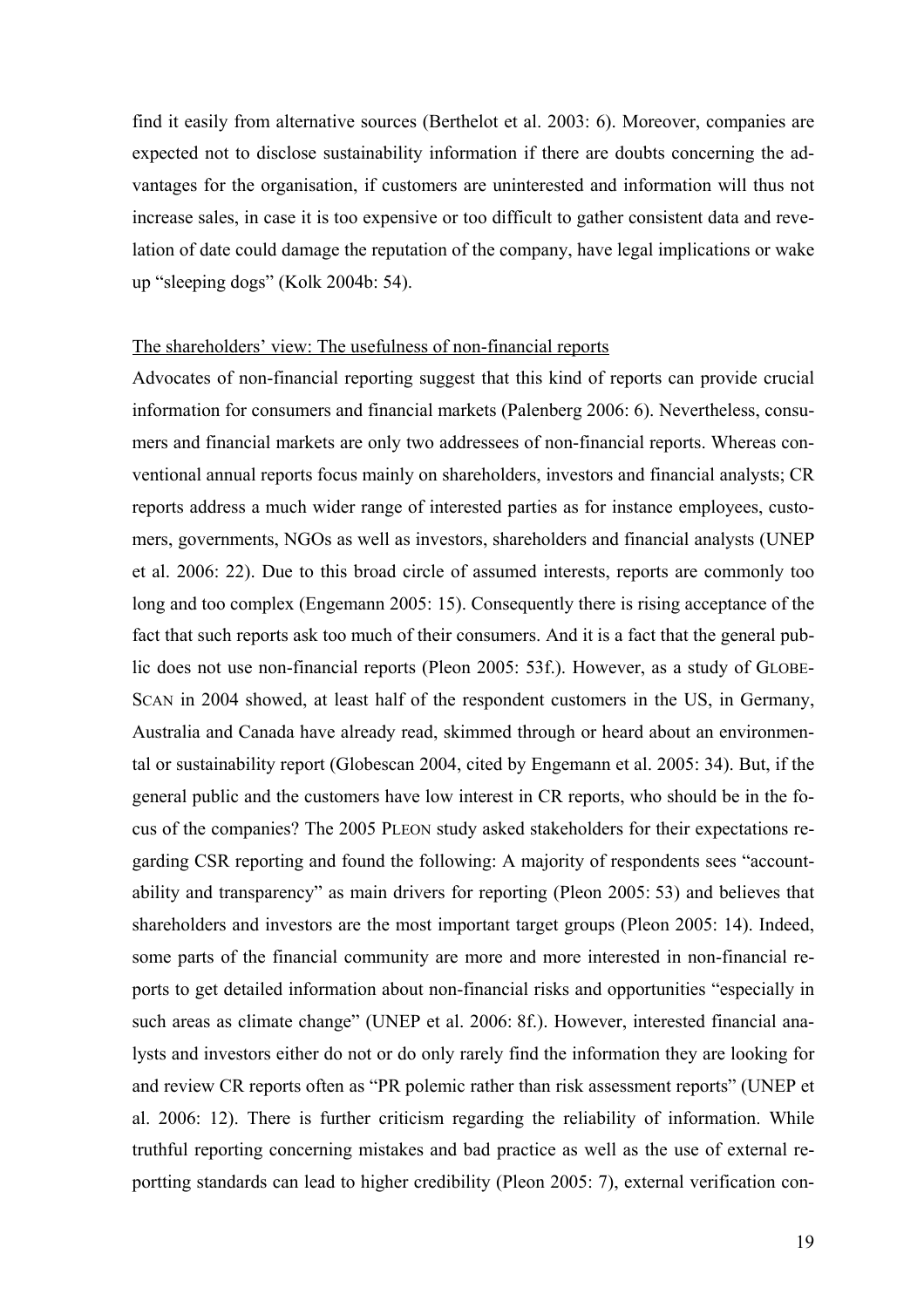find it easily from alternative sources (Berthelot et al. 2003: 6). Moreover, companies are expected not to disclose sustainability information if there are doubts concerning the advantages for the organisation, if customers are uninterested and information will thus not increase sales, in case it is too expensive or too difficult to gather consistent data and revelation of date could damage the reputation of the company, have legal implications or wake up "sleeping dogs" (Kolk 2004b: 54).

The shareholders' view: The usefulness of non-financial reports

Advocates of non-financial reporting suggest that this kind of reports can provide crucial information for consumers and financial markets (Palenberg 2006: 6). Nevertheless, consumers and financial markets are only two addressees of non-financial reports. Whereas conventional annual reports focus mainly on shareholders, investors and financial analysts; CR reports address a much wider range of interested parties as for instance employees, customers, governments, NGOs as well as investors, shareholders and financial analysts (UNEP et al. 2006: 22). Due to this broad circle of assumed interests, reports are commonly too long and too complex (Engemann 2005: 15). Consequently there is rising acceptance of the fact that such reports ask too much of their consumers. And it is a fact that the general public does not use non-financial reports (Pleon 2005: 53f.). However, as a study of GLOBESCAN in 2004 showed, at least half of the respondent customers in the US, in Germany, Australia and Canada have already read, skimmed through or heard about an environmental or sustainability report (Globescan 2004, cited by Engemann et al. 2005: 34). But, if the general public and the customers have low interest in CR reports, who should be in the focus of the companies? The 2005 PLEON study asked stakeholders for their expectations regarding CSR reporting and found the following: A majority of respondents sees "accountability and transparency" as main drivers for reporting (Pleon 2005: 53) and believes that shareholders and investors are the most important target groups (Pleon 2005: 14). Indeed, some parts of the financial community are more and more interested in non-financial reports to get detailed information about non-financial risks and opportunities "especially in such areas as climate change" (UNEP et al. 2006: 8f.). However, interested financial analysts and investors either do not or do only rarely find the information they are looking for and review CR reports often as "PR polemic rather than risk assessment reports" (UNEP et al. 2006: 12). There is further criticism regarding the reliability of information. While truthful reporting concerning mistakes and bad practice as well as the use of external reportting standards can lead to higher credibility (Pleon 2005: 7), external verification con-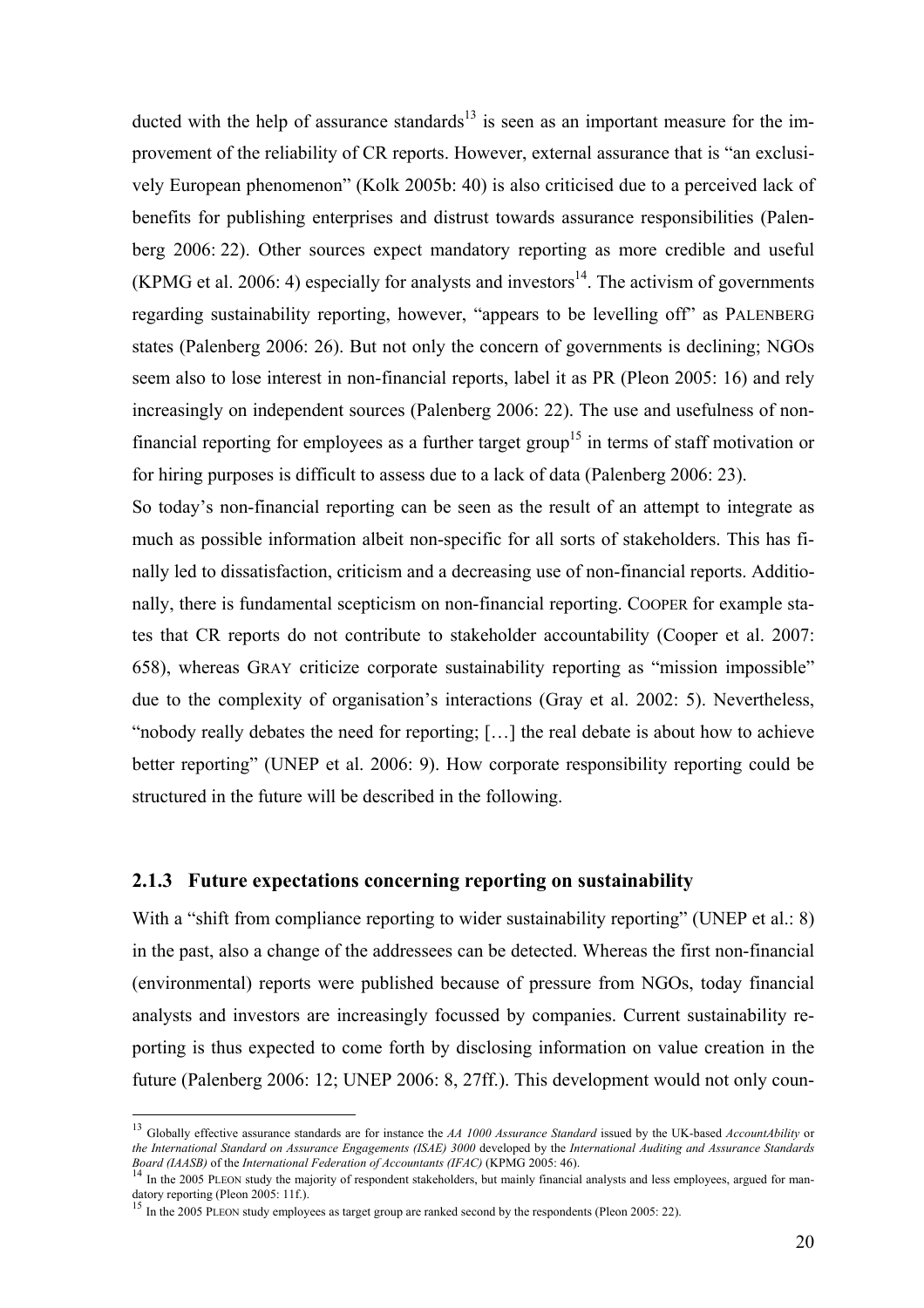ducted with the help of assurance standards[13] is seen as an important measure for the improvement of the reliability of CR reports. However, external assurance that is "an exclusively European phenomenon" (Kolk 2005b: 40) is also criticised due to a perceived lack of benefits for publishing enterprises and distrust towards assurance responsibilities (Palenberg 2006: 22). Other sources expect mandatory reporting as more credible and useful (KPMG et al. 2006: 4) especially for analysts and investors[14]. The activism of governments regarding sustainability reporting, however, "appears to be levelling off" as PALENBERG states (Palenberg 2006: 26). But not only the concern of governments is declining; NGOs seem also to lose interest in non-financial reports, label it as PR (Pleon 2005: 16) and rely increasingly on independent sources (Palenberg 2006: 22). The use and usefulness of non-financial reporting for employees as a further target group[15] in terms of staff motivation or for hiring purposes is difficult to assess due to a lack of data (Palenberg 2006: 23).

So today's non-financial reporting can be seen as the result of an attempt to integrate as much as possible information albeit non-specific for all sorts of stakeholders. This has finally led to dissatisfaction, criticism and a decreasing use of non-financial reports. Additionally, there is fundamental scepticism on non-financial reporting. COOPER for example states that CR reports do not contribute to stakeholder accountability (Cooper et al. 2007: 658), whereas GRAY criticize corporate sustainability reporting as "mission impossible" due to the complexity of organisation's interactions (Gray et al. 2002: 5). Nevertheless, "nobody really debates the need for reporting; […] the real debate is about how to achieve better reporting" (UNEP et al. 2006: 9). How corporate responsibility reporting could be structured in the future will be described in the following.

### 2.1.3 Future expectations concerning reporting on sustainability

With a "shift from compliance reporting to wider sustainability reporting" (UNEP et al.: 8) in the past, also a change of the addressees can be detected. Whereas the first non-financial (environmental) reports were published because of pressure from NGOs, today financial analysts and investors are increasingly focussed by companies. Current sustainability reporting is thus expected to come forth by disclosing information on value creation in the future (Palenberg 2006: 12; UNEP 2006: 8, 27ff.). This development would not only coun-

---

[13] Globally effective assurance standards are for instance the *AA 1000 Assurance Standard* issued by the UK-based *AccountAbility* or *the International Standard on Assurance Engagements (ISAE) 3000* developed by the *International Auditing and Assurance Standards Board (IAASB)* of the *International Federation of Accountants (IFAC)* (KPMG 2005: 46).

[14] In the 2005 PLEON study the majority of respondent stakeholders, but mainly financial analysts and less employees, argued for mandatory reporting (Pleon 2005: 11f.).

[15] In the 2005 PLEON study employees as target group are ranked second by the respondents (Pleon 2005: 22).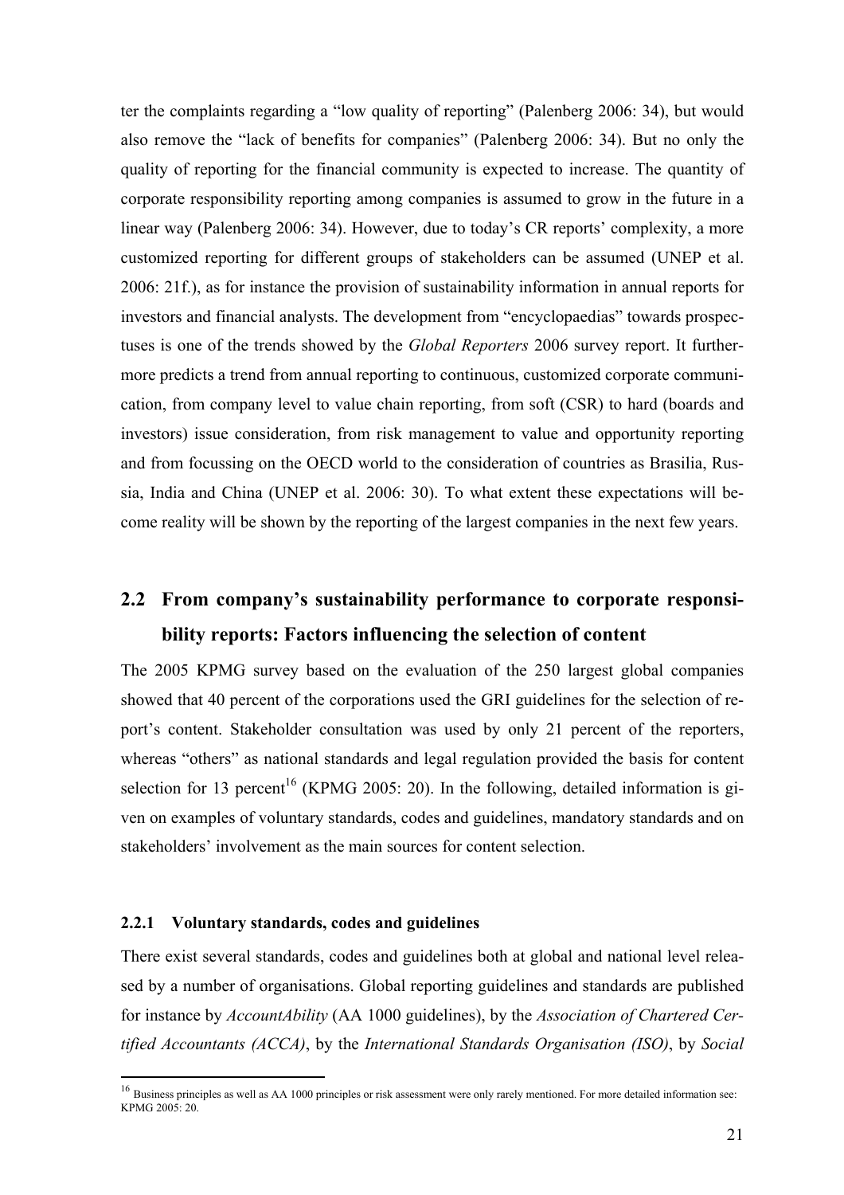ter the complaints regarding a "low quality of reporting" (Palenberg 2006: 34), but would also remove the "lack of benefits for companies" (Palenberg 2006: 34). But no only the quality of reporting for the financial community is expected to increase. The quantity of corporate responsibility reporting among companies is assumed to grow in the future in a linear way (Palenberg 2006: 34). However, due to today's CR reports' complexity, a more customized reporting for different groups of stakeholders can be assumed (UNEP et al. 2006: 21f.), as for instance the provision of sustainability information in annual reports for investors and financial analysts. The development from "encyclopaedias" towards prospectuses is one of the trends showed by the *Global Reporters* 2006 survey report. It furthermore predicts a trend from annual reporting to continuous, customized corporate communication, from company level to value chain reporting, from soft (CSR) to hard (boards and investors) issue consideration, from risk management to value and opportunity reporting and from focussing on the OECD world to the consideration of countries as Brasilia, Russia, India and China (UNEP et al. 2006: 30). To what extent these expectations will become reality will be shown by the reporting of the largest companies in the next few years.

## 2.2 From company's sustainability performance to corporate responsibility reports: Factors influencing the selection of content

The 2005 KPMG survey based on the evaluation of the 250 largest global companies showed that 40 percent of the corporations used the GRI guidelines for the selection of report's content. Stakeholder consultation was used by only 21 percent of the reporters, whereas "others" as national standards and legal regulation provided the basis for content selection for 13 percent[16] (KPMG 2005: 20). In the following, detailed information is given on examples of voluntary standards, codes and guidelines, mandatory standards and on stakeholders' involvement as the main sources for content selection.

### 2.2.1 Voluntary standards, codes and guidelines

There exist several standards, codes and guidelines both at global and national level released by a number of organisations. Global reporting guidelines and standards are published for instance by *AccountAbility* (AA 1000 guidelines), by the *Association of Chartered Certified Accountants (ACCA)*, by the *International Standards Organisation (ISO)*, by *Social*

[16] Business principles as well as AA 1000 principles or risk assessment were only rarely mentioned. For more detailed information see: KPMG 2005: 20.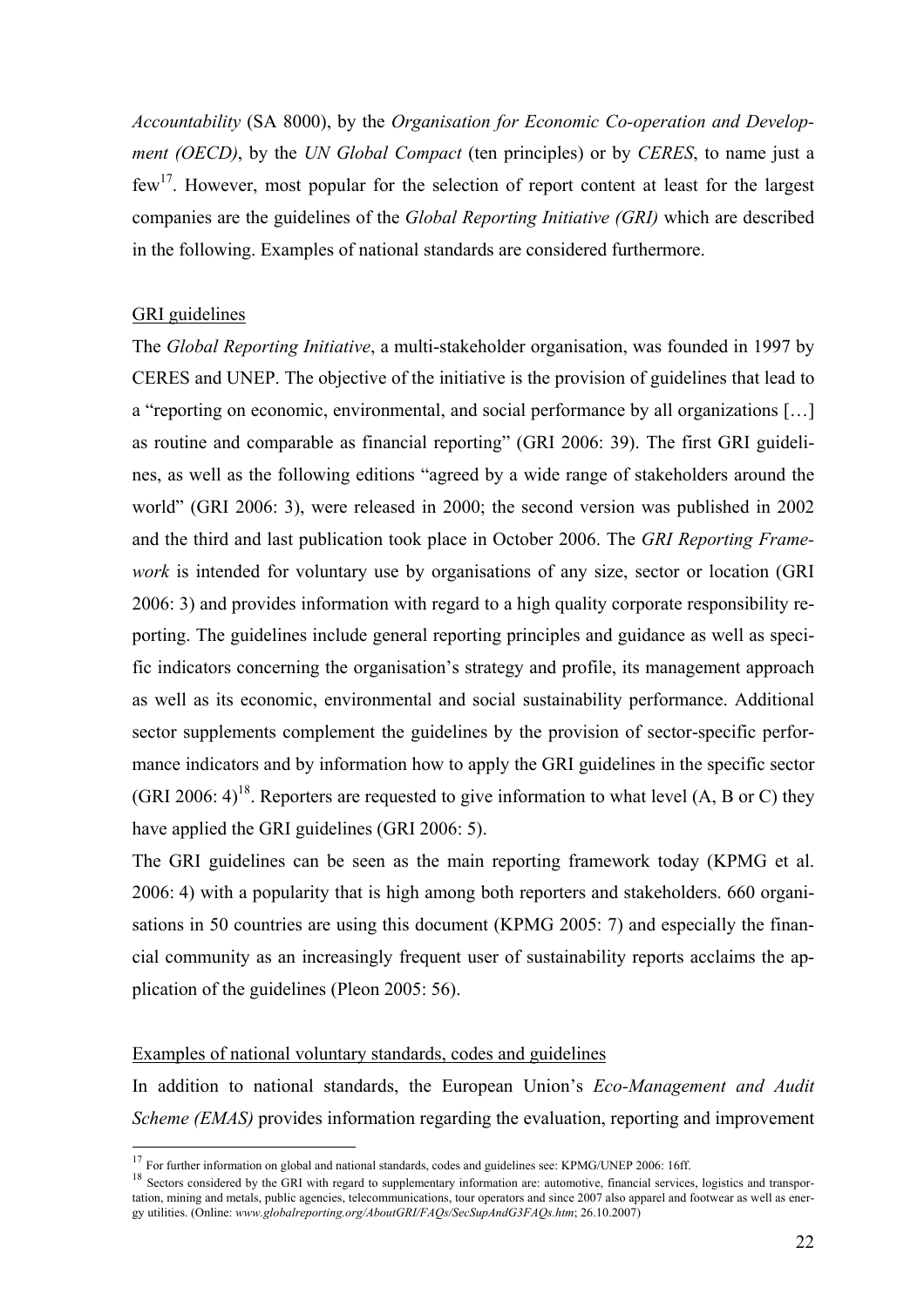*Accountability* (SA 8000), by the *Organisation for Economic Co-operation and Development (OECD)*, by the *UN Global Compact* (ten principles) or by *CERES*, to name just a few[17]. However, most popular for the selection of report content at least for the largest companies are the guidelines of the *Global Reporting Initiative (GRI)* which are described in the following. Examples of national standards are considered furthermore.

GRI guidelines

The *Global Reporting Initiative*, a multi-stakeholder organisation, was founded in 1997 by CERES and UNEP. The objective of the initiative is the provision of guidelines that lead to a "reporting on economic, environmental, and social performance by all organizations […] as routine and comparable as financial reporting" (GRI 2006: 39). The first GRI guidelines, as well as the following editions "agreed by a wide range of stakeholders around the world" (GRI 2006: 3), were released in 2000; the second version was published in 2002 and the third and last publication took place in October 2006. The *GRI Reporting Framework* is intended for voluntary use by organisations of any size, sector or location (GRI 2006: 3) and provides information with regard to a high quality corporate responsibility reporting. The guidelines include general reporting principles and guidance as well as specific indicators concerning the organisation's strategy and profile, its management approach as well as its economic, environmental and social sustainability performance. Additional sector supplements complement the guidelines by the provision of sector-specific performance indicators and by information how to apply the GRI guidelines in the specific sector (GRI 2006: 4)[18]. Reporters are requested to give information to what level (A, B or C) they have applied the GRI guidelines (GRI 2006: 5).

The GRI guidelines can be seen as the main reporting framework today (KPMG et al. 2006: 4) with a popularity that is high among both reporters and stakeholders. 660 organisations in 50 countries are using this document (KPMG 2005: 7) and especially the financial community as an increasingly frequent user of sustainability reports acclaims the application of the guidelines (Pleon 2005: 56).

Examples of national voluntary standards, codes and guidelines

In addition to national standards, the European Union's *Eco-Management and Audit Scheme (EMAS)* provides information regarding the evaluation, reporting and improvement

---

[17] For further information on global and national standards, codes and guidelines see: KPMG/UNEP 2006: 16ff.

[18] Sectors considered by the GRI with regard to supplementary information are: automotive, financial services, logistics and transportation, mining and metals, public agencies, telecommunications, tour operators and since 2007 also apparel and footwear as well as energy utilities. (Online: *www.globalreporting.org/AboutGRI/FAQs/SecSupAndG3FAQs.htm*; 26.10.2007)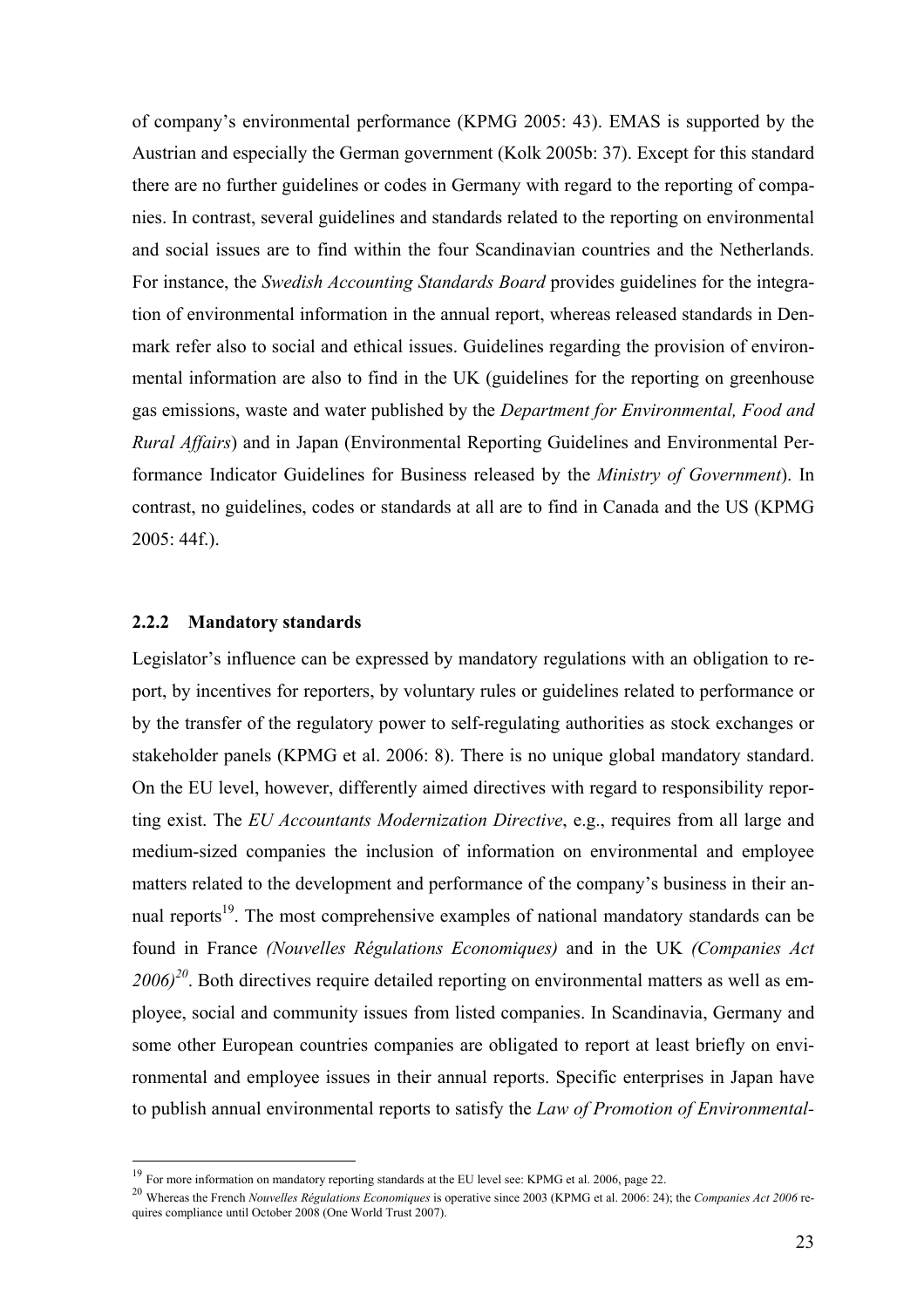of company's environmental performance (KPMG 2005: 43). EMAS is supported by the Austrian and especially the German government (Kolk 2005b: 37). Except for this standard there are no further guidelines or codes in Germany with regard to the reporting of companies. In contrast, several guidelines and standards related to the reporting on environmental and social issues are to find within the four Scandinavian countries and the Netherlands. For instance, the *Swedish Accounting Standards Board* provides guidelines for the integration of environmental information in the annual report, whereas released standards in Denmark refer also to social and ethical issues. Guidelines regarding the provision of environmental information are also to find in the UK (guidelines for the reporting on greenhouse gas emissions, waste and water published by the *Department for Environmental, Food and Rural Affairs*) and in Japan (Environmental Reporting Guidelines and Environmental Performance Indicator Guidelines for Business released by the *Ministry of Government*). In contrast, no guidelines, codes or standards at all are to find in Canada and the US (KPMG 2005: 44f.).

### 2.2.2 Mandatory standards

Legislator's influence can be expressed by mandatory regulations with an obligation to report, by incentives for reporters, by voluntary rules or guidelines related to performance or by the transfer of the regulatory power to self-regulating authorities as stock exchanges or stakeholder panels (KPMG et al. 2006: 8). There is no unique global mandatory standard. On the EU level, however, differently aimed directives with regard to responsibility reporting exist. The *EU Accountants Modernization Directive*, e.g., requires from all large and medium-sized companies the inclusion of information on environmental and employee matters related to the development and performance of the company's business in their annual reports[19]. The most comprehensive examples of national mandatory standards can be found in France *(Nouvelles Régulations Economiques)* and in the UK *(Companies Act 2006)*[20]. Both directives require detailed reporting on environmental matters as well as employee, social and community issues from listed companies. In Scandinavia, Germany and some other European countries companies are obligated to report at least briefly on environmental and employee issues in their annual reports. Specific enterprises in Japan have to publish annual environmental reports to satisfy the *Law of Promotion of Environmental-*

---

[19] For more information on mandatory reporting standards at the EU level see: KPMG et al. 2006, page 22.

[20] Whereas the French *Nouvelles Régulations Economiques* is operative since 2003 (KPMG et al. 2006: 24); the *Companies Act 2006* requires compliance until October 2008 (One World Trust 2007).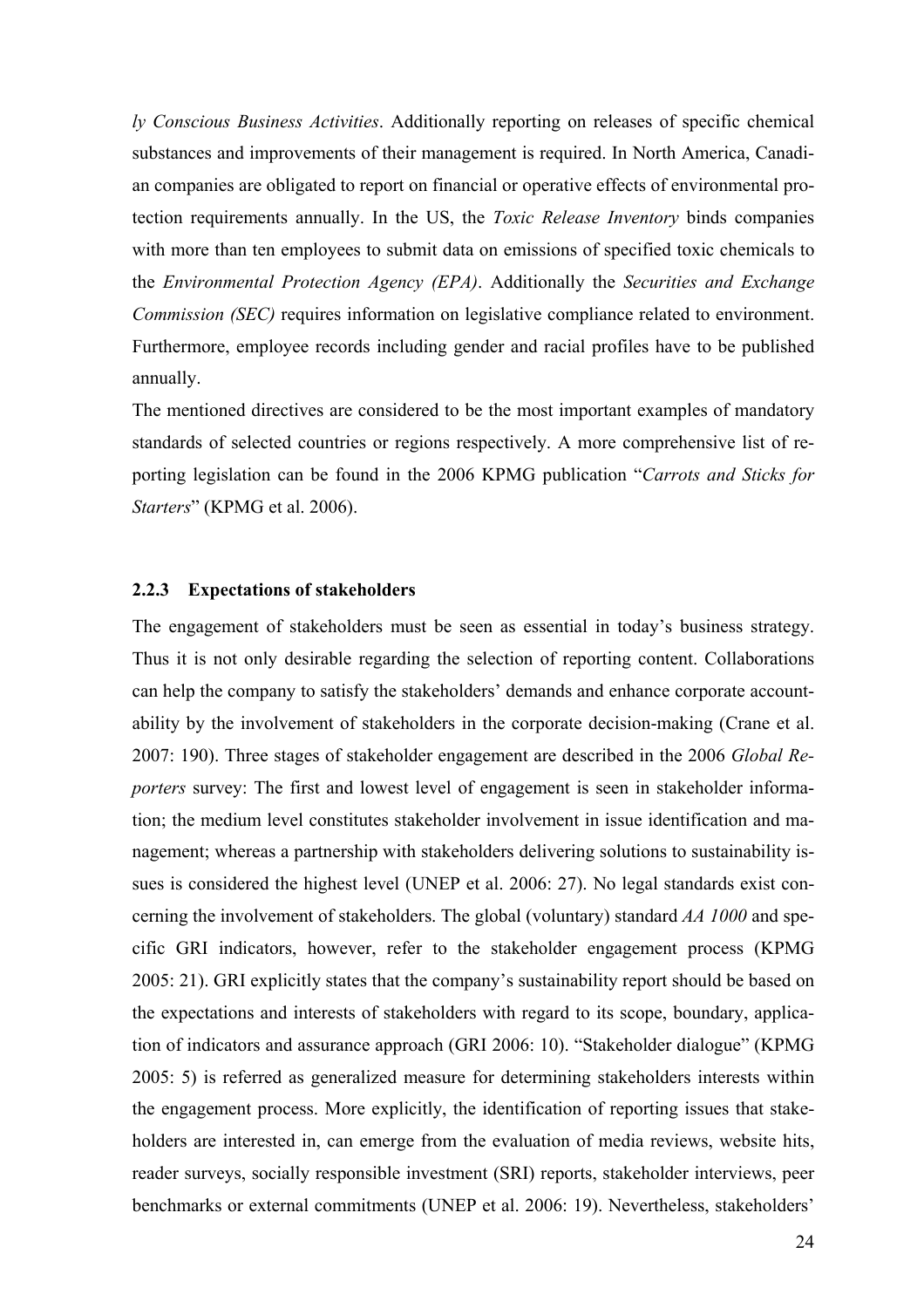*ly Conscious Business Activities*. Additionally reporting on releases of specific chemical substances and improvements of their management is required. In North America, Canadian companies are obligated to report on financial or operative effects of environmental protection requirements annually. In the US, the *Toxic Release Inventory* binds companies with more than ten employees to submit data on emissions of specified toxic chemicals to the *Environmental Protection Agency (EPA)*. Additionally the *Securities and Exchange Commission (SEC)* requires information on legislative compliance related to environment. Furthermore, employee records including gender and racial profiles have to be published annually.

The mentioned directives are considered to be the most important examples of mandatory standards of selected countries or regions respectively. A more comprehensive list of reporting legislation can be found in the 2006 KPMG publication "*Carrots and Sticks for Starters*" (KPMG et al. 2006).

### 2.2.3 Expectations of stakeholders

The engagement of stakeholders must be seen as essential in today's business strategy. Thus it is not only desirable regarding the selection of reporting content. Collaborations can help the company to satisfy the stakeholders' demands and enhance corporate accountability by the involvement of stakeholders in the corporate decision-making (Crane et al. 2007: 190). Three stages of stakeholder engagement are described in the 2006 *Global Reporters* survey: The first and lowest level of engagement is seen in stakeholder information; the medium level constitutes stakeholder involvement in issue identification and management; whereas a partnership with stakeholders delivering solutions to sustainability issues is considered the highest level (UNEP et al. 2006: 27). No legal standards exist concerning the involvement of stakeholders. The global (voluntary) standard *AA 1000* and specific GRI indicators, however, refer to the stakeholder engagement process (KPMG 2005: 21). GRI explicitly states that the company's sustainability report should be based on the expectations and interests of stakeholders with regard to its scope, boundary, application of indicators and assurance approach (GRI 2006: 10). "Stakeholder dialogue" (KPMG 2005: 5) is referred as generalized measure for determining stakeholders interests within the engagement process. More explicitly, the identification of reporting issues that stakeholders are interested in, can emerge from the evaluation of media reviews, website hits, reader surveys, socially responsible investment (SRI) reports, stakeholder interviews, peer benchmarks or external commitments (UNEP et al. 2006: 19). Nevertheless, stakeholders'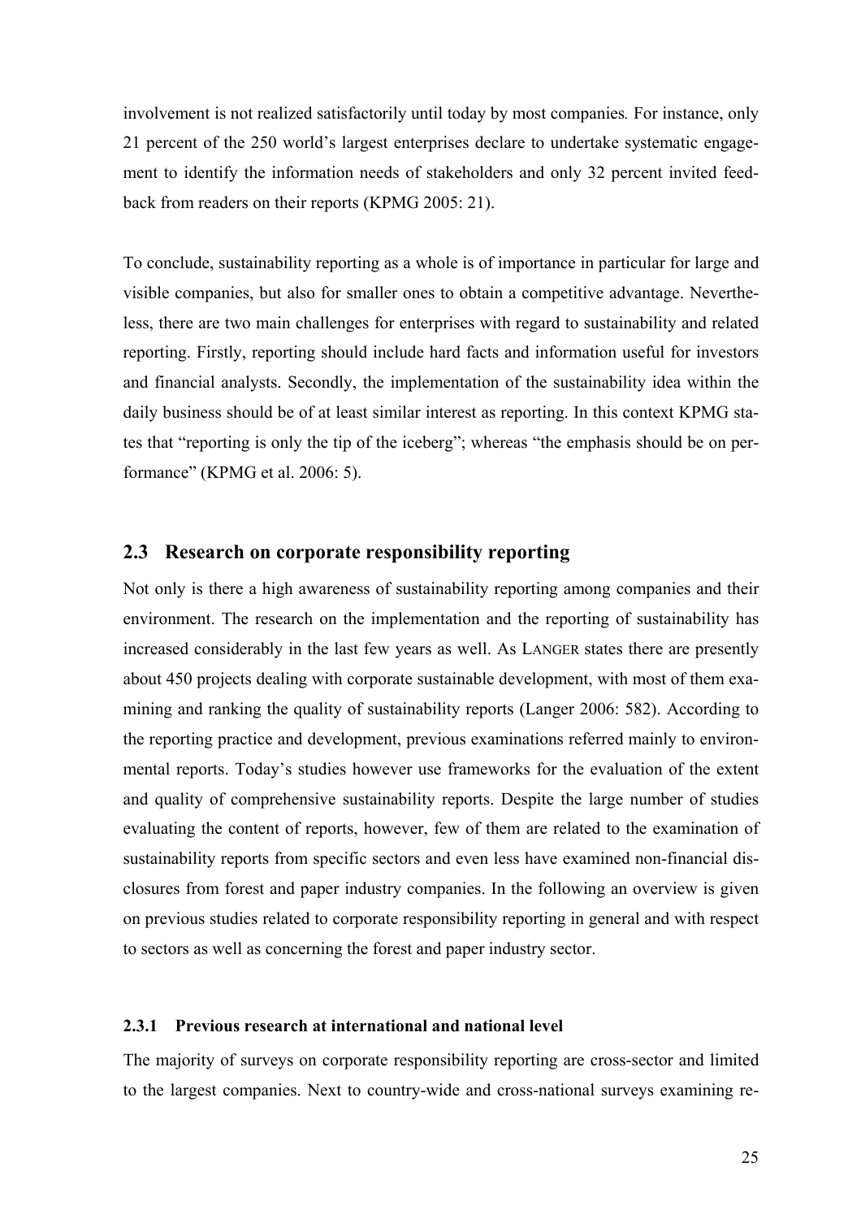involvement is not realized satisfactorily until today by most companies. For instance, only 21 percent of the 250 world's largest enterprises declare to undertake systematic engagement to identify the information needs of stakeholders and only 32 percent invited feedback from readers on their reports (KPMG 2005: 21).

To conclude, sustainability reporting as a whole is of importance in particular for large and visible companies, but also for smaller ones to obtain a competitive advantage. Nevertheless, there are two main challenges for enterprises with regard to sustainability and related reporting. Firstly, reporting should include hard facts and information useful for investors and financial analysts. Secondly, the implementation of the sustainability idea within the daily business should be of at least similar interest as reporting. In this context KPMG states that "reporting is only the tip of the iceberg"; whereas "the emphasis should be on performance" (KPMG et al. 2006: 5).

## 2.3 Research on corporate responsibility reporting

Not only is there a high awareness of sustainability reporting among companies and their environment. The research on the implementation and the reporting of sustainability has increased considerably in the last few years as well. As LANGER states there are presently about 450 projects dealing with corporate sustainable development, with most of them examining and ranking the quality of sustainability reports (Langer 2006: 582). According to the reporting practice and development, previous examinations referred mainly to environmental reports. Today's studies however use frameworks for the evaluation of the extent and quality of comprehensive sustainability reports. Despite the large number of studies evaluating the content of reports, however, few of them are related to the examination of sustainability reports from specific sectors and even less have examined non-financial disclosures from forest and paper industry companies. In the following an overview is given on previous studies related to corporate responsibility reporting in general and with respect to sectors as well as concerning the forest and paper industry sector.

### 2.3.1 Previous research at international and national level

The majority of surveys on corporate responsibility reporting are cross-sector and limited to the largest companies. Next to country-wide and cross-national surveys examining re-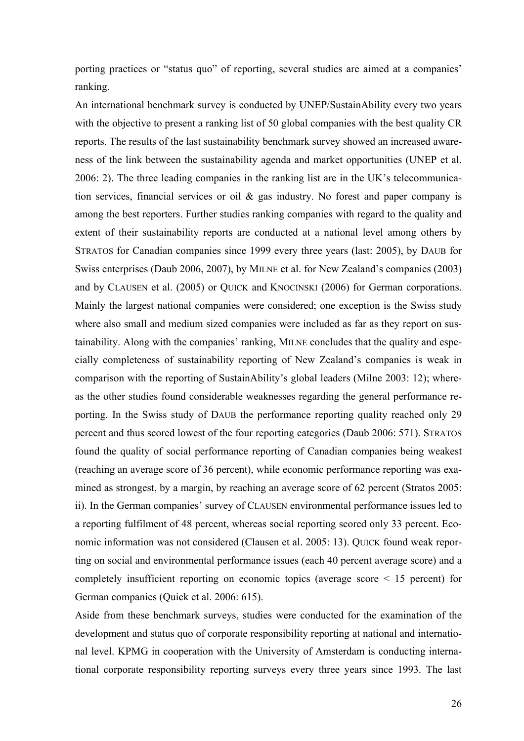porting practices or "status quo" of reporting, several studies are aimed at a companies' ranking.

An international benchmark survey is conducted by UNEP/SustainAbility every two years with the objective to present a ranking list of 50 global companies with the best quality CR reports. The results of the last sustainability benchmark survey showed an increased awareness of the link between the sustainability agenda and market opportunities (UNEP et al. 2006: 2). The three leading companies in the ranking list are in the UK's telecommunication services, financial services or oil & gas industry. No forest and paper company is among the best reporters. Further studies ranking companies with regard to the quality and extent of their sustainability reports are conducted at a national level among others by STRATOS for Canadian companies since 1999 every three years (last: 2005), by DAUB for Swiss enterprises (Daub 2006, 2007), by MILNE et al. for New Zealand's companies (2003) and by CLAUSEN et al. (2005) or QUICK and KNOCINSKI (2006) for German corporations. Mainly the largest national companies were considered; one exception is the Swiss study where also small and medium sized companies were included as far as they report on sustainability. Along with the companies' ranking, MILNE concludes that the quality and especially completeness of sustainability reporting of New Zealand's companies is weak in comparison with the reporting of SustainAbility's global leaders (Milne 2003: 12); whereas the other studies found considerable weaknesses regarding the general performance reporting. In the Swiss study of DAUB the performance reporting quality reached only 29 percent and thus scored lowest of the four reporting categories (Daub 2006: 571). STRATOS found the quality of social performance reporting of Canadian companies being weakest (reaching an average score of 36 percent), while economic performance reporting was examined as strongest, by a margin, by reaching an average score of 62 percent (Stratos 2005: ii). In the German companies' survey of CLAUSEN environmental performance issues led to a reporting fulfilment of 48 percent, whereas social reporting scored only 33 percent. Economic information was not considered (Clausen et al. 2005: 13). QUICK found weak reporting on social and environmental performance issues (each 40 percent average score) and a completely insufficient reporting on economic topics (average score < 15 percent) for German companies (Quick et al. 2006: 615).

Aside from these benchmark surveys, studies were conducted for the examination of the development and status quo of corporate responsibility reporting at national and international level. KPMG in cooperation with the University of Amsterdam is conducting international corporate responsibility reporting surveys every three years since 1993. The last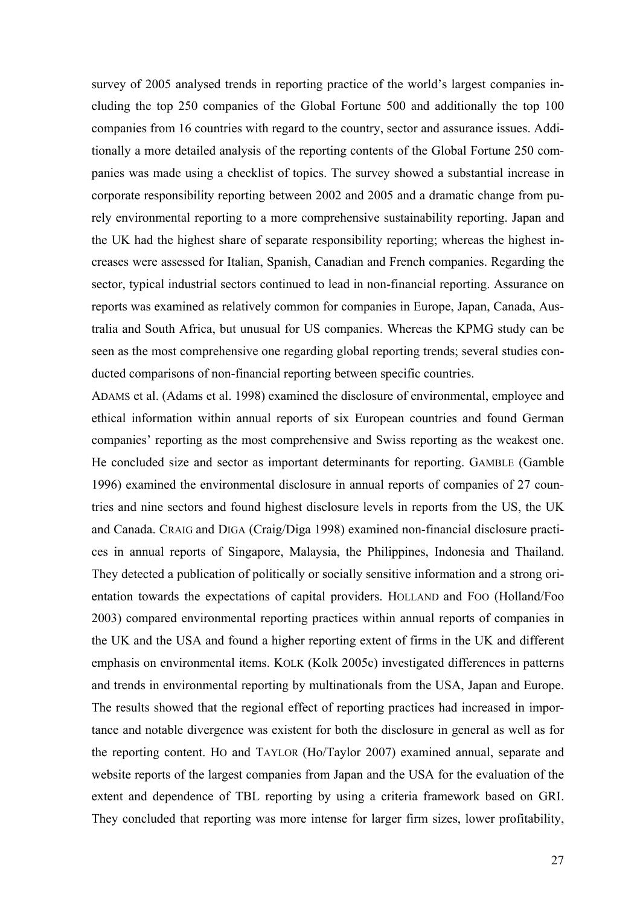survey of 2005 analysed trends in reporting practice of the world's largest companies including the top 250 companies of the Global Fortune 500 and additionally the top 100 companies from 16 countries with regard to the country, sector and assurance issues. Additionally a more detailed analysis of the reporting contents of the Global Fortune 250 companies was made using a checklist of topics. The survey showed a substantial increase in corporate responsibility reporting between 2002 and 2005 and a dramatic change from purely environmental reporting to a more comprehensive sustainability reporting. Japan and the UK had the highest share of separate responsibility reporting; whereas the highest increases were assessed for Italian, Spanish, Canadian and French companies. Regarding the sector, typical industrial sectors continued to lead in non-financial reporting. Assurance on reports was examined as relatively common for companies in Europe, Japan, Canada, Australia and South Africa, but unusual for US companies. Whereas the KPMG study can be seen as the most comprehensive one regarding global reporting trends; several studies conducted comparisons of non-financial reporting between specific countries.

ADAMS et al. (Adams et al. 1998) examined the disclosure of environmental, employee and ethical information within annual reports of six European countries and found German companies' reporting as the most comprehensive and Swiss reporting as the weakest one. He concluded size and sector as important determinants for reporting. GAMBLE (Gamble 1996) examined the environmental disclosure in annual reports of companies of 27 countries and nine sectors and found highest disclosure levels in reports from the US, the UK and Canada. CRAIG and DIGA (Craig/Diga 1998) examined non-financial disclosure practices in annual reports of Singapore, Malaysia, the Philippines, Indonesia and Thailand. They detected a publication of politically or socially sensitive information and a strong orientation towards the expectations of capital providers. HOLLAND and FOO (Holland/Foo 2003) compared environmental reporting practices within annual reports of companies in the UK and the USA and found a higher reporting extent of firms in the UK and different emphasis on environmental items. KOLK (Kolk 2005c) investigated differences in patterns and trends in environmental reporting by multinationals from the USA, Japan and Europe. The results showed that the regional effect of reporting practices had increased in importance and notable divergence was existent for both the disclosure in general as well as for the reporting content. HO and TAYLOR (Ho/Taylor 2007) examined annual, separate and website reports of the largest companies from Japan and the USA for the evaluation of the extent and dependence of TBL reporting by using a criteria framework based on GRI. They concluded that reporting was more intense for larger firm sizes, lower profitability,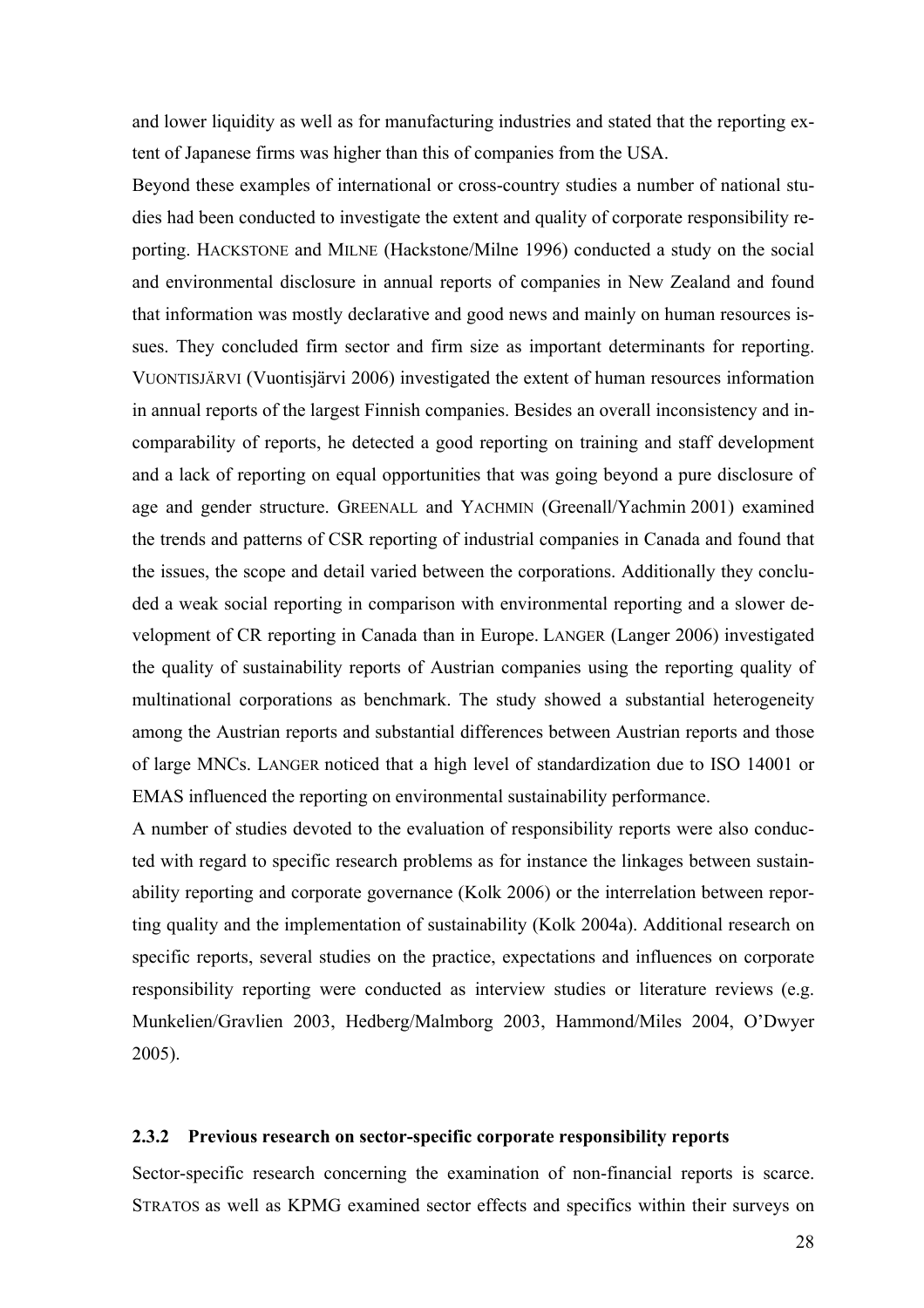and lower liquidity as well as for manufacturing industries and stated that the reporting extent of Japanese firms was higher than this of companies from the USA.

Beyond these examples of international or cross-country studies a number of national studies had been conducted to investigate the extent and quality of corporate responsibility reporting. HACKSTONE and MILNE (Hackstone/Milne 1996) conducted a study on the social and environmental disclosure in annual reports of companies in New Zealand and found that information was mostly declarative and good news and mainly on human resources issues. They concluded firm sector and firm size as important determinants for reporting. VUONTISJÄRVI (Vuontisjärvi 2006) investigated the extent of human resources information in annual reports of the largest Finnish companies. Besides an overall inconsistency and incomparability of reports, he detected a good reporting on training and staff development and a lack of reporting on equal opportunities that was going beyond a pure disclosure of age and gender structure. GREENALL and YACHMIN (Greenall/Yachmin 2001) examined the trends and patterns of CSR reporting of industrial companies in Canada and found that the issues, the scope and detail varied between the corporations. Additionally they concluded a weak social reporting in comparison with environmental reporting and a slower development of CR reporting in Canada than in Europe. LANGER (Langer 2006) investigated the quality of sustainability reports of Austrian companies using the reporting quality of multinational corporations as benchmark. The study showed a substantial heterogeneity among the Austrian reports and substantial differences between Austrian reports and those of large MNCs. LANGER noticed that a high level of standardization due to ISO 14001 or EMAS influenced the reporting on environmental sustainability performance.

A number of studies devoted to the evaluation of responsibility reports were also conducted with regard to specific research problems as for instance the linkages between sustainability reporting and corporate governance (Kolk 2006) or the interrelation between reporting quality and the implementation of sustainability (Kolk 2004a). Additional research on specific reports, several studies on the practice, expectations and influences on corporate responsibility reporting were conducted as interview studies or literature reviews (e.g. Munkelien/Gravlien 2003, Hedberg/Malmborg 2003, Hammond/Miles 2004, O'Dwyer 2005).

### 2.3.2 Previous research on sector-specific corporate responsibility reports

Sector-specific research concerning the examination of non-financial reports is scarce. STRATOS as well as KPMG examined sector effects and specifics within their surveys on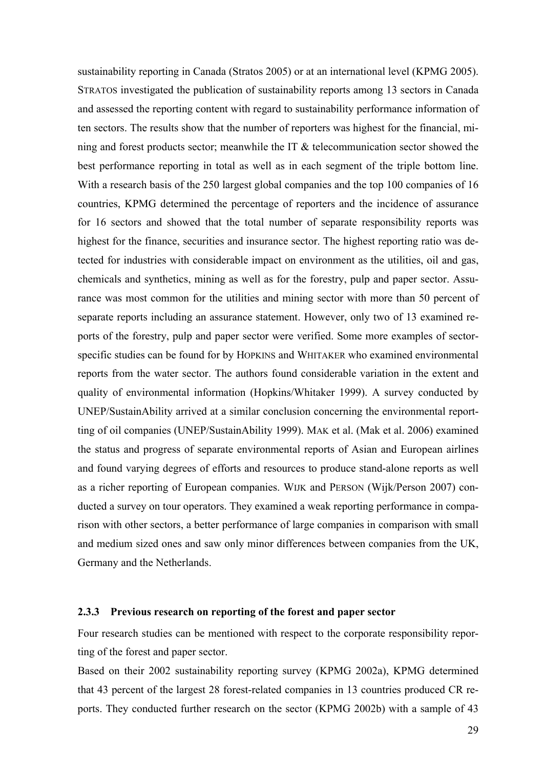sustainability reporting in Canada (Stratos 2005) or at an international level (KPMG 2005). STRATOS investigated the publication of sustainability reports among 13 sectors in Canada and assessed the reporting content with regard to sustainability performance information of ten sectors. The results show that the number of reporters was highest for the financial, mining and forest products sector; meanwhile the IT & telecommunication sector showed the best performance reporting in total as well as in each segment of the triple bottom line. With a research basis of the 250 largest global companies and the top 100 companies of 16 countries, KPMG determined the percentage of reporters and the incidence of assurance for 16 sectors and showed that the total number of separate responsibility reports was highest for the finance, securities and insurance sector. The highest reporting ratio was detected for industries with considerable impact on environment as the utilities, oil and gas, chemicals and synthetics, mining as well as for the forestry, pulp and paper sector. Assurance was most common for the utilities and mining sector with more than 50 percent of separate reports including an assurance statement. However, only two of 13 examined reports of the forestry, pulp and paper sector were verified. Some more examples of sector-specific studies can be found for by HOPKINS and WHITAKER who examined environmental reports from the water sector. The authors found considerable variation in the extent and quality of environmental information (Hopkins/Whitaker 1999). A survey conducted by UNEP/SustainAbility arrived at a similar conclusion concerning the environmental reportting of oil companies (UNEP/SustainAbility 1999). MAK et al. (Mak et al. 2006) examined the status and progress of separate environmental reports of Asian and European airlines and found varying degrees of efforts and resources to produce stand-alone reports as well as a richer reporting of European companies. WIJK and PERSON (Wijk/Person 2007) conducted a survey on tour operators. They examined a weak reporting performance in comparison with other sectors, a better performance of large companies in comparison with small and medium sized ones and saw only minor differences between companies from the UK, Germany and the Netherlands.

### 2.3.3 Previous research on reporting of the forest and paper sector

Four research studies can be mentioned with respect to the corporate responsibility reporting of the forest and paper sector.

Based on their 2002 sustainability reporting survey (KPMG 2002a), KPMG determined that 43 percent of the largest 28 forest-related companies in 13 countries produced CR reports. They conducted further research on the sector (KPMG 2002b) with a sample of 43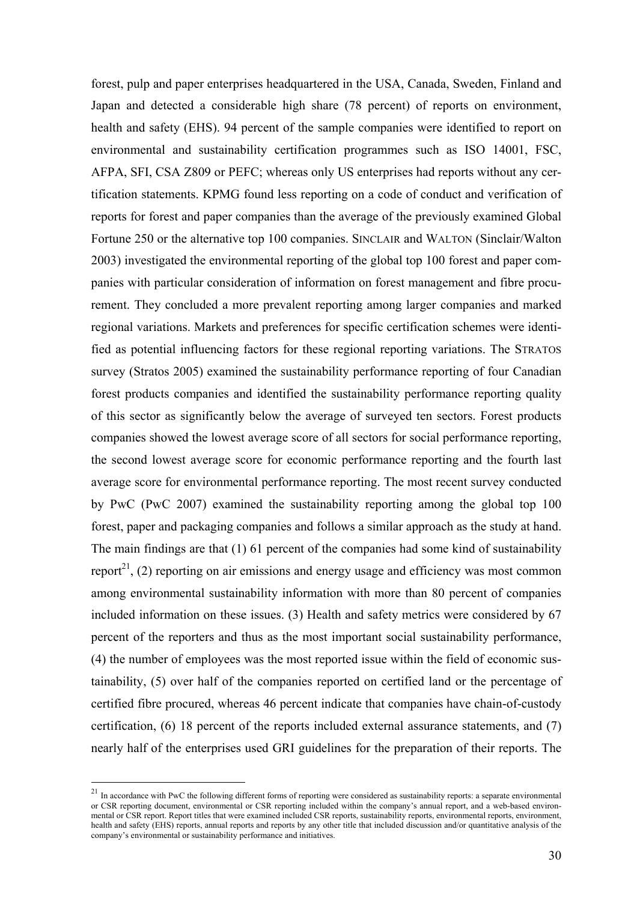forest, pulp and paper enterprises headquartered in the USA, Canada, Sweden, Finland and Japan and detected a considerable high share (78 percent) of reports on environment, health and safety (EHS). 94 percent of the sample companies were identified to report on environmental and sustainability certification programmes such as ISO 14001, FSC, AFPA, SFI, CSA Z809 or PEFC; whereas only US enterprises had reports without any certification statements. KPMG found less reporting on a code of conduct and verification of reports for forest and paper companies than the average of the previously examined Global Fortune 250 or the alternative top 100 companies. SINCLAIR and WALTON (Sinclair/Walton 2003) investigated the environmental reporting of the global top 100 forest and paper companies with particular consideration of information on forest management and fibre procurement. They concluded a more prevalent reporting among larger companies and marked regional variations. Markets and preferences for specific certification schemes were identified as potential influencing factors for these regional reporting variations. The STRATOS survey (Stratos 2005) examined the sustainability performance reporting of four Canadian forest products companies and identified the sustainability performance reporting quality of this sector as significantly below the average of surveyed ten sectors. Forest products companies showed the lowest average score of all sectors for social performance reporting, the second lowest average score for economic performance reporting and the fourth last average score for environmental performance reporting. The most recent survey conducted by PwC (PwC 2007) examined the sustainability reporting among the global top 100 forest, paper and packaging companies and follows a similar approach as the study at hand. The main findings are that (1) 61 percent of the companies had some kind of sustainability report[21], (2) reporting on air emissions and energy usage and efficiency was most common among environmental sustainability information with more than 80 percent of companies included information on these issues. (3) Health and safety metrics were considered by 67 percent of the reporters and thus as the most important social sustainability performance, (4) the number of employees was the most reported issue within the field of economic sustainability, (5) over half of the companies reported on certified land or the percentage of certified fibre procured, whereas 46 percent indicate that companies have chain-of-custody certification, (6) 18 percent of the reports included external assurance statements, and (7) nearly half of the enterprises used GRI guidelines for the preparation of their reports. The

[21] In accordance with PwC the following different forms of reporting were considered as sustainability reports: a separate environmental or CSR reporting document, environmental or CSR reporting included within the company's annual report, and a web-based environmental or CSR report. Report titles that were examined included CSR reports, sustainability reports, environmental reports, environment, health and safety (EHS) reports, annual reports and reports by any other title that included discussion and/or quantitative analysis of the company's environmental or sustainability performance and initiatives.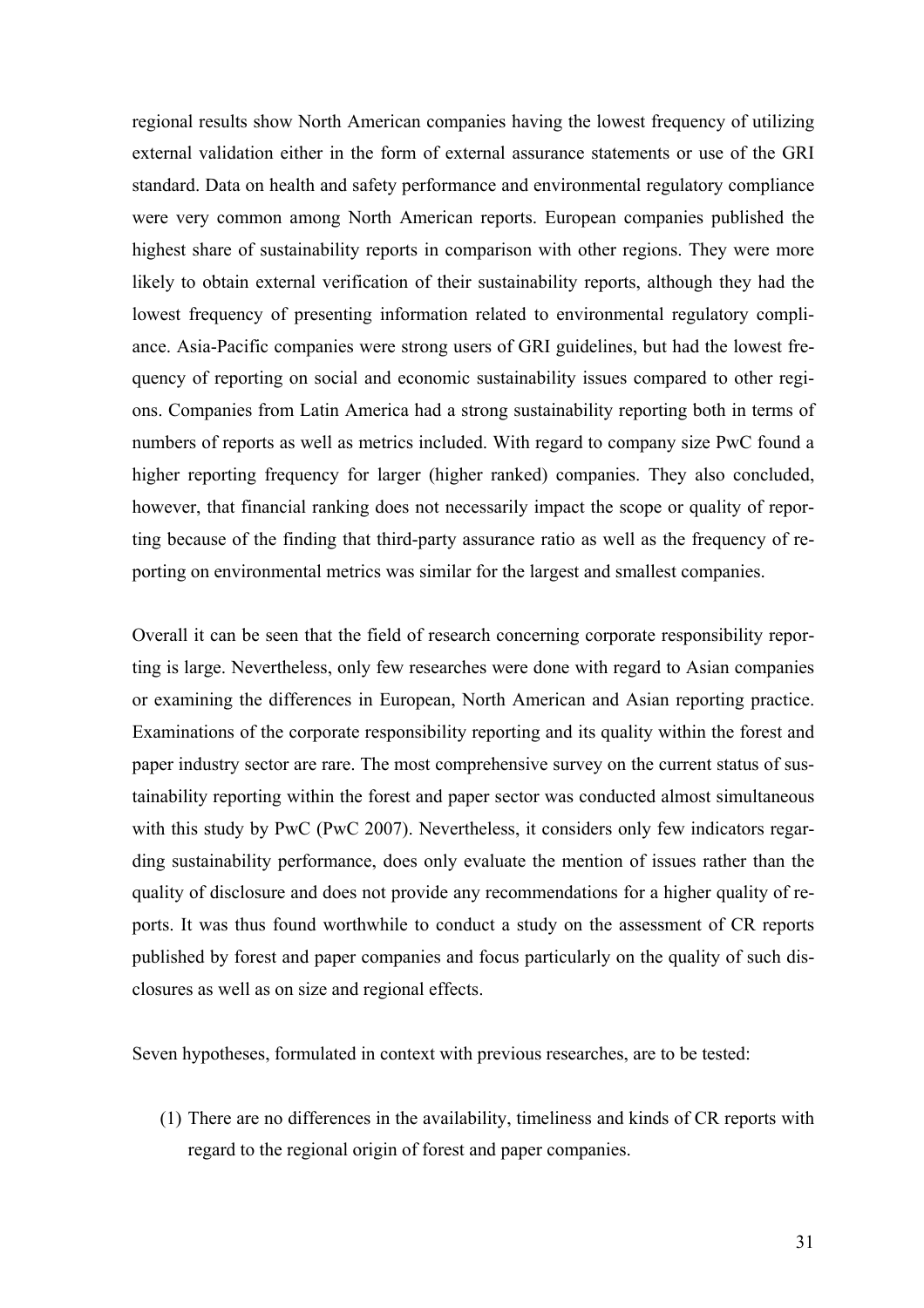regional results show North American companies having the lowest frequency of utilizing external validation either in the form of external assurance statements or use of the GRI standard. Data on health and safety performance and environmental regulatory compliance were very common among North American reports. European companies published the highest share of sustainability reports in comparison with other regions. They were more likely to obtain external verification of their sustainability reports, although they had the lowest frequency of presenting information related to environmental regulatory compliance. Asia-Pacific companies were strong users of GRI guidelines, but had the lowest frequency of reporting on social and economic sustainability issues compared to other regions. Companies from Latin America had a strong sustainability reporting both in terms of numbers of reports as well as metrics included. With regard to company size PwC found a higher reporting frequency for larger (higher ranked) companies. They also concluded, however, that financial ranking does not necessarily impact the scope or quality of reporting because of the finding that third-party assurance ratio as well as the frequency of reporting on environmental metrics was similar for the largest and smallest companies.

Overall it can be seen that the field of research concerning corporate responsibility reporting is large. Nevertheless, only few researches were done with regard to Asian companies or examining the differences in European, North American and Asian reporting practice. Examinations of the corporate responsibility reporting and its quality within the forest and paper industry sector are rare. The most comprehensive survey on the current status of sustainability reporting within the forest and paper sector was conducted almost simultaneous with this study by PwC (PwC 2007). Nevertheless, it considers only few indicators regarding sustainability performance, does only evaluate the mention of issues rather than the quality of disclosure and does not provide any recommendations for a higher quality of reports. It was thus found worthwhile to conduct a study on the assessment of CR reports published by forest and paper companies and focus particularly on the quality of such disclosures as well as on size and regional effects.

Seven hypotheses, formulated in context with previous researches, are to be tested:

(1) There are no differences in the availability, timeliness and kinds of CR reports with regard to the regional origin of forest and paper companies.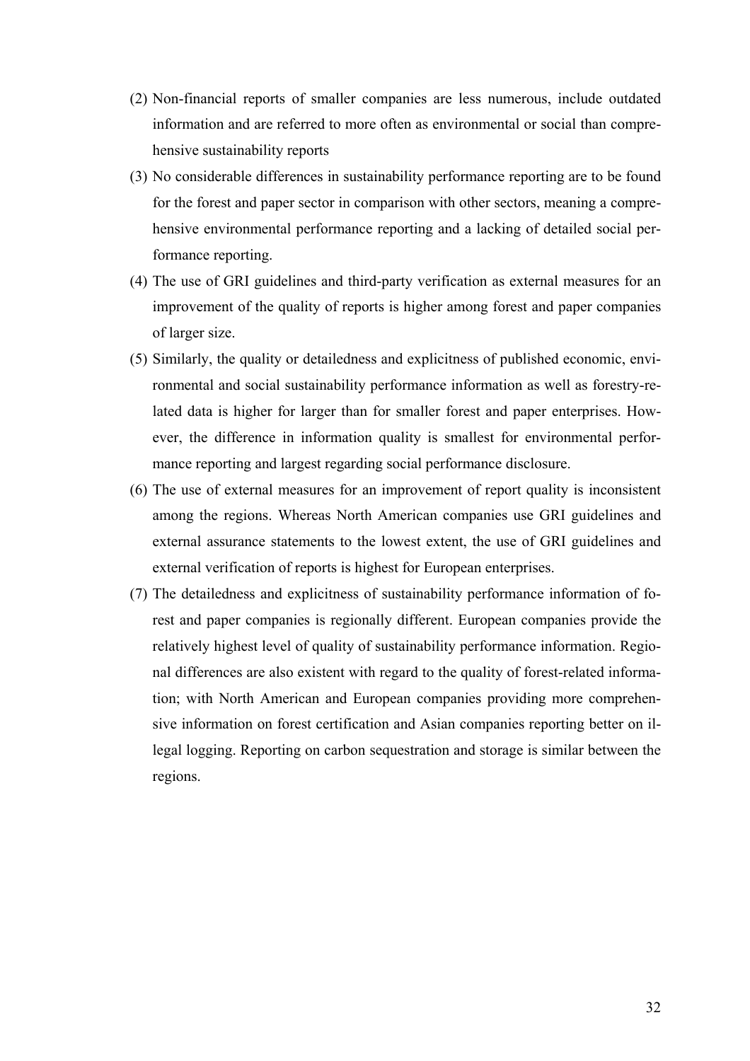(2) Non-financial reports of smaller companies are less numerous, include outdated information and are referred to more often as environmental or social than comprehensive sustainability reports

(3) No considerable differences in sustainability performance reporting are to be found for the forest and paper sector in comparison with other sectors, meaning a comprehensive environmental performance reporting and a lacking of detailed social performance reporting.

(4) The use of GRI guidelines and third-party verification as external measures for an improvement of the quality of reports is higher among forest and paper companies of larger size.

(5) Similarly, the quality or detailedness and explicitness of published economic, environmental and social sustainability performance information as well as forestry-related data is higher for larger than for smaller forest and paper enterprises. However, the difference in information quality is smallest for environmental performance reporting and largest regarding social performance disclosure.

(6) The use of external measures for an improvement of report quality is inconsistent among the regions. Whereas North American companies use GRI guidelines and external assurance statements to the lowest extent, the use of GRI guidelines and external verification of reports is highest for European enterprises.

(7) The detailedness and explicitness of sustainability performance information of forest and paper companies is regionally different. European companies provide the relatively highest level of quality of sustainability performance information. Regional differences are also existent with regard to the quality of forest-related information; with North American and European companies providing more comprehensive information on forest certification and Asian companies reporting better on illegal logging. Reporting on carbon sequestration and storage is similar between the regions.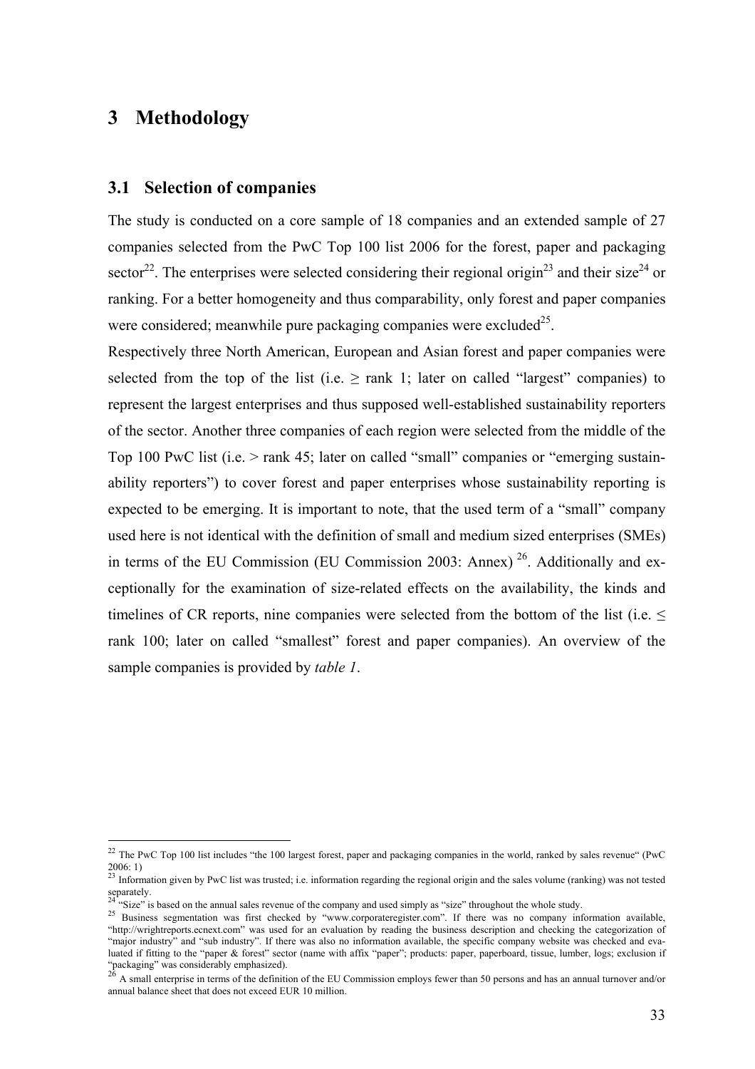# 3 Methodology

## 3.1 Selection of companies

The study is conducted on a core sample of 18 companies and an extended sample of 27 companies selected from the PwC Top 100 list 2006 for the forest, paper and packaging sector[22]. The enterprises were selected considering their regional origin[23] and their size[24] or ranking. For a better homogeneity and thus comparability, only forest and paper companies were considered; meanwhile pure packaging companies were excluded[25].

Respectively three North American, European and Asian forest and paper companies were selected from the top of the list (i.e. ≥ rank 1; later on called "largest" companies) to represent the largest enterprises and thus supposed well-established sustainability reporters of the sector. Another three companies of each region were selected from the middle of the Top 100 PwC list (i.e. > rank 45; later on called "small" companies or "emerging sustainability reporters") to cover forest and paper enterprises whose sustainability reporting is expected to be emerging. It is important to note, that the used term of a "small" company used here is not identical with the definition of small and medium sized enterprises (SMEs) in terms of the EU Commission (EU Commission 2003: Annex) [26]. Additionally and exceptionally for the examination of size-related effects on the availability, the kinds and timelines of CR reports, nine companies were selected from the bottom of the list (i.e. ≤ rank 100; later on called "smallest" forest and paper companies). An overview of the sample companies is provided by *table 1*.

---

[22] The PwC Top 100 list includes "the 100 largest forest, paper and packaging companies in the world, ranked by sales revenue" (PwC 2006: 1)

[23] Information given by PwC list was trusted; i.e. information regarding the regional origin and the sales volume (ranking) was not tested separately.

[24] "Size" is based on the annual sales revenue of the company and used simply as "size" throughout the whole study.

[25] Business segmentation was first checked by "www.corporateregister.com". If there was no company information available, "http://wrightreports.ecnext.com" was used for an evaluation by reading the business description and checking the categorization of "major industry" and "sub industry". If there was also no information available, the specific company website was checked and evaluated if fitting to the "paper & forest" sector (name with affix "paper"; products: paper, paperboard, tissue, lumber, logs; exclusion if "packaging" was considerably emphasized).

[26] A small enterprise in terms of the definition of the EU Commission employs fewer than 50 persons and has an annual turnover and/or annual balance sheet that does not exceed EUR 10 million.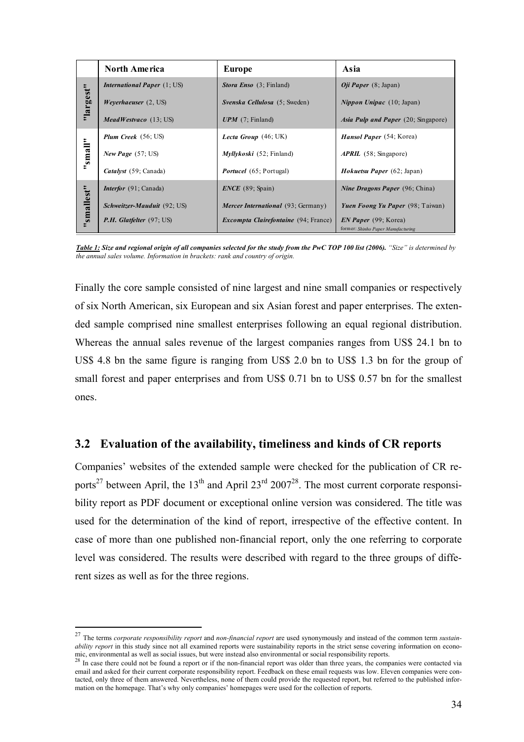| | North America | Europe | Asia |
|---|---|---|---|
| "largest" | ***International Paper*** (1; US) | ***Stora Enso*** (3; Finland) | ***Oji Paper*** (8; Japan) |
| | ***Weyerhaeuser*** (2, US) | ***Svenska Cellulosa*** (5; Sweden) | ***Nippon Unipac*** (10; Japan) |
| | ***MeadWestvaco*** (13; US) | ***UPM*** (7; Finland) | ***Asia Pulp and Paper*** (20; Singapore) |
| "small" | ***Plum Creek*** (56; US) | ***Lecta Group*** (46; UK) | ***Hansol Paper*** (54; Korea) |
| | ***New Page*** (57; US) | ***Myllykoski*** (52; Finland) | ***APRIL*** (58; Singapore) |
| | ***Catalyst*** (59; Canada) | ***Portucel*** (65; Portugal) | ***Hokuetsu Paper*** (62; Japan) |
| "smallest" | ***Interfor*** (91; Canada) | ***ENCE*** (89; Spain) | ***Nine Dragons Paper*** (96; China) |
| | ***Schweitzer-Mauduit*** (92; US) | ***Mercer International*** (93; Germany) | ***Yuen Foong Yu Paper*** (98; Taiwan) |
| | ***P.H. Glatfelter*** (97; US) | ***Excompta Clairefontaine*** (94; France) | ***EN Paper*** (99; Korea) former: *Shinho Paper Manufacturing* |

***Table 1:*** ***Size and regional origin of all companies selected for the study from the PwC TOP 100 list (2006).*** *"Size" is determined by the annual sales volume. Information in brackets: rank and country of origin.*

Finally the core sample consisted of nine largest and nine small companies or respectively of six North American, six European and six Asian forest and paper enterprises. The extended sample comprised nine smallest enterprises following an equal regional distribution. Whereas the annual sales revenue of the largest companies ranges from US$ 24.1 bn to US$ 4.8 bn the same figure is ranging from US$ 2.0 bn to US$ 1.3 bn for the group of small forest and paper enterprises and from US$ 0.71 bn to US$ 0.57 bn for the smallest ones.

## 3.2 Evaluation of the availability, timeliness and kinds of CR reports

Companies' websites of the extended sample were checked for the publication of CR reports[27] between April, the 13th and April 23rd 2007[28]. The most current corporate responsibility report as PDF document or exceptional online version was considered. The title was used for the determination of the kind of report, irrespective of the effective content. In case of more than one published non-financial report, only the one referring to corporate level was considered. The results were described with regard to the three groups of different sizes as well as for the three regions.

---

[27] The terms *corporate responsibility report* and *non-financial report* are used synonymously and instead of the common term *sustainability report* in this study since not all examined reports were sustainability reports in the strict sense covering information on economic, environmental as well as social issues, but were instead also environmental or social responsibility reports.

[28] In case there could not be found a report or if the non-financial report was older than three years, the companies were contacted via email and asked for their current corporate responsibility report. Feedback on these email requests was low. Eleven companies were contacted, only three of them answered. Nevertheless, none of them could provide the requested report, but referred to the published information on the homepage. That's why only companies' homepages were used for the collection of reports.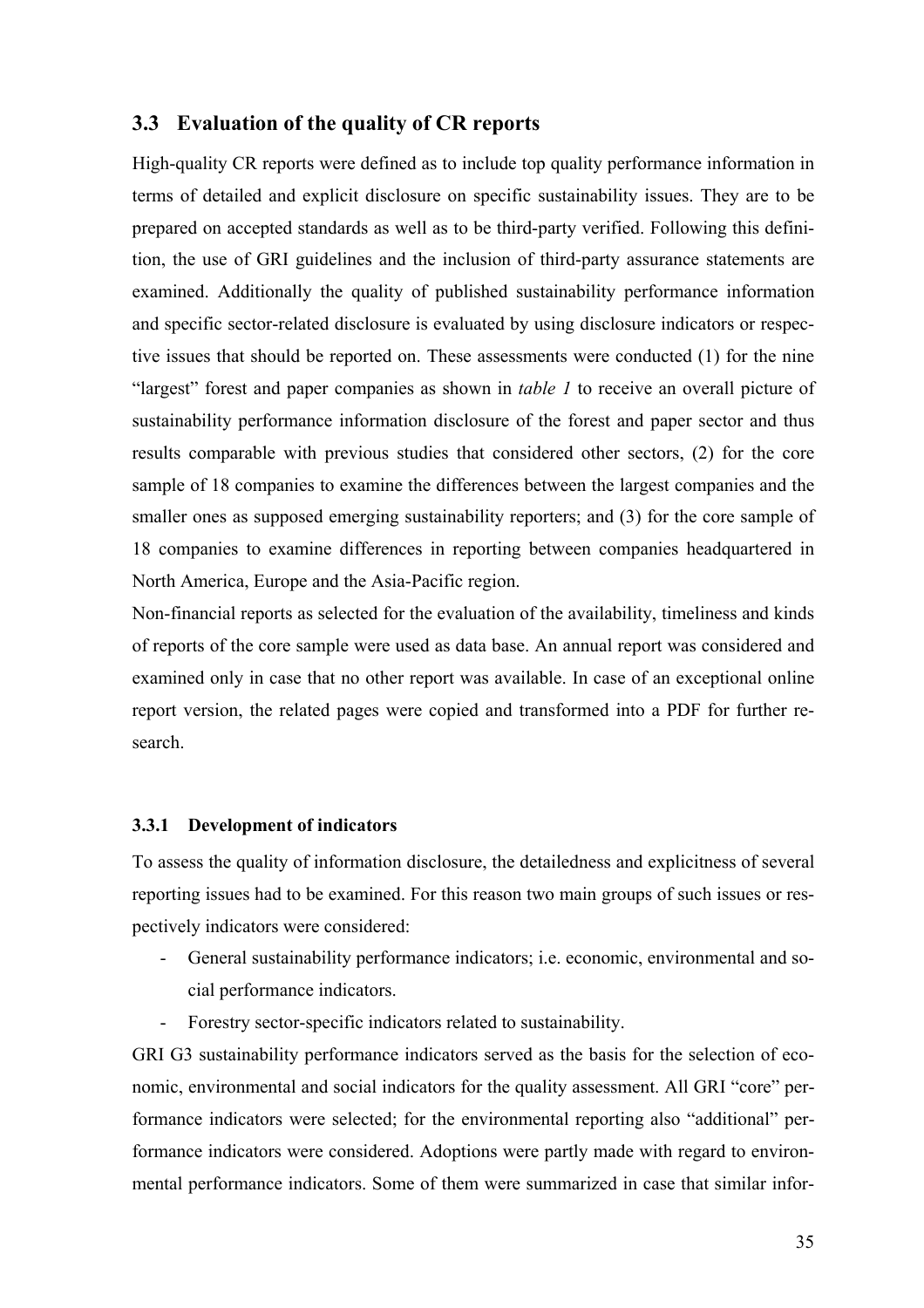## 3.3 Evaluation of the quality of CR reports

High-quality CR reports were defined as to include top quality performance information in terms of detailed and explicit disclosure on specific sustainability issues. They are to be prepared on accepted standards as well as to be third-party verified. Following this definition, the use of GRI guidelines and the inclusion of third-party assurance statements are examined. Additionally the quality of published sustainability performance information and specific sector-related disclosure is evaluated by using disclosure indicators or respective issues that should be reported on. These assessments were conducted (1) for the nine "largest" forest and paper companies as shown in *table 1* to receive an overall picture of sustainability performance information disclosure of the forest and paper sector and thus results comparable with previous studies that considered other sectors, (2) for the core sample of 18 companies to examine the differences between the largest companies and the smaller ones as supposed emerging sustainability reporters; and (3) for the core sample of 18 companies to examine differences in reporting between companies headquartered in North America, Europe and the Asia-Pacific region.

Non-financial reports as selected for the evaluation of the availability, timeliness and kinds of reports of the core sample were used as data base. An annual report was considered and examined only in case that no other report was available. In case of an exceptional online report version, the related pages were copied and transformed into a PDF for further research.

### 3.3.1 Development of indicators

To assess the quality of information disclosure, the detailedness and explicitness of several reporting issues had to be examined. For this reason two main groups of such issues or respectively indicators were considered:

- General sustainability performance indicators; i.e. economic, environmental and social performance indicators.
- Forestry sector-specific indicators related to sustainability.

GRI G3 sustainability performance indicators served as the basis for the selection of economic, environmental and social indicators for the quality assessment. All GRI "core" performance indicators were selected; for the environmental reporting also "additional" performance indicators were considered. Adoptions were partly made with regard to environmental performance indicators. Some of them were summarized in case that similar infor-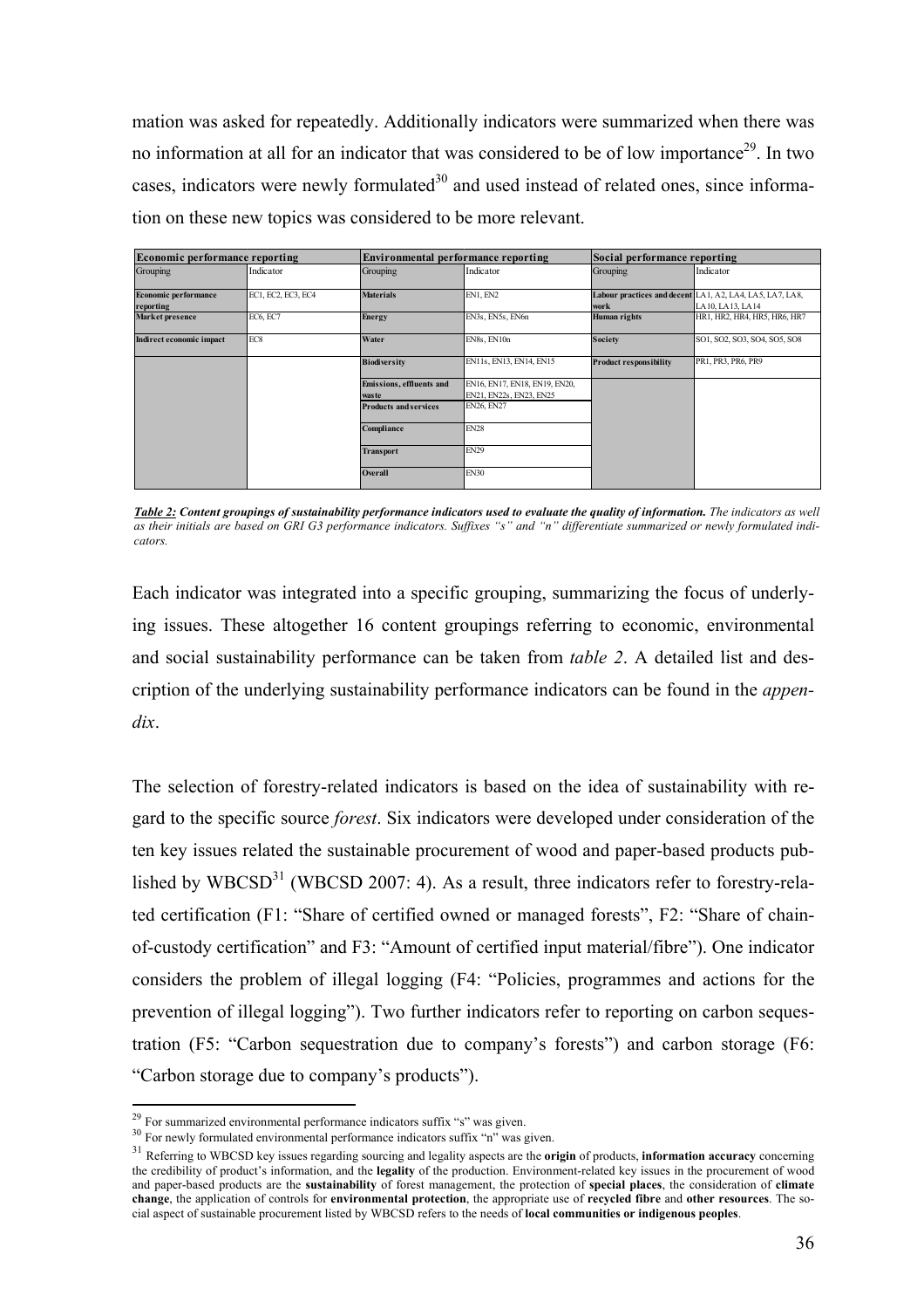mation was asked for repeatedly. Additionally indicators were summarized when there was no information at all for an indicator that was considered to be of low importance[29]. In two cases, indicators were newly formulated[30] and used instead of related ones, since information on these new topics was considered to be more relevant.

| Economic performance reporting | | Environmental performance reporting | | Social performance reporting | |
|---|---|---|---|---|---|
| Grouping | Indicator | Grouping | Indicator | Grouping | Indicator |
| **Economic performance reporting** | EC1, EC2, EC3, EC4 | **Materials** | EN1, EN2 | **Labour practices and decent work** | LA1, A2, LA4, LA5, LA7, LA8, LA10, LA13, LA14 |
| **Market presence** | EC6, EC7 | **Energy** | EN3s, EN5s, EN6n | **Human rights** | HR1, HR2, HR4, HR5, HR6, HR7 |
| **Indirect economic impact** | EC8 | **Water** | EN8s, EN10n | **Society** | SO1, SO2, SO3, SO4, SO5, SO8 |
| | | **Biodiversity** | EN11s, EN13, EN14, EN15 | **Product responsibility** | PR1, PR3, PR6, PR9 |
| | | **Emissions, effluents and waste** | EN16, EN17, EN18, EN19, EN20, EN21, EN22s, EN23, EN25 | | |
| | | **Products and services** | EN26, EN27 | | |
| | | **Compliance** | EN28 | | |
| | | **Transport** | EN29 | | |
| | | **Overall** | EN30 | | |

***Table 2:*** ***Content groupings of sustainability performance indicators used to evaluate the quality of information.*** *The indicators as well as their initials are based on GRI G3 performance indicators. Suffixes "s" and "n" differentiate summarized or newly formulated indicators.*

Each indicator was integrated into a specific grouping, summarizing the focus of underlying issues. These altogether 16 content groupings referring to economic, environmental and social sustainability performance can be taken from *table 2*. A detailed list and description of the underlying sustainability performance indicators can be found in the *appendix*.

The selection of forestry-related indicators is based on the idea of sustainability with regard to the specific source *forest*. Six indicators were developed under consideration of the ten key issues related the sustainable procurement of wood and paper-based products published by WBCSD[31] (WBCSD 2007: 4). As a result, three indicators refer to forestry-related certification (F1: "Share of certified owned or managed forests", F2: "Share of chain-of-custody certification" and F3: "Amount of certified input material/fibre"). One indicator considers the problem of illegal logging (F4: "Policies, programmes and actions for the prevention of illegal logging"). Two further indicators refer to reporting on carbon sequestration (F5: "Carbon sequestration due to company's forests") and carbon storage (F6: "Carbon storage due to company's products").

[29] For summarized environmental performance indicators suffix "s" was given.

[30] For newly formulated environmental performance indicators suffix "n" was given.

[31] Referring to WBCSD key issues regarding sourcing and legality aspects are the **origin** of products, **information accuracy** concerning the credibility of product's information, and the **legality** of the production. Environment-related key issues in the procurement of wood and paper-based products are the **sustainability** of forest management, the protection of **special places**, the consideration of **climate change**, the application of controls for **environmental protection**, the appropriate use of **recycled fibre** and **other resources**. The social aspect of sustainable procurement listed by WBCSD refers to the needs of **local communities or indigenous peoples**.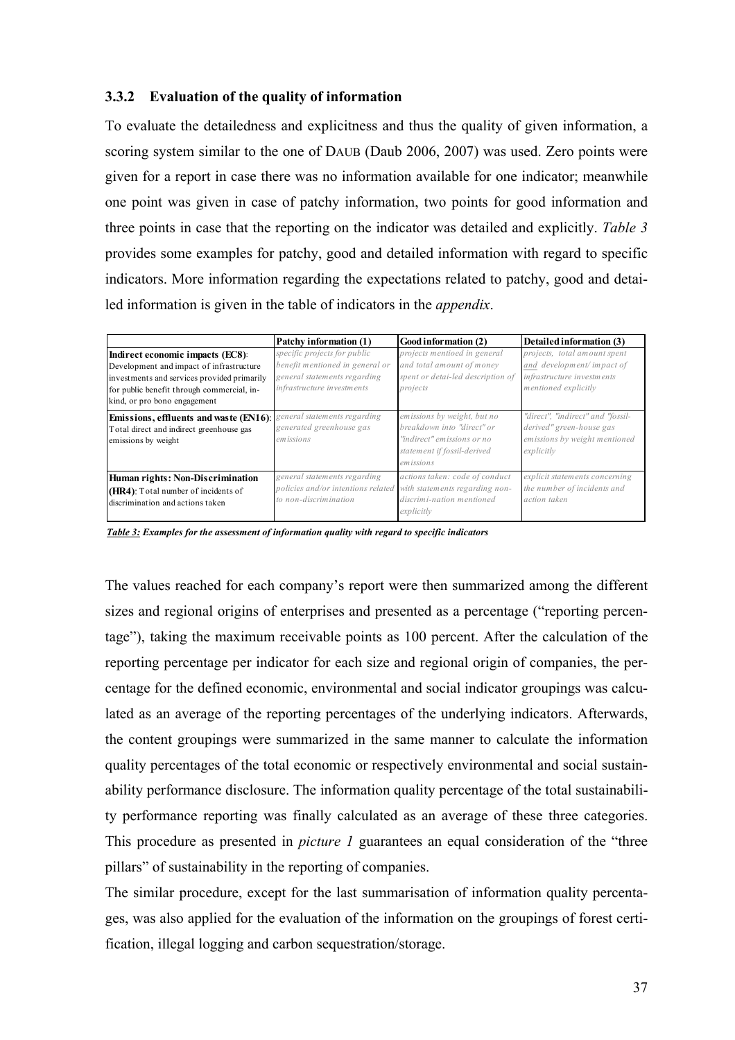### 3.3.2 Evaluation of the quality of information

To evaluate the detailedness and explicitness and thus the quality of given information, a scoring system similar to the one of DAUB (Daub 2006, 2007) was used. Zero points were given for a report in case there was no information available for one indicator; meanwhile one point was given in case of patchy information, two points for good information and three points in case that the reporting on the indicator was detailed and explicitly. *Table 3* provides some examples for patchy, good and detailed information with regard to specific indicators. More information regarding the expectations related to patchy, good and detailed information is given in the table of indicators in the *appendix*.

| | Patchy information (1) | Good information (2) | Detailed information (3) |
|---|---|---|---|
| **Indirect economic impacts (EC8)**: Development and impact of infrastructure investments and services provided primarily for public benefit through commercial, in-kind, or pro bono engagement | *specific projects for public benefit mentioned in general or general statements regarding infrastructure investments* | *projects mentioed in general and total amount of money spent or detai-led description of projects* | *projects, total amount spent and development/ impact of infrastructure investments mentioned explicitly* |
| **Emissions, effluents and waste (EN16)**: Total direct and indirect greenhouse gas emissions by weight | *general statements regarding generated greenhouse gas emissions* | *emissions by weight, but no breakdown into "direct" or "indirect" emissions or no statement if fossil-derived emissions* | *"direct", "indirect" and "fossil-derived" green-house gas emissions by weight mentioned explicitly* |
| **Human rights: Non-Discrimination (HR4)**: Total number of incidents of discrimination and actions taken | *general statements regarding policies and/or intentions related to non-discrimination* | *actions taken: code of conduct with statements regarding non-discrimi-nation mentioned explicitly* | *explicit statements concerning the number of incidents and action taken* |

***Table 3:** Examples for the assessment of information quality with regard to specific indicators*

The values reached for each company's report were then summarized among the different sizes and regional origins of enterprises and presented as a percentage ("reporting percentage"), taking the maximum receivable points as 100 percent. After the calculation of the reporting percentage per indicator for each size and regional origin of companies, the percentage for the defined economic, environmental and social indicator groupings was calculated as an average of the reporting percentages of the underlying indicators. Afterwards, the content groupings were summarized in the same manner to calculate the information quality percentages of the total economic or respectively environmental and social sustainability performance disclosure. The information quality percentage of the total sustainability performance reporting was finally calculated as an average of these three categories. This procedure as presented in *picture 1* guarantees an equal consideration of the "three pillars" of sustainability in the reporting of companies.

The similar procedure, except for the last summarisation of information quality percentages, was also applied for the evaluation of the information on the groupings of forest certification, illegal logging and carbon sequestration/storage.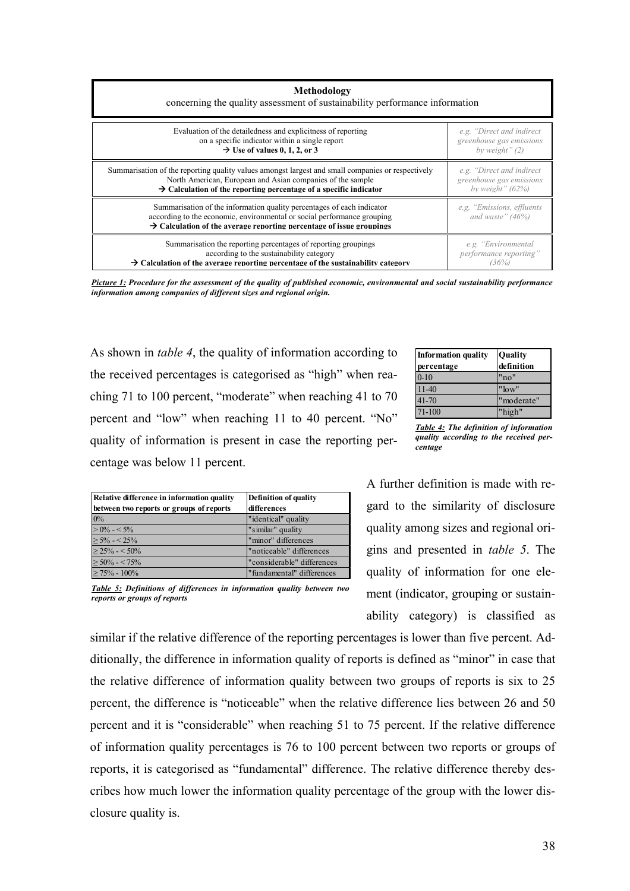**Methodology**
concerning the quality assessment of sustainability performance information

| | |
|---|---|
| Evaluation of the detailedness and explicitness of reporting on a specific indicator within a single report → **Use of values 0, 1, 2, or 3** | *e.g. "Direct and indirect greenhouse gas emissions by weight" (2)* |
| Summarisation of the reporting quality values amongst largest and small companies or respectively North American, European and Asian companies of the sample → **Calculation of the reporting percentage of a specific indicator** | *e.g. "Direct and indirect greenhouse gas emissions by weight" (62%)* |
| Summarisation of the information quality percentages of each indicator according to the economic, environmental or social performance grouping → **Calculation of the average reporting percentage of issue groupings** | *e.g. "Emissions, effluents and waste" (46%)* |
| Summarisation the reporting percentages of reporting groupings according to the sustainability category → **Calculation of the average reporting percentage of the sustainability category** | *e.g. "Environmental performance reporting" (36%)* |

***Picture 1:*** ***Procedure for the assessment of the quality of published economic, environmental and social sustainability performance information among companies of different sizes and regional origin.***

As shown in *table 4*, the quality of information according to the received percentages is categorised as "high" when reaching 71 to 100 percent, "moderate" when reaching 41 to 70 percent and "low" when reaching 11 to 40 percent. "No" quality of information is present in case the reporting percentage was below 11 percent.

| Information quality percentage | Quality definition |
|---|---|
| 0-10 | "no" |
| 11-40 | "low" |
| 41-70 | "moderate" |
| 71-100 | "high" |

***Table 4:*** ***The definition of information quality according to the received percentage***

| Relative difference in information quality between two reports or groups of reports | Definition of quality differences |
|---|---|
| 0% | "identical" quality |
| > 0% - < 5% | "similar" quality |
| ≥ 5% - < 25% | "minor" differences |
| ≥ 25% - < 50% | "noticeable" differences |
| ≥ 50% - < 75% | "considerable" differences |
| ≥ 75% - 100% | "fundamental" differences |

***Table 5:*** ***Definitions of differences in information quality between two reports or groups of reports***

A further definition is made with regard to the similarity of disclosure quality among sizes and regional origins and presented in *table 5*. The quality of information for one element (indicator, grouping or sustainability category) is classified as similar if the relative difference of the reporting percentages is lower than five percent. Additionally, the difference in information quality of reports is defined as "minor" in case that the relative difference of information quality between two groups of reports is six to 25 percent, the difference is "noticeable" when the relative difference lies between 26 and 50 percent and it is "considerable" when reaching 51 to 75 percent. If the relative difference of information quality percentages is 76 to 100 percent between two reports or groups of reports, it is categorised as "fundamental" difference. The relative difference thereby describes how much lower the information quality percentage of the group with the lower disclosure quality is.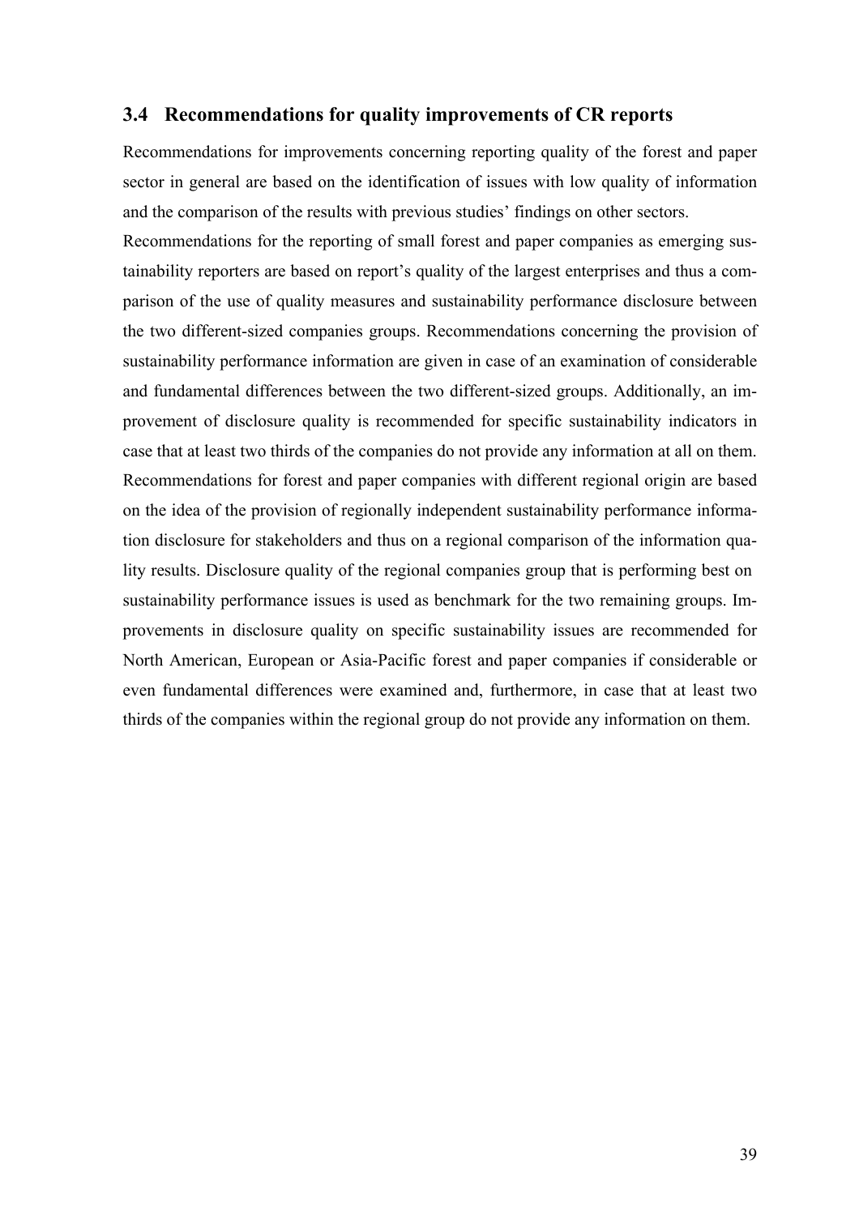### 3.4 Recommendations for quality improvements of CR reports

Recommendations for improvements concerning reporting quality of the forest and paper sector in general are based on the identification of issues with low quality of information and the comparison of the results with previous studies' findings on other sectors.

Recommendations for the reporting of small forest and paper companies as emerging sustainability reporters are based on report's quality of the largest enterprises and thus a comparison of the use of quality measures and sustainability performance disclosure between the two different-sized companies groups. Recommendations concerning the provision of sustainability performance information are given in case of an examination of considerable and fundamental differences between the two different-sized groups. Additionally, an improvement of disclosure quality is recommended for specific sustainability indicators in case that at least two thirds of the companies do not provide any information at all on them.

Recommendations for forest and paper companies with different regional origin are based on the idea of the provision of regionally independent sustainability performance information disclosure for stakeholders and thus on a regional comparison of the information quality results. Disclosure quality of the regional companies group that is performing best on sustainability performance issues is used as benchmark for the two remaining groups. Improvements in disclosure quality on specific sustainability issues are recommended for North American, European or Asia-Pacific forest and paper companies if considerable or even fundamental differences were examined and, furthermore, in case that at least two thirds of the companies within the regional group do not provide any information on them.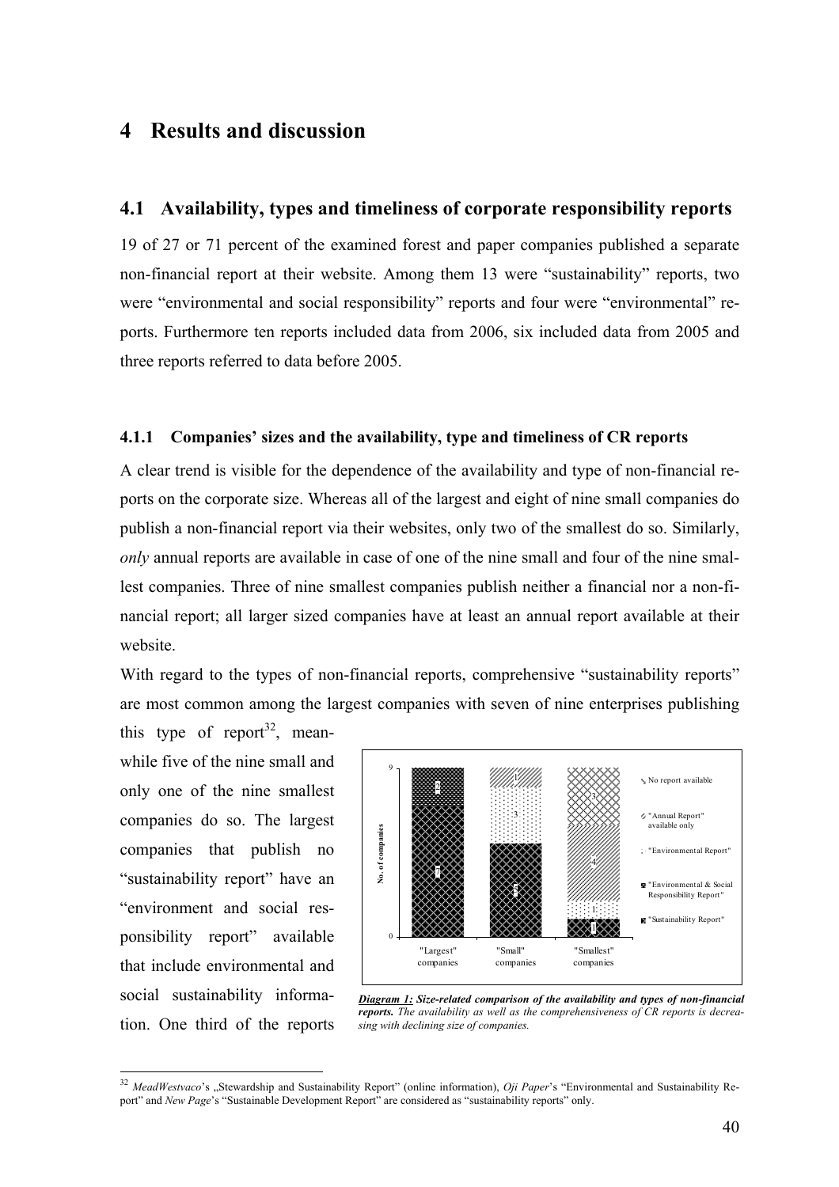# 4 Results and discussion

## 4.1 Availability, types and timeliness of corporate responsibility reports

19 of 27 or 71 percent of the examined forest and paper companies published a separate non-financial report at their website. Among them 13 were "sustainability" reports, two were "environmental and social responsibility" reports and four were "environmental" reports. Furthermore ten reports included data from 2006, six included data from 2005 and three reports referred to data before 2005.

### 4.1.1 Companies' sizes and the availability, type and timeliness of CR reports

A clear trend is visible for the dependence of the availability and type of non-financial reports on the corporate size. Whereas all of the largest and eight of nine small companies do publish a non-financial report via their websites, only two of the smallest do so. Similarly, *only* annual reports are available in case of one of the nine small and four of the nine smallest companies. Three of nine smallest companies publish neither a financial nor a non-financial report; all larger sized companies have at least an annual report available at their website.

With regard to the types of non-financial reports, comprehensive "sustainability reports" are most common among the largest companies with seven of nine enterprises publishing this type of report[32], meanwhile five of the nine small and only one of the nine smallest companies do so. The largest companies that publish no "sustainability report" have an "environment and social responsibility report" available that include environmental and social sustainability information. One third of the reports

***Diagram 1:*** ***Size-related comparison of the availability and types of non-financial reports.*** *The availability as well as the comprehensiveness of CR reports is decreasing with declining size of companies.*

[32] *MeadWestvaco*'s „Stewardship and Sustainability Report" (online information), *Oji Paper*'s "Environmental and Sustainability Report" and *New Page*'s "Sustainable Development Report" are considered as "sustainability reports" only.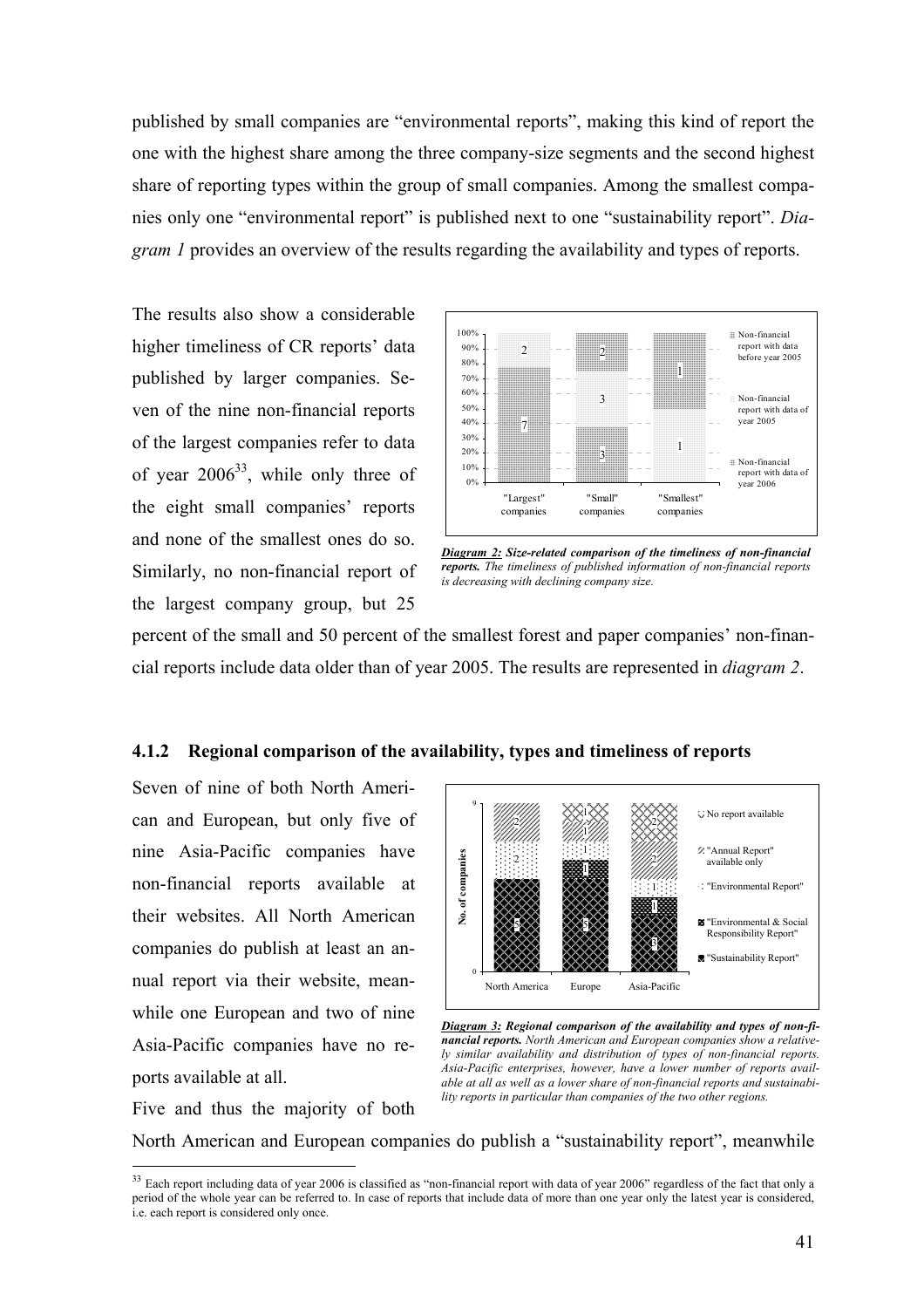published by small companies are "environmental reports", making this kind of report the one with the highest share among the three company-size segments and the second highest share of reporting types within the group of small companies. Among the smallest companies only one "environmental report" is published next to one "sustainability report". *Diagram 1* provides an overview of the results regarding the availability and types of reports.

The results also show a considerable higher timeliness of CR reports' data published by larger companies. Seven of the nine non-financial reports of the largest companies refer to data of year 2006[33], while only three of the eight small companies' reports and none of the smallest ones do so. Similarly, no non-financial report of the largest company group, but 25 percent of the small and 50 percent of the smallest forest and paper companies' non-financial reports include data older than of year 2005. The results are represented in *diagram 2*.

***Diagram 2:* Size-related comparison of the timeliness of non-financial reports.** *The timeliness of published information of non-financial reports is decreasing with declining company size.*

### 4.1.2 Regional comparison of the availability, types and timeliness of reports

Seven of nine of both North American and European, but only five of nine Asia-Pacific companies have non-financial reports available at their websites. All North American companies do publish at least an annual report via their website, meanwhile one European and two of nine Asia-Pacific companies have no reports available at all.

***Diagram 3:* Regional comparison of the availability and types of non-financial reports.** *North American and European companies show a relatively similar availability and distribution of types of non-financial reports. Asia-Pacific enterprises, however, have a lower number of reports available at all as well as a lower share of non-financial reports and sustainability reports in particular than companies of the two other regions.*

Five and thus the majority of both North American and European companies do publish a "sustainability report", meanwhile

[33] Each report including data of year 2006 is classified as "non-financial report with data of year 2006" regardless of the fact that only a period of the whole year can be referred to. In case of reports that include data of more than one year only the latest year is considered, i.e. each report is considered only once.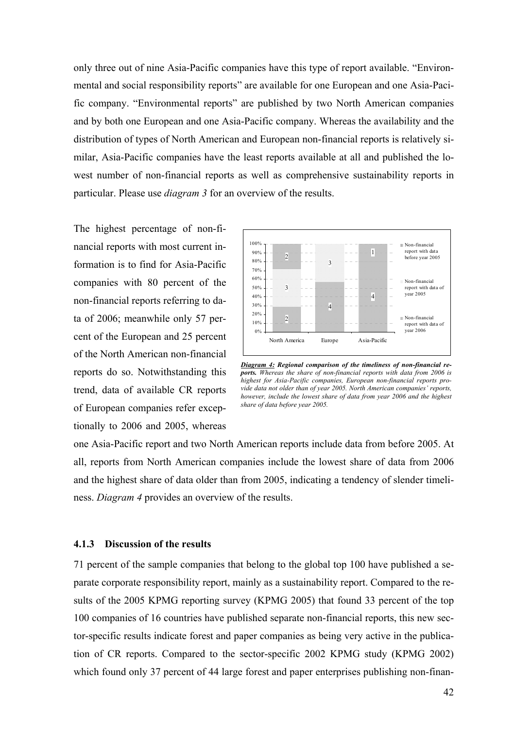only three out of nine Asia-Pacific companies have this type of report available. "Environmental and social responsibility reports" are available for one European and one Asia-Pacific company. "Environmental reports" are published by two North American companies and by both one European and one Asia-Pacific company. Whereas the availability and the distribution of types of North American and European non-financial reports is relatively similar, Asia-Pacific companies have the least reports available at all and published the lowest number of non-financial reports as well as comprehensive sustainability reports in particular. Please use *diagram 3* for an overview of the results.

The highest percentage of non-financial reports with most current information is to find for Asia-Pacific companies with 80 percent of the non-financial reports referring to data of 2006; meanwhile only 57 percent of the European and 25 percent of the North American non-financial reports do so. Notwithstanding this trend, data of available CR reports of European companies refer exceptionally to 2006 and 2005, whereas one Asia-Pacific report and two North American reports include data from before 2005. At all, reports from North American companies include the lowest share of data from 2006 and the highest share of data older than from 2005, indicating a tendency of slender timeliness. *Diagram 4* provides an overview of the results.

***Diagram 4:* *Regional comparison of the timeliness of non-financial reports.*** *Whereas the share of non-financial reports with data from 2006 is highest for Asia-Pacific companies, European non-financial reports provide data not older than of year 2005. North American companies' reports, however, include the lowest share of data from year 2006 and the highest share of data before year 2005.*

### 4.1.3 Discussion of the results

71 percent of the sample companies that belong to the global top 100 have published a separate corporate responsibility report, mainly as a sustainability report. Compared to the results of the 2005 KPMG reporting survey (KPMG 2005) that found 33 percent of the top 100 companies of 16 countries have published separate non-financial reports, this new sector-specific results indicate forest and paper companies as being very active in the publication of CR reports. Compared to the sector-specific 2002 KPMG study (KPMG 2002) which found only 37 percent of 44 large forest and paper enterprises publishing non-finan-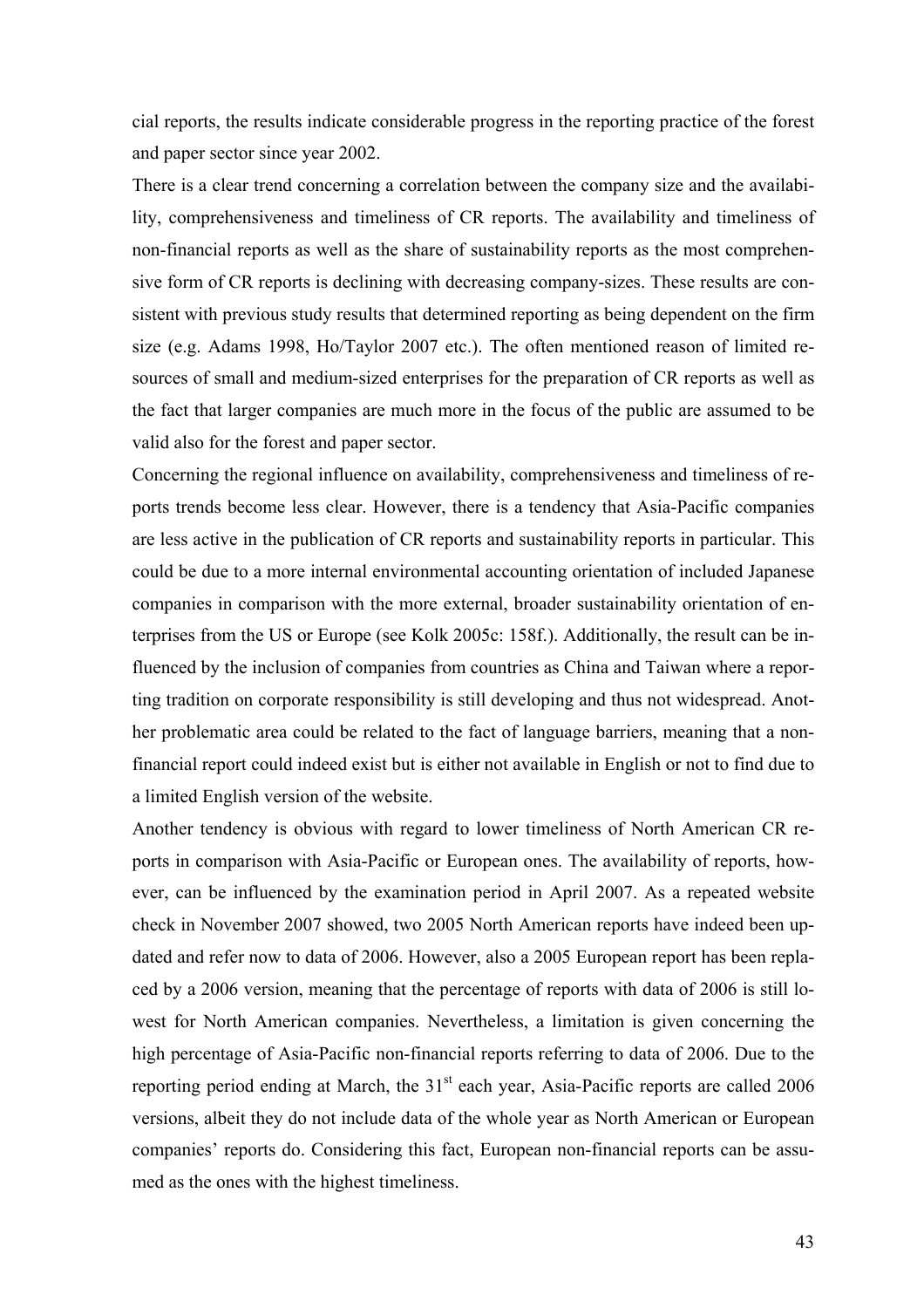cial reports, the results indicate considerable progress in the reporting practice of the forest and paper sector since year 2002.

There is a clear trend concerning a correlation between the company size and the availability, comprehensiveness and timeliness of CR reports. The availability and timeliness of non-financial reports as well as the share of sustainability reports as the most comprehensive form of CR reports is declining with decreasing company-sizes. These results are consistent with previous study results that determined reporting as being dependent on the firm size (e.g. Adams 1998, Ho/Taylor 2007 etc.). The often mentioned reason of limited resources of small and medium-sized enterprises for the preparation of CR reports as well as the fact that larger companies are much more in the focus of the public are assumed to be valid also for the forest and paper sector.

Concerning the regional influence on availability, comprehensiveness and timeliness of reports trends become less clear. However, there is a tendency that Asia-Pacific companies are less active in the publication of CR reports and sustainability reports in particular. This could be due to a more internal environmental accounting orientation of included Japanese companies in comparison with the more external, broader sustainability orientation of enterprises from the US or Europe (see Kolk 2005c: 158f.). Additionally, the result can be influenced by the inclusion of companies from countries as China and Taiwan where a reporting tradition on corporate responsibility is still developing and thus not widespread. Another problematic area could be related to the fact of language barriers, meaning that a non-financial report could indeed exist but is either not available in English or not to find due to a limited English version of the website.

Another tendency is obvious with regard to lower timeliness of North American CR reports in comparison with Asia-Pacific or European ones. The availability of reports, however, can be influenced by the examination period in April 2007. As a repeated website check in November 2007 showed, two 2005 North American reports have indeed been updated and refer now to data of 2006. However, also a 2005 European report has been replaced by a 2006 version, meaning that the percentage of reports with data of 2006 is still lowest for North American companies. Nevertheless, a limitation is given concerning the high percentage of Asia-Pacific non-financial reports referring to data of 2006. Due to the reporting period ending at March, the 31st each year, Asia-Pacific reports are called 2006 versions, albeit they do not include data of the whole year as North American or European companies' reports do. Considering this fact, European non-financial reports can be assumed as the ones with the highest timeliness.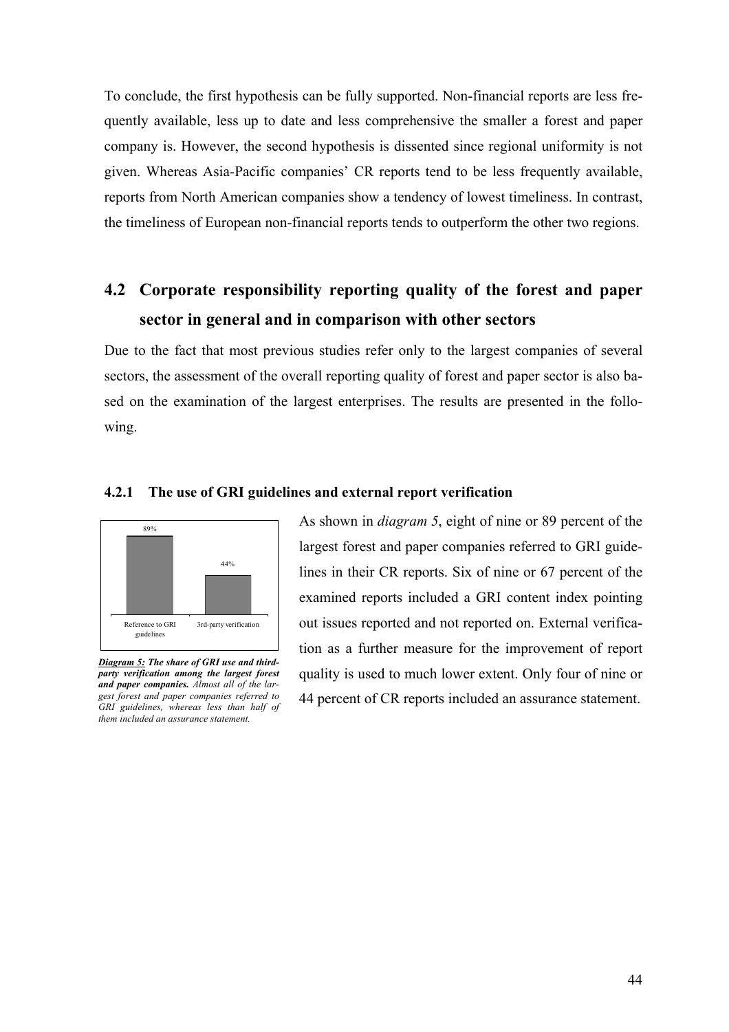To conclude, the first hypothesis can be fully supported. Non-financial reports are less frequently available, less up to date and less comprehensive the smaller a forest and paper company is. However, the second hypothesis is dissented since regional uniformity is not given. Whereas Asia-Pacific companies' CR reports tend to be less frequently available, reports from North American companies show a tendency of lowest timeliness. In contrast, the timeliness of European non-financial reports tends to outperform the other two regions.

## 4.2 Corporate responsibility reporting quality of the forest and paper sector in general and in comparison with other sectors

Due to the fact that most previous studies refer only to the largest companies of several sectors, the assessment of the overall reporting quality of forest and paper sector is also based on the examination of the largest enterprises. The results are presented in the following.

### 4.2.1 The use of GRI guidelines and external report verification

| Reference to GRI guidelines | 3rd-party verification |
|---|---|
| 89% | 44% |

***Diagram 5:*** ***The share of GRI use and third-party verification among the largest forest and paper companies.*** *Almost all of the largest forest and paper companies referred to GRI guidelines, whereas less than half of them included an assurance statement.*

As shown in *diagram 5*, eight of nine or 89 percent of the largest forest and paper companies referred to GRI guidelines in their CR reports. Six of nine or 67 percent of the examined reports included a GRI content index pointing out issues reported and not reported on. External verification as a further measure for the improvement of report quality is used to much lower extent. Only four of nine or 44 percent of CR reports included an assurance statement.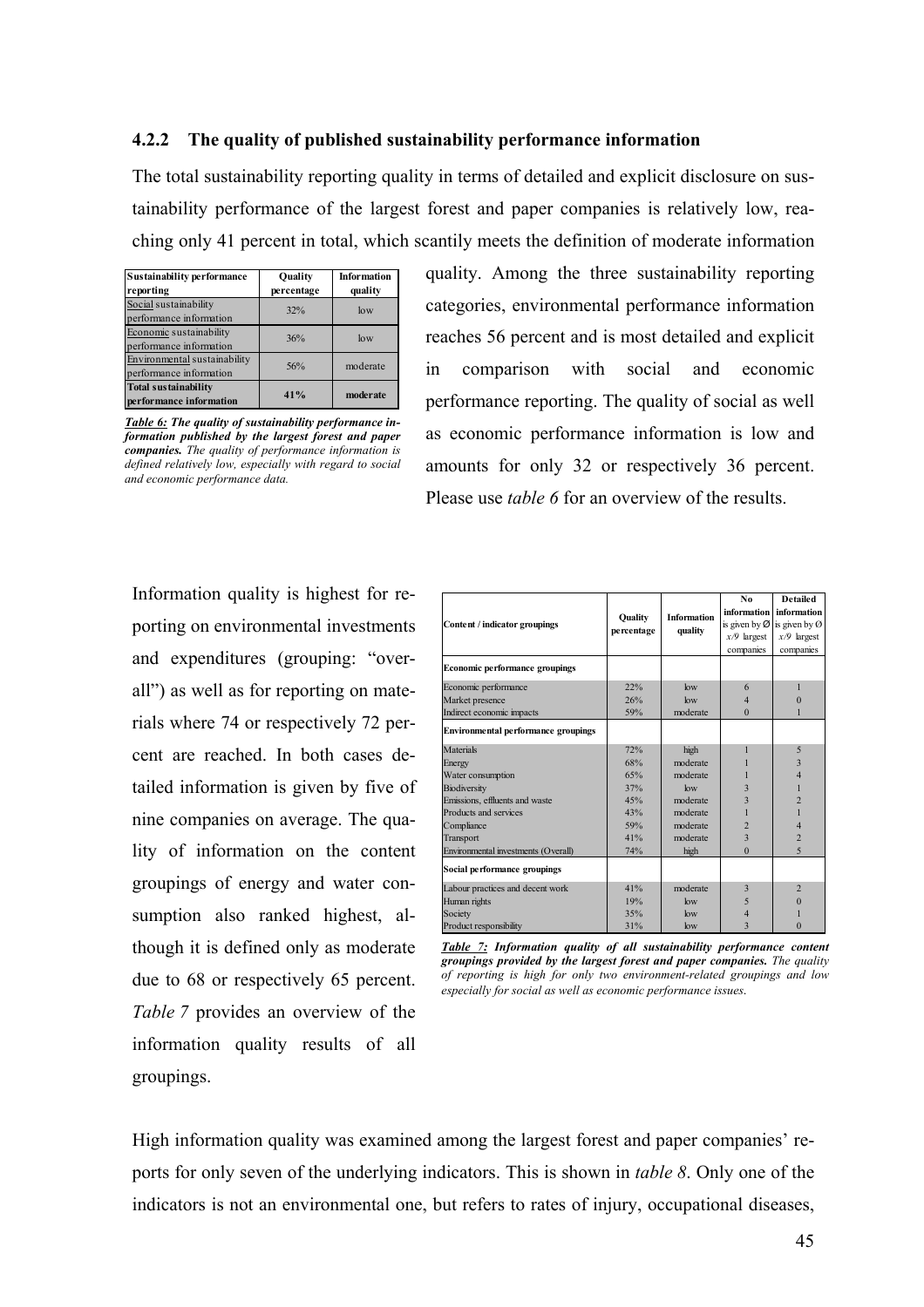### 4.2.2 The quality of published sustainability performance information

The total sustainability reporting quality in terms of detailed and explicit disclosure on sustainability performance of the largest forest and paper companies is relatively low, reaching only 41 percent in total, which scantily meets the definition of moderate information quality. Among the three sustainability reporting categories, environmental performance information reaches 56 percent and is most detailed and explicit in comparison with social and economic performance reporting. The quality of social as well as economic performance information is low and amounts for only 32 or respectively 36 percent. Please use *table 6* for an overview of the results.

| Sustainability performance reporting | Quality percentage | Information quality |
|---|---|---|
| Social sustainability performance information | 32% | low |
| Economic sustainability performance information | 36% | low |
| Environmental sustainability performance information | 56% | moderate |
| **Total sustainability performance information** | **41%** | **moderate** |

***Table 6:* The quality of sustainability performance information published by the largest forest and paper companies.** *The quality of performance information is defined relatively low, especially with regard to social and economic performance data.*

Information quality is highest for reporting on environmental investments and expenditures (grouping: "overall") as well as for reporting on materials where 74 or respectively 72 percent are reached. In both cases detailed information is given by five of nine companies on average. The quality of information on the content groupings of energy and water consumption also ranked highest, although it is defined only as moderate due to 68 or respectively 65 percent. *Table 7* provides an overview of the information quality results of all groupings.

| Content / indicator groupings | Quality percentage | Information quality | No information is given by Ø x/9 largest companies | Detailed information is given by Ø x/9 largest companies |
|---|---|---|---|---|
| **Economic performance groupings** | | | | |
| Economic performance | 22% | low | 6 | 1 |
| Market presence | 26% | low | 4 | 0 |
| Indirect economic impacts | 59% | moderate | 0 | 1 |
| **Environmental performance groupings** | | | | |
| Materials | 72% | high | 1 | 5 |
| Energy | 68% | moderate | 1 | 3 |
| Water consumption | 65% | moderate | 1 | 4 |
| Biodiversity | 37% | low | 3 | 1 |
| Emissions, effluents and waste | 45% | moderate | 3 | 2 |
| Products and services | 43% | moderate | 1 | 1 |
| Compliance | 59% | moderate | 2 | 4 |
| Transport | 41% | moderate | 3 | 2 |
| Environmental investments (Overall) | 74% | high | 0 | 5 |
| **Social performance groupings** | | | | |
| Labour practices and decent work | 41% | moderate | 3 | 2 |
| Human rights | 19% | low | 5 | 0 |
| Society | 35% | low | 4 | 1 |
| Product responsibility | 31% | low | 3 | 0 |

***Table 7:* Information quality of all sustainability performance content groupings provided by the largest forest and paper companies.** *The quality of reporting is high for only two environment-related groupings and low especially for social as well as economic performance issues.*

High information quality was examined among the largest forest and paper companies' reports for only seven of the underlying indicators. This is shown in *table 8*. Only one of the indicators is not an environmental one, but refers to rates of injury, occupational diseases,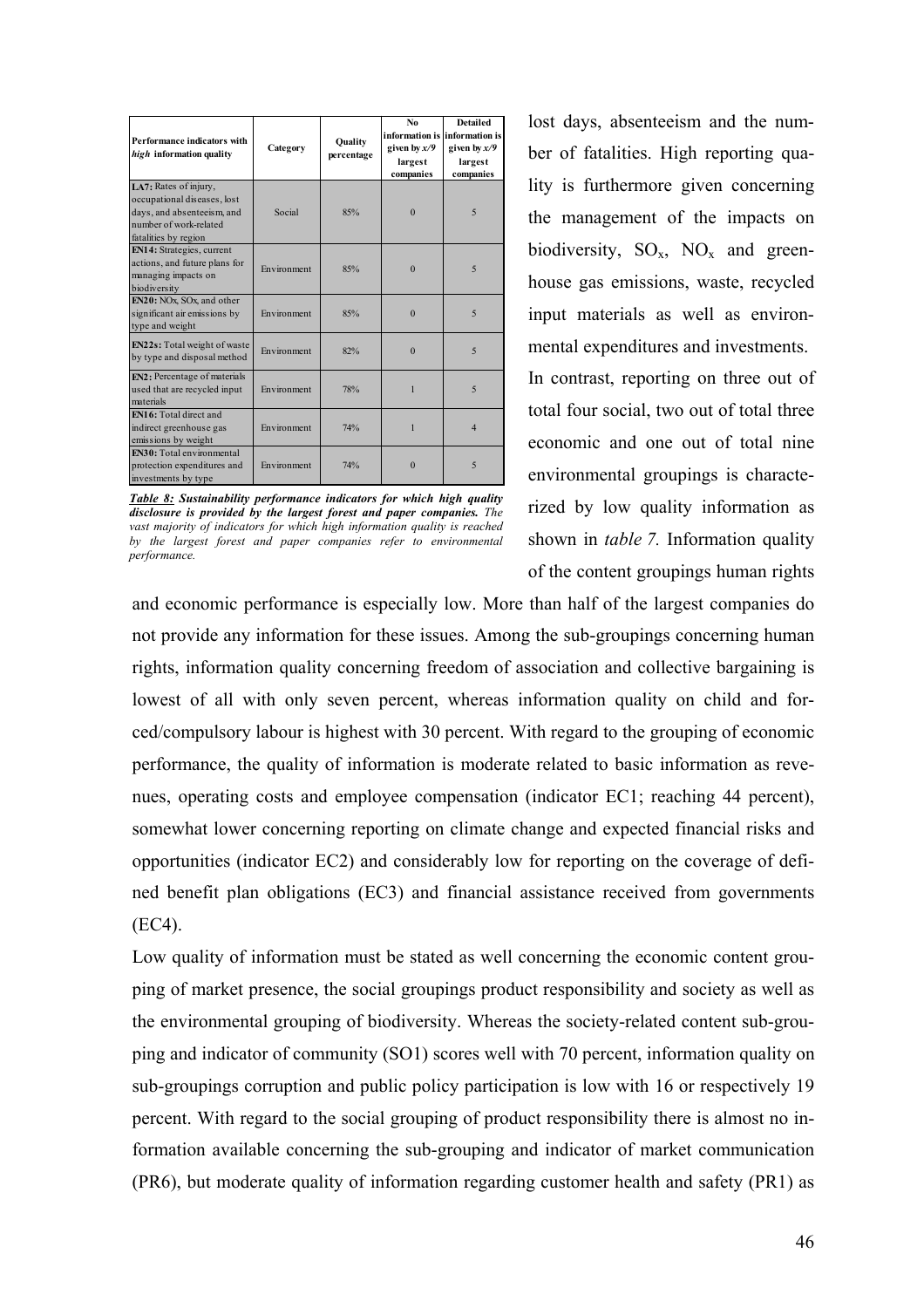| Performance indicators with *high* information quality | Category | Quality percentage | No information is given by *x/9* largest companies | Detailed information is given by *x/9* largest companies |
|---|---|---|---|---|
| **LA7:** Rates of injury, occupational diseases, lost days, and absenteeism, and number of work-related fatalities by region | Social | 85% | 0 | 5 |
| **EN14:** Strategies, current actions, and future plans for managing impacts on biodiversity | Environment | 85% | 0 | 5 |
| **EN20:** NOx, SOx, and other significant air emissions by type and weight | Environment | 85% | 0 | 5 |
| **EN22s:** Total weight of waste by type and disposal method | Environment | 82% | 0 | 5 |
| **EN2:** Percentage of materials used that are recycled input materials | Environment | 78% | 1 | 5 |
| **EN16:** Total direct and indirect greenhouse gas emissions by weight | Environment | 74% | 1 | 4 |
| **EN30:** Total environmental protection expenditures and investments by type | Environment | 74% | 0 | 5 |

***Table 8:*** ***Sustainability performance indicators for which high quality disclosure is provided by the largest forest and paper companies.*** *The vast majority of indicators for which high information quality is reached by the largest forest and paper companies refer to environmental performance.*

lost days, absenteeism and the number of fatalities. High reporting quality is furthermore given concerning the management of the impacts on biodiversity, $SO_x$, $NO_x$ and greenhouse gas emissions, waste, recycled input materials as well as environmental expenditures and investments. In contrast, reporting on three out of total four social, two out of total three economic and one out of total nine environmental groupings is characterized by low quality information as shown in *table 7.* Information quality of the content groupings human rights and economic performance is especially low. More than half of the largest companies do not provide any information for these issues. Among the sub-groupings concerning human rights, information quality concerning freedom of association and collective bargaining is lowest of all with only seven percent, whereas information quality on child and forced/compulsory labour is highest with 30 percent. With regard to the grouping of economic performance, the quality of information is moderate related to basic information as revenues, operating costs and employee compensation (indicator EC1; reaching 44 percent), somewhat lower concerning reporting on climate change and expected financial risks and opportunities (indicator EC2) and considerably low for reporting on the coverage of defined benefit plan obligations (EC3) and financial assistance received from governments (EC4).

Low quality of information must be stated as well concerning the economic content grouping of market presence, the social groupings product responsibility and society as well as the environmental grouping of biodiversity. Whereas the society-related content sub-grouping and indicator of community (SO1) scores well with 70 percent, information quality on sub-groupings corruption and public policy participation is low with 16 or respectively 19 percent. With regard to the social grouping of product responsibility there is almost no information available concerning the sub-grouping and indicator of market communication (PR6), but moderate quality of information regarding customer health and safety (PR1) as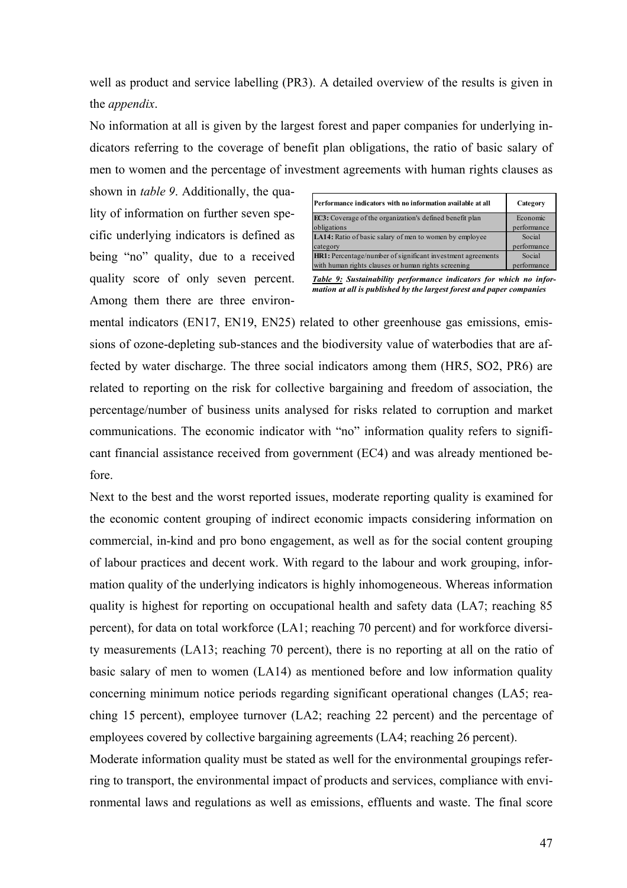well as product and service labelling (PR3). A detailed overview of the results is given in the *appendix*.

No information at all is given by the largest forest and paper companies for underlying indicators referring to the coverage of benefit plan obligations, the ratio of basic salary of men to women and the percentage of investment agreements with human rights clauses as shown in *table 9*. Additionally, the quality of information on further seven specific underlying indicators is defined as being "no" quality, due to a received quality score of only seven percent. Among them there are three environmental indicators (EN17, EN19, EN25) related to other greenhouse gas emissions, emissions of ozone-depleting sub-stances and the biodiversity value of waterbodies that are affected by water discharge. The three social indicators among them (HR5, SO2, PR6) are related to reporting on the risk for collective bargaining and freedom of association, the percentage/number of business units analysed for risks related to corruption and market communications. The economic indicator with "no" information quality refers to significant financial assistance received from government (EC4) and was already mentioned before.

| Performance indicators with no information available at all | Category |
|---|---|
| **EC3:** Coverage of the organization's defined benefit plan obligations | Economic performance |
| **LA14:** Ratio of basic salary of men to women by employee category | Social performance |
| **HR1:** Percentage/number of significant investment agreements with human rights clauses or human rights screening | Social performance |

***Table 9:*** ***Sustainability performance indicators for which no information at all is published by the largest forest and paper companies***

Next to the best and the worst reported issues, moderate reporting quality is examined for the economic content grouping of indirect economic impacts considering information on commercial, in-kind and pro bono engagement, as well as for the social content grouping of labour practices and decent work. With regard to the labour and work grouping, information quality of the underlying indicators is highly inhomogeneous. Whereas information quality is highest for reporting on occupational health and safety data (LA7; reaching 85 percent), for data on total workforce (LA1; reaching 70 percent) and for workforce diversity measurements (LA13; reaching 70 percent), there is no reporting at all on the ratio of basic salary of men to women (LA14) as mentioned before and low information quality concerning minimum notice periods regarding significant operational changes (LA5; reaching 15 percent), employee turnover (LA2; reaching 22 percent) and the percentage of employees covered by collective bargaining agreements (LA4; reaching 26 percent).

Moderate information quality must be stated as well for the environmental groupings referring to transport, the environmental impact of products and services, compliance with environmental laws and regulations as well as emissions, effluents and waste. The final score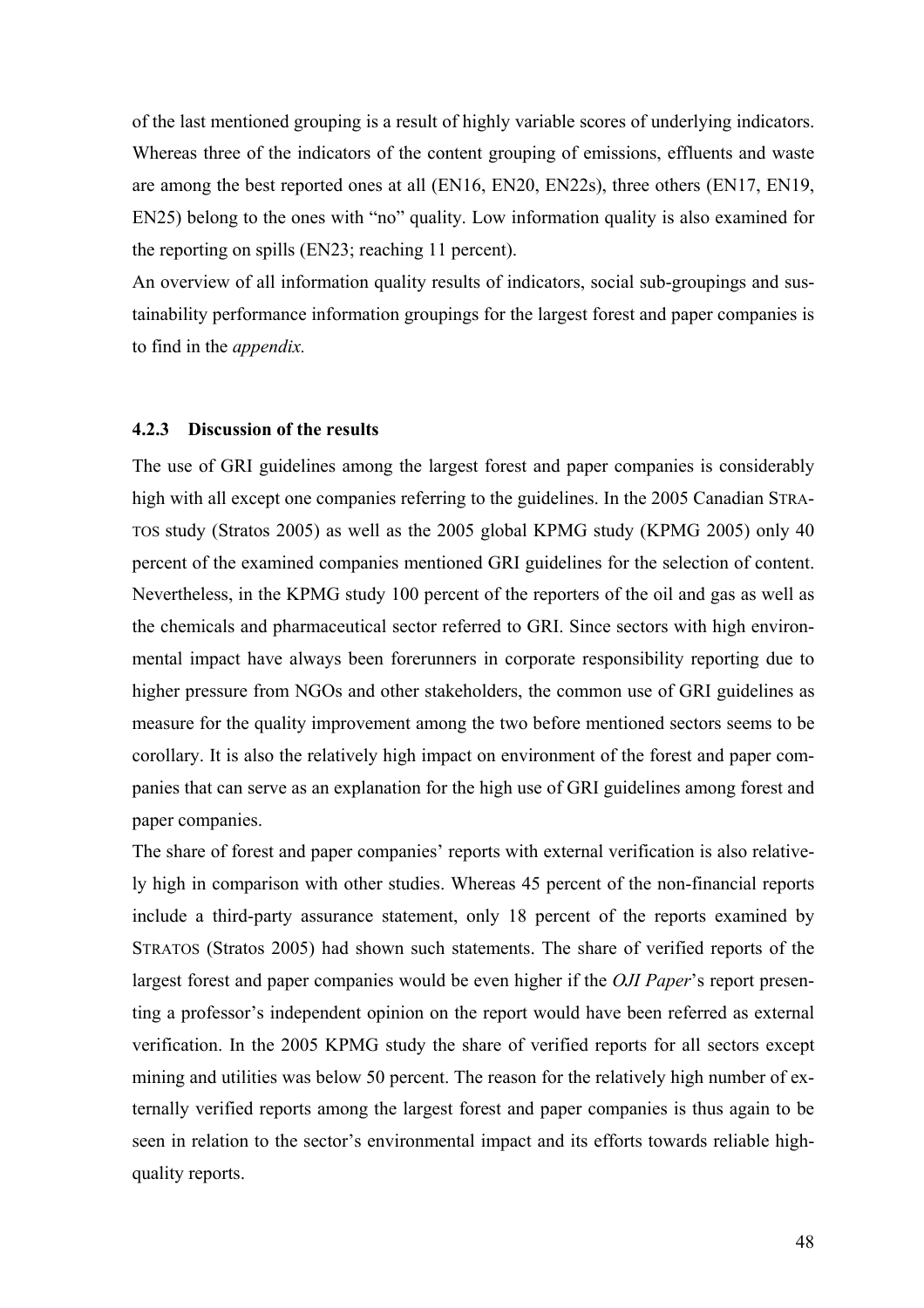of the last mentioned grouping is a result of highly variable scores of underlying indicators. Whereas three of the indicators of the content grouping of emissions, effluents and waste are among the best reported ones at all (EN16, EN20, EN22s), three others (EN17, EN19, EN25) belong to the ones with "no" quality. Low information quality is also examined for the reporting on spills (EN23; reaching 11 percent).

An overview of all information quality results of indicators, social sub-groupings and sustainability performance information groupings for the largest forest and paper companies is to find in the *appendix.*

### 4.2.3 Discussion of the results

The use of GRI guidelines among the largest forest and paper companies is considerably high with all except one companies referring to the guidelines. In the 2005 Canadian STRATOS study (Stratos 2005) as well as the 2005 global KPMG study (KPMG 2005) only 40 percent of the examined companies mentioned GRI guidelines for the selection of content. Nevertheless, in the KPMG study 100 percent of the reporters of the oil and gas as well as the chemicals and pharmaceutical sector referred to GRI. Since sectors with high environmental impact have always been forerunners in corporate responsibility reporting due to higher pressure from NGOs and other stakeholders, the common use of GRI guidelines as measure for the quality improvement among the two before mentioned sectors seems to be corollary. It is also the relatively high impact on environment of the forest and paper companies that can serve as an explanation for the high use of GRI guidelines among forest and paper companies.

The share of forest and paper companies' reports with external verification is also relatively high in comparison with other studies. Whereas 45 percent of the non-financial reports include a third-party assurance statement, only 18 percent of the reports examined by STRATOS (Stratos 2005) had shown such statements. The share of verified reports of the largest forest and paper companies would be even higher if the *OJI Paper*'s report presenting a professor's independent opinion on the report would have been referred as external verification. In the 2005 KPMG study the share of verified reports for all sectors except mining and utilities was below 50 percent. The reason for the relatively high number of externally verified reports among the largest forest and paper companies is thus again to be seen in relation to the sector's environmental impact and its efforts towards reliable high-quality reports.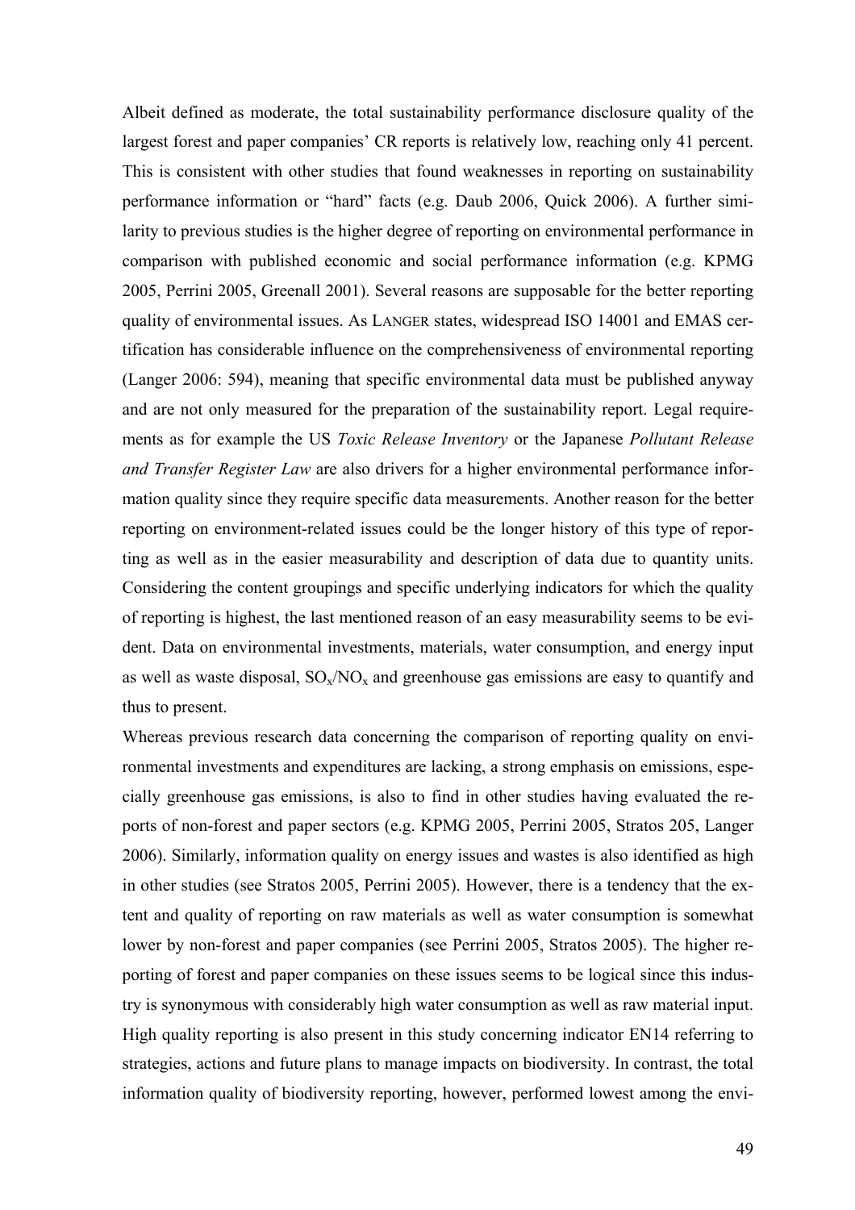Albeit defined as moderate, the total sustainability performance disclosure quality of the largest forest and paper companies' CR reports is relatively low, reaching only 41 percent. This is consistent with other studies that found weaknesses in reporting on sustainability performance information or "hard" facts (e.g. Daub 2006, Quick 2006). A further similarity to previous studies is the higher degree of reporting on environmental performance in comparison with published economic and social performance information (e.g. KPMG 2005, Perrini 2005, Greenall 2001). Several reasons are supposable for the better reporting quality of environmental issues. As LANGER states, widespread ISO 14001 and EMAS certification has considerable influence on the comprehensiveness of environmental reporting (Langer 2006: 594), meaning that specific environmental data must be published anyway and are not only measured for the preparation of the sustainability report. Legal requirements as for example the US *Toxic Release Inventory* or the Japanese *Pollutant Release and Transfer Register Law* are also drivers for a higher environmental performance information quality since they require specific data measurements. Another reason for the better reporting on environment-related issues could be the longer history of this type of reporting as well as in the easier measurability and description of data due to quantity units. Considering the content groupings and specific underlying indicators for which the quality of reporting is highest, the last mentioned reason of an easy measurability seems to be evident. Data on environmental investments, materials, water consumption, and energy input as well as waste disposal, $SO_x/NO_x$ and greenhouse gas emissions are easy to quantify and thus to present.

Whereas previous research data concerning the comparison of reporting quality on environmental investments and expenditures are lacking, a strong emphasis on emissions, especially greenhouse gas emissions, is also to find in other studies having evaluated the reports of non-forest and paper sectors (e.g. KPMG 2005, Perrini 2005, Stratos 205, Langer 2006). Similarly, information quality on energy issues and wastes is also identified as high in other studies (see Stratos 2005, Perrini 2005). However, there is a tendency that the extent and quality of reporting on raw materials as well as water consumption is somewhat lower by non-forest and paper companies (see Perrini 2005, Stratos 2005). The higher reporting of forest and paper companies on these issues seems to be logical since this industry is synonymous with considerably high water consumption as well as raw material input. High quality reporting is also present in this study concerning indicator EN14 referring to strategies, actions and future plans to manage impacts on biodiversity. In contrast, the total information quality of biodiversity reporting, however, performed lowest among the envi-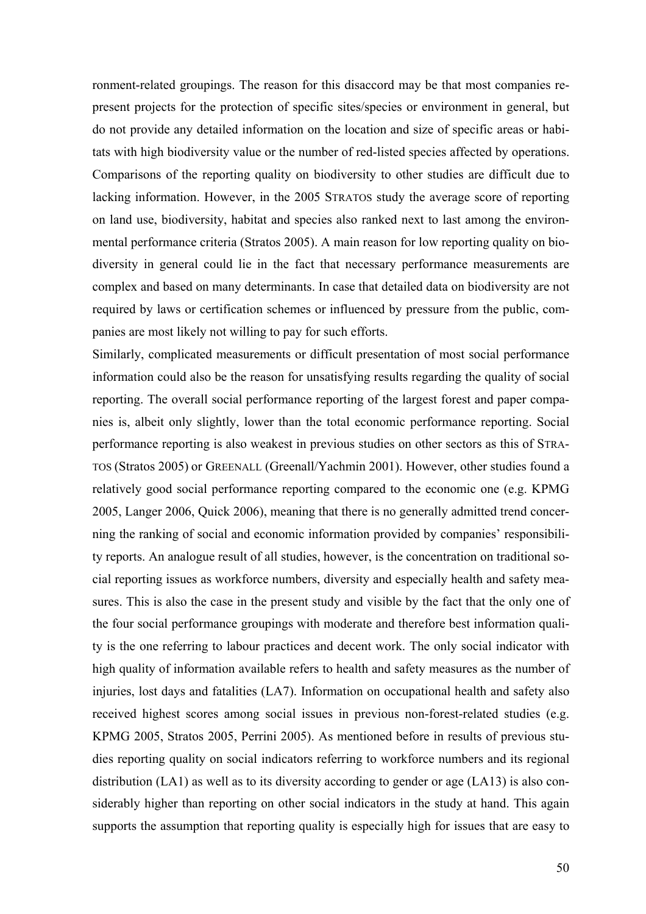ronment-related groupings. The reason for this disaccord may be that most companies represent projects for the protection of specific sites/species or environment in general, but do not provide any detailed information on the location and size of specific areas or habitats with high biodiversity value or the number of red-listed species affected by operations. Comparisons of the reporting quality on biodiversity to other studies are difficult due to lacking information. However, in the 2005 STRATOS study the average score of reporting on land use, biodiversity, habitat and species also ranked next to last among the environmental performance criteria (Stratos 2005). A main reason for low reporting quality on biodiversity in general could lie in the fact that necessary performance measurements are complex and based on many determinants. In case that detailed data on biodiversity are not required by laws or certification schemes or influenced by pressure from the public, companies are most likely not willing to pay for such efforts.

Similarly, complicated measurements or difficult presentation of most social performance information could also be the reason for unsatisfying results regarding the quality of social reporting. The overall social performance reporting of the largest forest and paper companies is, albeit only slightly, lower than the total economic performance reporting. Social performance reporting is also weakest in previous studies on other sectors as this of STRATOS (Stratos 2005) or GREENALL (Greenall/Yachmin 2001). However, other studies found a relatively good social performance reporting compared to the economic one (e.g. KPMG 2005, Langer 2006, Quick 2006), meaning that there is no generally admitted trend concerning the ranking of social and economic information provided by companies' responsibility reports. An analogue result of all studies, however, is the concentration on traditional social reporting issues as workforce numbers, diversity and especially health and safety measures. This is also the case in the present study and visible by the fact that the only one of the four social performance groupings with moderate and therefore best information quality is the one referring to labour practices and decent work. The only social indicator with high quality of information available refers to health and safety measures as the number of injuries, lost days and fatalities (LA7). Information on occupational health and safety also received highest scores among social issues in previous non-forest-related studies (e.g. KPMG 2005, Stratos 2005, Perrini 2005). As mentioned before in results of previous studies reporting quality on social indicators referring to workforce numbers and its regional distribution (LA1) as well as to its diversity according to gender or age (LA13) is also considerably higher than reporting on other social indicators in the study at hand. This again supports the assumption that reporting quality is especially high for issues that are easy to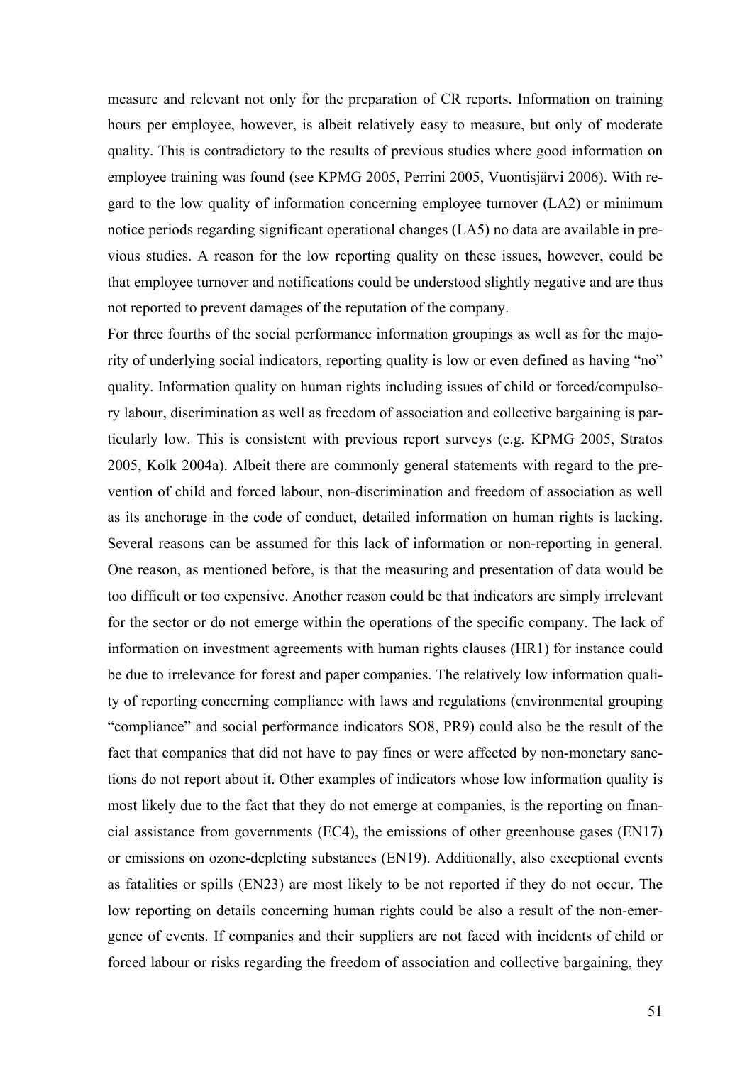measure and relevant not only for the preparation of CR reports. Information on training hours per employee, however, is albeit relatively easy to measure, but only of moderate quality. This is contradictory to the results of previous studies where good information on employee training was found (see KPMG 2005, Perrini 2005, Vuontisjärvi 2006). With regard to the low quality of information concerning employee turnover (LA2) or minimum notice periods regarding significant operational changes (LA5) no data are available in previous studies. A reason for the low reporting quality on these issues, however, could be that employee turnover and notifications could be understood slightly negative and are thus not reported to prevent damages of the reputation of the company.

For three fourths of the social performance information groupings as well as for the majority of underlying social indicators, reporting quality is low or even defined as having "no" quality. Information quality on human rights including issues of child or forced/compulsory labour, discrimination as well as freedom of association and collective bargaining is particularly low. This is consistent with previous report surveys (e.g. KPMG 2005, Stratos 2005, Kolk 2004a). Albeit there are commonly general statements with regard to the prevention of child and forced labour, non-discrimination and freedom of association as well as its anchorage in the code of conduct, detailed information on human rights is lacking. Several reasons can be assumed for this lack of information or non-reporting in general. One reason, as mentioned before, is that the measuring and presentation of data would be too difficult or too expensive. Another reason could be that indicators are simply irrelevant for the sector or do not emerge within the operations of the specific company. The lack of information on investment agreements with human rights clauses (HR1) for instance could be due to irrelevance for forest and paper companies. The relatively low information quality of reporting concerning compliance with laws and regulations (environmental grouping "compliance" and social performance indicators SO8, PR9) could also be the result of the fact that companies that did not have to pay fines or were affected by non-monetary sanctions do not report about it. Other examples of indicators whose low information quality is most likely due to the fact that they do not emerge at companies, is the reporting on financial assistance from governments (EC4), the emissions of other greenhouse gases (EN17) or emissions on ozone-depleting substances (EN19). Additionally, also exceptional events as fatalities or spills (EN23) are most likely to be not reported if they do not occur. The low reporting on details concerning human rights could be also a result of the non-emergence of events. If companies and their suppliers are not faced with incidents of child or forced labour or risks regarding the freedom of association and collective bargaining, they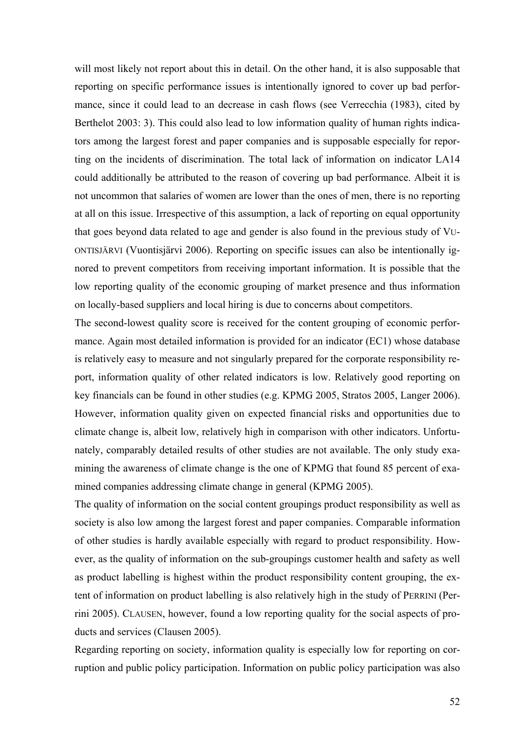will most likely not report about this in detail. On the other hand, it is also supposable that reporting on specific performance issues is intentionally ignored to cover up bad performance, since it could lead to an decrease in cash flows (see Verrecchia (1983), cited by Berthelot 2003: 3). This could also lead to low information quality of human rights indicators among the largest forest and paper companies and is supposable especially for reporting on the incidents of discrimination. The total lack of information on indicator LA14 could additionally be attributed to the reason of covering up bad performance. Albeit it is not uncommon that salaries of women are lower than the ones of men, there is no reporting at all on this issue. Irrespective of this assumption, a lack of reporting on equal opportunity that goes beyond data related to age and gender is also found in the previous study of VUONTISJÄRVI (Vuontisjärvi 2006). Reporting on specific issues can also be intentionally ignored to prevent competitors from receiving important information. It is possible that the low reporting quality of the economic grouping of market presence and thus information on locally-based suppliers and local hiring is due to concerns about competitors.

The second-lowest quality score is received for the content grouping of economic performance. Again most detailed information is provided for an indicator (EC1) whose database is relatively easy to measure and not singularly prepared for the corporate responsibility report, information quality of other related indicators is low. Relatively good reporting on key financials can be found in other studies (e.g. KPMG 2005, Stratos 2005, Langer 2006). However, information quality given on expected financial risks and opportunities due to climate change is, albeit low, relatively high in comparison with other indicators. Unfortunately, comparably detailed results of other studies are not available. The only study examining the awareness of climate change is the one of KPMG that found 85 percent of examined companies addressing climate change in general (KPMG 2005).

The quality of information on the social content groupings product responsibility as well as society is also low among the largest forest and paper companies. Comparable information of other studies is hardly available especially with regard to product responsibility. However, as the quality of information on the sub-groupings customer health and safety as well as product labelling is highest within the product responsibility content grouping, the extent of information on product labelling is also relatively high in the study of PERRINI (Perrini 2005). CLAUSEN, however, found a low reporting quality for the social aspects of products and services (Clausen 2005).

Regarding reporting on society, information quality is especially low for reporting on corruption and public policy participation. Information on public policy participation was also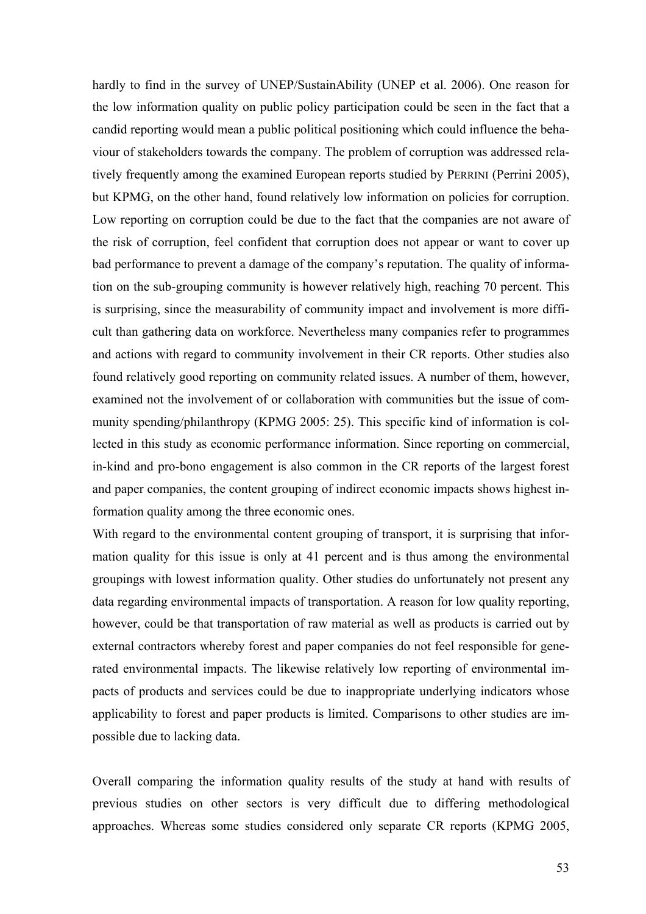hardly to find in the survey of UNEP/SustainAbility (UNEP et al. 2006). One reason for the low information quality on public policy participation could be seen in the fact that a candid reporting would mean a public political positioning which could influence the behaviour of stakeholders towards the company. The problem of corruption was addressed relatively frequently among the examined European reports studied by PERRINI (Perrini 2005), but KPMG, on the other hand, found relatively low information on policies for corruption. Low reporting on corruption could be due to the fact that the companies are not aware of the risk of corruption, feel confident that corruption does not appear or want to cover up bad performance to prevent a damage of the company's reputation. The quality of information on the sub-grouping community is however relatively high, reaching 70 percent. This is surprising, since the measurability of community impact and involvement is more difficult than gathering data on workforce. Nevertheless many companies refer to programmes and actions with regard to community involvement in their CR reports. Other studies also found relatively good reporting on community related issues. A number of them, however, examined not the involvement of or collaboration with communities but the issue of community spending/philanthropy (KPMG 2005: 25). This specific kind of information is collected in this study as economic performance information. Since reporting on commercial, in-kind and pro-bono engagement is also common in the CR reports of the largest forest and paper companies, the content grouping of indirect economic impacts shows highest information quality among the three economic ones.

With regard to the environmental content grouping of transport, it is surprising that information quality for this issue is only at 41 percent and is thus among the environmental groupings with lowest information quality. Other studies do unfortunately not present any data regarding environmental impacts of transportation. A reason for low quality reporting, however, could be that transportation of raw material as well as products is carried out by external contractors whereby forest and paper companies do not feel responsible for generated environmental impacts. The likewise relatively low reporting of environmental impacts of products and services could be due to inappropriate underlying indicators whose applicability to forest and paper products is limited. Comparisons to other studies are impossible due to lacking data.

Overall comparing the information quality results of the study at hand with results of previous studies on other sectors is very difficult due to differing methodological approaches. Whereas some studies considered only separate CR reports (KPMG 2005,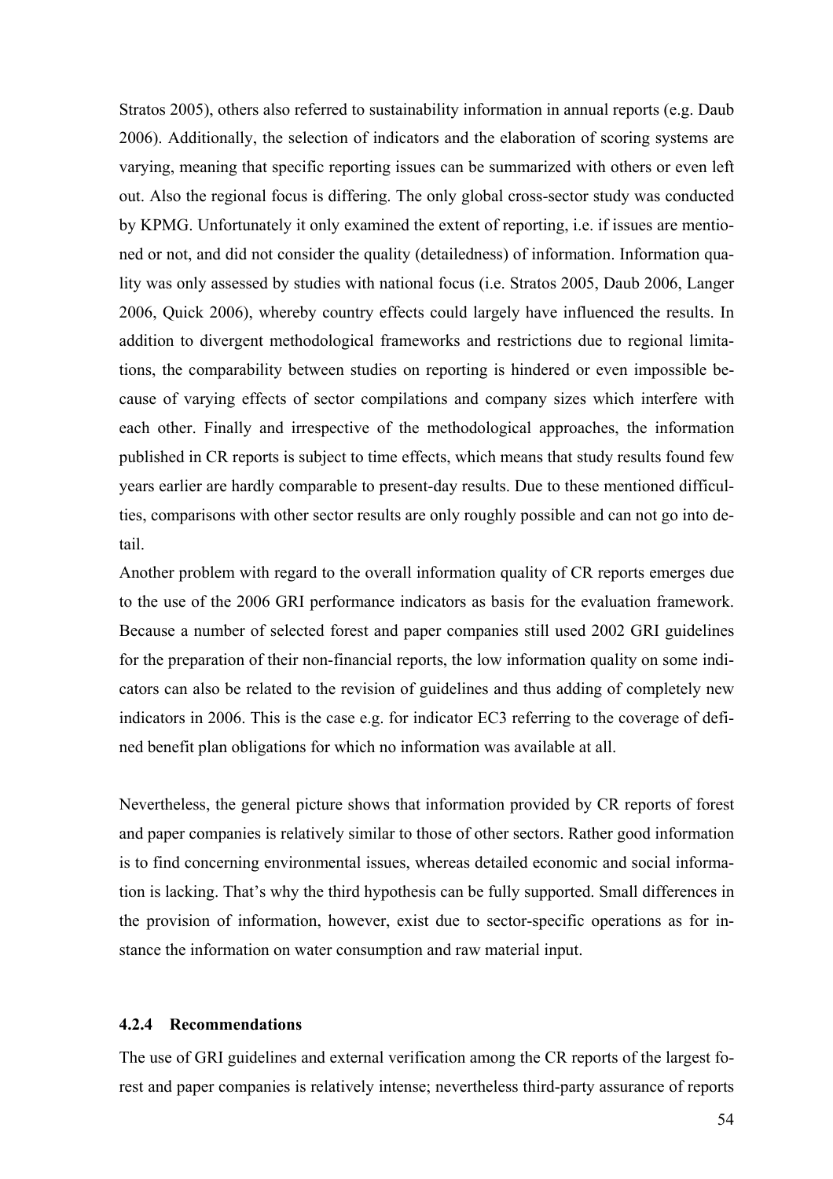Stratos 2005), others also referred to sustainability information in annual reports (e.g. Daub 2006). Additionally, the selection of indicators and the elaboration of scoring systems are varying, meaning that specific reporting issues can be summarized with others or even left out. Also the regional focus is differing. The only global cross-sector study was conducted by KPMG. Unfortunately it only examined the extent of reporting, i.e. if issues are mentioned or not, and did not consider the quality (detailedness) of information. Information quality was only assessed by studies with national focus (i.e. Stratos 2005, Daub 2006, Langer 2006, Quick 2006), whereby country effects could largely have influenced the results. In addition to divergent methodological frameworks and restrictions due to regional limitations, the comparability between studies on reporting is hindered or even impossible because of varying effects of sector compilations and company sizes which interfere with each other. Finally and irrespective of the methodological approaches, the information published in CR reports is subject to time effects, which means that study results found few years earlier are hardly comparable to present-day results. Due to these mentioned difficulties, comparisons with other sector results are only roughly possible and can not go into detail.

Another problem with regard to the overall information quality of CR reports emerges due to the use of the 2006 GRI performance indicators as basis for the evaluation framework. Because a number of selected forest and paper companies still used 2002 GRI guidelines for the preparation of their non-financial reports, the low information quality on some indicators can also be related to the revision of guidelines and thus adding of completely new indicators in 2006. This is the case e.g. for indicator EC3 referring to the coverage of defined benefit plan obligations for which no information was available at all.

Nevertheless, the general picture shows that information provided by CR reports of forest and paper companies is relatively similar to those of other sectors. Rather good information is to find concerning environmental issues, whereas detailed economic and social information is lacking. That's why the third hypothesis can be fully supported. Small differences in the provision of information, however, exist due to sector-specific operations as for instance the information on water consumption and raw material input.

### 4.2.4 Recommendations

The use of GRI guidelines and external verification among the CR reports of the largest forest and paper companies is relatively intense; nevertheless third-party assurance of reports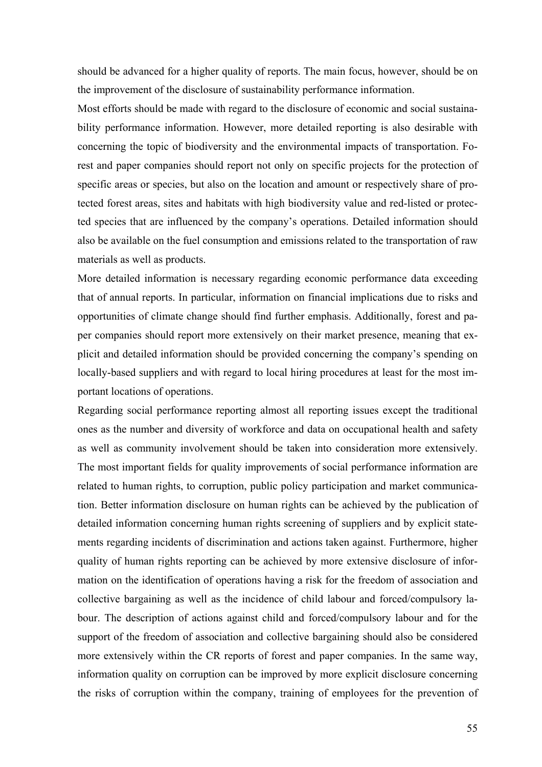should be advanced for a higher quality of reports. The main focus, however, should be on the improvement of the disclosure of sustainability performance information.

Most efforts should be made with regard to the disclosure of economic and social sustainability performance information. However, more detailed reporting is also desirable with concerning the topic of biodiversity and the environmental impacts of transportation. Forest and paper companies should report not only on specific projects for the protection of specific areas or species, but also on the location and amount or respectively share of protected forest areas, sites and habitats with high biodiversity value and red-listed or protected species that are influenced by the company's operations. Detailed information should also be available on the fuel consumption and emissions related to the transportation of raw materials as well as products.

More detailed information is necessary regarding economic performance data exceeding that of annual reports. In particular, information on financial implications due to risks and opportunities of climate change should find further emphasis. Additionally, forest and paper companies should report more extensively on their market presence, meaning that explicit and detailed information should be provided concerning the company's spending on locally-based suppliers and with regard to local hiring procedures at least for the most important locations of operations.

Regarding social performance reporting almost all reporting issues except the traditional ones as the number and diversity of workforce and data on occupational health and safety as well as community involvement should be taken into consideration more extensively. The most important fields for quality improvements of social performance information are related to human rights, to corruption, public policy participation and market communication. Better information disclosure on human rights can be achieved by the publication of detailed information concerning human rights screening of suppliers and by explicit statements regarding incidents of discrimination and actions taken against. Furthermore, higher quality of human rights reporting can be achieved by more extensive disclosure of information on the identification of operations having a risk for the freedom of association and collective bargaining as well as the incidence of child labour and forced/compulsory labour. The description of actions against child and forced/compulsory labour and for the support of the freedom of association and collective bargaining should also be considered more extensively within the CR reports of forest and paper companies. In the same way, information quality on corruption can be improved by more explicit disclosure concerning the risks of corruption within the company, training of employees for the prevention of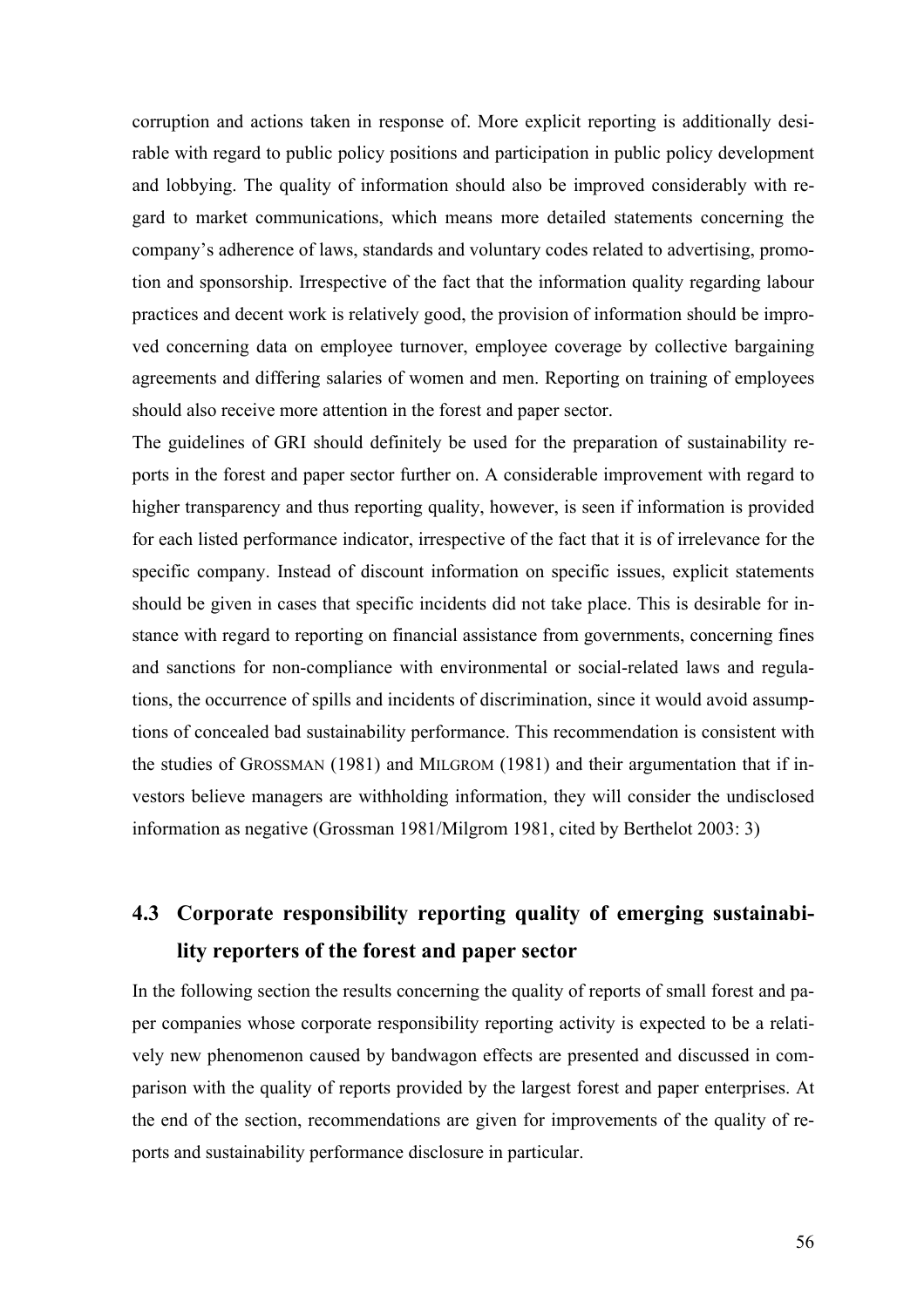corruption and actions taken in response of. More explicit reporting is additionally desirable with regard to public policy positions and participation in public policy development and lobbying. The quality of information should also be improved considerably with regard to market communications, which means more detailed statements concerning the company's adherence of laws, standards and voluntary codes related to advertising, promotion and sponsorship. Irrespective of the fact that the information quality regarding labour practices and decent work is relatively good, the provision of information should be improved concerning data on employee turnover, employee coverage by collective bargaining agreements and differing salaries of women and men. Reporting on training of employees should also receive more attention in the forest and paper sector.

The guidelines of GRI should definitely be used for the preparation of sustainability reports in the forest and paper sector further on. A considerable improvement with regard to higher transparency and thus reporting quality, however, is seen if information is provided for each listed performance indicator, irrespective of the fact that it is of irrelevance for the specific company. Instead of discount information on specific issues, explicit statements should be given in cases that specific incidents did not take place. This is desirable for instance with regard to reporting on financial assistance from governments, concerning fines and sanctions for non-compliance with environmental or social-related laws and regulations, the occurrence of spills and incidents of discrimination, since it would avoid assumptions of concealed bad sustainability performance. This recommendation is consistent with the studies of GROSSMAN (1981) and MILGROM (1981) and their argumentation that if investors believe managers are withholding information, they will consider the undisclosed information as negative (Grossman 1981/Milgrom 1981, cited by Berthelot 2003: 3)

## 4.3 Corporate responsibility reporting quality of emerging sustainability reporters of the forest and paper sector

In the following section the results concerning the quality of reports of small forest and paper companies whose corporate responsibility reporting activity is expected to be a relatively new phenomenon caused by bandwagon effects are presented and discussed in comparison with the quality of reports provided by the largest forest and paper enterprises. At the end of the section, recommendations are given for improvements of the quality of reports and sustainability performance disclosure in particular.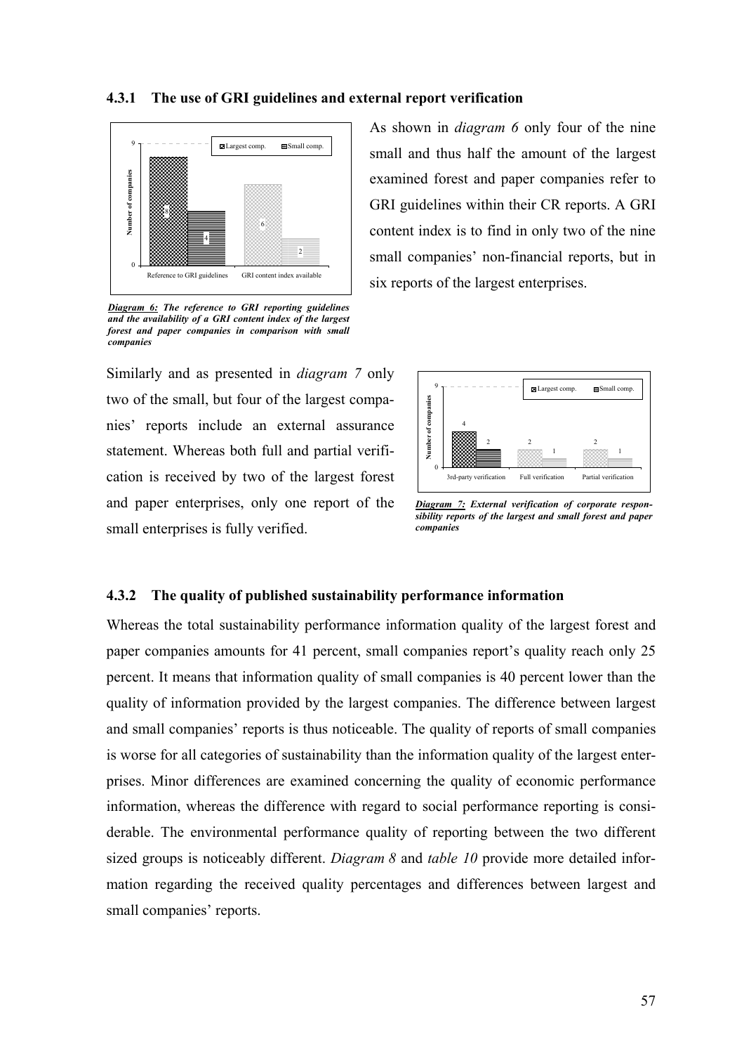### 4.3.1 The use of GRI guidelines and external report verification

As shown in *diagram 6* only four of the nine small and thus half the amount of the largest examined forest and paper companies refer to GRI guidelines within their CR reports. A GRI content index is to find in only two of the nine small companies' non-financial reports, but in six reports of the largest enterprises.

***Diagram 6:*** ***The reference to GRI reporting guidelines and the availability of a GRI content index of the largest forest and paper companies in comparison with small companies***

Similarly and as presented in *diagram 7* only two of the small, but four of the largest companies' reports include an external assurance statement. Whereas both full and partial verification is received by two of the largest forest and paper enterprises, only one report of the small enterprises is fully verified.

***Diagram 7:*** ***External verification of corporate responsibility reports of the largest and small forest and paper companies***

### 4.3.2 The quality of published sustainability performance information

Whereas the total sustainability performance information quality of the largest forest and paper companies amounts for 41 percent, small companies report's quality reach only 25 percent. It means that information quality of small companies is 40 percent lower than the quality of information provided by the largest companies. The difference between largest and small companies' reports is thus noticeable. The quality of reports of small companies is worse for all categories of sustainability than the information quality of the largest enterprises. Minor differences are examined concerning the quality of economic performance information, whereas the difference with regard to social performance reporting is considerable. The environmental performance quality of reporting between the two different sized groups is noticeably different. *Diagram 8* and *table 10* provide more detailed information regarding the received quality percentages and differences between largest and small companies' reports.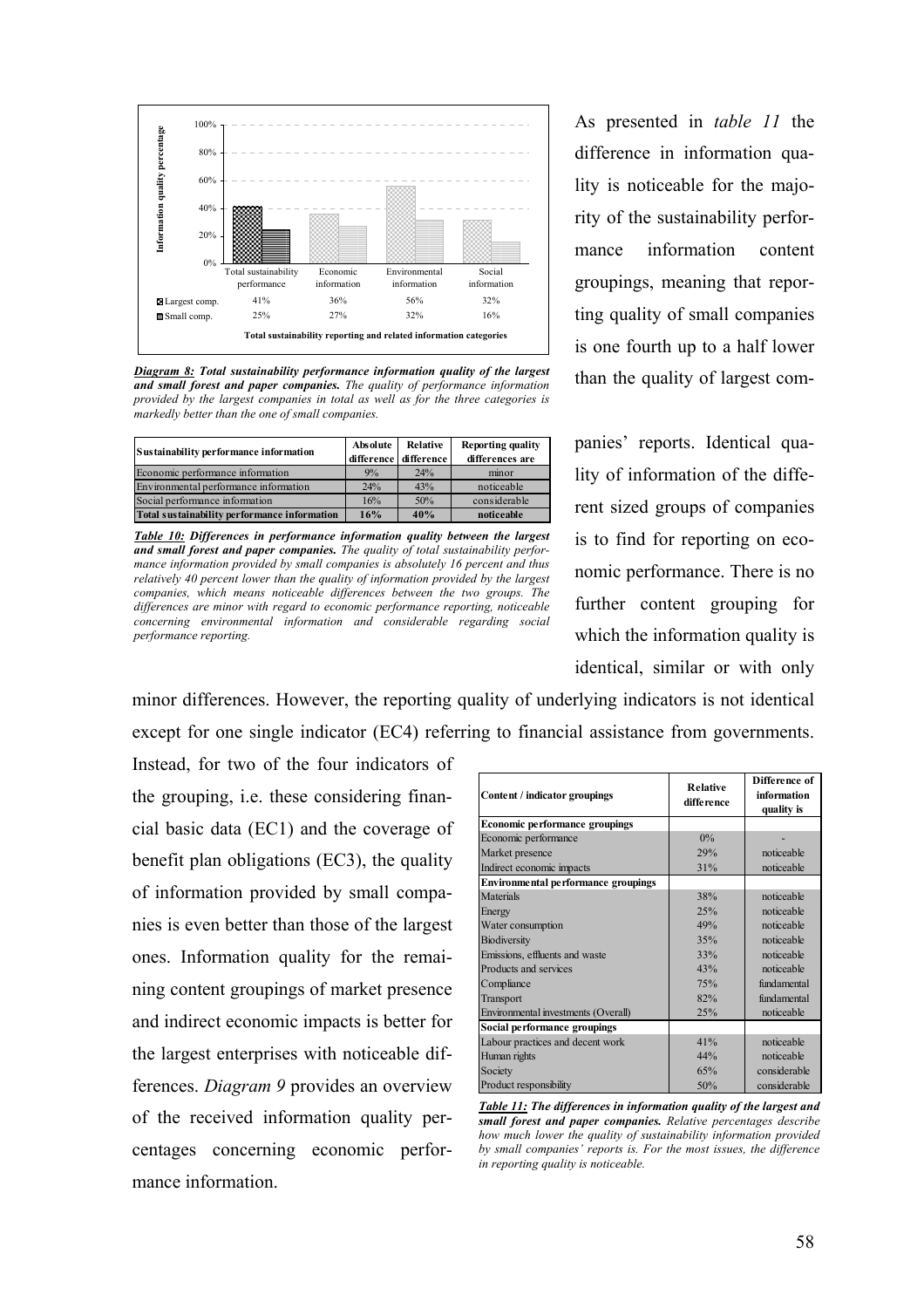| | Total sustainability performance | Economic information | Environmental information | Social information |
|---|---|---|---|---|
| Largest comp. | 41% | 36% | 56% | 32% |
| Small comp. | 25% | 27% | 32% | 16% |

Total sustainability reporting and related information categories

***Diagram 8:*** ***Total sustainability performance information quality of the largest and small forest and paper companies.*** *The quality of performance information provided by the largest companies in total as well as for the three categories is markedly better than the one of small companies.*

| Sustainability performance information | Absolute difference | Relative difference | Reporting quality differences are |
|---|---|---|---|
| Economic performance information | 9% | 24% | minor |
| Environmental performance information | 24% | 43% | noticeable |
| Social performance information | 16% | 50% | considerable |
| **Total sustainability performance information** | **16%** | **40%** | **noticeable** |

***Table 10:*** ***Differences in performance information quality between the largest and small forest and paper companies.*** *The quality of total sustainability performance information provided by small companies is absolutely 16 percent and thus relatively 40 percent lower than the quality of information provided by the largest companies, which means noticeable differences between the two groups. The differences are minor with regard to economic performance reporting, noticeable concerning environmental information and considerable regarding social performance reporting.*

As presented in *table 11* the difference in information quality is noticeable for the majority of the sustainability performance information content groupings, meaning that reporting quality of small companies is one fourth up to a half lower than the quality of largest companies' reports. Identical quality of information of the different sized groups of companies is to find for reporting on economic performance. There is no further content grouping for which the information quality is identical, similar or with only minor differences. However, the reporting quality of underlying indicators is not identical except for one single indicator (EC4) referring to financial assistance from governments. Instead, for two of the four indicators of the grouping, i.e. these considering financial basic data (EC1) and the coverage of benefit plan obligations (EC3), the quality of information provided by small companies is even better than those of the largest ones. Information quality for the remaining content groupings of market presence and indirect economic impacts is better for the largest enterprises with noticeable differences. *Diagram 9* provides an overview of the received information quality percentages concerning economic performance information.

| Content / indicator groupings | Relative difference | Difference of information quality is |
|---|---|---|
| **Economic performance groupings** | | |
| Economic performance | 0% | - |
| Market presence | 29% | noticeable |
| Indirect economic impacts | 31% | noticeable |
| **Environmental performance groupings** | | |
| Materials | 38% | noticeable |
| Energy | 25% | noticeable |
| Water consumption | 49% | noticeable |
| Biodiversity | 35% | noticeable |
| Emissions, effluents and waste | 33% | noticeable |
| Products and services | 43% | noticeable |
| Compliance | 75% | fundamental |
| Transport | 82% | fundamental |
| Environmental investments (Overall) | 25% | noticeable |
| **Social performance groupings** | | |
| Labour practices and decent work | 41% | noticeable |
| Human rights | 44% | noticeable |
| Society | 65% | considerable |
| Product responsibility | 50% | considerable |

***Table 11:*** ***The differences in information quality of the largest and small forest and paper companies.*** *Relative percentages describe how much lower the quality of sustainability information provided by small companies' reports is. For the most issues, the difference in reporting quality is noticeable.*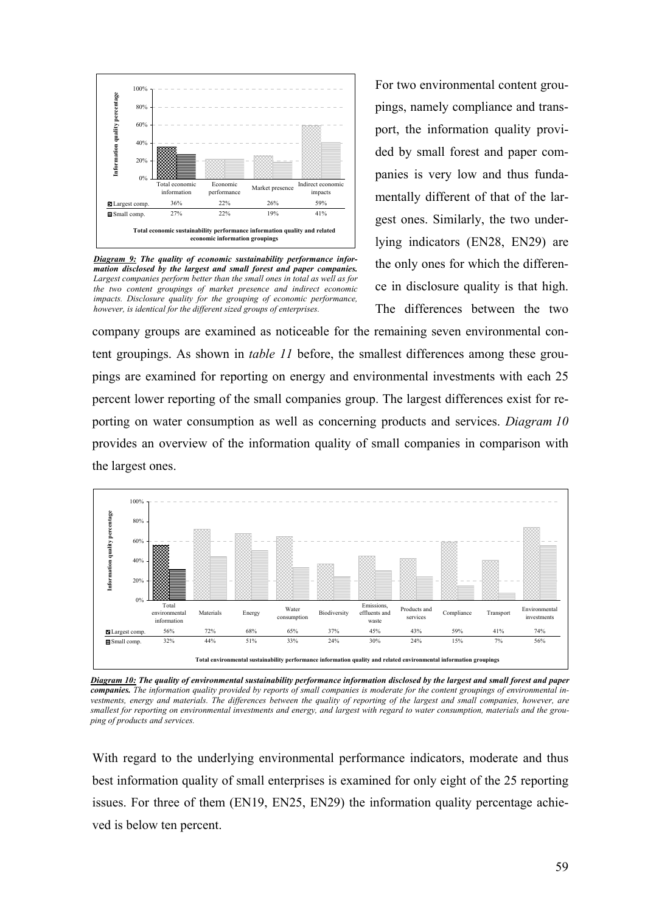| | Total economic information | Economic performance | Market presence | Indirect economic impacts |
|---|---|---|---|---|
| Largest comp. | 36% | 22% | 26% | 59% |
| Small comp. | 27% | 22% | 19% | 41% |

Total economic sustainability performance information quality and related economic information groupings

***Diagram 9:*** ***The quality of economic sustainability performance information disclosed by the largest and small forest and paper companies.*** *Largest companies perform better than the small ones in total as well as for the two content groupings of market presence and indirect economic impacts. Disclosure quality for the grouping of economic performance, however, is identical for the different sized groups of enterprises.*

For two environmental content groupings, namely compliance and transport, the information quality provided by small forest and paper companies is very low and thus fundamentally different of that of the largest ones. Similarly, the two underlying indicators (EN28, EN29) are the only ones for which the difference in disclosure quality is that high. The differences between the two company groups are examined as noticeable for the remaining seven environmental content groupings. As shown in *table 11* before, the smallest differences among these groupings are examined for reporting on energy and environmental investments with each 25 percent lower reporting of the small companies group. The largest differences exist for reporting on water consumption as well as concerning products and services. *Diagram 10* provides an overview of the information quality of small companies in comparison with the largest ones.

| | Total environmental information | Materials | Energy | Water consumption | Biodiversity | Emissions, effluents and waste | Products and services | Compliance | Transport | Environmental investments |
|---|---|---|---|---|---|---|---|---|---|---|
| Largest comp. | 56% | 72% | 68% | 65% | 37% | 45% | 43% | 59% | 41% | 74% |
| Small comp. | 32% | 44% | 51% | 33% | 24% | 30% | 24% | 15% | 7% | 56% |

Total environmental sustainability performance information quality and related environmental information groupings

***Diagram 10:*** ***The quality of environmental sustainability performance information disclosed by the largest and small forest and paper companies.*** *The information quality provided by reports of small companies is moderate for the content groupings of environmental investments, energy and materials. The differences between the quality of reporting of the largest and small companies, however, are smallest for reporting on environmental investments and energy, and largest with regard to water consumption, materials and the grouping of products and services.*

With regard to the underlying environmental performance indicators, moderate and thus best information quality of small enterprises is examined for only eight of the 25 reporting issues. For three of them (EN19, EN25, EN29) the information quality percentage achieved is below ten percent.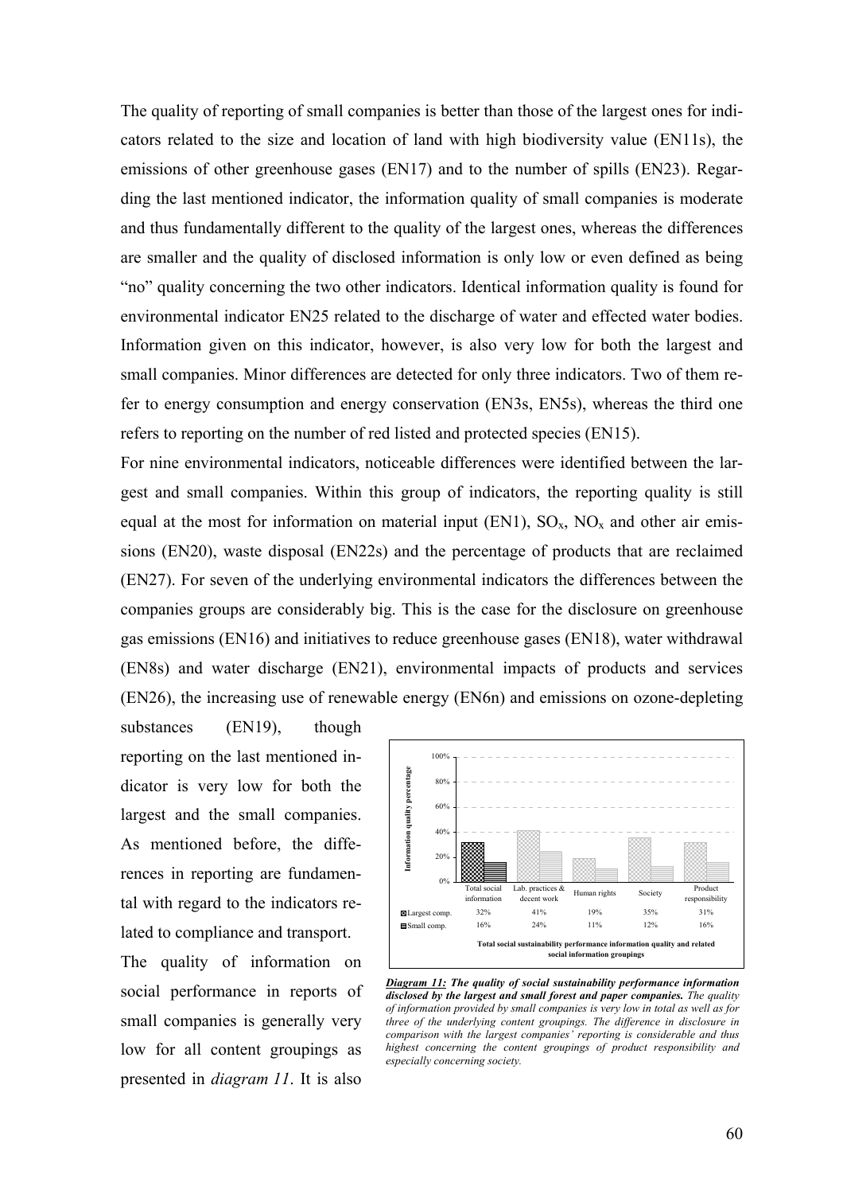The quality of reporting of small companies is better than those of the largest ones for indicators related to the size and location of land with high biodiversity value (EN11s), the emissions of other greenhouse gases (EN17) and to the number of spills (EN23). Regarding the last mentioned indicator, the information quality of small companies is moderate and thus fundamentally different to the quality of the largest ones, whereas the differences are smaller and the quality of disclosed information is only low or even defined as being "no" quality concerning the two other indicators. Identical information quality is found for environmental indicator EN25 related to the discharge of water and effected water bodies. Information given on this indicator, however, is also very low for both the largest and small companies. Minor differences are detected for only three indicators. Two of them refer to energy consumption and energy conservation (EN3s, EN5s), whereas the third one refers to reporting on the number of red listed and protected species (EN15).

For nine environmental indicators, noticeable differences were identified between the largest and small companies. Within this group of indicators, the reporting quality is still equal at the most for information on material input (EN1), $SO_x$, $NO_x$ and other air emissions (EN20), waste disposal (EN22s) and the percentage of products that are reclaimed (EN27). For seven of the underlying environmental indicators the differences between the companies groups are considerably big. This is the case for the disclosure on greenhouse gas emissions (EN16) and initiatives to reduce greenhouse gases (EN18), water withdrawal (EN8s) and water discharge (EN21), environmental impacts of products and services (EN26), the increasing use of renewable energy (EN6n) and emissions on ozone-depleting substances (EN19), though reporting on the last mentioned indicator is very low for both the largest and the small companies. As mentioned before, the differences in reporting are fundamental with regard to the indicators related to compliance and transport.

The quality of information on social performance in reports of small companies is generally very low for all content groupings as presented in *diagram 11*. It is also

| | Total social information | Lab. practices & decent work | Human rights | Society | Product responsibility |
|---|---|---|---|---|---|
| Largest comp. | 32% | 41% | 19% | 35% | 31% |
| Small comp. | 16% | 24% | 11% | 12% | 16% |

Total social sustainability performance information quality and related social information groupings

***Diagram 11:* The quality of social sustainability performance information disclosed by the largest and small forest and paper companies.** *The quality of information provided by small companies is very low in total as well as for three of the underlying content groupings. The difference in disclosure in comparison with the largest companies' reporting is considerable and thus highest concerning the content groupings of product responsibility and especially concerning society.*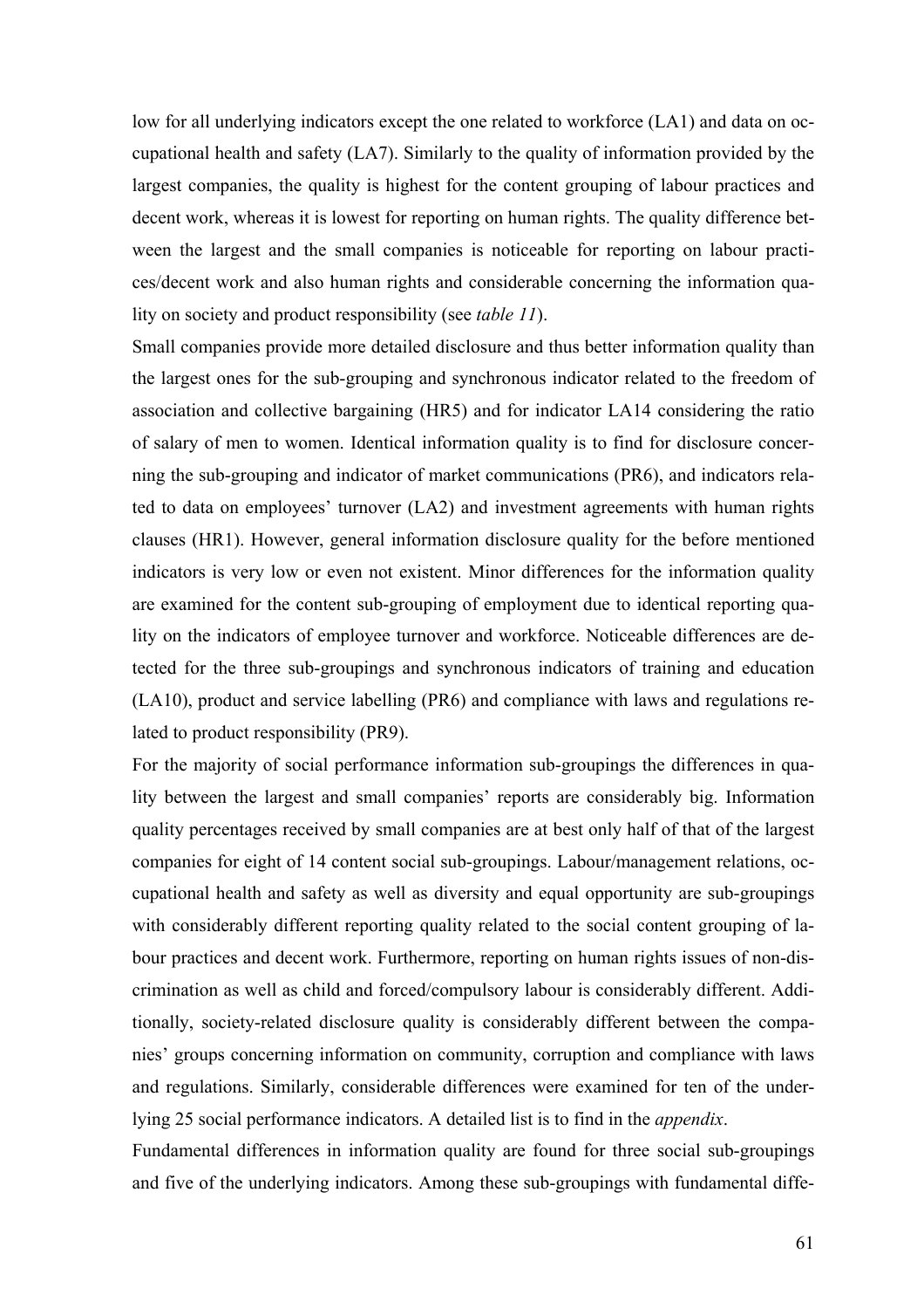low for all underlying indicators except the one related to workforce (LA1) and data on occupational health and safety (LA7). Similarly to the quality of information provided by the largest companies, the quality is highest for the content grouping of labour practices and decent work, whereas it is lowest for reporting on human rights. The quality difference between the largest and the small companies is noticeable for reporting on labour practices/decent work and also human rights and considerable concerning the information quality on society and product responsibility (see *table 11*).

Small companies provide more detailed disclosure and thus better information quality than the largest ones for the sub-grouping and synchronous indicator related to the freedom of association and collective bargaining (HR5) and for indicator LA14 considering the ratio of salary of men to women. Identical information quality is to find for disclosure concerning the sub-grouping and indicator of market communications (PR6), and indicators related to data on employees' turnover (LA2) and investment agreements with human rights clauses (HR1). However, general information disclosure quality for the before mentioned indicators is very low or even not existent. Minor differences for the information quality are examined for the content sub-grouping of employment due to identical reporting quality on the indicators of employee turnover and workforce. Noticeable differences are detected for the three sub-groupings and synchronous indicators of training and education (LA10), product and service labelling (PR6) and compliance with laws and regulations related to product responsibility (PR9).

For the majority of social performance information sub-groupings the differences in quality between the largest and small companies' reports are considerably big. Information quality percentages received by small companies are at best only half of that of the largest companies for eight of 14 content social sub-groupings. Labour/management relations, occupational health and safety as well as diversity and equal opportunity are sub-groupings with considerably different reporting quality related to the social content grouping of labour practices and decent work. Furthermore, reporting on human rights issues of non-discrimination as well as child and forced/compulsory labour is considerably different. Additionally, society-related disclosure quality is considerably different between the companies' groups concerning information on community, corruption and compliance with laws and regulations. Similarly, considerable differences were examined for ten of the underlying 25 social performance indicators. A detailed list is to find in the *appendix*.

Fundamental differences in information quality are found for three social sub-groupings and five of the underlying indicators. Among these sub-groupings with fundamental diffe-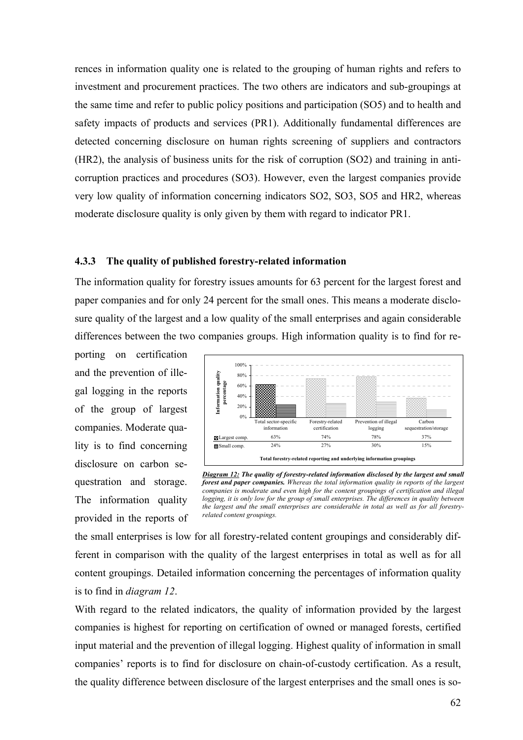rences in information quality one is related to the grouping of human rights and refers to investment and procurement practices. The two others are indicators and sub-groupings at the same time and refer to public policy positions and participation (SO5) and to health and safety impacts of products and services (PR1). Additionally fundamental differences are detected concerning disclosure on human rights screening of suppliers and contractors (HR2), the analysis of business units for the risk of corruption (SO2) and training in anti-corruption practices and procedures (SO3). However, even the largest companies provide very low quality of information concerning indicators SO2, SO3, SO5 and HR2, whereas moderate disclosure quality is only given by them with regard to indicator PR1.

### 4.3.3 The quality of published forestry-related information

The information quality for forestry issues amounts for 63 percent for the largest forest and paper companies and for only 24 percent for the small ones. This means a moderate disclosure quality of the largest and a low quality of the small enterprises and again considerable differences between the two companies groups. High information quality is to find for reporting on certification and the prevention of illegal logging in the reports of the group of largest companies. Moderate quality is to find concerning disclosure on carbon sequestration and storage. The information quality provided in the reports of the small enterprises is low for all forestry-related content groupings and considerably different in comparison with the quality of the largest enterprises in total as well as for all content groupings. Detailed information concerning the percentages of information quality is to find in *diagram 12*.

| | Total sector-specific information | Forestry-related certification | Prevention of illegal logging | Carbon sequestration/storage |
|---|---|---|---|---|
| Largest comp. | 63% | 74% | 78% | 37% |
| Small comp. | 24% | 27% | 30% | 15% |

Total forestry-related reporting and underlying information groupings

***Diagram 12:*** ***The quality of forestry-related information disclosed by the largest and small forest and paper companies.*** *Whereas the total information quality in reports of the largest companies is moderate and even high for the content groupings of certification and illegal logging, it is only low for the group of small enterprises. The differences in quality between the largest and the small enterprises are considerable in total as well as for all forestry-related content groupings.*

With regard to the related indicators, the quality of information provided by the largest companies is highest for reporting on certification of owned or managed forests, certified input material and the prevention of illegal logging. Highest quality of information in small companies' reports is to find for disclosure on chain-of-custody certification. As a result, the quality difference between disclosure of the largest enterprises and the small ones is so-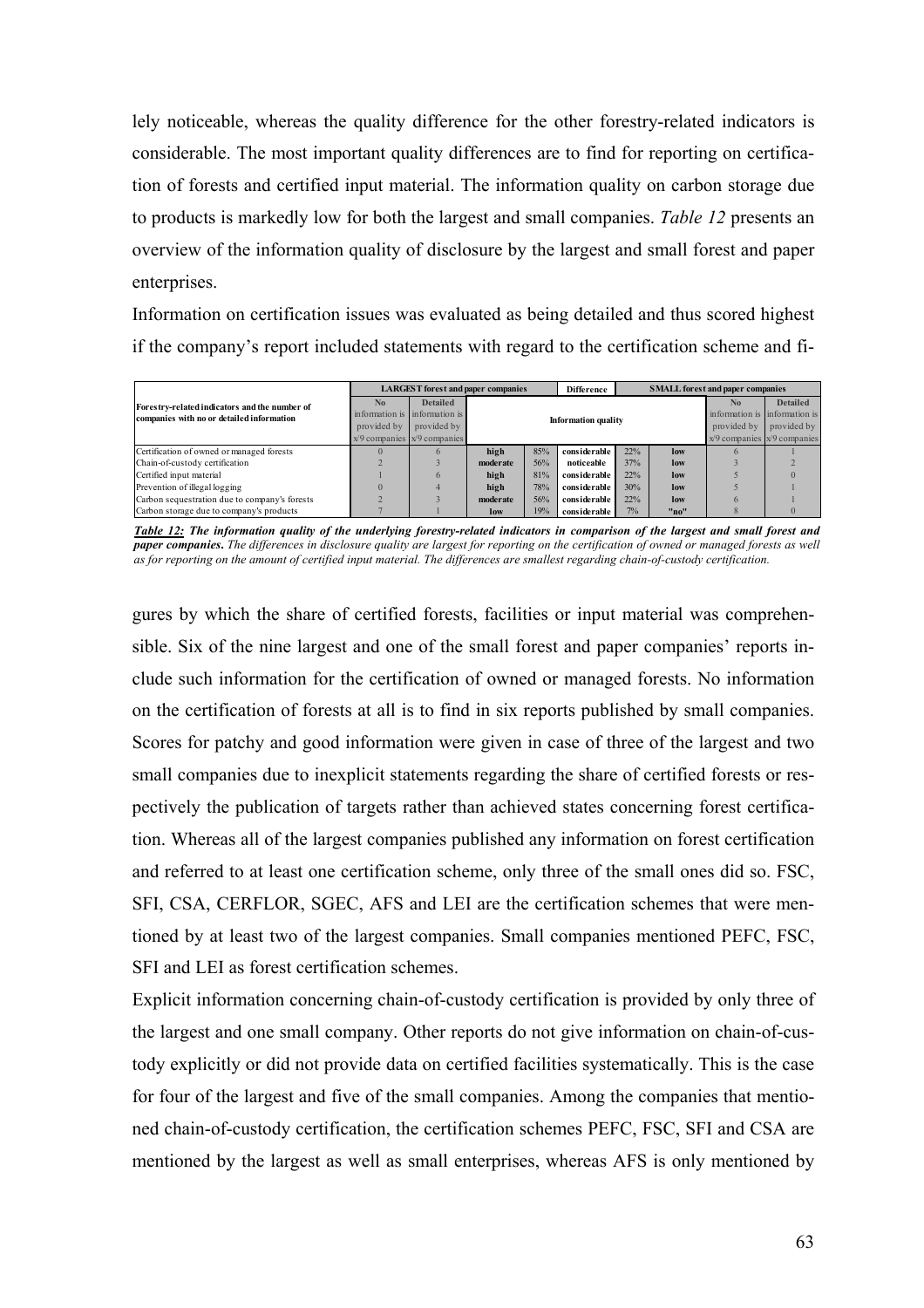lely noticeable, whereas the quality difference for the other forestry-related indicators is considerable. The most important quality differences are to find for reporting on certification of forests and certified input material. The information quality on carbon storage due to products is markedly low for both the largest and small companies. *Table 12* presents an overview of the information quality of disclosure by the largest and small forest and paper enterprises.

Information on certification issues was evaluated as being detailed and thus scored highest if the company's report included statements with regard to the certification scheme and fi-

| Forestry-related indicators and the number of companies with no or detailed information | LARGEST forest and paper companies | | | | Difference | | SMALL forest and paper companies | | |
|---|---|---|---|---|---|---|---|---|---|
| | No information is provided by x/9 companies | Detailed information is provided by x/9 companies | Information quality | | | | | No information is provided by x/9 companies | Detailed information is provided by x/9 companies |
| Certification of owned or managed forests | 0 | 6 | high | 85% | considerable | 22% | low | 6 | 1 |
| Chain-of-custody certification | 2 | 3 | moderate | 56% | noticeable | 37% | low | 3 | 2 |
| Certified input material | 1 | 6 | high | 81% | considerable | 22% | low | 5 | 0 |
| Prevention of illegal logging | 0 | 4 | high | 78% | considerable | 30% | low | 5 | 1 |
| Carbon sequestration due to company's forests | 2 | 3 | moderate | 56% | considerable | 22% | low | 6 | 1 |
| Carbon storage due to company's products | 7 | 1 | low | 19% | considerable | 7% | "no" | 8 | 0 |

***Table 12:*** ***The information quality of the underlying forestry-related indicators in comparison of the largest and small forest and paper companies.*** *The differences in disclosure quality are largest for reporting on the certification of owned or managed forests as well as for reporting on the amount of certified input material. The differences are smallest regarding chain-of-custody certification.*

gures by which the share of certified forests, facilities or input material was comprehensible. Six of the nine largest and one of the small forest and paper companies' reports include such information for the certification of owned or managed forests. No information on the certification of forests at all is to find in six reports published by small companies. Scores for patchy and good information were given in case of three of the largest and two small companies due to inexplicit statements regarding the share of certified forests or respectively the publication of targets rather than achieved states concerning forest certification. Whereas all of the largest companies published any information on forest certification and referred to at least one certification scheme, only three of the small ones did so. FSC, SFI, CSA, CERFLOR, SGEC, AFS and LEI are the certification schemes that were mentioned by at least two of the largest companies. Small companies mentioned PEFC, FSC, SFI and LEI as forest certification schemes.

Explicit information concerning chain-of-custody certification is provided by only three of the largest and one small company. Other reports do not give information on chain-of-custody explicitly or did not provide data on certified facilities systematically. This is the case for four of the largest and five of the small companies. Among the companies that mentioned chain-of-custody certification, the certification schemes PEFC, FSC, SFI and CSA are mentioned by the largest as well as small enterprises, whereas AFS is only mentioned by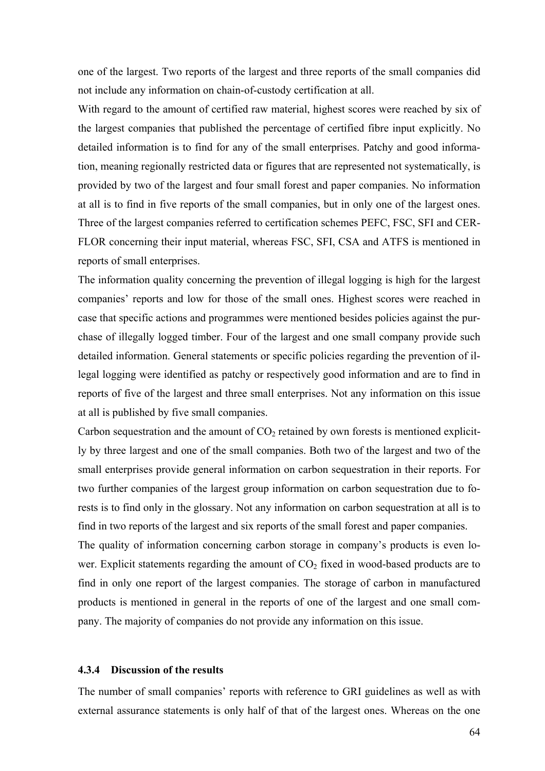one of the largest. Two reports of the largest and three reports of the small companies did not include any information on chain-of-custody certification at all.

With regard to the amount of certified raw material, highest scores were reached by six of the largest companies that published the percentage of certified fibre input explicitly. No detailed information is to find for any of the small enterprises. Patchy and good information, meaning regionally restricted data or figures that are represented not systematically, is provided by two of the largest and four small forest and paper companies. No information at all is to find in five reports of the small companies, but in only one of the largest ones. Three of the largest companies referred to certification schemes PEFC, FSC, SFI and CERFLOR concerning their input material, whereas FSC, SFI, CSA and ATFS is mentioned in reports of small enterprises.

The information quality concerning the prevention of illegal logging is high for the largest companies' reports and low for those of the small ones. Highest scores were reached in case that specific actions and programmes were mentioned besides policies against the purchase of illegally logged timber. Four of the largest and one small company provide such detailed information. General statements or specific policies regarding the prevention of illegal logging were identified as patchy or respectively good information and are to find in reports of five of the largest and three small enterprises. Not any information on this issue at all is published by five small companies.

Carbon sequestration and the amount of $CO_2$ retained by own forests is mentioned explicitly by three largest and one of the small companies. Both two of the largest and two of the small enterprises provide general information on carbon sequestration in their reports. For two further companies of the largest group information on carbon sequestration due to forests is to find only in the glossary. Not any information on carbon sequestration at all is to find in two reports of the largest and six reports of the small forest and paper companies.

The quality of information concerning carbon storage in company's products is even lower. Explicit statements regarding the amount of $CO_2$ fixed in wood-based products are to find in only one report of the largest companies. The storage of carbon in manufactured products is mentioned in general in the reports of one of the largest and one small company. The majority of companies do not provide any information on this issue.

#### 4.3.4 Discussion of the results

The number of small companies' reports with reference to GRI guidelines as well as with external assurance statements is only half of that of the largest ones. Whereas on the one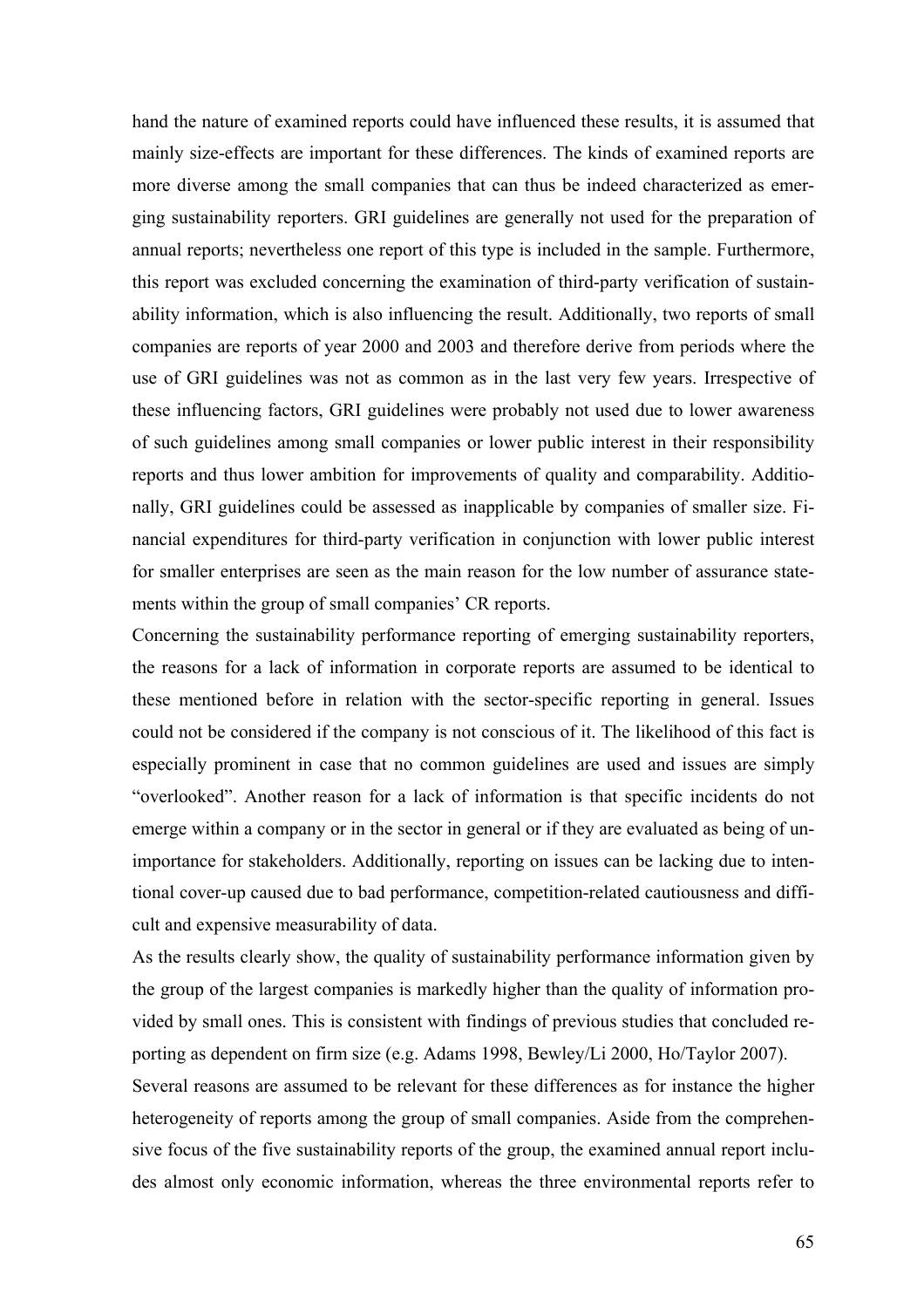hand the nature of examined reports could have influenced these results, it is assumed that mainly size-effects are important for these differences. The kinds of examined reports are more diverse among the small companies that can thus be indeed characterized as emerging sustainability reporters. GRI guidelines are generally not used for the preparation of annual reports; nevertheless one report of this type is included in the sample. Furthermore, this report was excluded concerning the examination of third-party verification of sustainability information, which is also influencing the result. Additionally, two reports of small companies are reports of year 2000 and 2003 and therefore derive from periods where the use of GRI guidelines was not as common as in the last very few years. Irrespective of these influencing factors, GRI guidelines were probably not used due to lower awareness of such guidelines among small companies or lower public interest in their responsibility reports and thus lower ambition for improvements of quality and comparability. Additionally, GRI guidelines could be assessed as inapplicable by companies of smaller size. Financial expenditures for third-party verification in conjunction with lower public interest for smaller enterprises are seen as the main reason for the low number of assurance statements within the group of small companies' CR reports.

Concerning the sustainability performance reporting of emerging sustainability reporters, the reasons for a lack of information in corporate reports are assumed to be identical to these mentioned before in relation with the sector-specific reporting in general. Issues could not be considered if the company is not conscious of it. The likelihood of this fact is especially prominent in case that no common guidelines are used and issues are simply "overlooked". Another reason for a lack of information is that specific incidents do not emerge within a company or in the sector in general or if they are evaluated as being of unimportance for stakeholders. Additionally, reporting on issues can be lacking due to intentional cover-up caused due to bad performance, competition-related cautiousness and difficult and expensive measurability of data.

As the results clearly show, the quality of sustainability performance information given by the group of the largest companies is markedly higher than the quality of information provided by small ones. This is consistent with findings of previous studies that concluded reporting as dependent on firm size (e.g. Adams 1998, Bewley/Li 2000, Ho/Taylor 2007).

Several reasons are assumed to be relevant for these differences as for instance the higher heterogeneity of reports among the group of small companies. Aside from the comprehensive focus of the five sustainability reports of the group, the examined annual report includes almost only economic information, whereas the three environmental reports refer to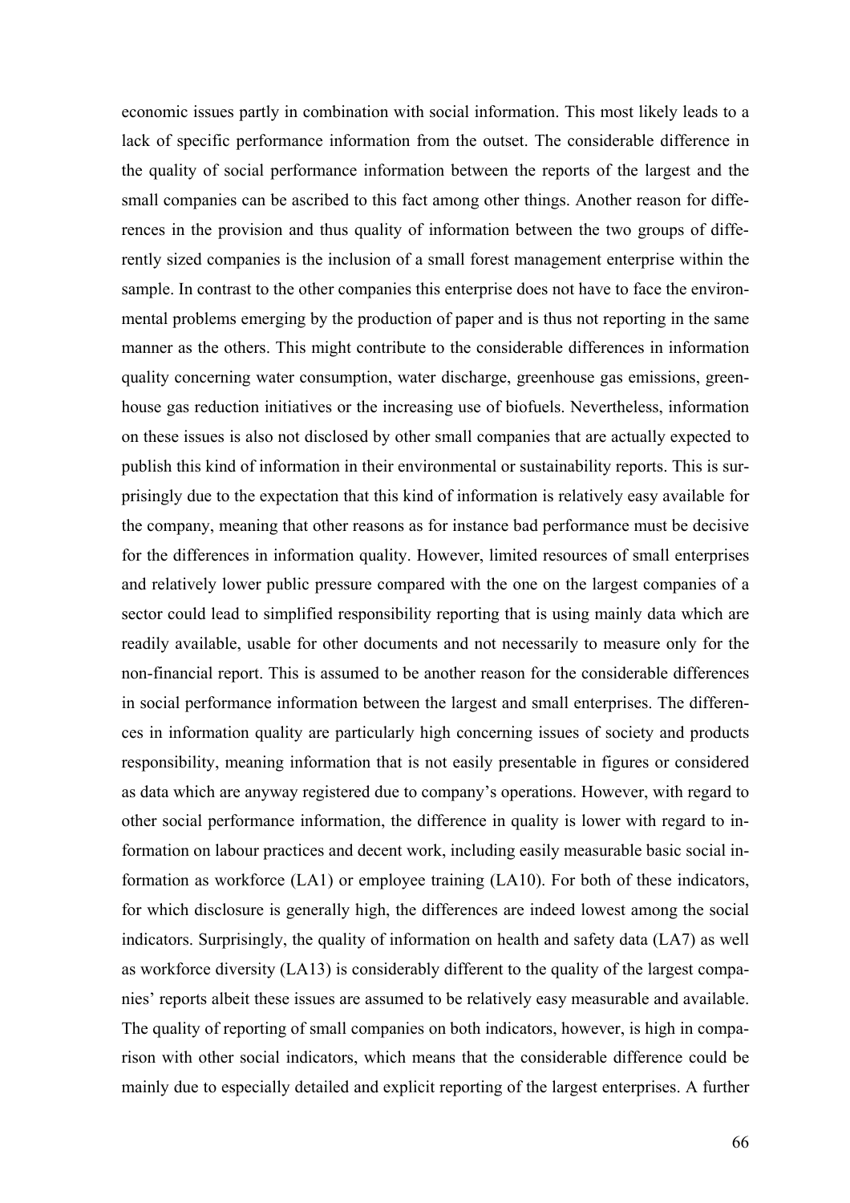economic issues partly in combination with social information. This most likely leads to a lack of specific performance information from the outset. The considerable difference in the quality of social performance information between the reports of the largest and the small companies can be ascribed to this fact among other things. Another reason for differences in the provision and thus quality of information between the two groups of differently sized companies is the inclusion of a small forest management enterprise within the sample. In contrast to the other companies this enterprise does not have to face the environmental problems emerging by the production of paper and is thus not reporting in the same manner as the others. This might contribute to the considerable differences in information quality concerning water consumption, water discharge, greenhouse gas emissions, greenhouse gas reduction initiatives or the increasing use of biofuels. Nevertheless, information on these issues is also not disclosed by other small companies that are actually expected to publish this kind of information in their environmental or sustainability reports. This is surprisingly due to the expectation that this kind of information is relatively easy available for the company, meaning that other reasons as for instance bad performance must be decisive for the differences in information quality. However, limited resources of small enterprises and relatively lower public pressure compared with the one on the largest companies of a sector could lead to simplified responsibility reporting that is using mainly data which are readily available, usable for other documents and not necessarily to measure only for the non-financial report. This is assumed to be another reason for the considerable differences in social performance information between the largest and small enterprises. The differences in information quality are particularly high concerning issues of society and products responsibility, meaning information that is not easily presentable in figures or considered as data which are anyway registered due to company's operations. However, with regard to other social performance information, the difference in quality is lower with regard to information on labour practices and decent work, including easily measurable basic social information as workforce (LA1) or employee training (LA10). For both of these indicators, for which disclosure is generally high, the differences are indeed lowest among the social indicators. Surprisingly, the quality of information on health and safety data (LA7) as well as workforce diversity (LA13) is considerably different to the quality of the largest companies' reports albeit these issues are assumed to be relatively easy measurable and available. The quality of reporting of small companies on both indicators, however, is high in comparison with other social indicators, which means that the considerable difference could be mainly due to especially detailed and explicit reporting of the largest enterprises. A further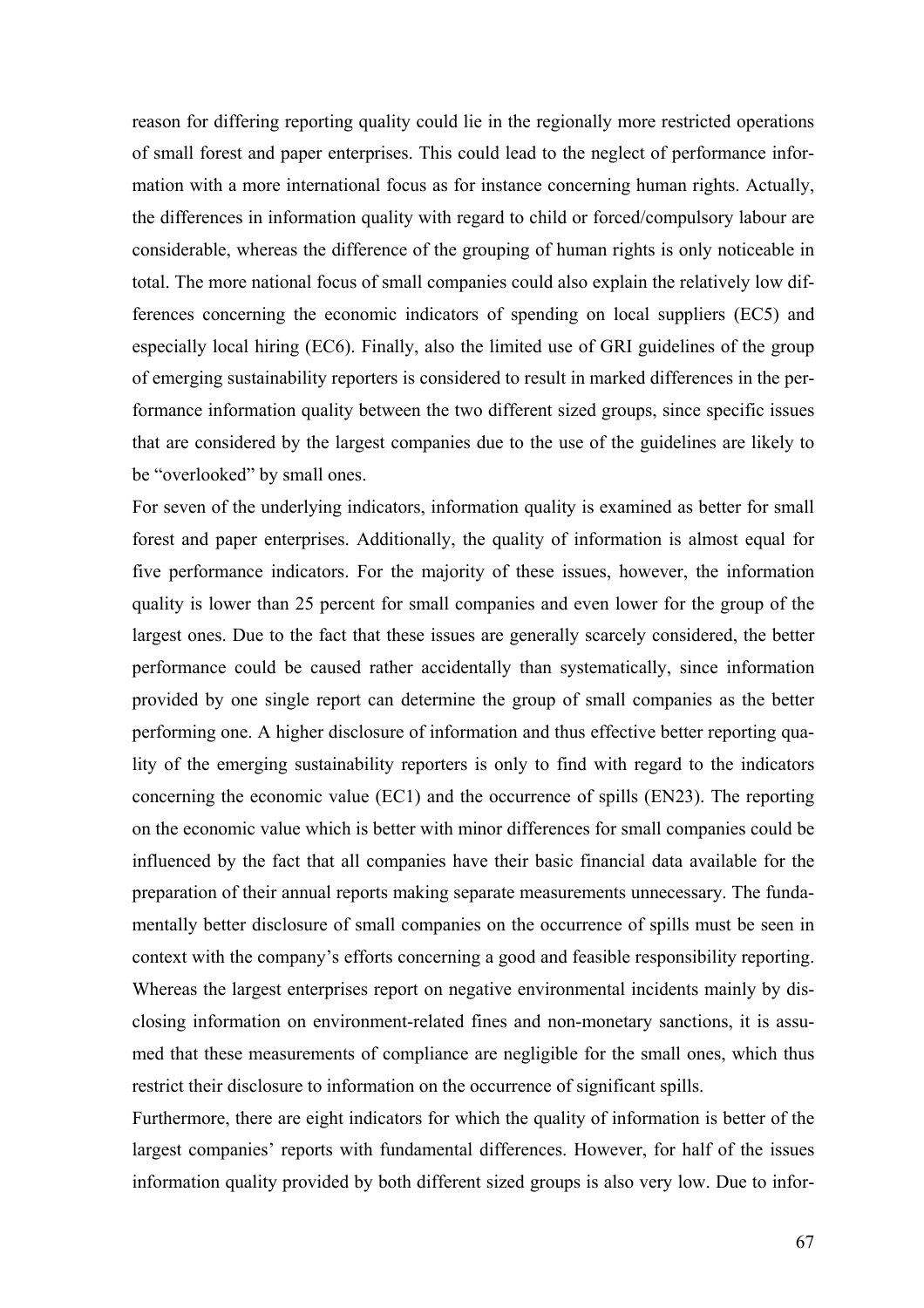reason for differing reporting quality could lie in the regionally more restricted operations of small forest and paper enterprises. This could lead to the neglect of performance information with a more international focus as for instance concerning human rights. Actually, the differences in information quality with regard to child or forced/compulsory labour are considerable, whereas the difference of the grouping of human rights is only noticeable in total. The more national focus of small companies could also explain the relatively low differences concerning the economic indicators of spending on local suppliers (EC5) and especially local hiring (EC6). Finally, also the limited use of GRI guidelines of the group of emerging sustainability reporters is considered to result in marked differences in the performance information quality between the two different sized groups, since specific issues that are considered by the largest companies due to the use of the guidelines are likely to be "overlooked" by small ones.

For seven of the underlying indicators, information quality is examined as better for small forest and paper enterprises. Additionally, the quality of information is almost equal for five performance indicators. For the majority of these issues, however, the information quality is lower than 25 percent for small companies and even lower for the group of the largest ones. Due to the fact that these issues are generally scarcely considered, the better performance could be caused rather accidentally than systematically, since information provided by one single report can determine the group of small companies as the better performing one. A higher disclosure of information and thus effective better reporting quality of the emerging sustainability reporters is only to find with regard to the indicators concerning the economic value (EC1) and the occurrence of spills (EN23). The reporting on the economic value which is better with minor differences for small companies could be influenced by the fact that all companies have their basic financial data available for the preparation of their annual reports making separate measurements unnecessary. The fundamentally better disclosure of small companies on the occurrence of spills must be seen in context with the company's efforts concerning a good and feasible responsibility reporting. Whereas the largest enterprises report on negative environmental incidents mainly by disclosing information on environment-related fines and non-monetary sanctions, it is assumed that these measurements of compliance are negligible for the small ones, which thus restrict their disclosure to information on the occurrence of significant spills.

Furthermore, there are eight indicators for which the quality of information is better of the largest companies' reports with fundamental differences. However, for half of the issues information quality provided by both different sized groups is also very low. Due to infor-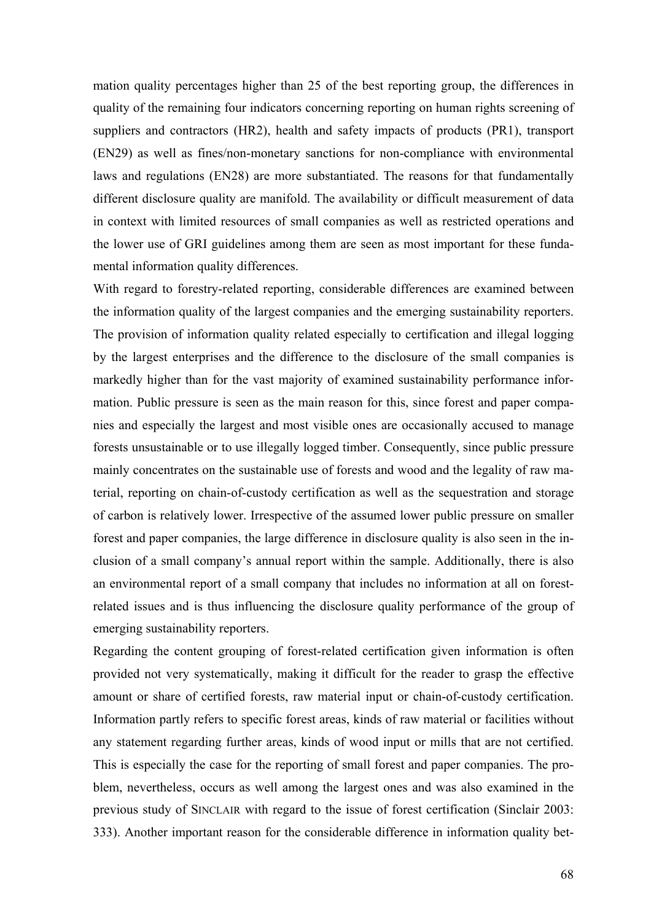mation quality percentages higher than 25 of the best reporting group, the differences in quality of the remaining four indicators concerning reporting on human rights screening of suppliers and contractors (HR2), health and safety impacts of products (PR1), transport (EN29) as well as fines/non-monetary sanctions for non-compliance with environmental laws and regulations (EN28) are more substantiated. The reasons for that fundamentally different disclosure quality are manifold. The availability or difficult measurement of data in context with limited resources of small companies as well as restricted operations and the lower use of GRI guidelines among them are seen as most important for these fundamental information quality differences.

With regard to forestry-related reporting, considerable differences are examined between the information quality of the largest companies and the emerging sustainability reporters. The provision of information quality related especially to certification and illegal logging by the largest enterprises and the difference to the disclosure of the small companies is markedly higher than for the vast majority of examined sustainability performance information. Public pressure is seen as the main reason for this, since forest and paper companies and especially the largest and most visible ones are occasionally accused to manage forests unsustainable or to use illegally logged timber. Consequently, since public pressure mainly concentrates on the sustainable use of forests and wood and the legality of raw material, reporting on chain-of-custody certification as well as the sequestration and storage of carbon is relatively lower. Irrespective of the assumed lower public pressure on smaller forest and paper companies, the large difference in disclosure quality is also seen in the inclusion of a small company's annual report within the sample. Additionally, there is also an environmental report of a small company that includes no information at all on forest-related issues and is thus influencing the disclosure quality performance of the group of emerging sustainability reporters.

Regarding the content grouping of forest-related certification given information is often provided not very systematically, making it difficult for the reader to grasp the effective amount or share of certified forests, raw material input or chain-of-custody certification. Information partly refers to specific forest areas, kinds of raw material or facilities without any statement regarding further areas, kinds of wood input or mills that are not certified. This is especially the case for the reporting of small forest and paper companies. The problem, nevertheless, occurs as well among the largest ones and was also examined in the previous study of SINCLAIR with regard to the issue of forest certification (Sinclair 2003: 333). Another important reason for the considerable difference in information quality bet-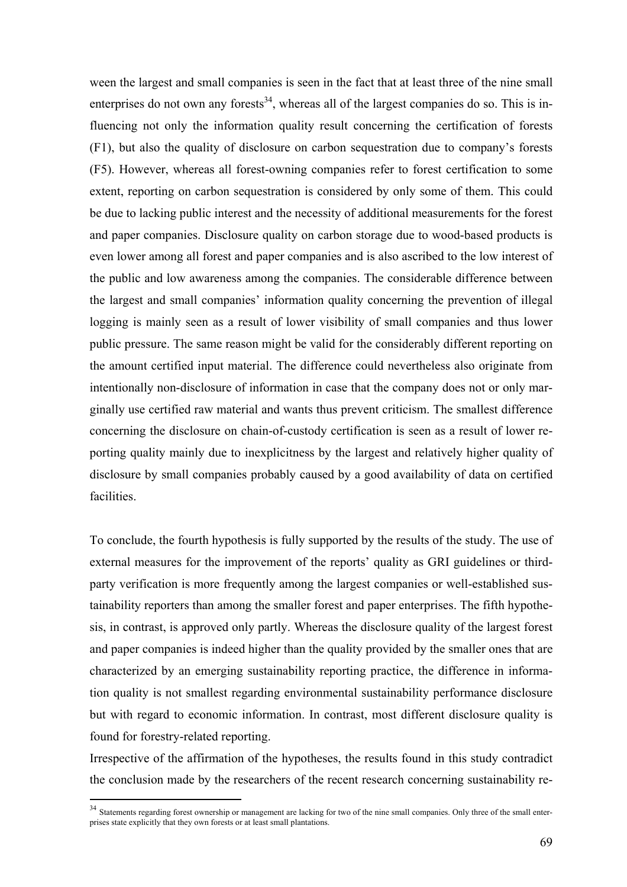ween the largest and small companies is seen in the fact that at least three of the nine small enterprises do not own any forests[34], whereas all of the largest companies do so. This is influencing not only the information quality result concerning the certification of forests (F1), but also the quality of disclosure on carbon sequestration due to company's forests (F5). However, whereas all forest-owning companies refer to forest certification to some extent, reporting on carbon sequestration is considered by only some of them. This could be due to lacking public interest and the necessity of additional measurements for the forest and paper companies. Disclosure quality on carbon storage due to wood-based products is even lower among all forest and paper companies and is also ascribed to the low interest of the public and low awareness among the companies. The considerable difference between the largest and small companies' information quality concerning the prevention of illegal logging is mainly seen as a result of lower visibility of small companies and thus lower public pressure. The same reason might be valid for the considerably different reporting on the amount certified input material. The difference could nevertheless also originate from intentionally non-disclosure of information in case that the company does not or only marginally use certified raw material and wants thus prevent criticism. The smallest difference concerning the disclosure on chain-of-custody certification is seen as a result of lower reporting quality mainly due to inexplicitness by the largest and relatively higher quality of disclosure by small companies probably caused by a good availability of data on certified facilities.

To conclude, the fourth hypothesis is fully supported by the results of the study. The use of external measures for the improvement of the reports' quality as GRI guidelines or third-party verification is more frequently among the largest companies or well-established sustainability reporters than among the smaller forest and paper enterprises. The fifth hypothesis, in contrast, is approved only partly. Whereas the disclosure quality of the largest forest and paper companies is indeed higher than the quality provided by the smaller ones that are characterized by an emerging sustainability reporting practice, the difference in information quality is not smallest regarding environmental sustainability performance disclosure but with regard to economic information. In contrast, most different disclosure quality is found for forestry-related reporting.

Irrespective of the affirmation of the hypotheses, the results found in this study contradict the conclusion made by the researchers of the recent research concerning sustainability re-

[34] Statements regarding forest ownership or management are lacking for two of the nine small companies. Only three of the small enterprises state explicitly that they own forests or at least small plantations.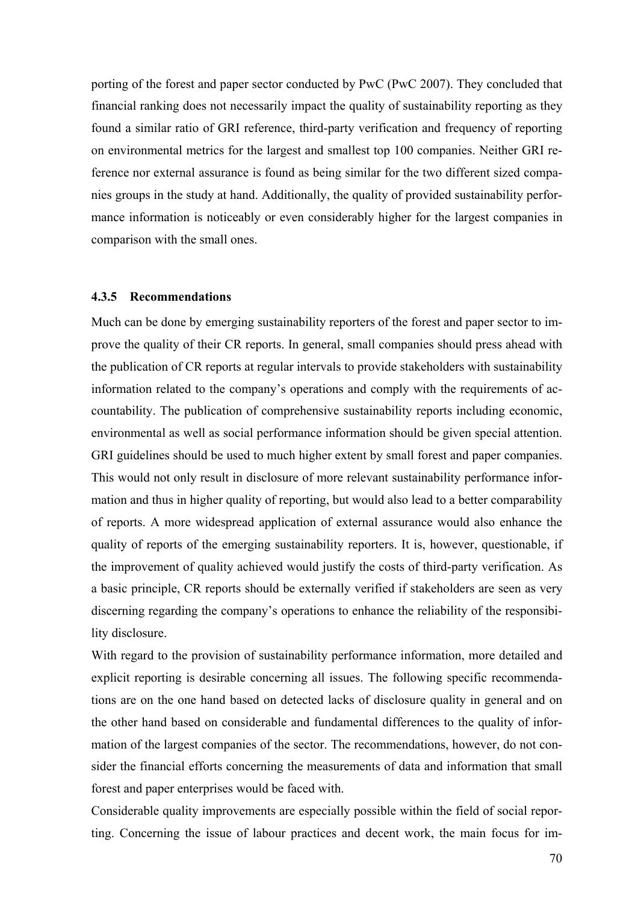porting of the forest and paper sector conducted by PwC (PwC 2007). They concluded that financial ranking does not necessarily impact the quality of sustainability reporting as they found a similar ratio of GRI reference, third-party verification and frequency of reporting on environmental metrics for the largest and smallest top 100 companies. Neither GRI reference nor external assurance is found as being similar for the two different sized companies groups in the study at hand. Additionally, the quality of provided sustainability performance information is noticeably or even considerably higher for the largest companies in comparison with the small ones.

### 4.3.5 Recommendations

Much can be done by emerging sustainability reporters of the forest and paper sector to improve the quality of their CR reports. In general, small companies should press ahead with the publication of CR reports at regular intervals to provide stakeholders with sustainability information related to the company's operations and comply with the requirements of accountability. The publication of comprehensive sustainability reports including economic, environmental as well as social performance information should be given special attention. GRI guidelines should be used to much higher extent by small forest and paper companies. This would not only result in disclosure of more relevant sustainability performance information and thus in higher quality of reporting, but would also lead to a better comparability of reports. A more widespread application of external assurance would also enhance the quality of reports of the emerging sustainability reporters. It is, however, questionable, if the improvement of quality achieved would justify the costs of third-party verification. As a basic principle, CR reports should be externally verified if stakeholders are seen as very discerning regarding the company's operations to enhance the reliability of the responsibility disclosure.

With regard to the provision of sustainability performance information, more detailed and explicit reporting is desirable concerning all issues. The following specific recommendations are on the one hand based on detected lacks of disclosure quality in general and on the other hand based on considerable and fundamental differences to the quality of information of the largest companies of the sector. The recommendations, however, do not consider the financial efforts concerning the measurements of data and information that small forest and paper enterprises would be faced with.

Considerable quality improvements are especially possible within the field of social reporting. Concerning the issue of labour practices and decent work, the main focus for im-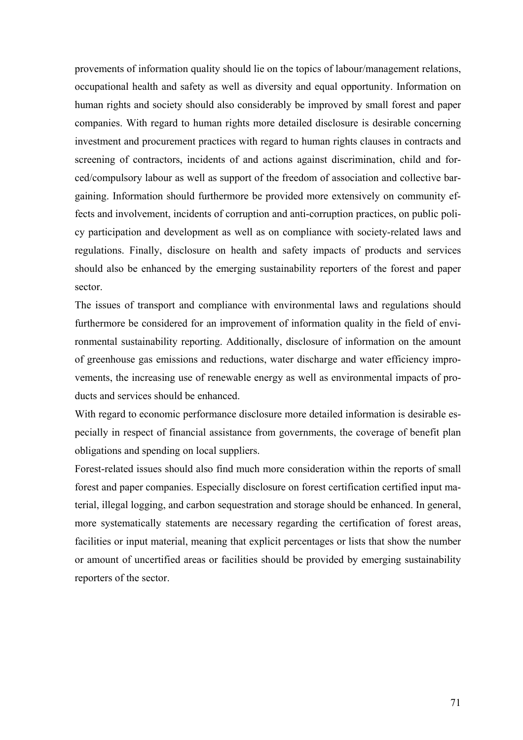provements of information quality should lie on the topics of labour/management relations, occupational health and safety as well as diversity and equal opportunity. Information on human rights and society should also considerably be improved by small forest and paper companies. With regard to human rights more detailed disclosure is desirable concerning investment and procurement practices with regard to human rights clauses in contracts and screening of contractors, incidents of and actions against discrimination, child and forced/compulsory labour as well as support of the freedom of association and collective bargaining. Information should furthermore be provided more extensively on community effects and involvement, incidents of corruption and anti-corruption practices, on public policy participation and development as well as on compliance with society-related laws and regulations. Finally, disclosure on health and safety impacts of products and services should also be enhanced by the emerging sustainability reporters of the forest and paper sector.

The issues of transport and compliance with environmental laws and regulations should furthermore be considered for an improvement of information quality in the field of environmental sustainability reporting. Additionally, disclosure of information on the amount of greenhouse gas emissions and reductions, water discharge and water efficiency improvements, the increasing use of renewable energy as well as environmental impacts of products and services should be enhanced.

With regard to economic performance disclosure more detailed information is desirable especially in respect of financial assistance from governments, the coverage of benefit plan obligations and spending on local suppliers.

Forest-related issues should also find much more consideration within the reports of small forest and paper companies. Especially disclosure on forest certification certified input material, illegal logging, and carbon sequestration and storage should be enhanced. In general, more systematically statements are necessary regarding the certification of forest areas, facilities or input material, meaning that explicit percentages or lists that show the number or amount of uncertified areas or facilities should be provided by emerging sustainability reporters of the sector.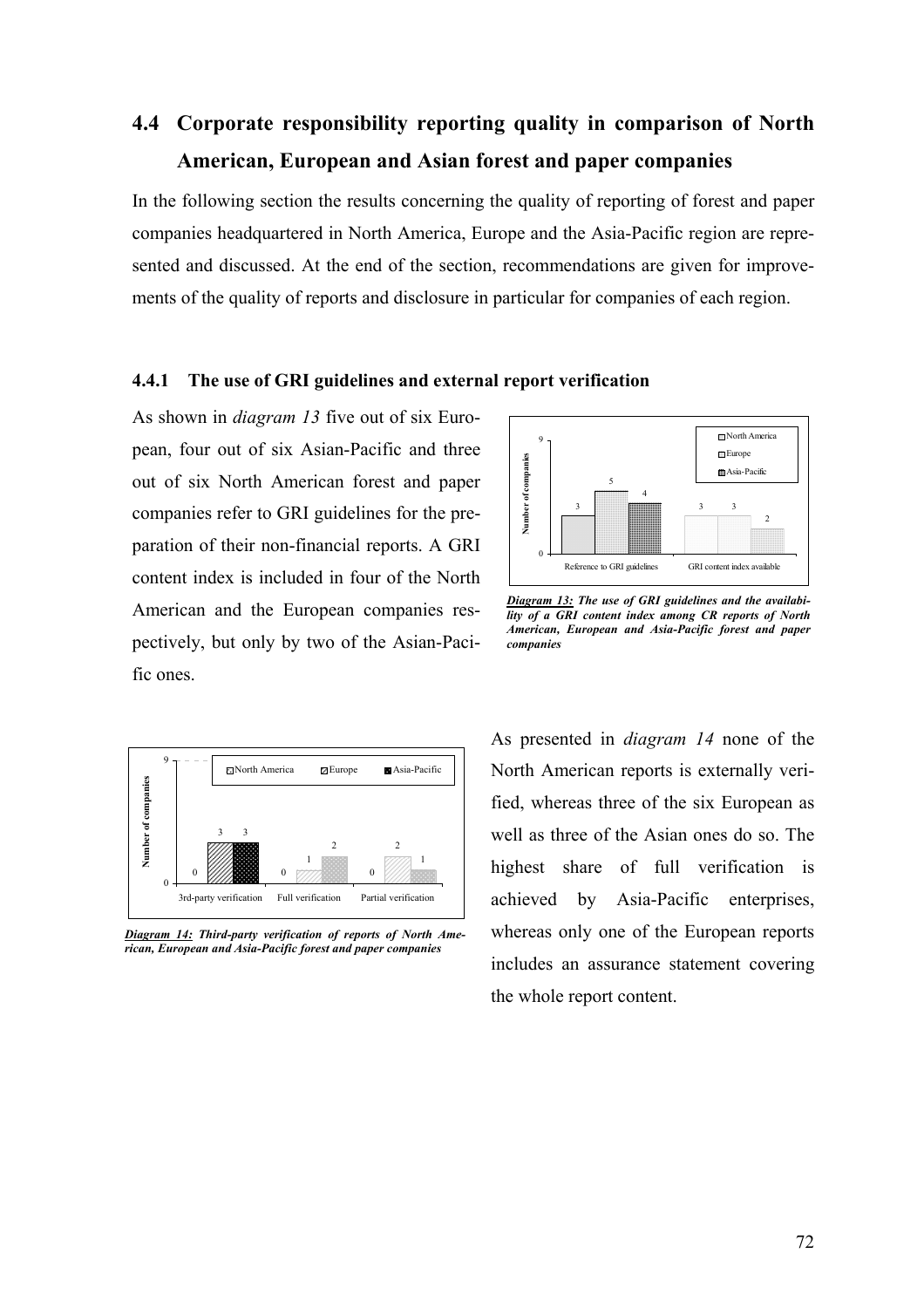## 4.4 Corporate responsibility reporting quality in comparison of North American, European and Asian forest and paper companies

In the following section the results concerning the quality of reporting of forest and paper companies headquartered in North America, Europe and the Asia-Pacific region are represented and discussed. At the end of the section, recommendations are given for improvements of the quality of reports and disclosure in particular for companies of each region.

### 4.4.1 The use of GRI guidelines and external report verification

As shown in *diagram 13* five out of six European, four out of six Asian-Pacific and three out of six North American forest and paper companies refer to GRI guidelines for the preparation of their non-financial reports. A GRI content index is included in four of the North American and the European companies respectively, but only by two of the Asian-Pacific ones.

***Diagram 13:*** ***The use of GRI guidelines and the availability of a GRI content index among CR reports of North American, European and Asia-Pacific forest and paper companies***

***Diagram 14:*** ***Third-party verification of reports of North American, European and Asia-Pacific forest and paper companies***

As presented in *diagram 14* none of the North American reports is externally verified, whereas three of the six European as well as three of the Asian ones do so. The highest share of full verification is achieved by Asia-Pacific enterprises, whereas only one of the European reports includes an assurance statement covering the whole report content.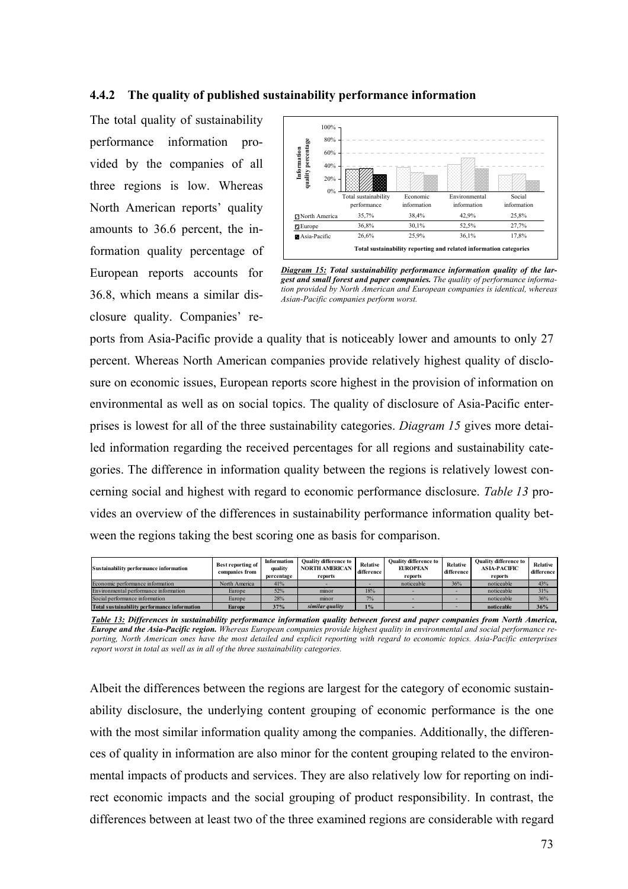### 4.4.2 The quality of published sustainability performance information

The total quality of sustainability performance information provided by the companies of all three regions is low. Whereas North American reports' quality amounts to 36.6 percent, the information quality percentage of European reports accounts for 36.8, which means a similar disclosure quality. Companies' reports from Asia-Pacific provide a quality that is noticeably lower and amounts to only 27 percent. Whereas North American companies provide relatively highest quality of disclosure on economic issues, European reports score highest in the provision of information on environmental as well as on social topics. The quality of disclosure of Asia-Pacific enterprises is lowest for all of the three sustainability categories. *Diagram 15* gives more detailed information regarding the received percentages for all regions and sustainability categories. The difference in information quality between the regions is relatively lowest concerning social and highest with regard to economic performance disclosure. *Table 13* provides an overview of the differences in sustainability performance information quality between the regions taking the best scoring one as basis for comparison.

| | Total sustainability performance | Economic information | Environmental information | Social information |
|---|---|---|---|---|
| North America | 35,7% | 38,4% | 42,9% | 25,8% |
| Europe | 36,8% | 30,1% | 52,5% | 27,7% |
| Asia-Pacific | 26,6% | 25,9% | 36,1% | 17,8% |

***Diagram 15:*** ***Total sustainability performance information quality of the largest and small forest and paper companies.*** *The quality of performance information provided by North American and European companies is identical, whereas Asian-Pacific companies perform worst.*

| Sustainability performance information | Best reporting of companies from | Information quality percentage | Quality difference to NORTH AMERICAN reports | Relative difference | Quality difference to EUROPEAN reports | Relative difference | Quality difference to ASIA-PACIFIC reports | Relative difference |
|---|---|---|---|---|---|---|---|---|
| Economic performance information | North America | 41% | - | - | noticeable | 36% | noticeable | 43% |
| Environmental performance information | Europe | 52% | minor | 18% | - | - | noticeable | 31% |
| Social performance information | Europe | 28% | minor | 7% | - | - | noticeable | 36% |
| **Total sustainability performance information** | **Europe** | **37%** | ***similar quality*** | **1%** | **-** | **-** | **noticeable** | **36%** |

***Table 13:*** ***Differences in sustainability performance information quality between forest and paper companies from North America, Europe and the Asia-Pacific region.*** *Whereas European companies provide highest quality in environmental and social performance reporting, North American ones have the most detailed and explicit reporting with regard to economic topics. Asia-Pacific enterprises report worst in total as well as in all of the three sustainability categories.*

Albeit the differences between the regions are largest for the category of economic sustainability disclosure, the underlying content grouping of economic performance is the one with the most similar information quality among the companies. Additionally, the differences of quality in information are also minor for the content grouping related to the environmental impacts of products and services. They are also relatively low for reporting on indirect economic impacts and the social grouping of product responsibility. In contrast, the differences between at least two of the three examined regions are considerable with regard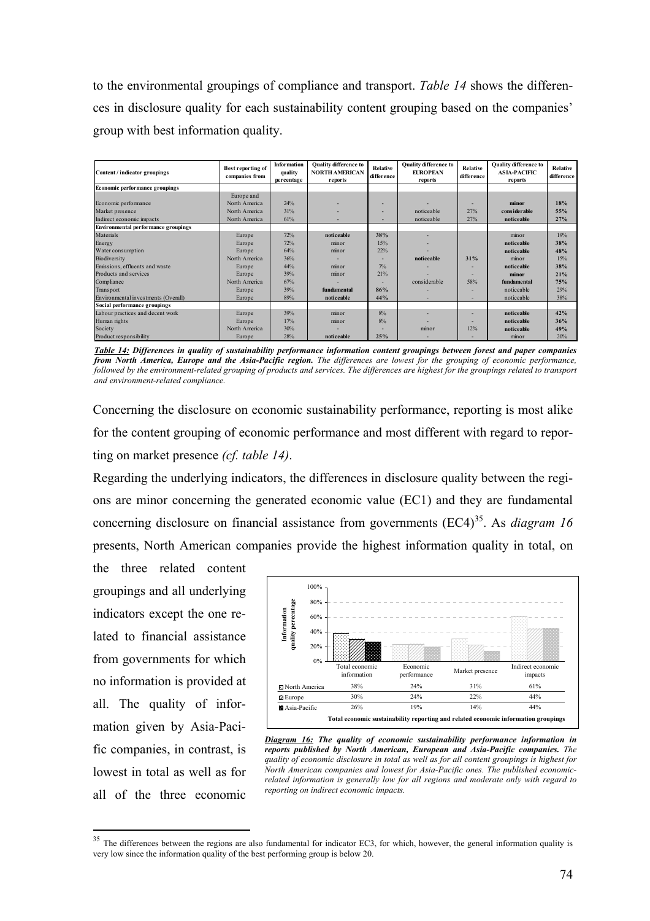to the environmental groupings of compliance and transport. *Table 14* shows the differences in disclosure quality for each sustainability content grouping based on the companies' group with best information quality.

| Content / indicator groupings | Best reporting of companies from | Information quality percentage | Quality difference to NORTH AMERICAN reports | Relative difference | Quality difference to EUROPEAN reports | Relative difference | Quality difference to ASIA-PACIFIC reports | Relative difference |
|---|---|---|---|---|---|---|---|---|
| **Economic performance groupings** | | | | | | | | |
| Economic performance | Europe and North America | 24% | - | - | - | - | **minor** | **18%** |
| Market presence | North America | 31% | - | - | noticeable | 27% | **considerable** | **55%** |
| Indirect economic impacts | North America | 61% | - | - | noticeable | 27% | **noticeable** | **27%** |
| **Environmental performance groupings** | | | | | | | | |
| Materials | Europe | 72% | **noticeable** | **38%** | - | | minor | 19% |
| Energy | Europe | 72% | minor | 15% | - | | **noticeable** | **38%** |
| Water consumption | Europe | 64% | minor | 22% | - | | **noticeable** | **48%** |
| Biodiversity | North America | 36% | - | - | **noticeable** | **31%** | minor | 15% |
| Emissions, effluents and waste | Europe | 44% | minor | 7% | - | - | **noticeable** | **38%** |
| Products and services | Europe | 39% | minor | 21% | - | - | **minor** | **21%** |
| Compliance | North America | 67% | - | - | considerable | 58% | **fundamental** | **75%** |
| Transport | Europe | 39% | **fundamental** | **86%** | - | - | noticeable | 29% |
| Environmental investments (Overall) | Europe | 89% | **noticeable** | **44%** | - | - | noticeable | 38% |
| **Social performance groupings** | | | | | | | | |
| Labour practices and decent work | Europe | 39% | minor | 8% | - | - | **noticeable** | **42%** |
| Human rights | Europe | 17% | minor | 8% | - | - | **noticeable** | **36%** |
| Society | North America | 30% | - | - | minor | 12% | **noticeable** | **49%** |
| Product responsibility | Europe | 28% | **noticeable** | **25%** | - | - | minor | 20% |

***Table 14:*** ***Differences in quality of sustainability performance information content groupings between forest and paper companies from North America, Europe and the Asia-Pacific region.*** *The differences are lowest for the grouping of economic performance, followed by the environment-related grouping of products and services. The differences are highest for the groupings related to transport and environment-related compliance.*

Concerning the disclosure on economic sustainability performance, reporting is most alike for the content grouping of economic performance and most different with regard to reporting on market presence *(cf. table 14)*.

Regarding the underlying indicators, the differences in disclosure quality between the regions are minor concerning the generated economic value (EC1) and they are fundamental concerning disclosure on financial assistance from governments (EC4)[35]. As *diagram 16* presents, North American companies provide the highest information quality in total, on the three related content groupings and all underlying indicators except the one related to financial assistance from governments for which no information is provided at all. The quality of information given by Asia-Pacific companies, in contrast, is lowest in total as well as for all of the three economic

| | Total economic information | Economic performance | Market presence | Indirect economic impacts |
|---|---|---|---|---|
| North America | 38% | 24% | 31% | 61% |
| Europe | 30% | 24% | 22% | 44% |
| Asia-Pacific | 26% | 19% | 14% | 44% |

***Diagram 16:*** ***The quality of economic sustainability performance information in reports published by North American, European and Asia-Pacific companies.*** *The quality of economic disclosure in total as well as for all content groupings is highest for North American companies and lowest for Asia-Pacific ones. The published economic-related information is generally low for all regions and moderate only with regard to reporting on indirect economic impacts.*

[35] The differences between the regions are also fundamental for indicator EC3, for which, however, the general information quality is very low since the information quality of the best performing group is below 20.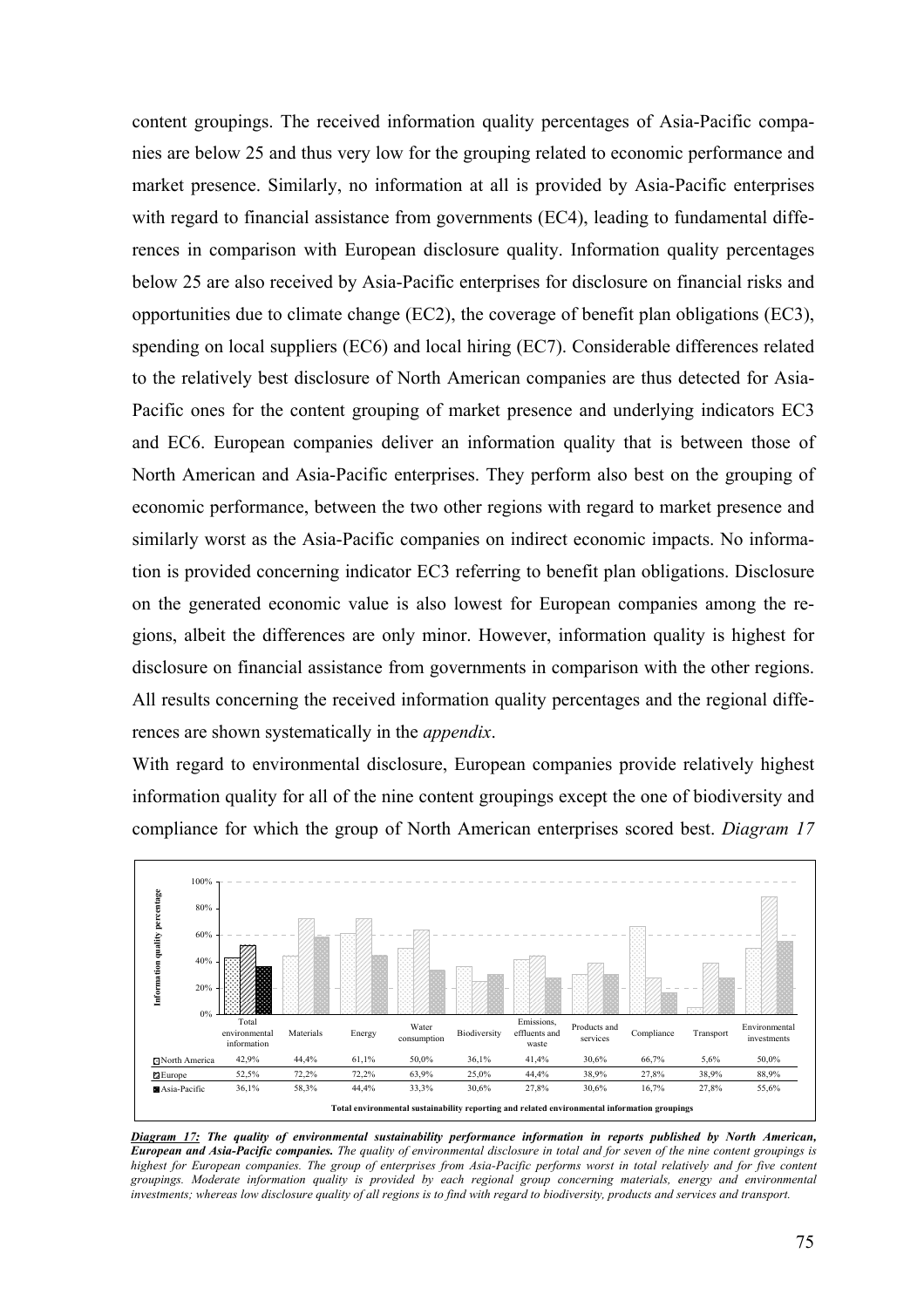content groupings. The received information quality percentages of Asia-Pacific companies are below 25 and thus very low for the grouping related to economic performance and market presence. Similarly, no information at all is provided by Asia-Pacific enterprises with regard to financial assistance from governments (EC4), leading to fundamental differences in comparison with European disclosure quality. Information quality percentages below 25 are also received by Asia-Pacific enterprises for disclosure on financial risks and opportunities due to climate change (EC2), the coverage of benefit plan obligations (EC3), spending on local suppliers (EC6) and local hiring (EC7). Considerable differences related to the relatively best disclosure of North American companies are thus detected for Asia-Pacific ones for the content grouping of market presence and underlying indicators EC3 and EC6. European companies deliver an information quality that is between those of North American and Asia-Pacific enterprises. They perform also best on the grouping of economic performance, between the two other regions with regard to market presence and similarly worst as the Asia-Pacific companies on indirect economic impacts. No information is provided concerning indicator EC3 referring to benefit plan obligations. Disclosure on the generated economic value is also lowest for European companies among the regions, albeit the differences are only minor. However, information quality is highest for disclosure on financial assistance from governments in comparison with the other regions. All results concerning the received information quality percentages and the regional differences are shown systematically in the *appendix*.

With regard to environmental disclosure, European companies provide relatively highest information quality for all of the nine content groupings except the one of biodiversity and compliance for which the group of North American enterprises scored best. *Diagram 17*

| | Total environmental information | Materials | Energy | Water consumption | Biodiversity | Emissions, effluents and waste | Products and services | Compliance | Transport | Environmental investments |
|---|---|---|---|---|---|---|---|---|---|---|
| North America | 42,9% | 44,4% | 61,1% | 50,0% | 36,1% | 41,4% | 30,6% | 66,7% | 5,6% | 50,0% |
| Europe | 52,5% | 72,2% | 72,2% | 63,9% | 25,0% | 44,4% | 38,9% | 27,8% | 38,9% | 88,9% |
| Asia-Pacific | 36,1% | 58,3% | 44,4% | 33,3% | 30,6% | 27,8% | 30,6% | 16,7% | 27,8% | 55,6% |

Total environmental sustainability reporting and related environmental information groupings

***Diagram 17:* The quality of environmental sustainability performance information in reports published by North American, European and Asia-Pacific companies.** *The quality of environmental disclosure in total and for seven of the nine content groupings is highest for European companies. The group of enterprises from Asia-Pacific performs worst in total relatively and for five content groupings. Moderate information quality is provided by each regional group concerning materials, energy and environmental investments; whereas low disclosure quality of all regions is to find with regard to biodiversity, products and services and transport.*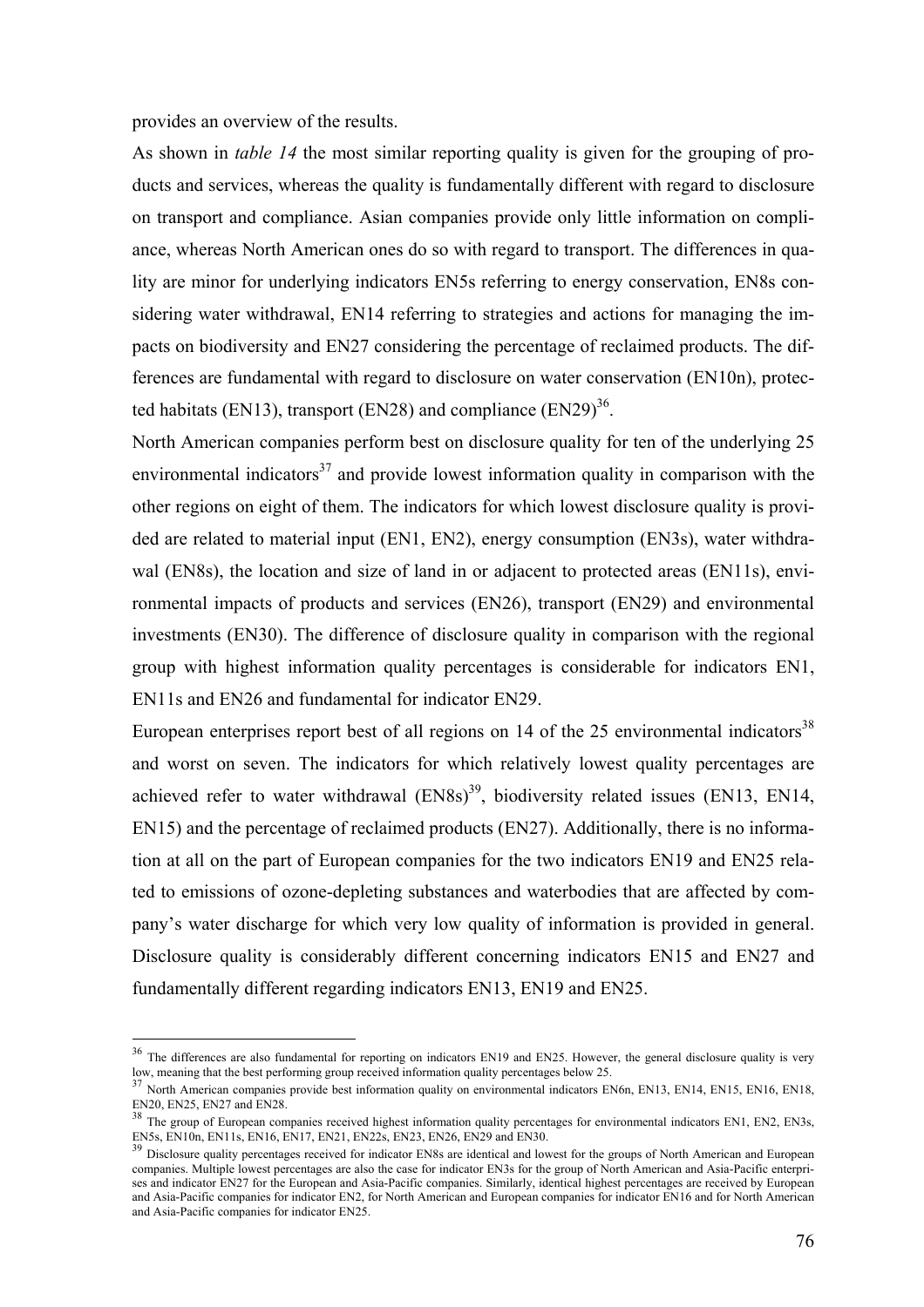provides an overview of the results.

As shown in *table 14* the most similar reporting quality is given for the grouping of products and services, whereas the quality is fundamentally different with regard to disclosure on transport and compliance. Asian companies provide only little information on compliance, whereas North American ones do so with regard to transport. The differences in quality are minor for underlying indicators EN5s referring to energy conservation, EN8s considering water withdrawal, EN14 referring to strategies and actions for managing the impacts on biodiversity and EN27 considering the percentage of reclaimed products. The differences are fundamental with regard to disclosure on water conservation (EN10n), protected habitats (EN13), transport (EN28) and compliance (EN29)[36].

North American companies perform best on disclosure quality for ten of the underlying 25 environmental indicators[37] and provide lowest information quality in comparison with the other regions on eight of them. The indicators for which lowest disclosure quality is provided are related to material input (EN1, EN2), energy consumption (EN3s), water withdrawal (EN8s), the location and size of land in or adjacent to protected areas (EN11s), environmental impacts of products and services (EN26), transport (EN29) and environmental investments (EN30). The difference of disclosure quality in comparison with the regional group with highest information quality percentages is considerable for indicators EN1, EN11s and EN26 and fundamental for indicator EN29.

European enterprises report best of all regions on 14 of the 25 environmental indicators[38] and worst on seven. The indicators for which relatively lowest quality percentages are achieved refer to water withdrawal (EN8s)[39], biodiversity related issues (EN13, EN14, EN15) and the percentage of reclaimed products (EN27). Additionally, there is no information at all on the part of European companies for the two indicators EN19 and EN25 related to emissions of ozone-depleting substances and waterbodies that are affected by company's water discharge for which very low quality of information is provided in general. Disclosure quality is considerably different concerning indicators EN15 and EN27 and fundamentally different regarding indicators EN13, EN19 and EN25.

---

[36] The differences are also fundamental for reporting on indicators EN19 and EN25. However, the general disclosure quality is very low, meaning that the best performing group received information quality percentages below 25.

[37] North American companies provide best information quality on environmental indicators EN6n, EN13, EN14, EN15, EN16, EN18, EN20, EN25, EN27 and EN28.

[38] The group of European companies received highest information quality percentages for environmental indicators EN1, EN2, EN3s, EN5s, EN10n, EN11s, EN16, EN17, EN21, EN22s, EN23, EN26, EN29 and EN30.

[39] Disclosure quality percentages received for indicator EN8s are identical and lowest for the groups of North American and European companies. Multiple lowest percentages are also the case for indicator EN3s for the group of North American and Asia-Pacific enterprises and indicator EN27 for the European and Asia-Pacific companies. Similarly, identical highest percentages are received by European and Asia-Pacific companies for indicator EN2, for North American and European companies for indicator EN16 and for North American and Asia-Pacific companies for indicator EN25.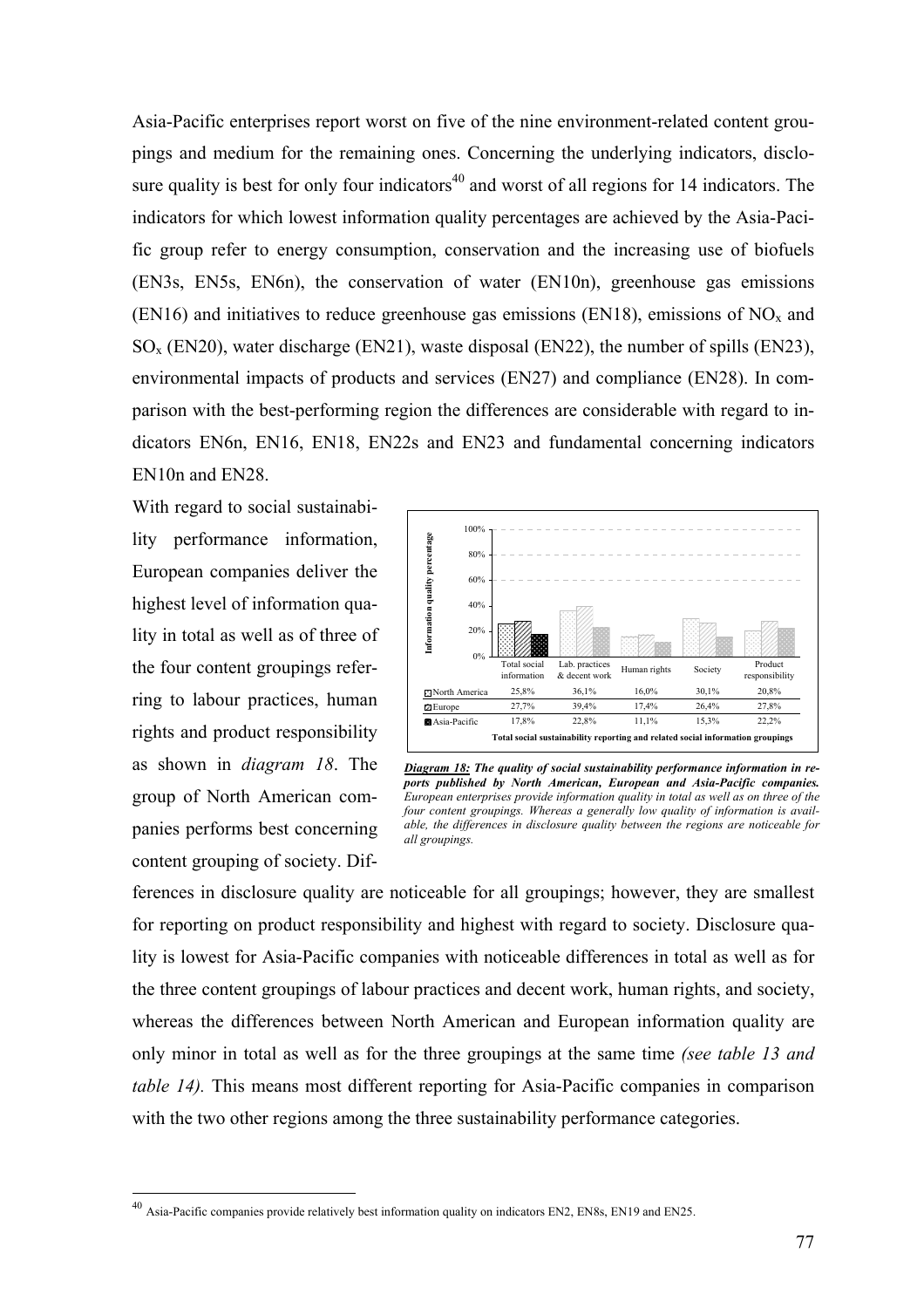Asia-Pacific enterprises report worst on five of the nine environment-related content groupings and medium for the remaining ones. Concerning the underlying indicators, disclosure quality is best for only four indicators[40] and worst of all regions for 14 indicators. The indicators for which lowest information quality percentages are achieved by the Asia-Pacific group refer to energy consumption, conservation and the increasing use of biofuels (EN3s, EN5s, EN6n), the conservation of water (EN10n), greenhouse gas emissions (EN16) and initiatives to reduce greenhouse gas emissions (EN18), emissions of $NO_x$ and $SO_x$ (EN20), water discharge (EN21), waste disposal (EN22), the number of spills (EN23), environmental impacts of products and services (EN27) and compliance (EN28). In comparison with the best-performing region the differences are considerable with regard to indicators EN6n, EN16, EN18, EN22s and EN23 and fundamental concerning indicators EN10n and EN28.

With regard to social sustainability performance information, European companies deliver the highest level of information quality in total as well as of three of the four content groupings referring to labour practices, human rights and product responsibility as shown in *diagram 18*. The group of North American companies performs best concerning content grouping of society. Differences in disclosure quality are noticeable for all groupings; however, they are smallest for reporting on product responsibility and highest with regard to society. Disclosure quality is lowest for Asia-Pacific companies with noticeable differences in total as well as for the three content groupings of labour practices and decent work, human rights, and society, whereas the differences between North American and European information quality are only minor in total as well as for the three groupings at the same time *(see table 13 and table 14).* This means most different reporting for Asia-Pacific companies in comparison with the two other regions among the three sustainability performance categories.

| | Total social information | Lab. practices & decent work | Human rights | Society | Product responsibility |
|---|---|---|---|---|---|
| North America | 25,8% | 36,1% | 16,0% | 30,1% | 20,8% |
| Europe | 27,7% | 39,4% | 17,4% | 26,4% | 27,8% |
| Asia-Pacific | 17,8% | 22,8% | 11,1% | 15,3% | 22,2% |

Total social sustainability reporting and related social information groupings

***Diagram 18:* The quality of social sustainability performance information in reports published by North American, European and Asia-Pacific companies.** *European enterprises provide information quality in total as well as on three of the four content groupings. Whereas a generally low quality of information is available, the differences in disclosure quality between the regions are noticeable for all groupings.*

[40] Asia-Pacific companies provide relatively best information quality on indicators EN2, EN8s, EN19 and EN25.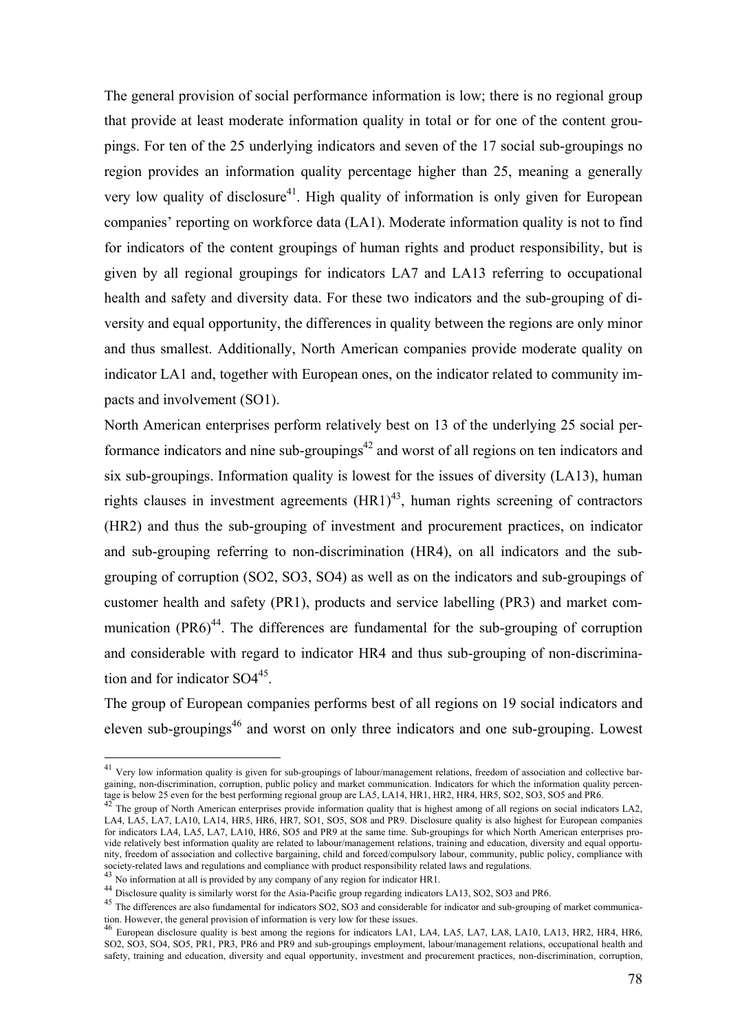The general provision of social performance information is low; there is no regional group that provide at least moderate information quality in total or for one of the content groupings. For ten of the 25 underlying indicators and seven of the 17 social sub-groupings no region provides an information quality percentage higher than 25, meaning a generally very low quality of disclosure[41]. High quality of information is only given for European companies' reporting on workforce data (LA1). Moderate information quality is not to find for indicators of the content groupings of human rights and product responsibility, but is given by all regional groupings for indicators LA7 and LA13 referring to occupational health and safety and diversity data. For these two indicators and the sub-grouping of diversity and equal opportunity, the differences in quality between the regions are only minor and thus smallest. Additionally, North American companies provide moderate quality on indicator LA1 and, together with European ones, on the indicator related to community impacts and involvement (SO1).

North American enterprises perform relatively best on 13 of the underlying 25 social performance indicators and nine sub-groupings[42] and worst of all regions on ten indicators and six sub-groupings. Information quality is lowest for the issues of diversity (LA13), human rights clauses in investment agreements (HR1)[43], human rights screening of contractors (HR2) and thus the sub-grouping of investment and procurement practices, on indicator and sub-grouping referring to non-discrimination (HR4), on all indicators and the sub-grouping of corruption (SO2, SO3, SO4) as well as on the indicators and sub-groupings of customer health and safety (PR1), products and service labelling (PR3) and market communication (PR6)[44]. The differences are fundamental for the sub-grouping of corruption and considerable with regard to indicator HR4 and thus sub-grouping of non-discrimination and for indicator SO4[45].

The group of European companies performs best of all regions on 19 social indicators and eleven sub-groupings[46] and worst on only three indicators and one sub-grouping. Lowest

---

[41] Very low information quality is given for sub-groupings of labour/management relations, freedom of association and collective bargaining, non-discrimination, corruption, public policy and market communication. Indicators for which the information quality percentage is below 25 even for the best performing regional group are LA5, LA14, HR1, HR2, HR4, HR5, SO2, SO3, SO5 and PR6.

[42] The group of North American enterprises provide information quality that is highest among of all regions on social indicators LA2, LA4, LA5, LA7, LA10, LA14, HR5, HR6, HR7, SO1, SO5, SO8 and PR9. Disclosure quality is also highest for European companies for indicators LA4, LA5, LA7, LA10, HR6, SO5 and PR9 at the same time. Sub-groupings for which North American enterprises provide relatively best information quality are related to labour/management relations, training and education, diversity and equal opportunity, freedom of association and collective bargaining, child and forced/compulsory labour, community, public policy, compliance with society-related laws and regulations and compliance with product responsibility related laws and regulations.

[43] No information at all is provided by any company of any region for indicator HR1.

[44] Disclosure quality is similarly worst for the Asia-Pacific group regarding indicators LA13, SO2, SO3 and PR6.

[45] The differences are also fundamental for indicators SO2, SO3 and considerable for indicator and sub-grouping of market communication. However, the general provision of information is very low for these issues.

[46] European disclosure quality is best among the regions for indicators LA1, LA4, LA5, LA7, LA8, LA10, LA13, HR2, HR4, HR6, SO2, SO3, SO4, SO5, PR1, PR3, PR6 and PR9 and sub-groupings employment, labour/management relations, occupational health and safety, training and education, diversity and equal opportunity, investment and procurement practices, non-discrimination, corruption,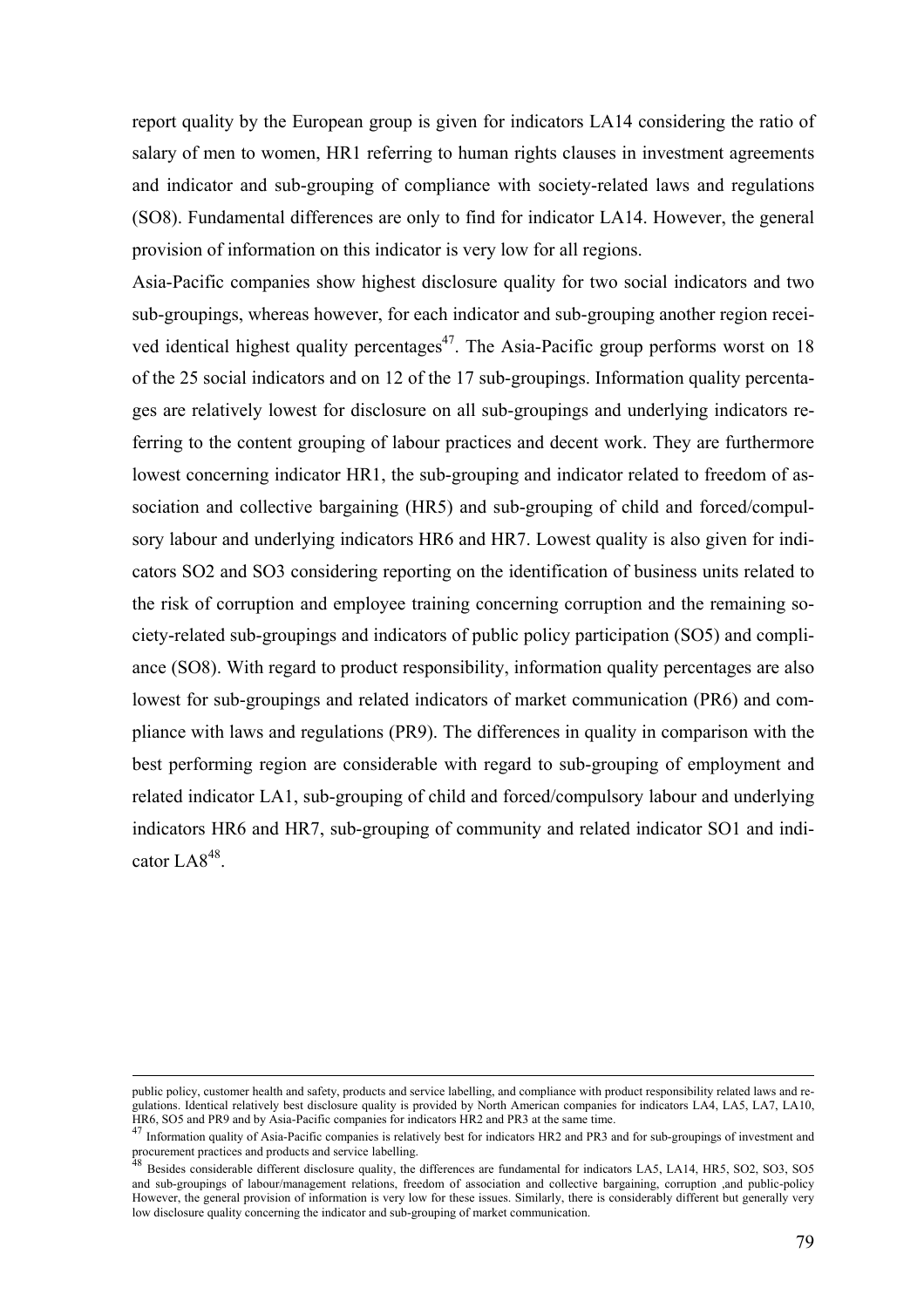report quality by the European group is given for indicators LA14 considering the ratio of salary of men to women, HR1 referring to human rights clauses in investment agreements and indicator and sub-grouping of compliance with society-related laws and regulations (SO8). Fundamental differences are only to find for indicator LA14. However, the general provision of information on this indicator is very low for all regions.

Asia-Pacific companies show highest disclosure quality for two social indicators and two sub-groupings, whereas however, for each indicator and sub-grouping another region received identical highest quality percentages[47]. The Asia-Pacific group performs worst on 18 of the 25 social indicators and on 12 of the 17 sub-groupings. Information quality percentages are relatively lowest for disclosure on all sub-groupings and underlying indicators referring to the content grouping of labour practices and decent work. They are furthermore lowest concerning indicator HR1, the sub-grouping and indicator related to freedom of association and collective bargaining (HR5) and sub-grouping of child and forced/compulsory labour and underlying indicators HR6 and HR7. Lowest quality is also given for indicators SO2 and SO3 considering reporting on the identification of business units related to the risk of corruption and employee training concerning corruption and the remaining society-related sub-groupings and indicators of public policy participation (SO5) and compliance (SO8). With regard to product responsibility, information quality percentages are also lowest for sub-groupings and related indicators of market communication (PR6) and compliance with laws and regulations (PR9). The differences in quality in comparison with the best performing region are considerable with regard to sub-grouping of employment and related indicator LA1, sub-grouping of child and forced/compulsory labour and underlying indicators HR6 and HR7, sub-grouping of community and related indicator SO1 and indicator LA8[48].

---

public policy, customer health and safety, products and service labelling, and compliance with product responsibility related laws and regulations. Identical relatively best disclosure quality is provided by North American companies for indicators LA4, LA5, LA7, LA10, HR6, SO5 and PR9 and by Asia-Pacific companies for indicators HR2 and PR3 at the same time.

[47] Information quality of Asia-Pacific companies is relatively best for indicators HR2 and PR3 and for sub-groupings of investment and procurement practices and products and service labelling.

[48] Besides considerable different disclosure quality, the differences are fundamental for indicators LA5, LA14, HR5, SO2, SO3, SO5 and sub-groupings of labour/management relations, freedom of association and collective bargaining, corruption ,and public-policy However, the general provision of information is very low for these issues. Similarly, there is considerably different but generally very low disclosure quality concerning the indicator and sub-grouping of market communication.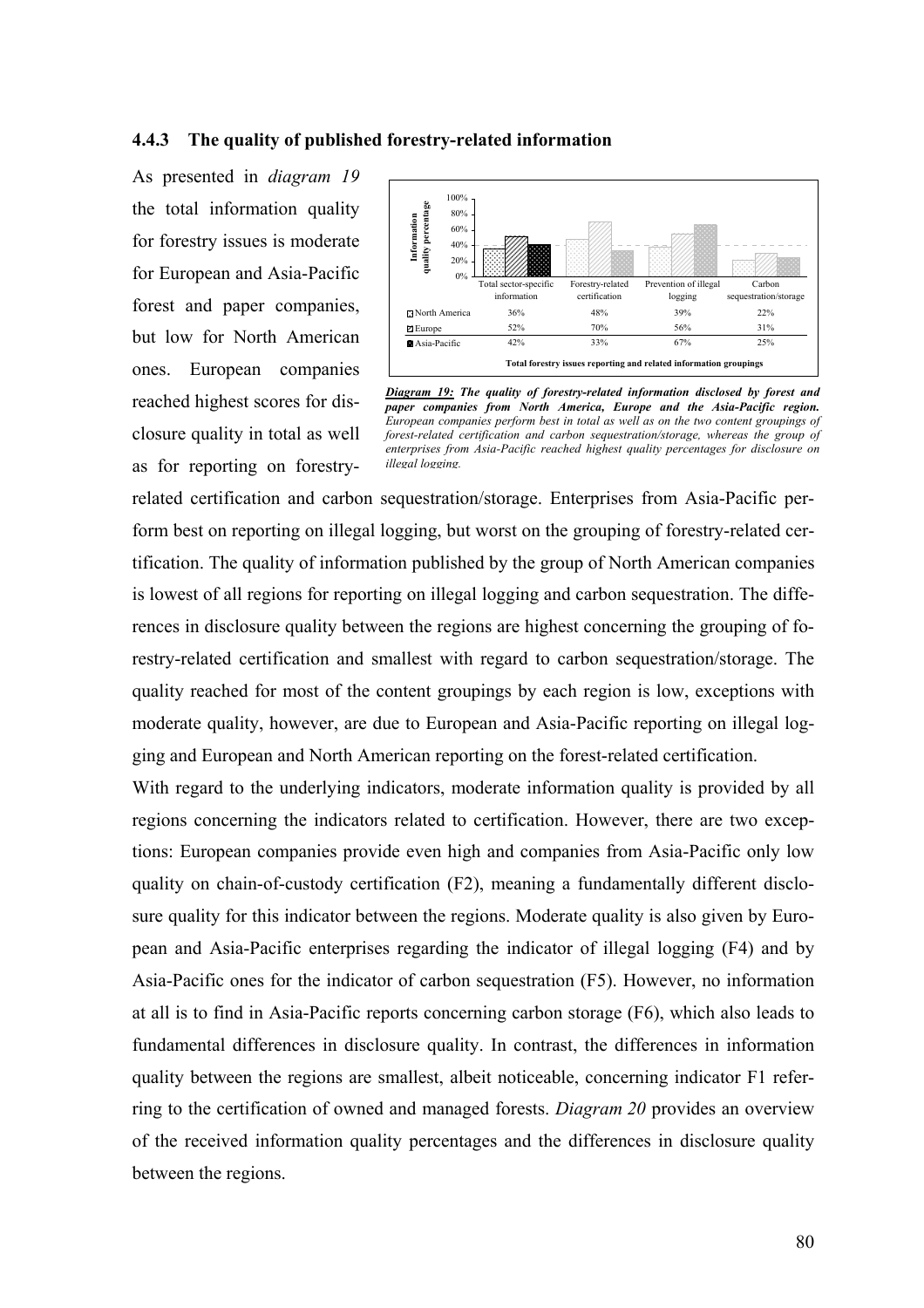### 4.4.3 The quality of published forestry-related information

As presented in *diagram 19* the total information quality for forestry issues is moderate for European and Asia-Pacific forest and paper companies, but low for North American ones. European companies reached highest scores for disclosure quality in total as well as for reporting on forestry-related certification and carbon sequestration/storage. Enterprises from Asia-Pacific perform best on reporting on illegal logging, but worst on the grouping of forestry-related certification. The quality of information published by the group of North American companies is lowest of all regions for reporting on illegal logging and carbon sequestration. The differences in disclosure quality between the regions are highest concerning the grouping of forestry-related certification and smallest with regard to carbon sequestration/storage. The quality reached for most of the content groupings by each region is low, exceptions with moderate quality, however, are due to European and Asia-Pacific reporting on illegal logging and European and North American reporting on the forest-related certification.

| | Total sector-specific information | Forestry-related certification | Prevention of illegal logging | Carbon sequestration/storage |
|---|---|---|---|---|
| North America | 36% | 48% | 39% | 22% |
| Europe | 52% | 70% | 56% | 31% |
| Asia-Pacific | 42% | 33% | 67% | 25% |

Total forestry issues reporting and related information groupings

***Diagram 19:*** ***The quality of forestry-related information disclosed by forest and paper companies from North America, Europe and the Asia-Pacific region.*** *European companies perform best in total as well as on the two content groupings of forest-related certification and carbon sequestration/storage, whereas the group of enterprises from Asia-Pacific reached highest quality percentages for disclosure on illegal logging.*

With regard to the underlying indicators, moderate information quality is provided by all regions concerning the indicators related to certification. However, there are two exceptions: European companies provide even high and companies from Asia-Pacific only low quality on chain-of-custody certification (F2), meaning a fundamentally different disclosure quality for this indicator between the regions. Moderate quality is also given by European and Asia-Pacific enterprises regarding the indicator of illegal logging (F4) and by Asia-Pacific ones for the indicator of carbon sequestration (F5). However, no information at all is to find in Asia-Pacific reports concerning carbon storage (F6), which also leads to fundamental differences in disclosure quality. In contrast, the differences in information quality between the regions are smallest, albeit noticeable, concerning indicator F1 referring to the certification of owned and managed forests. *Diagram 20* provides an overview of the received information quality percentages and the differences in disclosure quality between the regions.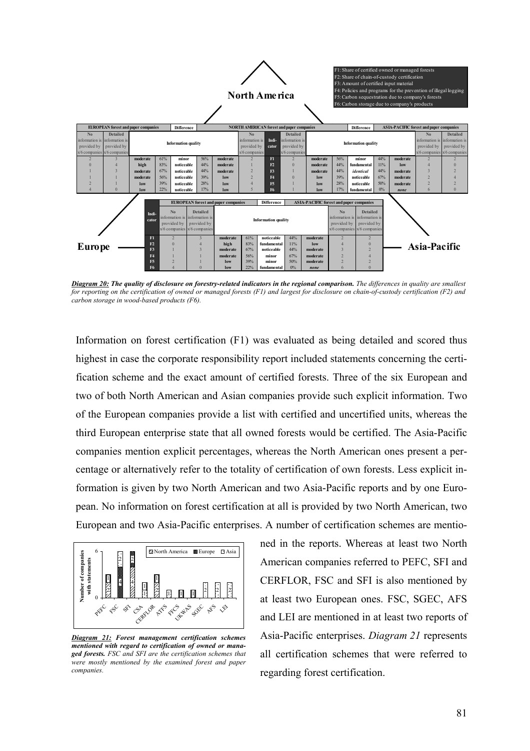F1: Share of certified owned or managed forests
F2: Share of chain-of-custody certification
F3: Amount of certified input material
F4: Policies and programs for the prevention of illegal logging
F5: Carbon sequestration due to company's forests
F6: Carbon storage due to company's products

**North America**

| EUROPEAN forest and paper companies: No information is provided by x/6 companies | EUROPEAN forest and paper companies: Detailed information is provided by x/6 companies | Information quality | | Difference | | Information quality | NORTH AMERICAN forest and paper companies: No information is provided by x/6 companies | Indicator | NORTH AMERICAN forest and paper companies: Detailed information is provided by x/6 companies | Information quality | | Difference | | Information quality | ASIA-PACIFIC forest and paper companies: No information is provided by x/6 companies | ASIA-PACIFIC forest and paper companies: Detailed information is provided by x/6 companies |
|---|---|---|---|---|---|---|---|---|---|---|---|---|---|---|---|---|
| 2 | 3 | moderate | 61% | minor | 56% | moderate | 2 | F1 | 2 | moderate | 56% | minor | 44% | moderate | 2 | 2 |
| 0 | 4 | high | 83% | noticeable | 44% | moderate | 1 | F2 | 0 | moderate | 44% | fundamental | 11% | low | 4 | 0 |
| 1 | 3 | moderate | 67% | noticeable | 44% | moderate | 2 | F3 | 1 | moderate | 44% | *identical* | 44% | moderate | 3 | 2 |
| 1 | 1 | moderate | 56% | noticeable | 39% | low | 2 | F4 | 0 | low | 39% | noticeable | 67% | moderate | 2 | 4 |
| 2 | 1 | low | 39% | noticeable | 28% | low | 4 | F5 | 1 | low | 28% | noticeable | 50% | moderate | 2 | 2 |
| 4 | 0 | low | 22% | noticeable | 17% | low | 5 | F6 | 1 | low | 17% | fundamental | 0% | *none* | 6 | 0 |

**Europe** — **Asia-Pacific**

| Indicator | EUROPEAN forest and paper companies: No information is provided by x/6 companies | EUROPEAN forest and paper companies: Detailed information is provided by x/6 companies | Information quality | | Difference | | Information quality | ASIA-PACIFIC forest and paper companies: No information is provided by x/6 companies | ASIA-PACIFIC forest and paper companies: Detailed information is provided by x/6 companies |
|---|---|---|---|---|---|---|---|---|---|
| F1 | 2 | 3 | moderate | 61% | noticeable | 44% | moderate | 2 | 2 |
| F2 | 0 | 4 | high | 83% | fundamental | 11% | low | 4 | 0 |
| F3 | 1 | 3 | moderate | 67% | noticeable | 44% | moderate | 3 | 2 |
| F4 | 1 | 1 | moderate | 56% | minor | 67% | moderate | 2 | 4 |
| F5 | 2 | 1 | low | 39% | minor | 50% | moderate | 2 | 2 |
| F6 | 4 | 0 | low | 22% | fundamental | 0% | *none* | 6 | 0 |

***Diagram 20:* The quality of disclosure on forestry-related indicators in the regional comparison.** *The differences in quality are smallest for reporting on the certification of owned or managed forests (F1) and largest for disclosure on chain-of-custody certification (F2) and carbon storage in wood-based products (F6).*

Information on forest certification (F1) was evaluated as being detailed and scored thus highest in case the corporate responsibility report included statements concerning the certification scheme and the exact amount of certified forests. Three of the six European and two of both North American and Asian companies provide such explicit information. Two of the European companies provide a list with certified and uncertified units, whereas the third European enterprise state that all owned forests would be certified. The Asia-Pacific companies mention explicit percentages, whereas the North American ones present a percentage or alternatively refer to the totality of certification of own forests. Less explicit information is given by two North American and two Asia-Pacific reports and by one European. No information on forest certification at all is provided by two North American, two European and two Asia-Pacific enterprises. A number of certification schemes are mentioned in the reports. Whereas at least two North American companies referred to PEFC, SFI and CERFLOR, FSC and SFI is also mentioned by at least two European ones. FSC, SGEC, AFS and LEI are mentioned in at least two reports of Asia-Pacific enterprises. *Diagram 21* represents all certification schemes that were referred to regarding forest certification.

***Diagram 21:* Forest management certification schemes mentioned with regard to certification of owned or managed forests.** *FSC and SFI are the certification schemes that were mostly mentioned by the examined forest and paper companies.*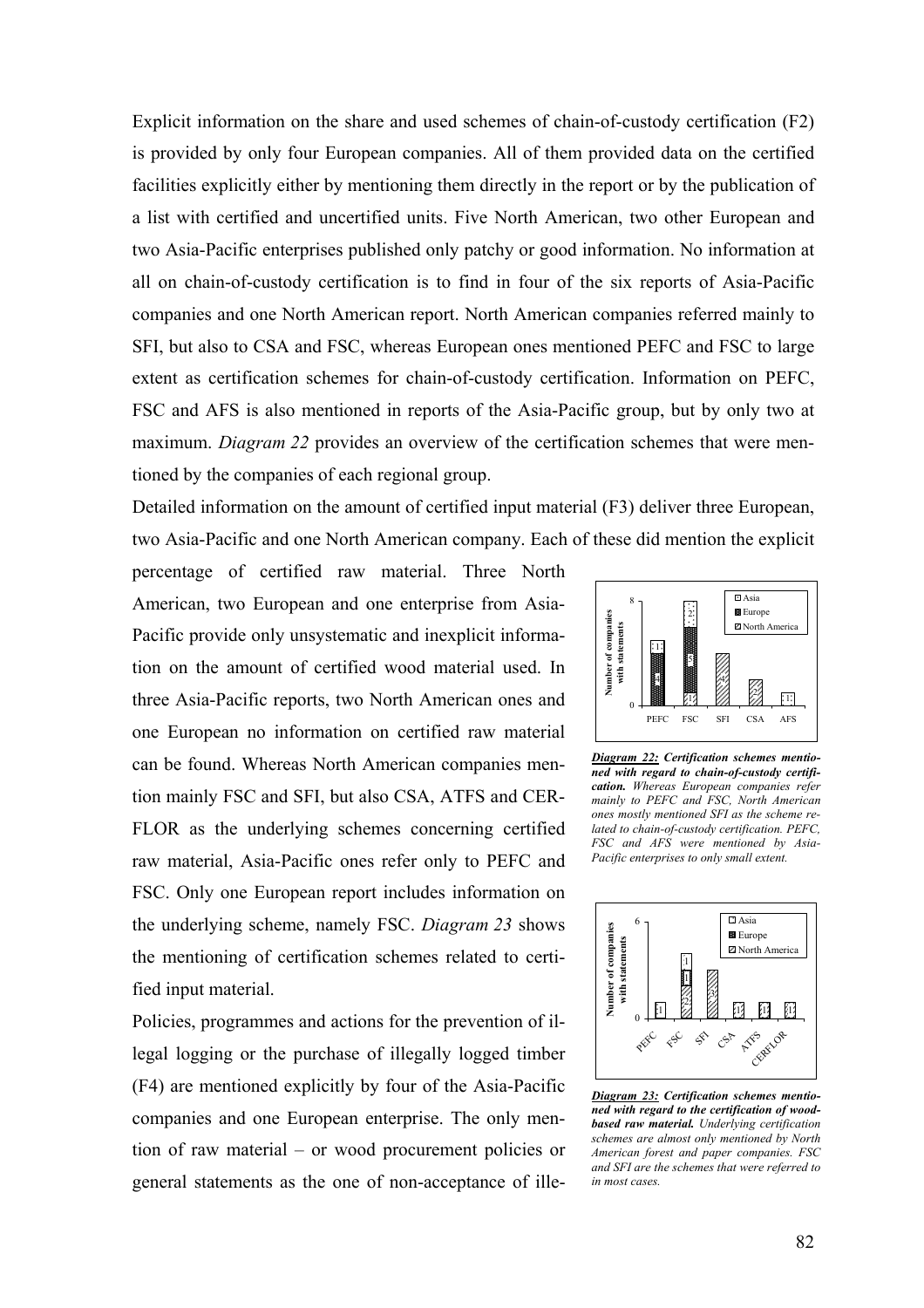Explicit information on the share and used schemes of chain-of-custody certification (F2) is provided by only four European companies. All of them provided data on the certified facilities explicitly either by mentioning them directly in the report or by the publication of a list with certified and uncertified units. Five North American, two other European and two Asia-Pacific enterprises published only patchy or good information. No information at all on chain-of-custody certification is to find in four of the six reports of Asia-Pacific companies and one North American report. North American companies referred mainly to SFI, but also to CSA and FSC, whereas European ones mentioned PEFC and FSC to large extent as certification schemes for chain-of-custody certification. Information on PEFC, FSC and AFS is also mentioned in reports of the Asia-Pacific group, but by only two at maximum. *Diagram 22* provides an overview of the certification schemes that were mentioned by the companies of each regional group.

Detailed information on the amount of certified input material (F3) deliver three European, two Asia-Pacific and one North American company. Each of these did mention the explicit percentage of certified raw material. Three North American, two European and one enterprise from Asia-Pacific provide only unsystematic and inexplicit information on the amount of certified wood material used. In three Asia-Pacific reports, two North American ones and one European no information on certified raw material can be found. Whereas North American companies mention mainly FSC and SFI, but also CSA, ATFS and CERFLOR as the underlying schemes concerning certified raw material, Asia-Pacific ones refer only to PEFC and FSC. Only one European report includes information on the underlying scheme, namely FSC. *Diagram 23* shows the mentioning of certification schemes related to certified input material.

***Diagram 22:*** ***Certification schemes mentioned with regard to chain-of-custody certification.*** *Whereas European companies refer mainly to PEFC and FSC, North American ones mostly mentioned SFI as the scheme related to chain-of-custody certification. PEFC, FSC and AFS were mentioned by Asia-Pacific enterprises to only small extent.*

***Diagram 23:*** ***Certification schemes mentioned with regard to the certification of wood-based raw material.*** *Underlying certification schemes are almost only mentioned by North American forest and paper companies. FSC and SFI are the schemes that were referred to in most cases.*

Policies, programmes and actions for the prevention of illegal logging or the purchase of illegally logged timber (F4) are mentioned explicitly by four of the Asia-Pacific companies and one European enterprise. The only mention of raw material – or wood procurement policies or general statements as the one of non-acceptance of ille-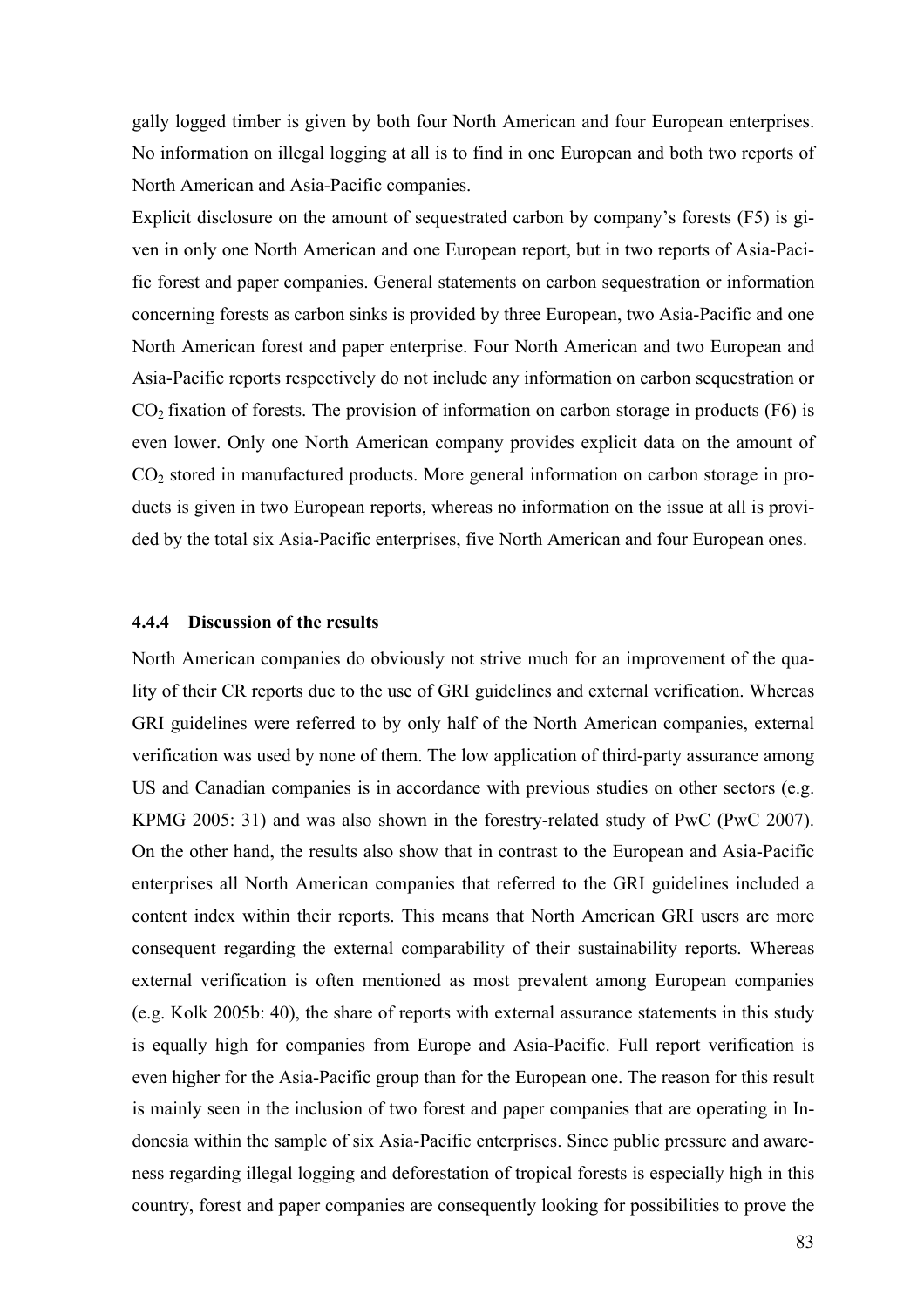gally logged timber is given by both four North American and four European enterprises. No information on illegal logging at all is to find in one European and both two reports of North American and Asia-Pacific companies.

Explicit disclosure on the amount of sequestrated carbon by company's forests (F5) is given in only one North American and one European report, but in two reports of Asia-Pacific forest and paper companies. General statements on carbon sequestration or information concerning forests as carbon sinks is provided by three European, two Asia-Pacific and one North American forest and paper enterprise. Four North American and two European and Asia-Pacific reports respectively do not include any information on carbon sequestration or $CO_2$ fixation of forests. The provision of information on carbon storage in products (F6) is even lower. Only one North American company provides explicit data on the amount of $CO_2$ stored in manufactured products. More general information on carbon storage in products is given in two European reports, whereas no information on the issue at all is provided by the total six Asia-Pacific enterprises, five North American and four European ones.

### 4.4.4 Discussion of the results

North American companies do obviously not strive much for an improvement of the quality of their CR reports due to the use of GRI guidelines and external verification. Whereas GRI guidelines were referred to by only half of the North American companies, external verification was used by none of them. The low application of third-party assurance among US and Canadian companies is in accordance with previous studies on other sectors (e.g. KPMG 2005: 31) and was also shown in the forestry-related study of PwC (PwC 2007). On the other hand, the results also show that in contrast to the European and Asia-Pacific enterprises all North American companies that referred to the GRI guidelines included a content index within their reports. This means that North American GRI users are more consequent regarding the external comparability of their sustainability reports. Whereas external verification is often mentioned as most prevalent among European companies (e.g. Kolk 2005b: 40), the share of reports with external assurance statements in this study is equally high for companies from Europe and Asia-Pacific. Full report verification is even higher for the Asia-Pacific group than for the European one. The reason for this result is mainly seen in the inclusion of two forest and paper companies that are operating in Indonesia within the sample of six Asia-Pacific enterprises. Since public pressure and awareness regarding illegal logging and deforestation of tropical forests is especially high in this country, forest and paper companies are consequently looking for possibilities to prove the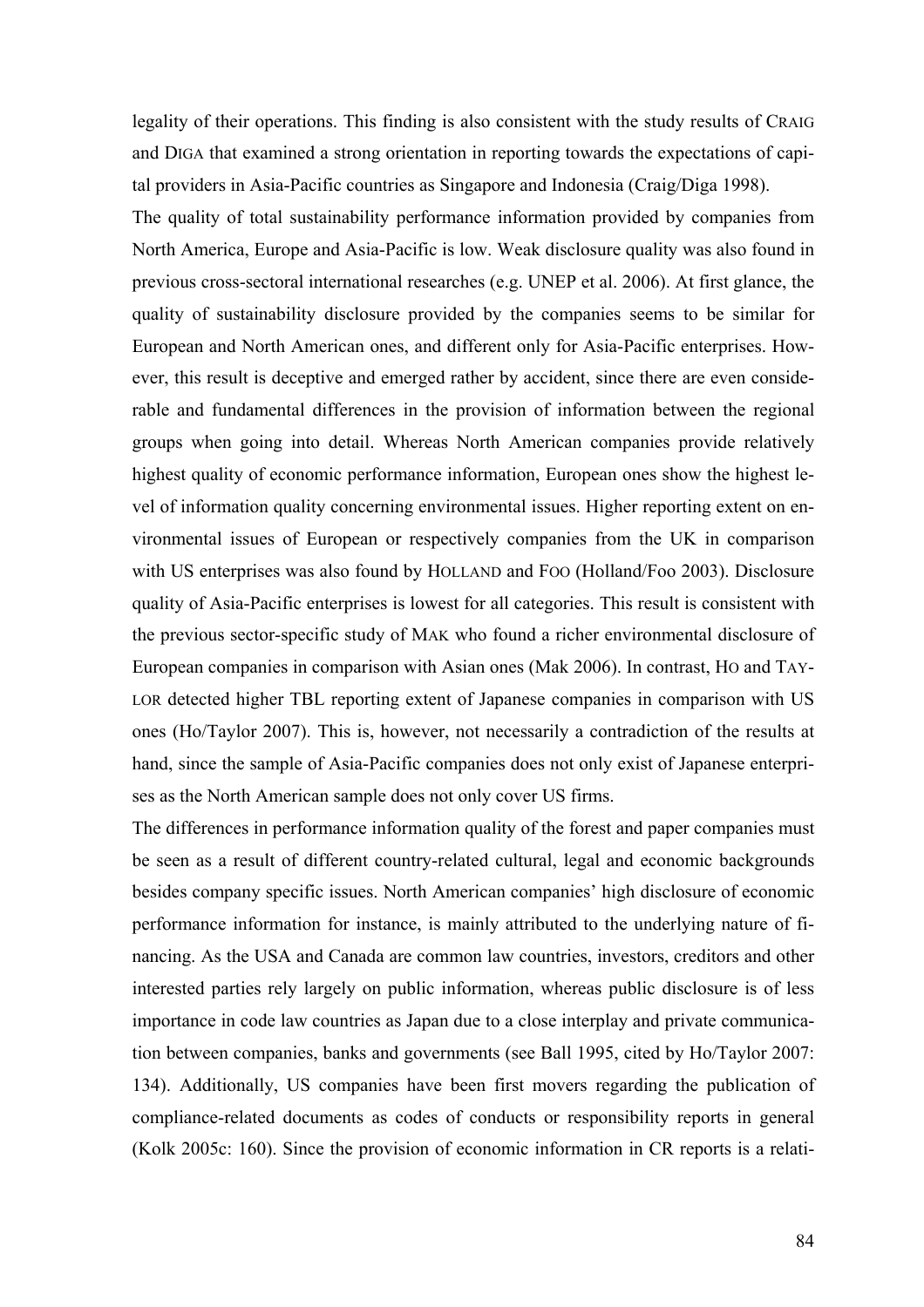legality of their operations. This finding is also consistent with the study results of CRAIG and DIGA that examined a strong orientation in reporting towards the expectations of capital providers in Asia-Pacific countries as Singapore and Indonesia (Craig/Diga 1998).

The quality of total sustainability performance information provided by companies from North America, Europe and Asia-Pacific is low. Weak disclosure quality was also found in previous cross-sectoral international researches (e.g. UNEP et al. 2006). At first glance, the quality of sustainability disclosure provided by the companies seems to be similar for European and North American ones, and different only for Asia-Pacific enterprises. However, this result is deceptive and emerged rather by accident, since there are even considerable and fundamental differences in the provision of information between the regional groups when going into detail. Whereas North American companies provide relatively highest quality of economic performance information, European ones show the highest level of information quality concerning environmental issues. Higher reporting extent on environmental issues of European or respectively companies from the UK in comparison with US enterprises was also found by HOLLAND and FOO (Holland/Foo 2003). Disclosure quality of Asia-Pacific enterprises is lowest for all categories. This result is consistent with the previous sector-specific study of MAK who found a richer environmental disclosure of European companies in comparison with Asian ones (Mak 2006). In contrast, HO and TAYLOR detected higher TBL reporting extent of Japanese companies in comparison with US ones (Ho/Taylor 2007). This is, however, not necessarily a contradiction of the results at hand, since the sample of Asia-Pacific companies does not only exist of Japanese enterprises as the North American sample does not only cover US firms.

The differences in performance information quality of the forest and paper companies must be seen as a result of different country-related cultural, legal and economic backgrounds besides company specific issues. North American companies' high disclosure of economic performance information for instance, is mainly attributed to the underlying nature of financing. As the USA and Canada are common law countries, investors, creditors and other interested parties rely largely on public information, whereas public disclosure is of less importance in code law countries as Japan due to a close interplay and private communication between companies, banks and governments (see Ball 1995, cited by Ho/Taylor 2007: 134). Additionally, US companies have been first movers regarding the publication of compliance-related documents as codes of conducts or responsibility reports in general (Kolk 2005c: 160). Since the provision of economic information in CR reports is a relati-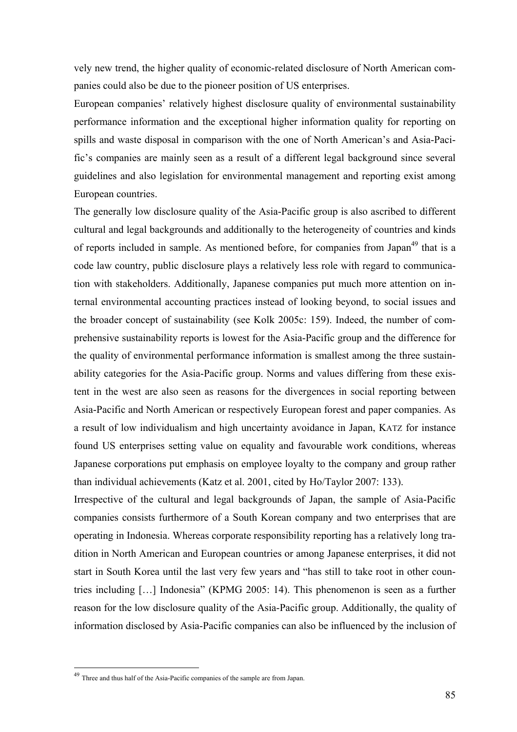vely new trend, the higher quality of economic-related disclosure of North American companies could also be due to the pioneer position of US enterprises.

European companies' relatively highest disclosure quality of environmental sustainability performance information and the exceptional higher information quality for reporting on spills and waste disposal in comparison with the one of North American's and Asia-Pacific's companies are mainly seen as a result of a different legal background since several guidelines and also legislation for environmental management and reporting exist among European countries.

The generally low disclosure quality of the Asia-Pacific group is also ascribed to different cultural and legal backgrounds and additionally to the heterogeneity of countries and kinds of reports included in sample. As mentioned before, for companies from Japan[49] that is a code law country, public disclosure plays a relatively less role with regard to communication with stakeholders. Additionally, Japanese companies put much more attention on internal environmental accounting practices instead of looking beyond, to social issues and the broader concept of sustainability (see Kolk 2005c: 159). Indeed, the number of comprehensive sustainability reports is lowest for the Asia-Pacific group and the difference for the quality of environmental performance information is smallest among the three sustainability categories for the Asia-Pacific group. Norms and values differing from these existent in the west are also seen as reasons for the divergences in social reporting between Asia-Pacific and North American or respectively European forest and paper companies. As a result of low individualism and high uncertainty avoidance in Japan, KATZ for instance found US enterprises setting value on equality and favourable work conditions, whereas Japanese corporations put emphasis on employee loyalty to the company and group rather than individual achievements (Katz et al. 2001, cited by Ho/Taylor 2007: 133).

Irrespective of the cultural and legal backgrounds of Japan, the sample of Asia-Pacific companies consists furthermore of a South Korean company and two enterprises that are operating in Indonesia. Whereas corporate responsibility reporting has a relatively long tradition in North American and European countries or among Japanese enterprises, it did not start in South Korea until the last very few years and "has still to take root in other countries including […] Indonesia" (KPMG 2005: 14). This phenomenon is seen as a further reason for the low disclosure quality of the Asia-Pacific group. Additionally, the quality of information disclosed by Asia-Pacific companies can also be influenced by the inclusion of

---

[49] Three and thus half of the Asia-Pacific companies of the sample are from Japan.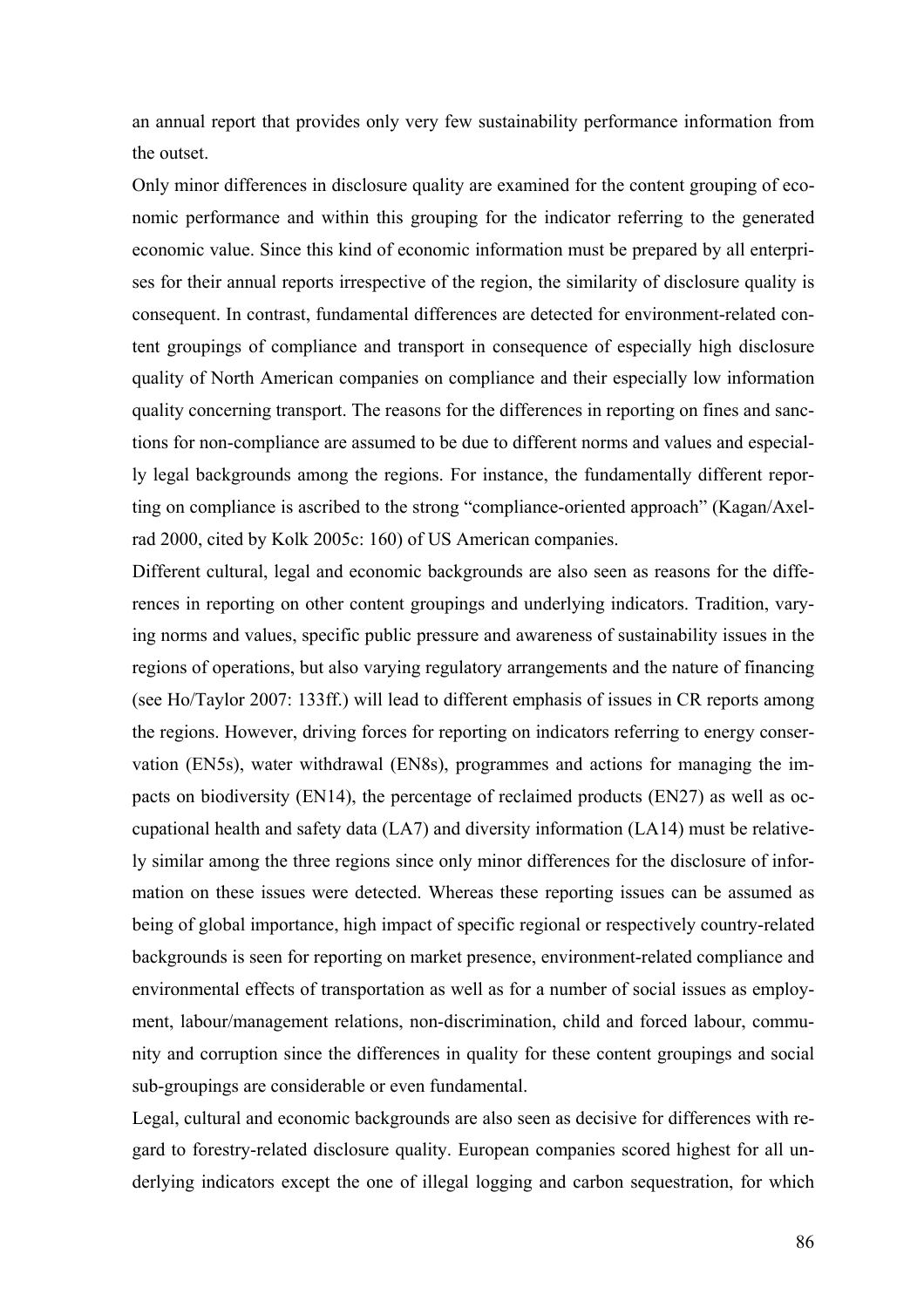an annual report that provides only very few sustainability performance information from the outset.

Only minor differences in disclosure quality are examined for the content grouping of economic performance and within this grouping for the indicator referring to the generated economic value. Since this kind of economic information must be prepared by all enterprises for their annual reports irrespective of the region, the similarity of disclosure quality is consequent. In contrast, fundamental differences are detected for environment-related content groupings of compliance and transport in consequence of especially high disclosure quality of North American companies on compliance and their especially low information quality concerning transport. The reasons for the differences in reporting on fines and sanctions for non-compliance are assumed to be due to different norms and values and especially legal backgrounds among the regions. For instance, the fundamentally different reporting on compliance is ascribed to the strong "compliance-oriented approach" (Kagan/Axelrad 2000, cited by Kolk 2005c: 160) of US American companies.

Different cultural, legal and economic backgrounds are also seen as reasons for the differences in reporting on other content groupings and underlying indicators. Tradition, varying norms and values, specific public pressure and awareness of sustainability issues in the regions of operations, but also varying regulatory arrangements and the nature of financing (see Ho/Taylor 2007: 133ff.) will lead to different emphasis of issues in CR reports among the regions. However, driving forces for reporting on indicators referring to energy conservation (EN5s), water withdrawal (EN8s), programmes and actions for managing the impacts on biodiversity (EN14), the percentage of reclaimed products (EN27) as well as occupational health and safety data (LA7) and diversity information (LA14) must be relatively similar among the three regions since only minor differences for the disclosure of information on these issues were detected. Whereas these reporting issues can be assumed as being of global importance, high impact of specific regional or respectively country-related backgrounds is seen for reporting on market presence, environment-related compliance and environmental effects of transportation as well as for a number of social issues as employment, labour/management relations, non-discrimination, child and forced labour, community and corruption since the differences in quality for these content groupings and social sub-groupings are considerable or even fundamental.

Legal, cultural and economic backgrounds are also seen as decisive for differences with regard to forestry-related disclosure quality. European companies scored highest for all underlying indicators except the one of illegal logging and carbon sequestration, for which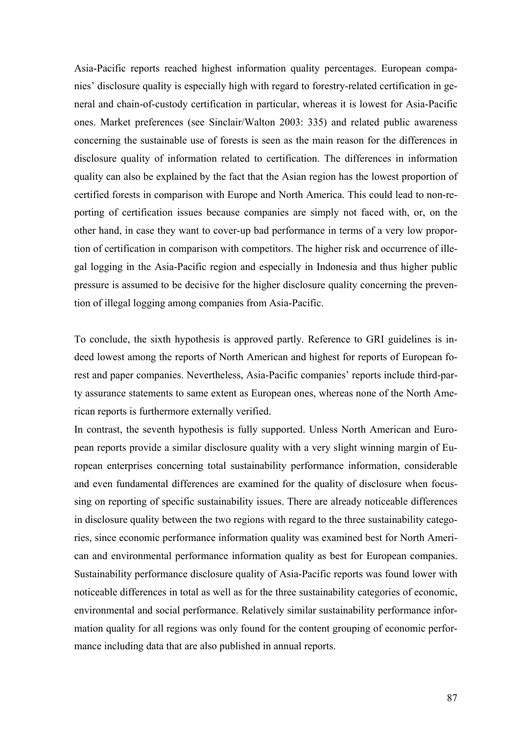Asia-Pacific reports reached highest information quality percentages. European companies' disclosure quality is especially high with regard to forestry-related certification in general and chain-of-custody certification in particular, whereas it is lowest for Asia-Pacific ones. Market preferences (see Sinclair/Walton 2003: 335) and related public awareness concerning the sustainable use of forests is seen as the main reason for the differences in disclosure quality of information related to certification. The differences in information quality can also be explained by the fact that the Asian region has the lowest proportion of certified forests in comparison with Europe and North America. This could lead to non-reporting of certification issues because companies are simply not faced with, or, on the other hand, in case they want to cover-up bad performance in terms of a very low proportion of certification in comparison with competitors. The higher risk and occurrence of illegal logging in the Asia-Pacific region and especially in Indonesia and thus higher public pressure is assumed to be decisive for the higher disclosure quality concerning the prevention of illegal logging among companies from Asia-Pacific.

To conclude, the sixth hypothesis is approved partly. Reference to GRI guidelines is indeed lowest among the reports of North American and highest for reports of European forest and paper companies. Nevertheless, Asia-Pacific companies' reports include third-party assurance statements to same extent as European ones, whereas none of the North American reports is furthermore externally verified.

In contrast, the seventh hypothesis is fully supported. Unless North American and European reports provide a similar disclosure quality with a very slight winning margin of European enterprises concerning total sustainability performance information, considerable and even fundamental differences are examined for the quality of disclosure when focussing on reporting of specific sustainability issues. There are already noticeable differences in disclosure quality between the two regions with regard to the three sustainability categories, since economic performance information quality was examined best for North American and environmental performance information quality as best for European companies. Sustainability performance disclosure quality of Asia-Pacific reports was found lower with noticeable differences in total as well as for the three sustainability categories of economic, environmental and social performance. Relatively similar sustainability performance information quality for all regions was only found for the content grouping of economic performance including data that are also published in annual reports.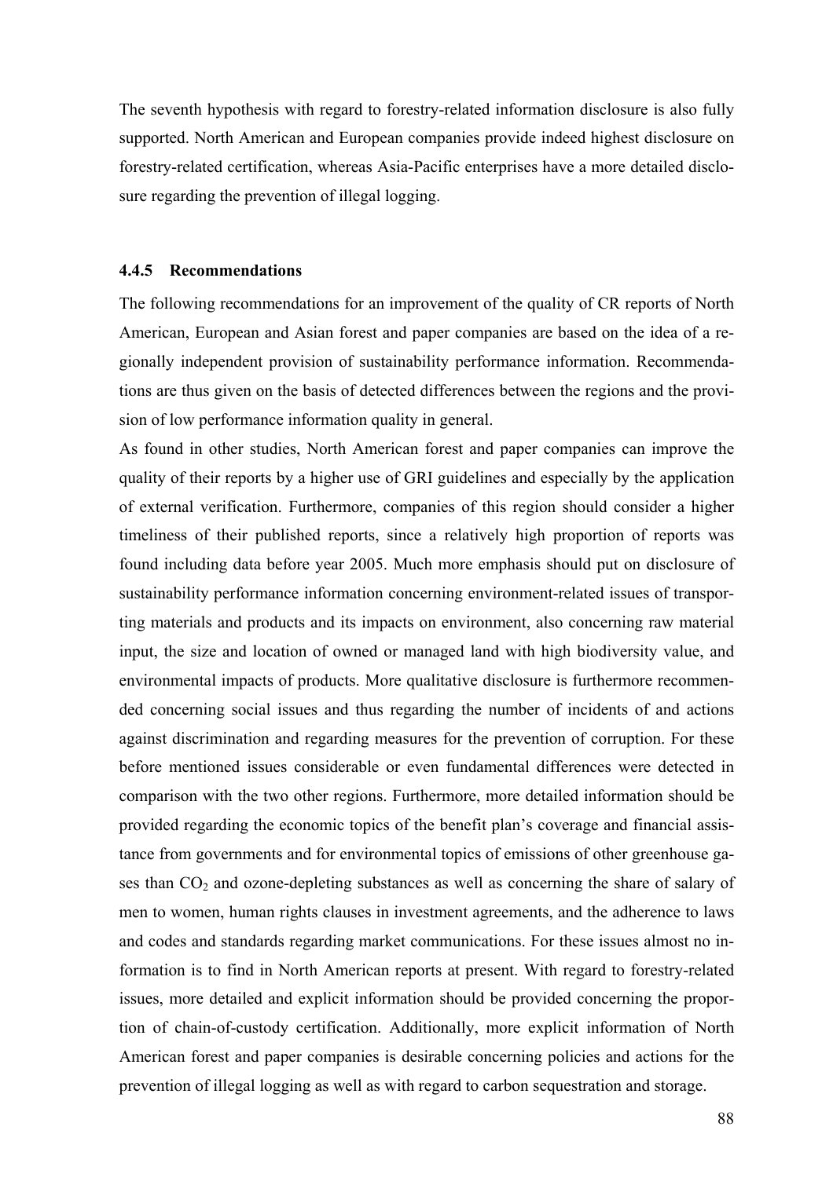The seventh hypothesis with regard to forestry-related information disclosure is also fully supported. North American and European companies provide indeed highest disclosure on forestry-related certification, whereas Asia-Pacific enterprises have a more detailed disclosure regarding the prevention of illegal logging.

### 4.4.5 Recommendations

The following recommendations for an improvement of the quality of CR reports of North American, European and Asian forest and paper companies are based on the idea of a regionally independent provision of sustainability performance information. Recommendations are thus given on the basis of detected differences between the regions and the provision of low performance information quality in general.

As found in other studies, North American forest and paper companies can improve the quality of their reports by a higher use of GRI guidelines and especially by the application of external verification. Furthermore, companies of this region should consider a higher timeliness of their published reports, since a relatively high proportion of reports was found including data before year 2005. Much more emphasis should put on disclosure of sustainability performance information concerning environment-related issues of transporting materials and products and its impacts on environment, also concerning raw material input, the size and location of owned or managed land with high biodiversity value, and environmental impacts of products. More qualitative disclosure is furthermore recommended concerning social issues and thus regarding the number of incidents of and actions against discrimination and regarding measures for the prevention of corruption. For these before mentioned issues considerable or even fundamental differences were detected in comparison with the two other regions. Furthermore, more detailed information should be provided regarding the economic topics of the benefit plan's coverage and financial assistance from governments and for environmental topics of emissions of other greenhouse gases than $CO_2$ and ozone-depleting substances as well as concerning the share of salary of men to women, human rights clauses in investment agreements, and the adherence to laws and codes and standards regarding market communications. For these issues almost no information is to find in North American reports at present. With regard to forestry-related issues, more detailed and explicit information should be provided concerning the proportion of chain-of-custody certification. Additionally, more explicit information of North American forest and paper companies is desirable concerning policies and actions for the prevention of illegal logging as well as with regard to carbon sequestration and storage.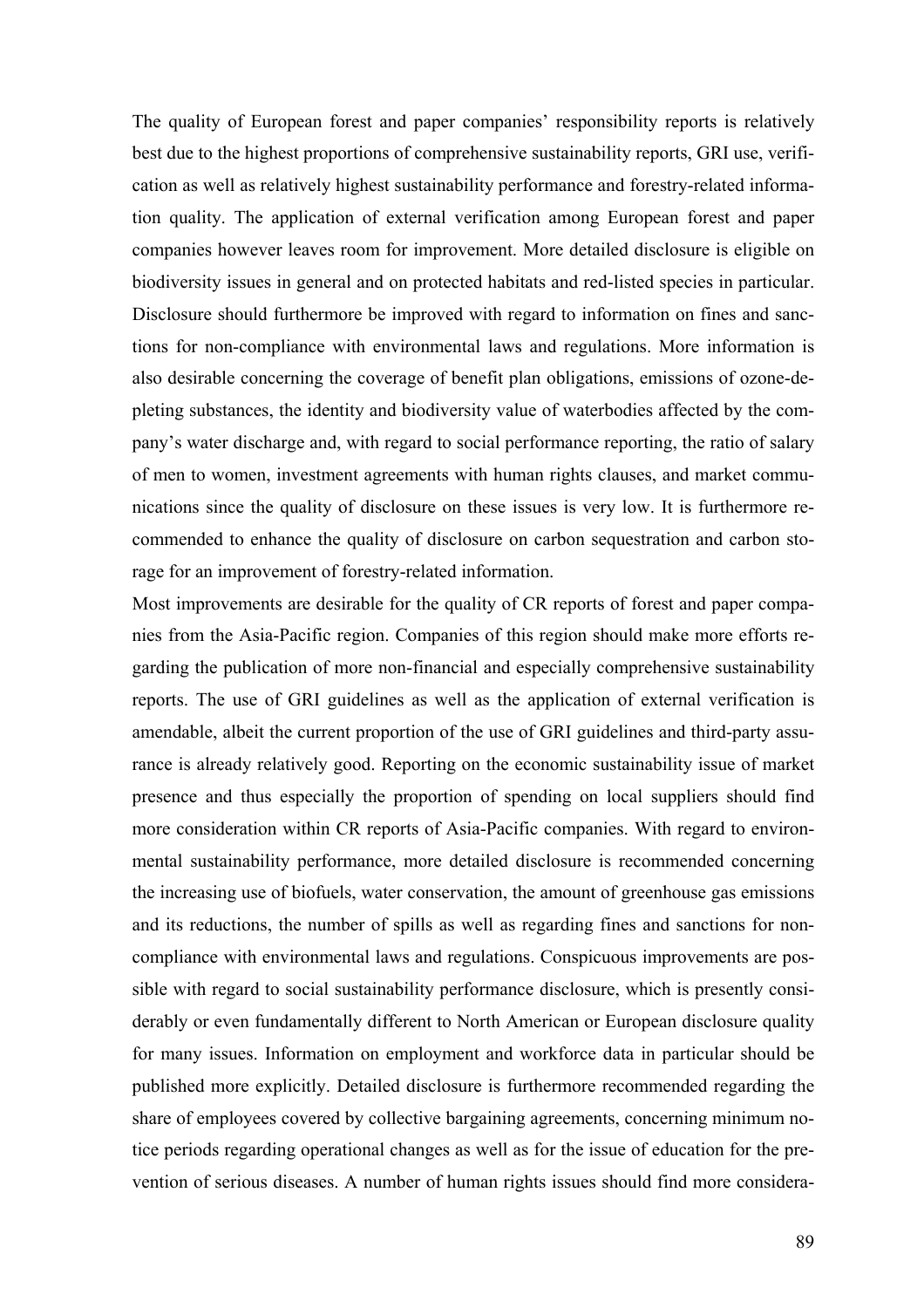The quality of European forest and paper companies' responsibility reports is relatively best due to the highest proportions of comprehensive sustainability reports, GRI use, verification as well as relatively highest sustainability performance and forestry-related information quality. The application of external verification among European forest and paper companies however leaves room for improvement. More detailed disclosure is eligible on biodiversity issues in general and on protected habitats and red-listed species in particular. Disclosure should furthermore be improved with regard to information on fines and sanctions for non-compliance with environmental laws and regulations. More information is also desirable concerning the coverage of benefit plan obligations, emissions of ozone-depleting substances, the identity and biodiversity value of waterbodies affected by the company's water discharge and, with regard to social performance reporting, the ratio of salary of men to women, investment agreements with human rights clauses, and market communications since the quality of disclosure on these issues is very low. It is furthermore recommended to enhance the quality of disclosure on carbon sequestration and carbon storage for an improvement of forestry-related information.

Most improvements are desirable for the quality of CR reports of forest and paper companies from the Asia-Pacific region. Companies of this region should make more efforts regarding the publication of more non-financial and especially comprehensive sustainability reports. The use of GRI guidelines as well as the application of external verification is amendable, albeit the current proportion of the use of GRI guidelines and third-party assurance is already relatively good. Reporting on the economic sustainability issue of market presence and thus especially the proportion of spending on local suppliers should find more consideration within CR reports of Asia-Pacific companies. With regard to environmental sustainability performance, more detailed disclosure is recommended concerning the increasing use of biofuels, water conservation, the amount of greenhouse gas emissions and its reductions, the number of spills as well as regarding fines and sanctions for non-compliance with environmental laws and regulations. Conspicuous improvements are possible with regard to social sustainability performance disclosure, which is presently considerably or even fundamentally different to North American or European disclosure quality for many issues. Information on employment and workforce data in particular should be published more explicitly. Detailed disclosure is furthermore recommended regarding the share of employees covered by collective bargaining agreements, concerning minimum notice periods regarding operational changes as well as for the issue of education for the prevention of serious diseases. A number of human rights issues should find more considera-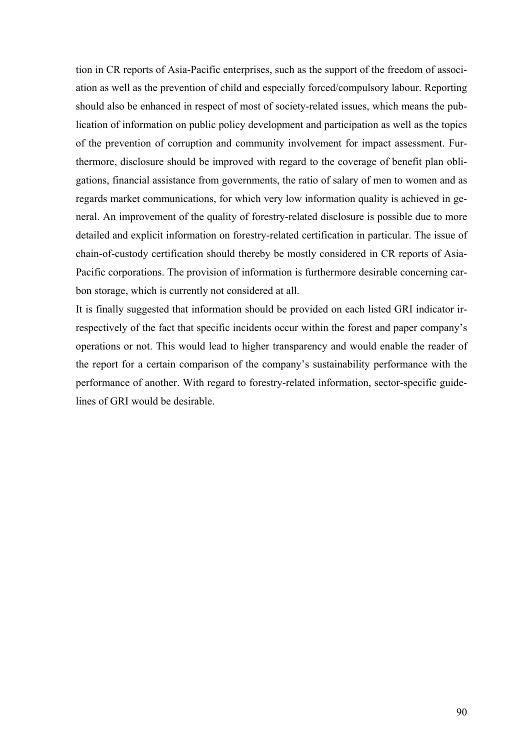tion in CR reports of Asia-Pacific enterprises, such as the support of the freedom of association as well as the prevention of child and especially forced/compulsory labour. Reporting should also be enhanced in respect of most of society-related issues, which means the publication of information on public policy development and participation as well as the topics of the prevention of corruption and community involvement for impact assessment. Furthermore, disclosure should be improved with regard to the coverage of benefit plan obligations, financial assistance from governments, the ratio of salary of men to women and as regards market communications, for which very low information quality is achieved in general. An improvement of the quality of forestry-related disclosure is possible due to more detailed and explicit information on forestry-related certification in particular. The issue of chain-of-custody certification should thereby be mostly considered in CR reports of Asia-Pacific corporations. The provision of information is furthermore desirable concerning carbon storage, which is currently not considered at all.

It is finally suggested that information should be provided on each listed GRI indicator irrespectively of the fact that specific incidents occur within the forest and paper company's operations or not. This would lead to higher transparency and would enable the reader of the report for a certain comparison of the company's sustainability performance with the performance of another. With regard to forestry-related information, sector-specific guidelines of GRI would be desirable.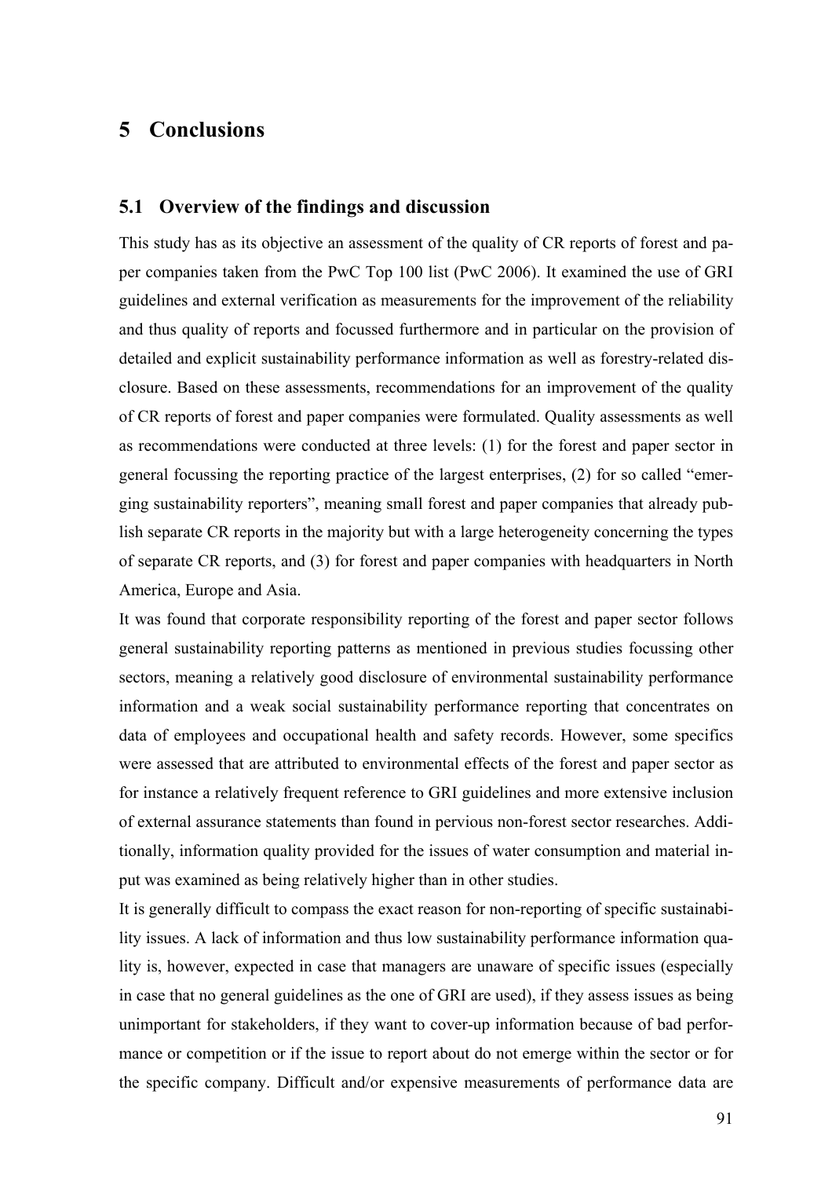# 5 Conclusions

## 5.1 Overview of the findings and discussion

This study has as its objective an assessment of the quality of CR reports of forest and paper companies taken from the PwC Top 100 list (PwC 2006). It examined the use of GRI guidelines and external verification as measurements for the improvement of the reliability and thus quality of reports and focussed furthermore and in particular on the provision of detailed and explicit sustainability performance information as well as forestry-related disclosure. Based on these assessments, recommendations for an improvement of the quality of CR reports of forest and paper companies were formulated. Quality assessments as well as recommendations were conducted at three levels: (1) for the forest and paper sector in general focussing the reporting practice of the largest enterprises, (2) for so called "emerging sustainability reporters", meaning small forest and paper companies that already publish separate CR reports in the majority but with a large heterogeneity concerning the types of separate CR reports, and (3) for forest and paper companies with headquarters in North America, Europe and Asia.

It was found that corporate responsibility reporting of the forest and paper sector follows general sustainability reporting patterns as mentioned in previous studies focussing other sectors, meaning a relatively good disclosure of environmental sustainability performance information and a weak social sustainability performance reporting that concentrates on data of employees and occupational health and safety records. However, some specifics were assessed that are attributed to environmental effects of the forest and paper sector as for instance a relatively frequent reference to GRI guidelines and more extensive inclusion of external assurance statements than found in pervious non-forest sector researches. Additionally, information quality provided for the issues of water consumption and material input was examined as being relatively higher than in other studies.

It is generally difficult to compass the exact reason for non-reporting of specific sustainability issues. A lack of information and thus low sustainability performance information quality is, however, expected in case that managers are unaware of specific issues (especially in case that no general guidelines as the one of GRI are used), if they assess issues as being unimportant for stakeholders, if they want to cover-up information because of bad performance or competition or if the issue to report about do not emerge within the sector or for the specific company. Difficult and/or expensive measurements of performance data are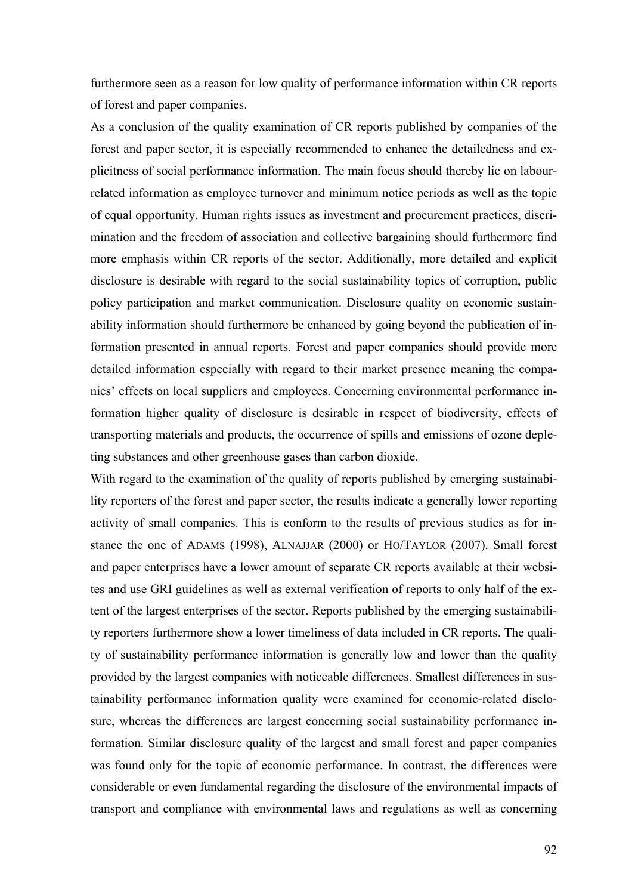furthermore seen as a reason for low quality of performance information within CR reports of forest and paper companies.

As a conclusion of the quality examination of CR reports published by companies of the forest and paper sector, it is especially recommended to enhance the detailedness and explicitness of social performance information. The main focus should thereby lie on labour-related information as employee turnover and minimum notice periods as well as the topic of equal opportunity. Human rights issues as investment and procurement practices, discrimination and the freedom of association and collective bargaining should furthermore find more emphasis within CR reports of the sector. Additionally, more detailed and explicit disclosure is desirable with regard to the social sustainability topics of corruption, public policy participation and market communication. Disclosure quality on economic sustainability information should furthermore be enhanced by going beyond the publication of information presented in annual reports. Forest and paper companies should provide more detailed information especially with regard to their market presence meaning the companies' effects on local suppliers and employees. Concerning environmental performance information higher quality of disclosure is desirable in respect of biodiversity, effects of transporting materials and products, the occurrence of spills and emissions of ozone depleting substances and other greenhouse gases than carbon dioxide.

With regard to the examination of the quality of reports published by emerging sustainability reporters of the forest and paper sector, the results indicate a generally lower reporting activity of small companies. This is conform to the results of previous studies as for instance the one of ADAMS (1998), ALNAJJAR (2000) or HO/TAYLOR (2007). Small forest and paper enterprises have a lower amount of separate CR reports available at their websites and use GRI guidelines as well as external verification of reports to only half of the extent of the largest enterprises of the sector. Reports published by the emerging sustainability reporters furthermore show a lower timeliness of data included in CR reports. The quality of sustainability performance information is generally low and lower than the quality provided by the largest companies with noticeable differences. Smallest differences in sustainability performance information quality were examined for economic-related disclosure, whereas the differences are largest concerning social sustainability performance information. Similar disclosure quality of the largest and small forest and paper companies was found only for the topic of economic performance. In contrast, the differences were considerable or even fundamental regarding the disclosure of the environmental impacts of transport and compliance with environmental laws and regulations as well as concerning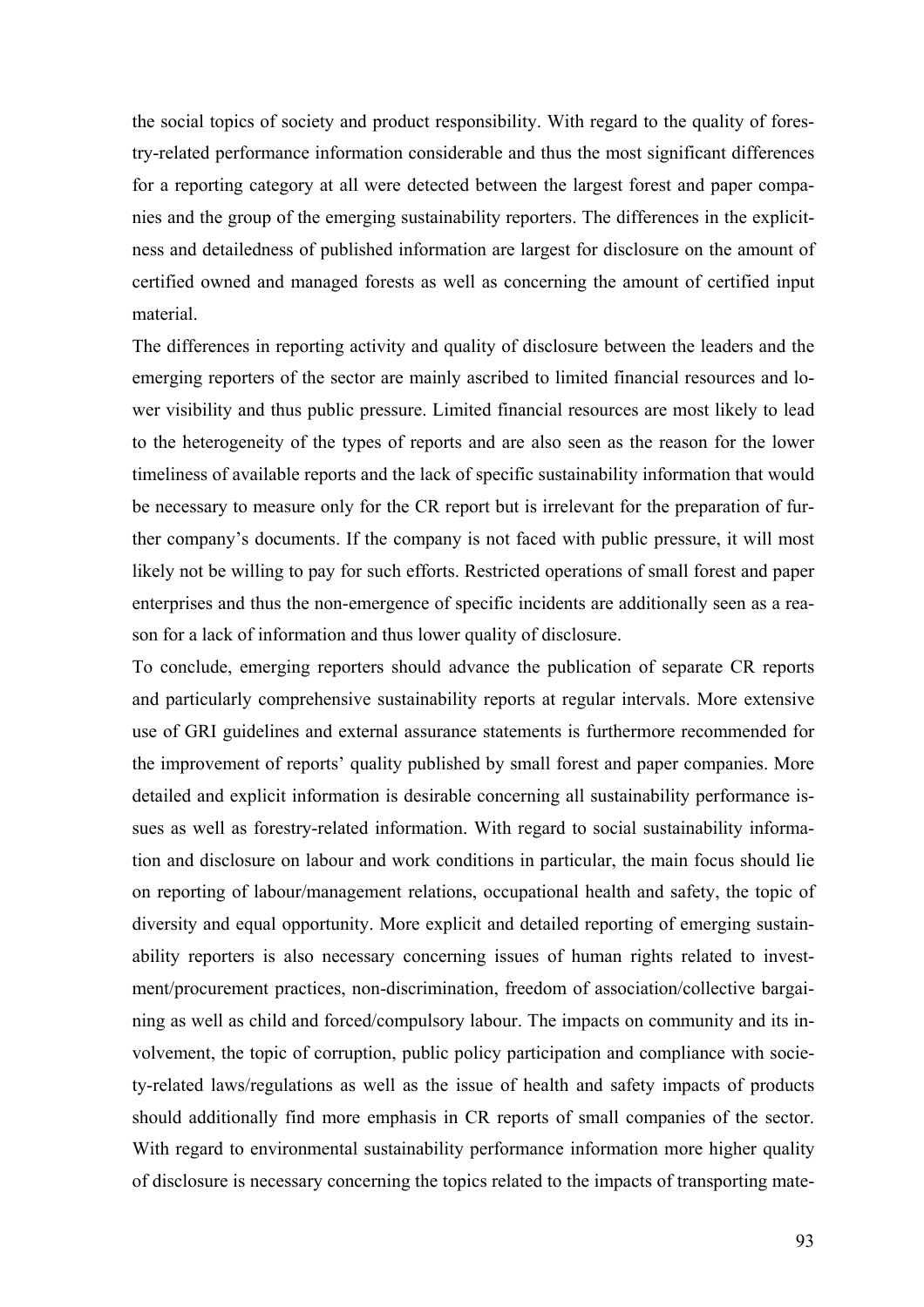the social topics of society and product responsibility. With regard to the quality of forestry-related performance information considerable and thus the most significant differences for a reporting category at all were detected between the largest forest and paper companies and the group of the emerging sustainability reporters. The differences in the explicitness and detailedness of published information are largest for disclosure on the amount of certified owned and managed forests as well as concerning the amount of certified input material.

The differences in reporting activity and quality of disclosure between the leaders and the emerging reporters of the sector are mainly ascribed to limited financial resources and lower visibility and thus public pressure. Limited financial resources are most likely to lead to the heterogeneity of the types of reports and are also seen as the reason for the lower timeliness of available reports and the lack of specific sustainability information that would be necessary to measure only for the CR report but is irrelevant for the preparation of further company's documents. If the company is not faced with public pressure, it will most likely not be willing to pay for such efforts. Restricted operations of small forest and paper enterprises and thus the non-emergence of specific incidents are additionally seen as a reason for a lack of information and thus lower quality of disclosure.

To conclude, emerging reporters should advance the publication of separate CR reports and particularly comprehensive sustainability reports at regular intervals. More extensive use of GRI guidelines and external assurance statements is furthermore recommended for the improvement of reports' quality published by small forest and paper companies. More detailed and explicit information is desirable concerning all sustainability performance issues as well as forestry-related information. With regard to social sustainability information and disclosure on labour and work conditions in particular, the main focus should lie on reporting of labour/management relations, occupational health and safety, the topic of diversity and equal opportunity. More explicit and detailed reporting of emerging sustainability reporters is also necessary concerning issues of human rights related to investment/procurement practices, non-discrimination, freedom of association/collective bargaining as well as child and forced/compulsory labour. The impacts on community and its involvement, the topic of corruption, public policy participation and compliance with society-related laws/regulations as well as the issue of health and safety impacts of products should additionally find more emphasis in CR reports of small companies of the sector. With regard to environmental sustainability performance information more higher quality of disclosure is necessary concerning the topics related to the impacts of transporting mate-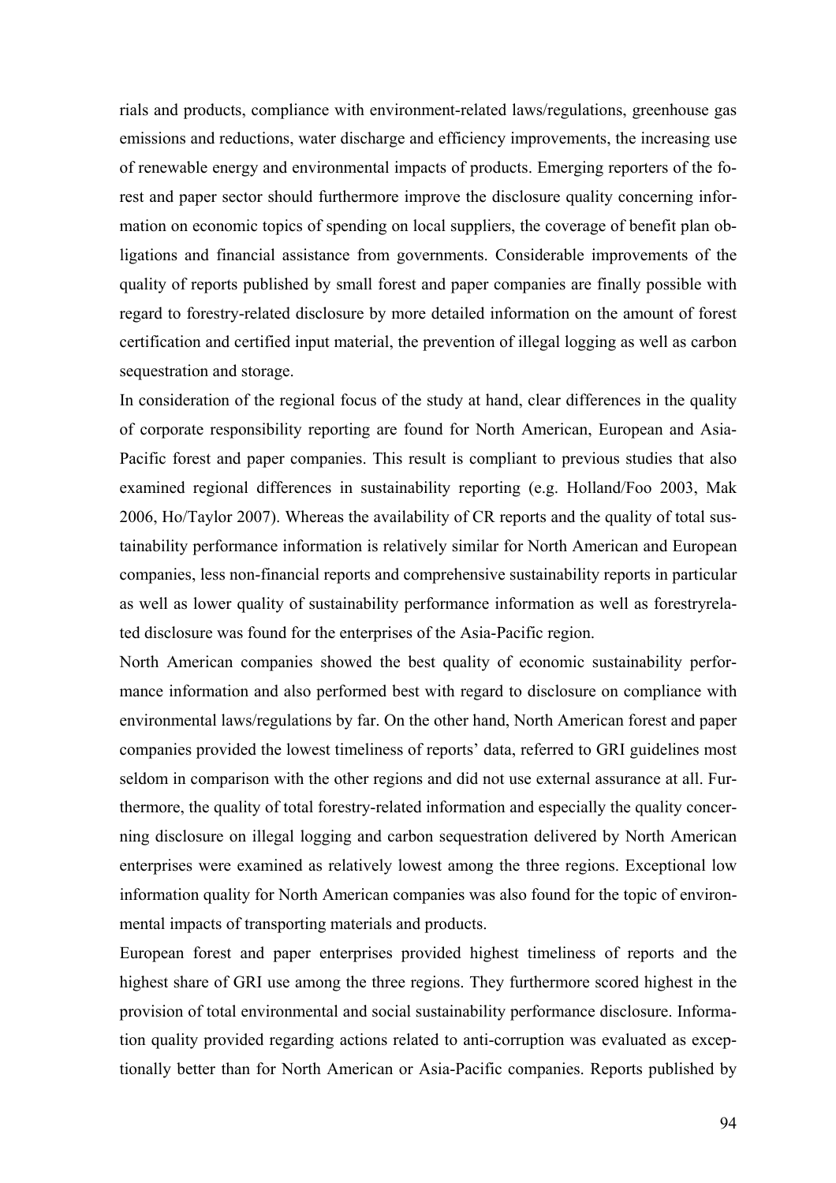rials and products, compliance with environment-related laws/regulations, greenhouse gas emissions and reductions, water discharge and efficiency improvements, the increasing use of renewable energy and environmental impacts of products. Emerging reporters of the forest and paper sector should furthermore improve the disclosure quality concerning information on economic topics of spending on local suppliers, the coverage of benefit plan obligations and financial assistance from governments. Considerable improvements of the quality of reports published by small forest and paper companies are finally possible with regard to forestry-related disclosure by more detailed information on the amount of forest certification and certified input material, the prevention of illegal logging as well as carbon sequestration and storage.

In consideration of the regional focus of the study at hand, clear differences in the quality of corporate responsibility reporting are found for North American, European and Asia-Pacific forest and paper companies. This result is compliant to previous studies that also examined regional differences in sustainability reporting (e.g. Holland/Foo 2003, Mak 2006, Ho/Taylor 2007). Whereas the availability of CR reports and the quality of total sustainability performance information is relatively similar for North American and European companies, less non-financial reports and comprehensive sustainability reports in particular as well as lower quality of sustainability performance information as well as forestryrelated disclosure was found for the enterprises of the Asia-Pacific region.

North American companies showed the best quality of economic sustainability performance information and also performed best with regard to disclosure on compliance with environmental laws/regulations by far. On the other hand, North American forest and paper companies provided the lowest timeliness of reports' data, referred to GRI guidelines most seldom in comparison with the other regions and did not use external assurance at all. Furthermore, the quality of total forestry-related information and especially the quality concerning disclosure on illegal logging and carbon sequestration delivered by North American enterprises were examined as relatively lowest among the three regions. Exceptional low information quality for North American companies was also found for the topic of environmental impacts of transporting materials and products.

European forest and paper enterprises provided highest timeliness of reports and the highest share of GRI use among the three regions. They furthermore scored highest in the provision of total environmental and social sustainability performance disclosure. Information quality provided regarding actions related to anti-corruption was evaluated as exceptionally better than for North American or Asia-Pacific companies. Reports published by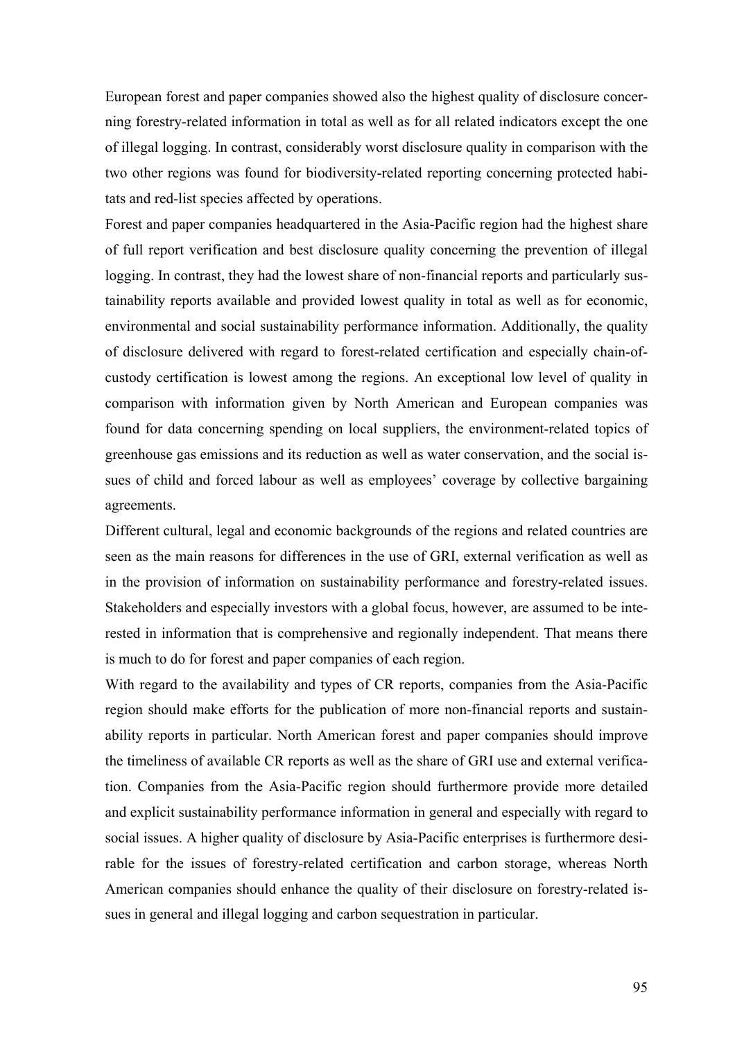European forest and paper companies showed also the highest quality of disclosure concerning forestry-related information in total as well as for all related indicators except the one of illegal logging. In contrast, considerably worst disclosure quality in comparison with the two other regions was found for biodiversity-related reporting concerning protected habitats and red-list species affected by operations.

Forest and paper companies headquartered in the Asia-Pacific region had the highest share of full report verification and best disclosure quality concerning the prevention of illegal logging. In contrast, they had the lowest share of non-financial reports and particularly sustainability reports available and provided lowest quality in total as well as for economic, environmental and social sustainability performance information. Additionally, the quality of disclosure delivered with regard to forest-related certification and especially chain-of-custody certification is lowest among the regions. An exceptional low level of quality in comparison with information given by North American and European companies was found for data concerning spending on local suppliers, the environment-related topics of greenhouse gas emissions and its reduction as well as water conservation, and the social issues of child and forced labour as well as employees' coverage by collective bargaining agreements.

Different cultural, legal and economic backgrounds of the regions and related countries are seen as the main reasons for differences in the use of GRI, external verification as well as in the provision of information on sustainability performance and forestry-related issues. Stakeholders and especially investors with a global focus, however, are assumed to be interested in information that is comprehensive and regionally independent. That means there is much to do for forest and paper companies of each region.

With regard to the availability and types of CR reports, companies from the Asia-Pacific region should make efforts for the publication of more non-financial reports and sustainability reports in particular. North American forest and paper companies should improve the timeliness of available CR reports as well as the share of GRI use and external verification. Companies from the Asia-Pacific region should furthermore provide more detailed and explicit sustainability performance information in general and especially with regard to social issues. A higher quality of disclosure by Asia-Pacific enterprises is furthermore desirable for the issues of forestry-related certification and carbon storage, whereas North American companies should enhance the quality of their disclosure on forestry-related issues in general and illegal logging and carbon sequestration in particular.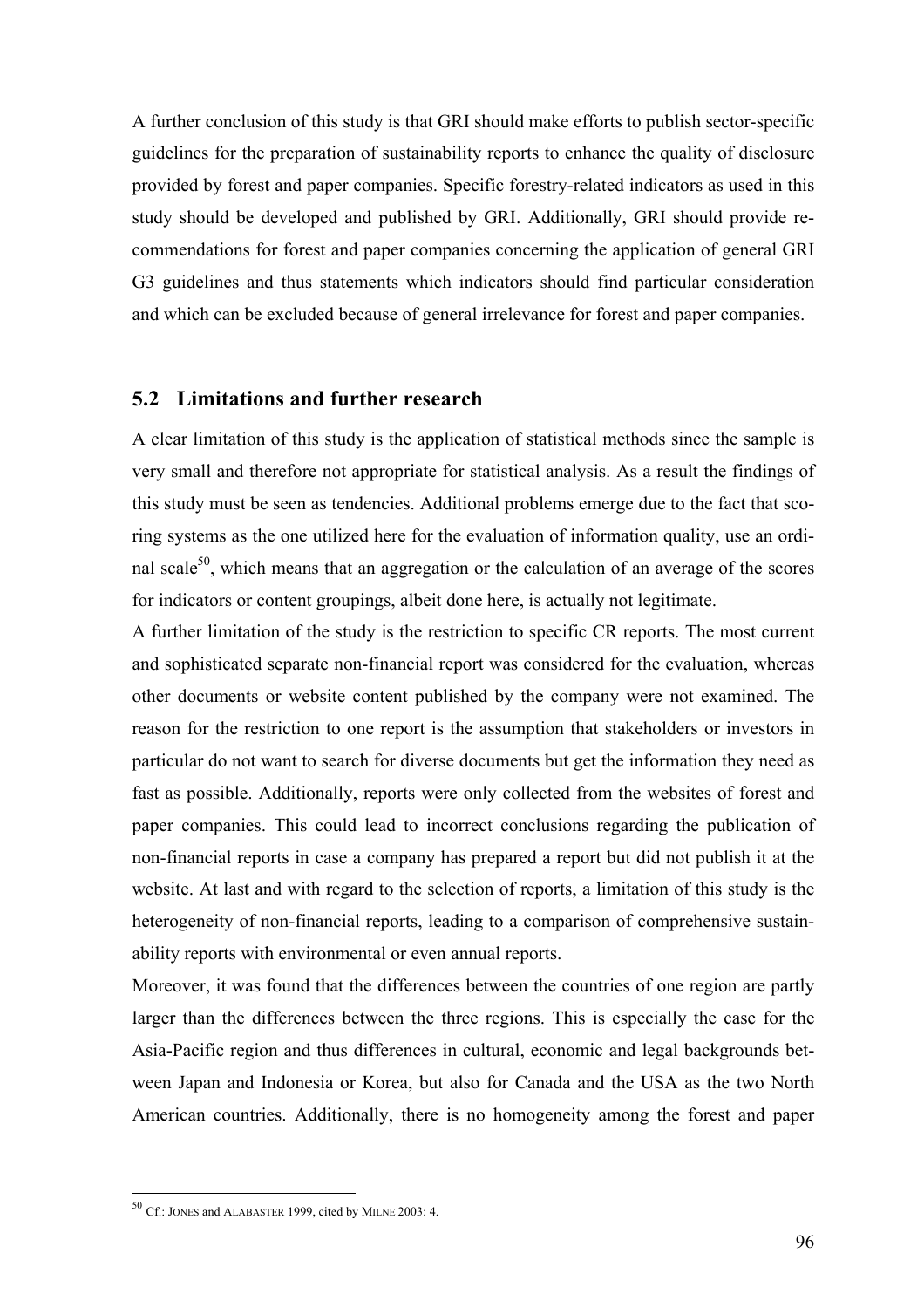A further conclusion of this study is that GRI should make efforts to publish sector-specific guidelines for the preparation of sustainability reports to enhance the quality of disclosure provided by forest and paper companies. Specific forestry-related indicators as used in this study should be developed and published by GRI. Additionally, GRI should provide recommendations for forest and paper companies concerning the application of general GRI G3 guidelines and thus statements which indicators should find particular consideration and which can be excluded because of general irrelevance for forest and paper companies.

## 5.2 Limitations and further research

A clear limitation of this study is the application of statistical methods since the sample is very small and therefore not appropriate for statistical analysis. As a result the findings of this study must be seen as tendencies. Additional problems emerge due to the fact that scoring systems as the one utilized here for the evaluation of information quality, use an ordinal scale[50], which means that an aggregation or the calculation of an average of the scores for indicators or content groupings, albeit done here, is actually not legitimate.

A further limitation of the study is the restriction to specific CR reports. The most current and sophisticated separate non-financial report was considered for the evaluation, whereas other documents or website content published by the company were not examined. The reason for the restriction to one report is the assumption that stakeholders or investors in particular do not want to search for diverse documents but get the information they need as fast as possible. Additionally, reports were only collected from the websites of forest and paper companies. This could lead to incorrect conclusions regarding the publication of non-financial reports in case a company has prepared a report but did not publish it at the website. At last and with regard to the selection of reports, a limitation of this study is the heterogeneity of non-financial reports, leading to a comparison of comprehensive sustainability reports with environmental or even annual reports.

Moreover, it was found that the differences between the countries of one region are partly larger than the differences between the three regions. This is especially the case for the Asia-Pacific region and thus differences in cultural, economic and legal backgrounds between Japan and Indonesia or Korea, but also for Canada and the USA as the two North American countries. Additionally, there is no homogeneity among the forest and paper

---

[50] Cf.: JONES and ALABASTER 1999, cited by MILNE 2003: 4.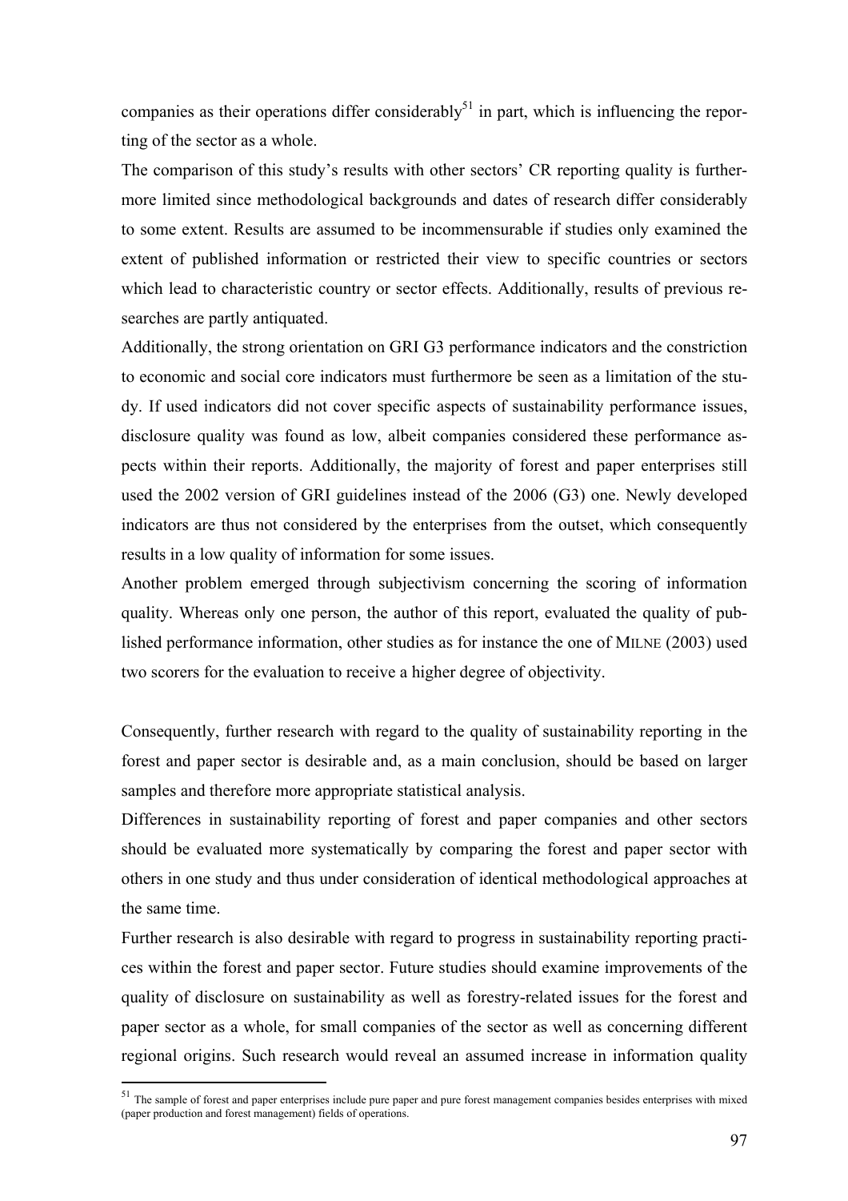companies as their operations differ considerably[51] in part, which is influencing the reporting of the sector as a whole.

The comparison of this study's results with other sectors' CR reporting quality is furthermore limited since methodological backgrounds and dates of research differ considerably to some extent. Results are assumed to be incommensurable if studies only examined the extent of published information or restricted their view to specific countries or sectors which lead to characteristic country or sector effects. Additionally, results of previous researches are partly antiquated.

Additionally, the strong orientation on GRI G3 performance indicators and the constriction to economic and social core indicators must furthermore be seen as a limitation of the study. If used indicators did not cover specific aspects of sustainability performance issues, disclosure quality was found as low, albeit companies considered these performance aspects within their reports. Additionally, the majority of forest and paper enterprises still used the 2002 version of GRI guidelines instead of the 2006 (G3) one. Newly developed indicators are thus not considered by the enterprises from the outset, which consequently results in a low quality of information for some issues.

Another problem emerged through subjectivism concerning the scoring of information quality. Whereas only one person, the author of this report, evaluated the quality of published performance information, other studies as for instance the one of MILNE (2003) used two scorers for the evaluation to receive a higher degree of objectivity.

Consequently, further research with regard to the quality of sustainability reporting in the forest and paper sector is desirable and, as a main conclusion, should be based on larger samples and therefore more appropriate statistical analysis.

Differences in sustainability reporting of forest and paper companies and other sectors should be evaluated more systematically by comparing the forest and paper sector with others in one study and thus under consideration of identical methodological approaches at the same time.

Further research is also desirable with regard to progress in sustainability reporting practices within the forest and paper sector. Future studies should examine improvements of the quality of disclosure on sustainability as well as forestry-related issues for the forest and paper sector as a whole, for small companies of the sector as well as concerning different regional origins. Such research would reveal an assumed increase in information quality

[51] The sample of forest and paper enterprises include pure paper and pure forest management companies besides enterprises with mixed (paper production and forest management) fields of operations.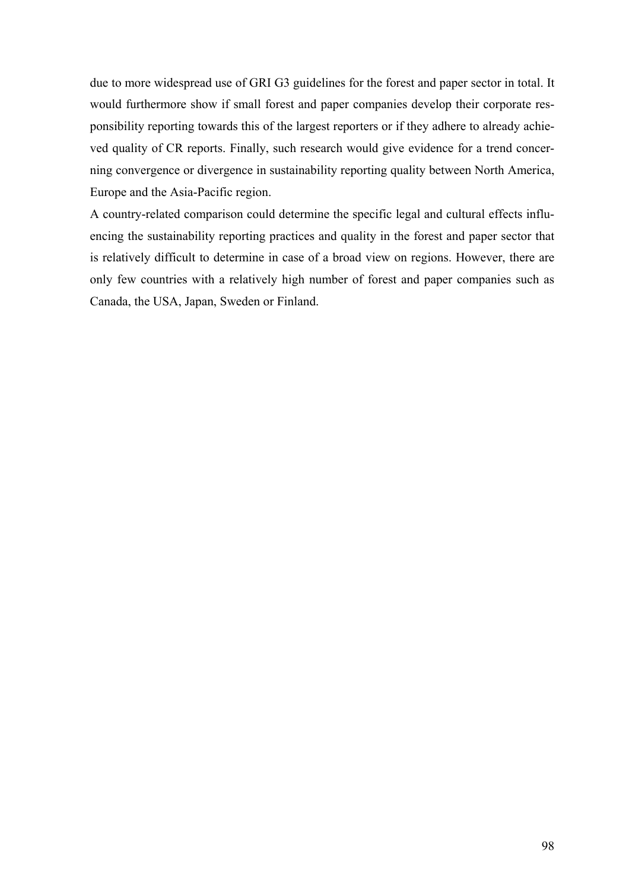due to more widespread use of GRI G3 guidelines for the forest and paper sector in total. It would furthermore show if small forest and paper companies develop their corporate responsibility reporting towards this of the largest reporters or if they adhere to already achieved quality of CR reports. Finally, such research would give evidence for a trend concerning convergence or divergence in sustainability reporting quality between North America, Europe and the Asia-Pacific region.

A country-related comparison could determine the specific legal and cultural effects influencing the sustainability reporting practices and quality in the forest and paper sector that is relatively difficult to determine in case of a broad view on regions. However, there are only few countries with a relatively high number of forest and paper companies such as Canada, the USA, Japan, Sweden or Finland.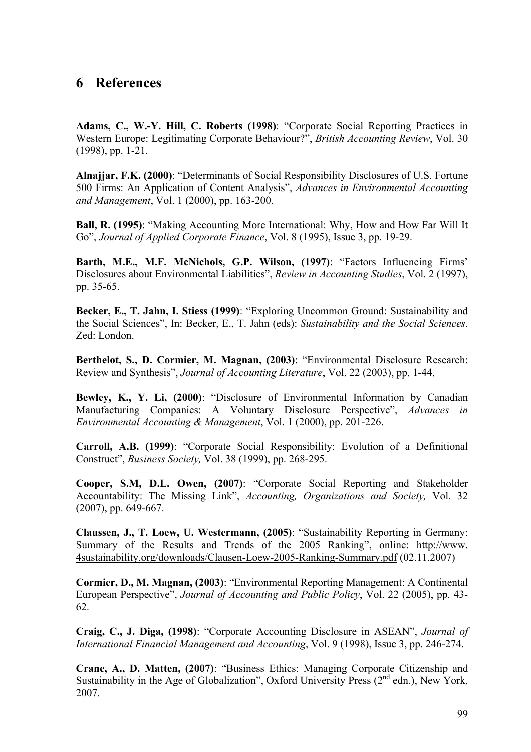# 6 References

**Adams, C., W.-Y. Hill, C. Roberts (1998)**: "Corporate Social Reporting Practices in Western Europe: Legitimating Corporate Behaviour?", *British Accounting Review*, Vol. 30 (1998), pp. 1-21.

**Alnajjar, F.K. (2000)**: "Determinants of Social Responsibility Disclosures of U.S. Fortune 500 Firms: An Application of Content Analysis", *Advances in Environmental Accounting and Management*, Vol. 1 (2000), pp. 163-200.

**Ball, R. (1995)**: "Making Accounting More International: Why, How and How Far Will It Go", *Journal of Applied Corporate Finance*, Vol. 8 (1995), Issue 3, pp. 19-29.

**Barth, M.E., M.F. McNichols, G.P. Wilson, (1997)**: "Factors Influencing Firms' Disclosures about Environmental Liabilities", *Review in Accounting Studies*, Vol. 2 (1997), pp. 35-65.

**Becker, E., T. Jahn, I. Stiess (1999)**: "Exploring Uncommon Ground: Sustainability and the Social Sciences", In: Becker, E., T. Jahn (eds): *Sustainability and the Social Sciences*. Zed: London.

**Berthelot, S., D. Cormier, M. Magnan, (2003)**: "Environmental Disclosure Research: Review and Synthesis", *Journal of Accounting Literature*, Vol. 22 (2003), pp. 1-44.

**Bewley, K., Y. Li, (2000)**: "Disclosure of Environmental Information by Canadian Manufacturing Companies: A Voluntary Disclosure Perspective", *Advances in Environmental Accounting & Management*, Vol. 1 (2000), pp. 201-226.

**Carroll, A.B. (1999)**: "Corporate Social Responsibility: Evolution of a Definitional Construct", *Business Society,* Vol. 38 (1999), pp. 268-295.

**Cooper, S.M, D.L. Owen, (2007)**: "Corporate Social Reporting and Stakeholder Accountability: The Missing Link", *Accounting, Organizations and Society,* Vol. 32 (2007), pp. 649-667.

**Claussen, J., T. Loew, U. Westermann, (2005)**: "Sustainability Reporting in Germany: Summary of the Results and Trends of the 2005 Ranking", online: http://www.4sustainability.org/downloads/Clausen-Loew-2005-Ranking-Summary.pdf (02.11.2007)

**Cormier, D., M. Magnan, (2003)**: "Environmental Reporting Management: A Continental European Perspective", *Journal of Accounting and Public Policy*, Vol. 22 (2005), pp. 43-62.

**Craig, C., J. Diga, (1998)**: "Corporate Accounting Disclosure in ASEAN", *Journal of International Financial Management and Accounting*, Vol. 9 (1998), Issue 3, pp. 246-274.

**Crane, A., D. Matten, (2007)**: "Business Ethics: Managing Corporate Citizenship and Sustainability in the Age of Globalization", Oxford University Press (2nd edn.), New York, 2007.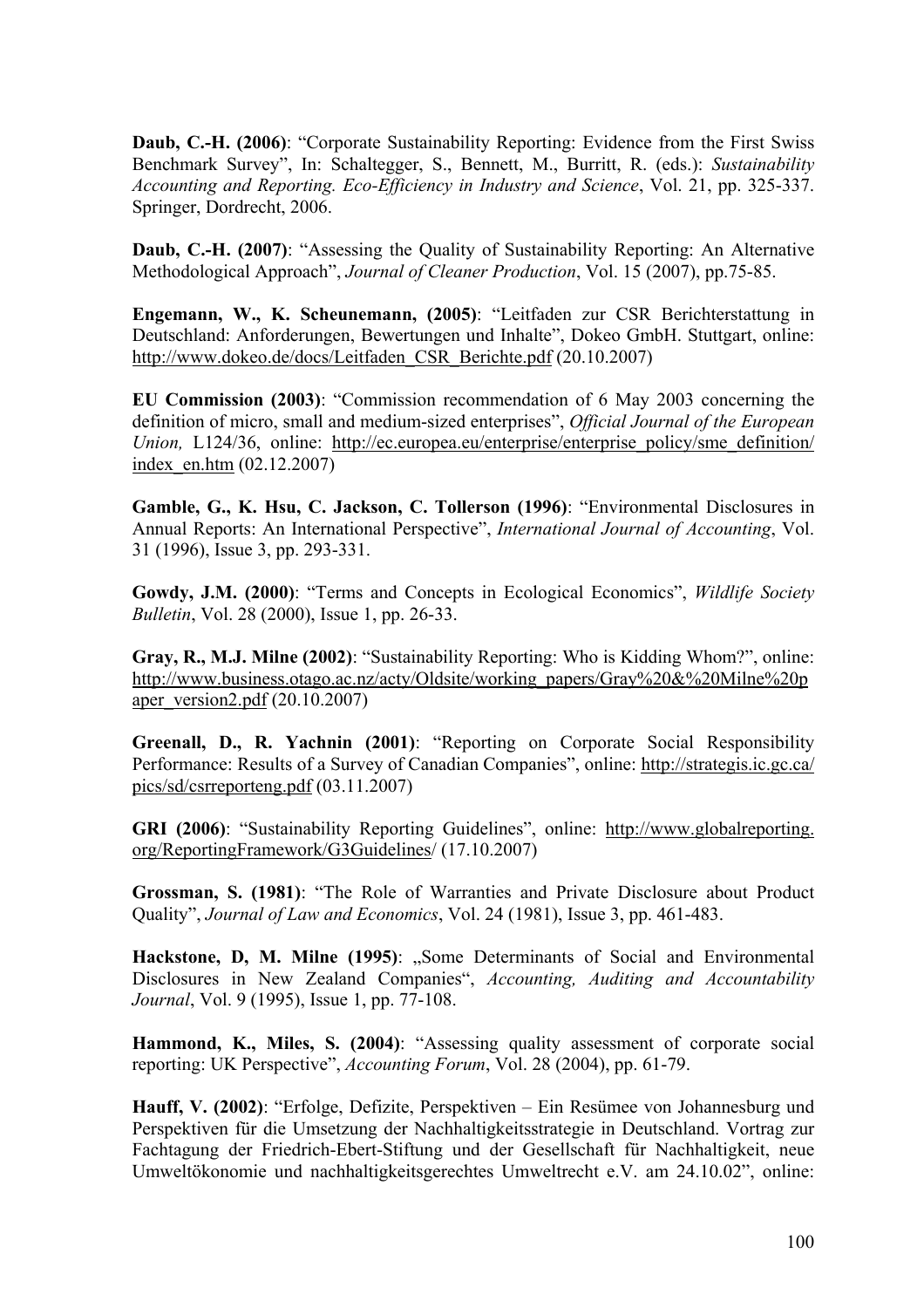**Daub, C.-H. (2006)**: "Corporate Sustainability Reporting: Evidence from the First Swiss Benchmark Survey", In: Schaltegger, S., Bennett, M., Burritt, R. (eds.): *Sustainability Accounting and Reporting. Eco-Efficiency in Industry and Science*, Vol. 21, pp. 325-337. Springer, Dordrecht, 2006.

**Daub, C.-H. (2007)**: "Assessing the Quality of Sustainability Reporting: An Alternative Methodological Approach", *Journal of Cleaner Production*, Vol. 15 (2007), pp.75-85.

**Engemann, W., K. Scheunemann, (2005)**: "Leitfaden zur CSR Berichterstattung in Deutschland: Anforderungen, Bewertungen und Inhalte", Dokeo GmbH. Stuttgart, online: http://www.dokeo.de/docs/Leitfaden_CSR_Berichte.pdf (20.10.2007)

**EU Commission (2003)**: "Commission recommendation of 6 May 2003 concerning the definition of micro, small and medium-sized enterprises", *Official Journal of the European Union,* L124/36, online: http://ec.europea.eu/enterprise/enterprise_policy/sme_definition/index_en.htm (02.12.2007)

**Gamble, G., K. Hsu, C. Jackson, C. Tollerson (1996)**: "Environmental Disclosures in Annual Reports: An International Perspective", *International Journal of Accounting*, Vol. 31 (1996), Issue 3, pp. 293-331.

**Gowdy, J.M. (2000)**: "Terms and Concepts in Ecological Economics", *Wildlife Society Bulletin*, Vol. 28 (2000), Issue 1, pp. 26-33.

**Gray, R., M.J. Milne (2002)**: "Sustainability Reporting: Who is Kidding Whom?", online: http://www.business.otago.ac.nz/acty/Oldsite/working_papers/Gray%20&%20Milne%20paper_version2.pdf (20.10.2007)

**Greenall, D., R. Yachnin (2001)**: "Reporting on Corporate Social Responsibility Performance: Results of a Survey of Canadian Companies", online: http://strategis.ic.gc.ca/pics/sd/csrreporteng.pdf (03.11.2007)

**GRI (2006)**: "Sustainability Reporting Guidelines", online: http://www.globalreporting.org/ReportingFramework/G3Guidelines/ (17.10.2007)

**Grossman, S. (1981)**: "The Role of Warranties and Private Disclosure about Product Quality", *Journal of Law and Economics*, Vol. 24 (1981), Issue 3, pp. 461-483.

**Hackstone, D, M. Milne (1995)**: „Some Determinants of Social and Environmental Disclosures in New Zealand Companies", *Accounting, Auditing and Accountability Journal*, Vol. 9 (1995), Issue 1, pp. 77-108.

**Hammond, K., Miles, S. (2004)**: "Assessing quality assessment of corporate social reporting: UK Perspective", *Accounting Forum*, Vol. 28 (2004), pp. 61-79.

**Hauff, V. (2002)**: "Erfolge, Defizite, Perspektiven – Ein Resümee von Johannesburg und Perspektiven für die Umsetzung der Nachhaltigkeitsstrategie in Deutschland. Vortrag zur Fachtagung der Friedrich-Ebert-Stiftung und der Gesellschaft für Nachhaltigkeit, neue Umweltökonomie und nachhaltigkeitsgerechtes Umweltrecht e.V. am 24.10.02", online: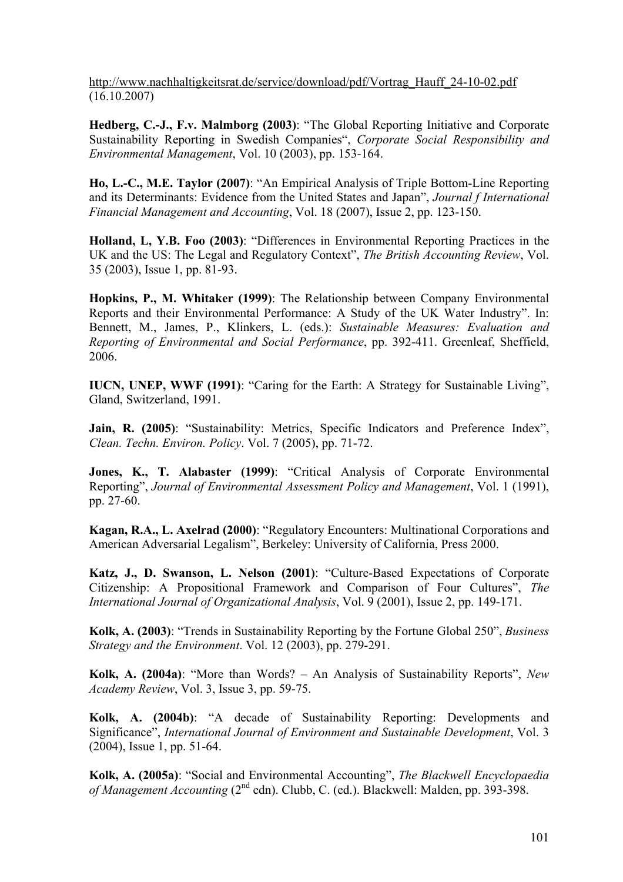http://www.nachhaltigkeitsrat.de/service/download/pdf/Vortrag_Hauff_24-10-02.pdf (16.10.2007)

**Hedberg, C.-J., F.v. Malmborg (2003)**: "The Global Reporting Initiative and Corporate Sustainability Reporting in Swedish Companies", *Corporate Social Responsibility and Environmental Management*, Vol. 10 (2003), pp. 153-164.

**Ho, L.-C., M.E. Taylor (2007)**: "An Empirical Analysis of Triple Bottom-Line Reporting and its Determinants: Evidence from the United States and Japan", *Journal f International Financial Management and Accounting*, Vol. 18 (2007), Issue 2, pp. 123-150.

**Holland, L, Y.B. Foo (2003)**: "Differences in Environmental Reporting Practices in the UK and the US: The Legal and Regulatory Context", *The British Accounting Review*, Vol. 35 (2003), Issue 1, pp. 81-93.

**Hopkins, P., M. Whitaker (1999)**: The Relationship between Company Environmental Reports and their Environmental Performance: A Study of the UK Water Industry". In: Bennett, M., James, P., Klinkers, L. (eds.): *Sustainable Measures: Evaluation and Reporting of Environmental and Social Performance*, pp. 392-411. Greenleaf, Sheffield, 2006.

**IUCN, UNEP, WWF (1991)**: "Caring for the Earth: A Strategy for Sustainable Living", Gland, Switzerland, 1991.

**Jain, R. (2005)**: "Sustainability: Metrics, Specific Indicators and Preference Index", *Clean. Techn. Environ. Policy*. Vol. 7 (2005), pp. 71-72.

**Jones, K., T. Alabaster (1999)**: "Critical Analysis of Corporate Environmental Reporting", *Journal of Environmental Assessment Policy and Management*, Vol. 1 (1991), pp. 27-60.

**Kagan, R.A., L. Axelrad (2000)**: "Regulatory Encounters: Multinational Corporations and American Adversarial Legalism", Berkeley: University of California, Press 2000.

**Katz, J., D. Swanson, L. Nelson (2001)**: "Culture-Based Expectations of Corporate Citizenship: A Propositional Framework and Comparison of Four Cultures", *The International Journal of Organizational Analysis*, Vol. 9 (2001), Issue 2, pp. 149-171.

**Kolk, A. (2003)**: "Trends in Sustainability Reporting by the Fortune Global 250", *Business Strategy and the Environment*. Vol. 12 (2003), pp. 279-291.

**Kolk, A. (2004a)**: "More than Words? – An Analysis of Sustainability Reports", *New Academy Review*, Vol. 3, Issue 3, pp. 59-75.

**Kolk, A. (2004b)**: "A decade of Sustainability Reporting: Developments and Significance", *International Journal of Environment and Sustainable Development*, Vol. 3 (2004), Issue 1, pp. 51-64.

**Kolk, A. (2005a)**: "Social and Environmental Accounting", *The Blackwell Encyclopaedia of Management Accounting* (2nd edn). Clubb, C. (ed.). Blackwell: Malden, pp. 393-398.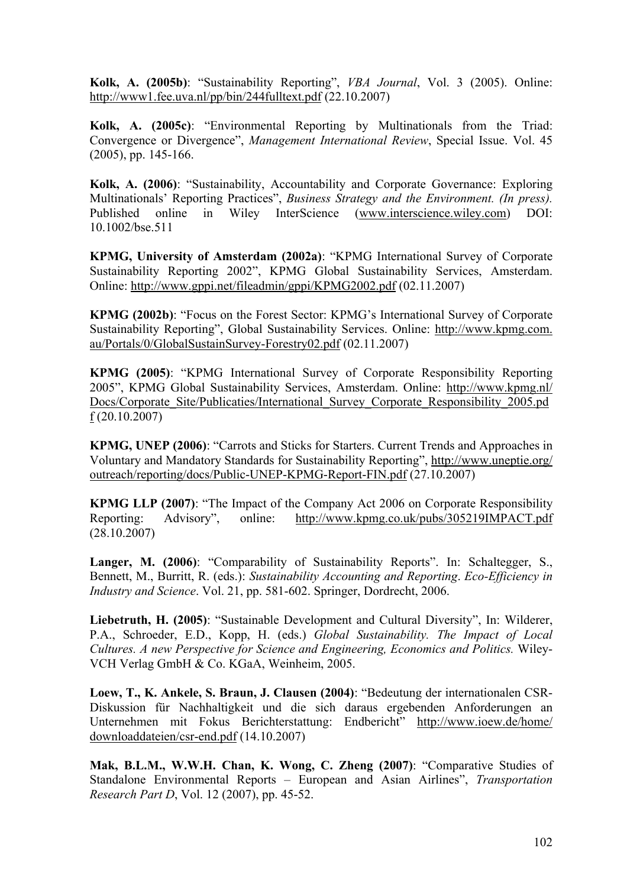**Kolk, A. (2005b)**: "Sustainability Reporting", *VBA Journal*, Vol. 3 (2005). Online: http://www1.fee.uva.nl/pp/bin/244fulltext.pdf (22.10.2007)

**Kolk, A. (2005c)**: "Environmental Reporting by Multinationals from the Triad: Convergence or Divergence", *Management International Review*, Special Issue. Vol. 45 (2005), pp. 145-166.

**Kolk, A. (2006)**: "Sustainability, Accountability and Corporate Governance: Exploring Multinationals' Reporting Practices", *Business Strategy and the Environment. (In press).* Published online in Wiley InterScience (www.interscience.wiley.com) DOI: 10.1002/bse.511

**KPMG, University of Amsterdam (2002a)**: "KPMG International Survey of Corporate Sustainability Reporting 2002", KPMG Global Sustainability Services, Amsterdam. Online: http://www.gppi.net/fileadmin/gppi/KPMG2002.pdf (02.11.2007)

**KPMG (2002b)**: "Focus on the Forest Sector: KPMG's International Survey of Corporate Sustainability Reporting", Global Sustainability Services. Online: http://www.kpmg.com.au/Portals/0/GlobalSustainSurvey-Forestry02.pdf (02.11.2007)

**KPMG (2005)**: "KPMG International Survey of Corporate Responsibility Reporting 2005", KPMG Global Sustainability Services, Amsterdam. Online: http://www.kpmg.nl/Docs/Corporate_Site/Publicaties/International_Survey_Corporate_Responsibility_2005.pdf (20.10.2007)

**KPMG, UNEP (2006)**: "Carrots and Sticks for Starters. Current Trends and Approaches in Voluntary and Mandatory Standards for Sustainability Reporting", http://www.uneptie.org/outreach/reporting/docs/Public-UNEP-KPMG-Report-FIN.pdf (27.10.2007)

**KPMG LLP (2007)**: "The Impact of the Company Act 2006 on Corporate Responsibility Reporting: Advisory", online: http://www.kpmg.co.uk/pubs/305219IMPACT.pdf (28.10.2007)

**Langer, M. (2006)**: "Comparability of Sustainability Reports". In: Schaltegger, S., Bennett, M., Burritt, R. (eds.): *Sustainability Accounting and Reporting*. *Eco-Efficiency in Industry and Science*. Vol. 21, pp. 581-602. Springer, Dordrecht, 2006.

**Liebetruth, H. (2005)**: "Sustainable Development and Cultural Diversity", In: Wilderer, P.A., Schroeder, E.D., Kopp, H. (eds.) *Global Sustainability. The Impact of Local Cultures. A new Perspective for Science and Engineering, Economics and Politics.* Wiley-VCH Verlag GmbH & Co. KGaA, Weinheim, 2005.

**Loew, T., K. Ankele, S. Braun, J. Clausen (2004)**: "Bedeutung der internationalen CSR-Diskussion für Nachhaltigkeit und die sich daraus ergebenden Anforderungen an Unternehmen mit Fokus Berichterstattung: Endbericht" http://www.ioew.de/home/downloaddateien/csr-end.pdf (14.10.2007)

**Mak, B.L.M., W.W.H. Chan, K. Wong, C. Zheng (2007)**: "Comparative Studies of Standalone Environmental Reports – European and Asian Airlines", *Transportation Research Part D*, Vol. 12 (2007), pp. 45-52.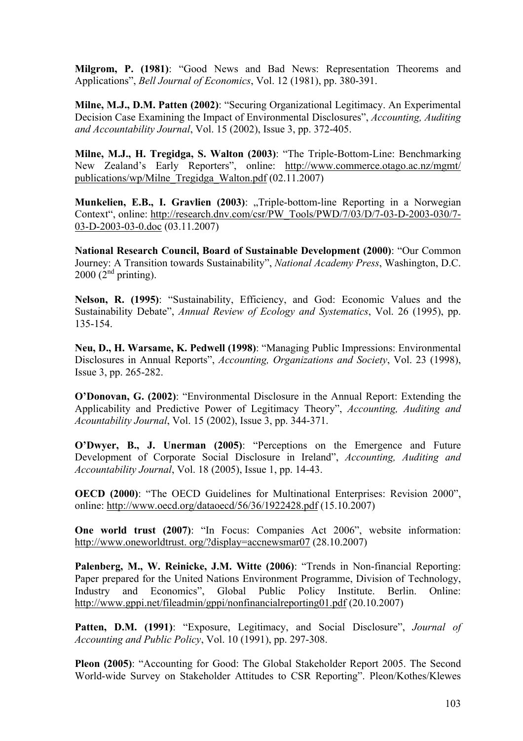**Milgrom, P. (1981)**: "Good News and Bad News: Representation Theorems and Applications", *Bell Journal of Economics*, Vol. 12 (1981), pp. 380-391.

**Milne, M.J., D.M. Patten (2002)**: "Securing Organizational Legitimacy. An Experimental Decision Case Examining the Impact of Environmental Disclosures", *Accounting, Auditing and Accountability Journal*, Vol. 15 (2002), Issue 3, pp. 372-405.

**Milne, M.J., H. Tregidga, S. Walton (2003)**: "The Triple-Bottom-Line: Benchmarking New Zealand's Early Reporters", online: http://www.commerce.otago.ac.nz/mgmt/publications/wp/Milne_Tregidga_Walton.pdf (02.11.2007)

**Munkelien, E.B., I. Gravlien (2003)**: „Triple-bottom-line Reporting in a Norwegian Context", online: http://research.dnv.com/csr/PW_Tools/PWD/7/03/D/7-03-D-2003-030/7-03-D-2003-03-0.doc (03.11.2007)

**National Research Council, Board of Sustainable Development (2000)**: "Our Common Journey: A Transition towards Sustainability", *National Academy Press*, Washington, D.C. 2000 (2nd printing).

**Nelson, R. (1995)**: "Sustainability, Efficiency, and God: Economic Values and the Sustainability Debate", *Annual Review of Ecology and Systematics*, Vol. 26 (1995), pp. 135-154.

**Neu, D., H. Warsame, K. Pedwell (1998)**: "Managing Public Impressions: Environmental Disclosures in Annual Reports", *Accounting, Organizations and Society*, Vol. 23 (1998), Issue 3, pp. 265-282.

**O'Donovan, G. (2002)**: "Environmental Disclosure in the Annual Report: Extending the Applicability and Predictive Power of Legitimacy Theory", *Accounting, Auditing and Acountability Journal*, Vol. 15 (2002), Issue 3, pp. 344-371.

**O'Dwyer, B., J. Unerman (2005)**: "Perceptions on the Emergence and Future Development of Corporate Social Disclosure in Ireland", *Accounting, Auditing and Accountability Journal*, Vol. 18 (2005), Issue 1, pp. 14-43.

**OECD (2000)**: "The OECD Guidelines for Multinational Enterprises: Revision 2000", online: http://www.oecd.org/dataoecd/56/36/1922428.pdf (15.10.2007)

**One world trust (2007)**: "In Focus: Companies Act 2006", website information: http://www.oneworldtrust. org/?display=accnewsmar07 (28.10.2007)

**Palenberg, M., W. Reinicke, J.M. Witte (2006)**: "Trends in Non-financial Reporting: Paper prepared for the United Nations Environment Programme, Division of Technology, Industry and Economics", Global Public Policy Institute. Berlin. Online: http://www.gppi.net/fileadmin/gppi/nonfinancialreporting01.pdf (20.10.2007)

**Patten, D.M. (1991)**: "Exposure, Legitimacy, and Social Disclosure", *Journal of Accounting and Public Policy*, Vol. 10 (1991), pp. 297-308.

**Pleon (2005)**: "Accounting for Good: The Global Stakeholder Report 2005. The Second World-wide Survey on Stakeholder Attitudes to CSR Reporting". Pleon/Kothes/Klewes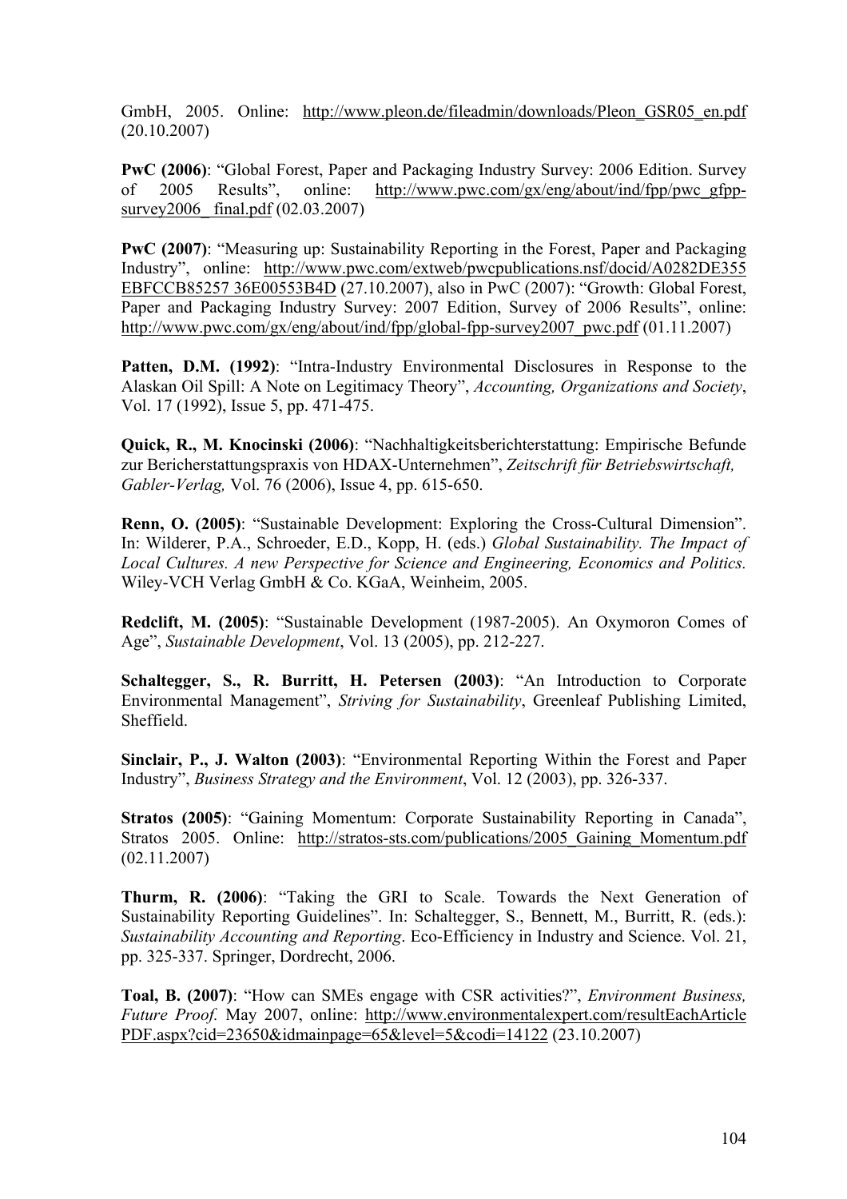GmbH, 2005. Online: http://www.pleon.de/fileadmin/downloads/Pleon_GSR05_en.pdf (20.10.2007)

**PwC (2006)**: "Global Forest, Paper and Packaging Industry Survey: 2006 Edition. Survey of 2005 Results", online: http://www.pwc.com/gx/eng/about/ind/fpp/pwc_gfpp-survey2006_ final.pdf (02.03.2007)

**PwC (2007)**: "Measuring up: Sustainability Reporting in the Forest, Paper and Packaging Industry", online: http://www.pwc.com/extweb/pwcpublications.nsf/docid/A0282DE355 EBFCCB85257 36E00553B4D (27.10.2007), also in PwC (2007): "Growth: Global Forest, Paper and Packaging Industry Survey: 2007 Edition, Survey of 2006 Results", online: http://www.pwc.com/gx/eng/about/ind/fpp/global-fpp-survey2007_pwc.pdf (01.11.2007)

**Patten, D.M. (1992)**: "Intra-Industry Environmental Disclosures in Response to the Alaskan Oil Spill: A Note on Legitimacy Theory", *Accounting, Organizations and Society*, Vol. 17 (1992), Issue 5, pp. 471-475.

**Quick, R., M. Knocinski (2006)**: "Nachhaltigkeitsberichterstattung: Empirische Befunde zur Berichterstattungspraxis von HDAX-Unternehmen", *Zeitschrift für Betriebswirtschaft, Gabler-Verlag,* Vol. 76 (2006), Issue 4, pp. 615-650.

**Renn, O. (2005)**: "Sustainable Development: Exploring the Cross-Cultural Dimension". In: Wilderer, P.A., Schroeder, E.D., Kopp, H. (eds.) *Global Sustainability. The Impact of Local Cultures. A new Perspective for Science and Engineering, Economics and Politics.* Wiley-VCH Verlag GmbH & Co. KGaA, Weinheim, 2005.

**Redclift, M. (2005)**: "Sustainable Development (1987-2005). An Oxymoron Comes of Age", *Sustainable Development*, Vol. 13 (2005), pp. 212-227.

**Schaltegger, S., R. Burritt, H. Petersen (2003)**: "An Introduction to Corporate Environmental Management", *Striving for Sustainability*, Greenleaf Publishing Limited, Sheffield.

**Sinclair, P., J. Walton (2003)**: "Environmental Reporting Within the Forest and Paper Industry", *Business Strategy and the Environment*, Vol. 12 (2003), pp. 326-337.

**Stratos (2005)**: "Gaining Momentum: Corporate Sustainability Reporting in Canada", Stratos 2005. Online: http://stratos-sts.com/publications/2005_Gaining_Momentum.pdf (02.11.2007)

**Thurm, R. (2006)**: "Taking the GRI to Scale. Towards the Next Generation of Sustainability Reporting Guidelines". In: Schaltegger, S., Bennett, M., Burritt, R. (eds.): *Sustainability Accounting and Reporting*. Eco-Efficiency in Industry and Science. Vol. 21, pp. 325-337. Springer, Dordrecht, 2006.

**Toal, B. (2007)**: "How can SMEs engage with CSR activities?", *Environment Business, Future Proof.* May 2007, online: http://www.environmentalexpert.com/resultEachArticle PDF.aspx?cid=23650&idmainpage=65&level=5&codi=14122 (23.10.2007)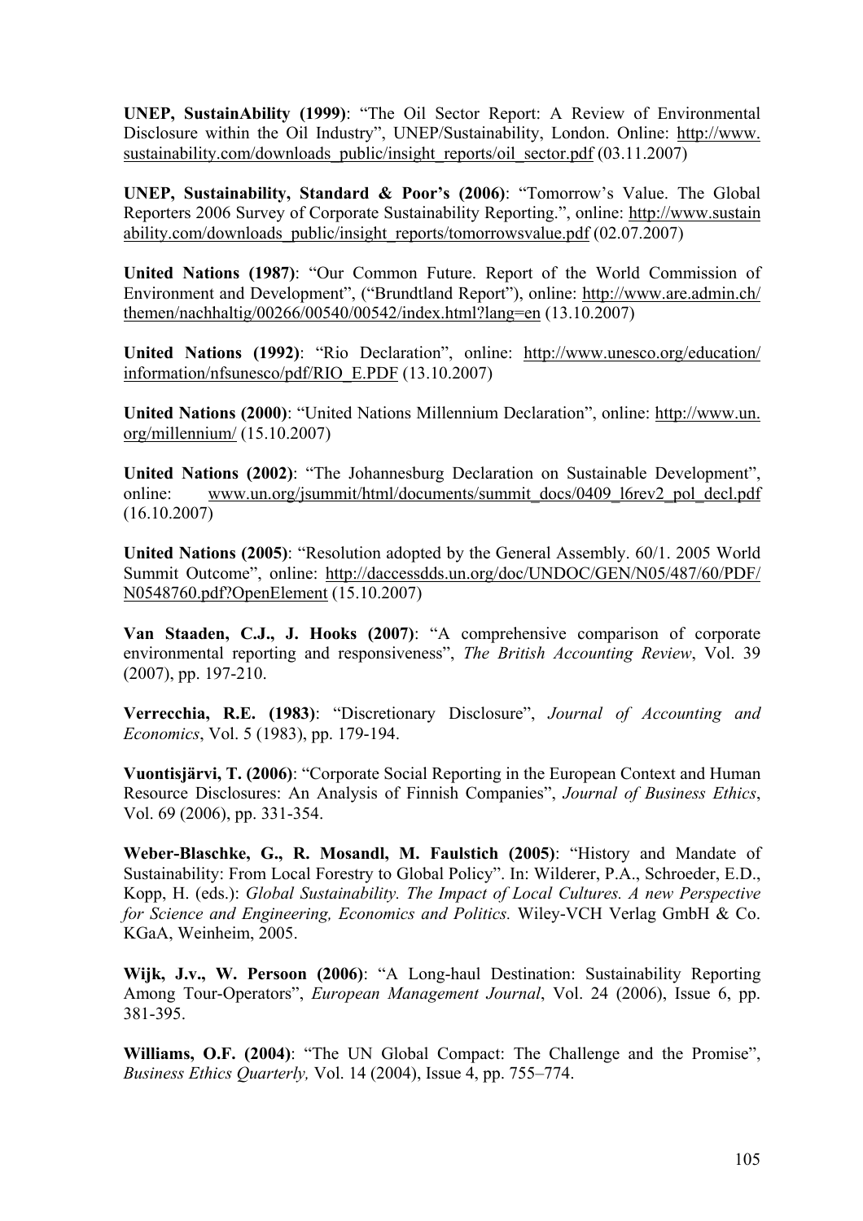**UNEP, SustainAbility (1999)**: "The Oil Sector Report: A Review of Environmental Disclosure within the Oil Industry", UNEP/Sustainability, London. Online: http://www.sustainability.com/downloads_public/insight_reports/oil_sector.pdf (03.11.2007)

**UNEP, Sustainability, Standard & Poor's (2006)**: "Tomorrow's Value. The Global Reporters 2006 Survey of Corporate Sustainability Reporting.", online: http://www.sustainability.com/downloads_public/insight_reports/tomorrowsvalue.pdf (02.07.2007)

**United Nations (1987)**: "Our Common Future. Report of the World Commission of Environment and Development", ("Brundtland Report"), online: http://www.are.admin.ch/themen/nachhaltig/00266/00540/00542/index.html?lang=en (13.10.2007)

**United Nations (1992)**: "Rio Declaration", online: http://www.unesco.org/education/information/nfsunesco/pdf/RIO_E.PDF (13.10.2007)

**United Nations (2000)**: "United Nations Millennium Declaration", online: http://www.un.org/millennium/ (15.10.2007)

**United Nations (2002)**: "The Johannesburg Declaration on Sustainable Development", online: www.un.org/jsummit/html/documents/summit_docs/0409_l6rev2_pol_decl.pdf (16.10.2007)

**United Nations (2005)**: "Resolution adopted by the General Assembly. 60/1. 2005 World Summit Outcome", online: http://daccessdds.un.org/doc/UNDOC/GEN/N05/487/60/PDF/N0548760.pdf?OpenElement (15.10.2007)

**Van Staaden, C.J., J. Hooks (2007)**: "A comprehensive comparison of corporate environmental reporting and responsiveness", *The British Accounting Review*, Vol. 39 (2007), pp. 197-210.

**Verrecchia, R.E. (1983)**: "Discretionary Disclosure", *Journal of Accounting and Economics*, Vol. 5 (1983), pp. 179-194.

**Vuontisjärvi, T. (2006)**: "Corporate Social Reporting in the European Context and Human Resource Disclosures: An Analysis of Finnish Companies", *Journal of Business Ethics*, Vol. 69 (2006), pp. 331-354.

**Weber-Blaschke, G., R. Mosandl, M. Faulstich (2005)**: "History and Mandate of Sustainability: From Local Forestry to Global Policy". In: Wilderer, P.A., Schroeder, E.D., Kopp, H. (eds.): *Global Sustainability. The Impact of Local Cultures. A new Perspective for Science and Engineering, Economics and Politics.* Wiley-VCH Verlag GmbH & Co. KGaA, Weinheim, 2005.

**Wijk, J.v., W. Persoon (2006)**: "A Long-haul Destination: Sustainability Reporting Among Tour-Operators", *European Management Journal*, Vol. 24 (2006), Issue 6, pp. 381-395.

**Williams, O.F. (2004)**: "The UN Global Compact: The Challenge and the Promise", *Business Ethics Quarterly,* Vol. 14 (2004), Issue 4, pp. 755–774.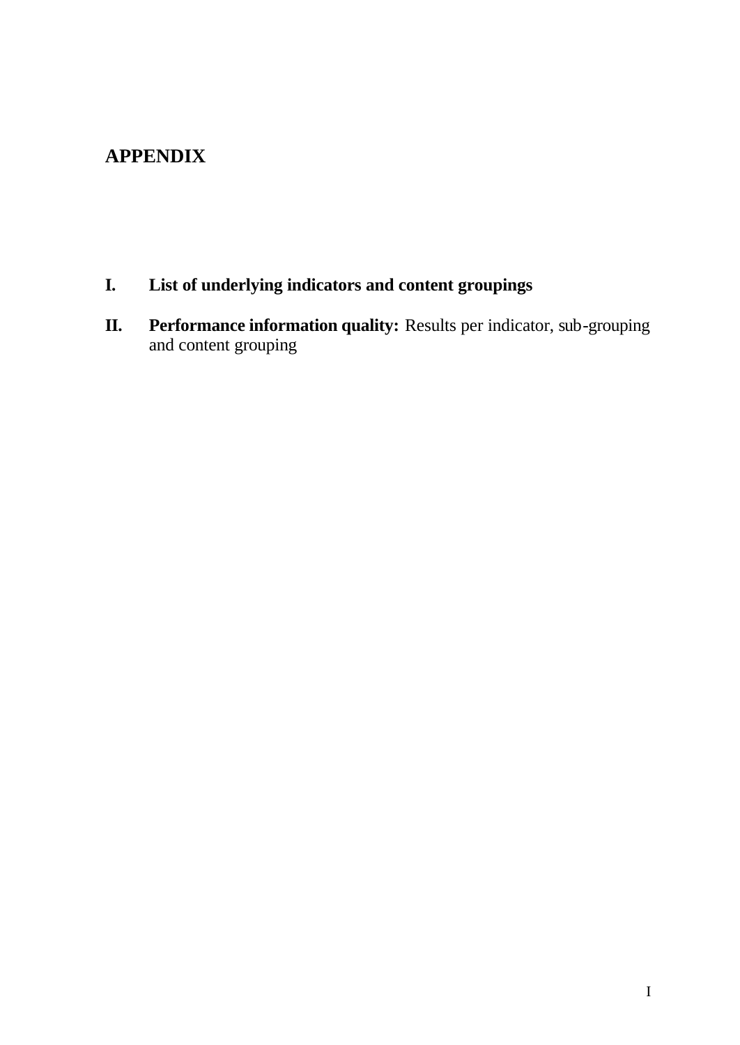# APPENDIX

**I. List of underlying indicators and content groupings**

**II. Performance information quality:** Results per indicator, sub-grouping and content grouping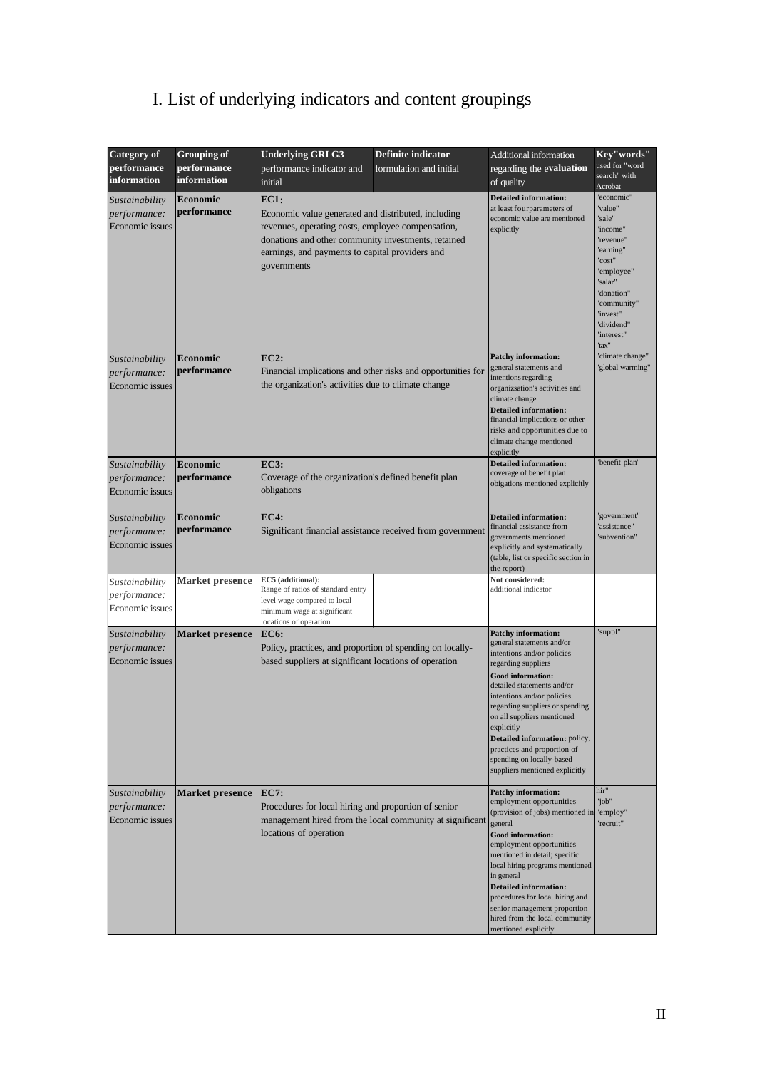# I. List of underlying indicators and content groupings

| Category of performance information | Grouping of performance information | Underlying GRI G3 performance indicator and initial | Definite indicator formulation and initial | Additional information regarding the evaluation of quality | Key"words" used for "word search" with Acrobat |
|---|---|---|---|---|---|
| *Sustainability performance:* Economic issues | **Economic performance** | **EC1**: Economic value generated and distributed, including revenues, operating costs, employee compensation, donations and other community investments, retained earnings, and payments to capital providers and governments | | **Detailed information:** at least fourparameters of economic value are mentioned explicitly | "economic" "value" "sale" "income" "revenue" "earning" "cost" "employee" "salar" "donation" "community" "invest" "dividend" "interest" "tax" |
| *Sustainability performance:* Economic issues | **Economic performance** | **EC2:** Financial implications and other risks and opportunities for the organization's activities due to climate change | | **Patchy information:** general statements and intentions regarding organizsation's activities and climate change **Detailed information:** financial implications or other risks and opportunities due to climate change mentioned explicitly | "climate change" "global warming" |
| *Sustainability performance:* Economic issues | **Economic performance** | **EC3:** Coverage of the organization's defined benefit plan obligations | | **Detailed information:** coverage of benefit plan obigations mentioned explicitly | "benefit plan" |
| *Sustainability performance:* Economic issues | **Economic performance** | **EC4:** Significant financial assistance received from government | | **Detailed information:** financial assistance from governments mentioned explicitly and systematically (table, list or specific section in the report) | "government" "assistance" "subvention" |
| *Sustainability performance:* Economic issues | **Market presence** | **EC5 (additional):** Range of ratios of standard entry level wage compared to local minimum wage at significant locations of operation | | **Not considered:** additional indicator | |
| *Sustainability performance:* Economic issues | **Market presence** | **EC6:** Policy, practices, and proportion of spending on locally-based suppliers at significant locations of operation | | **Patchy information:** general statements and/or intentions and/or policies regarding suppliers **Good information:** detailed statements and/or intentions and/or policies regarding suppliers or spending on all suppliers mentioned explicitly **Detailed information:** policy, practices and proportion of spending on locally-based suppliers mentioned explicitly | "suppl" |
| *Sustainability performance:* Economic issues | **Market presence** | **EC7:** Procedures for local hiring and proportion of senior management hired from the local community at significant locations of operation | | **Patchy information:** employment opportunities (provision of jobs) mentioned in general **Good information:** employment opportunities mentioned in detail; specific local hiring programs mentioned in general **Detailed information:** procedures for local hiring and senior management proportion hired from the local community mentioned explicitly | hir" "job" "employ" "recruit" |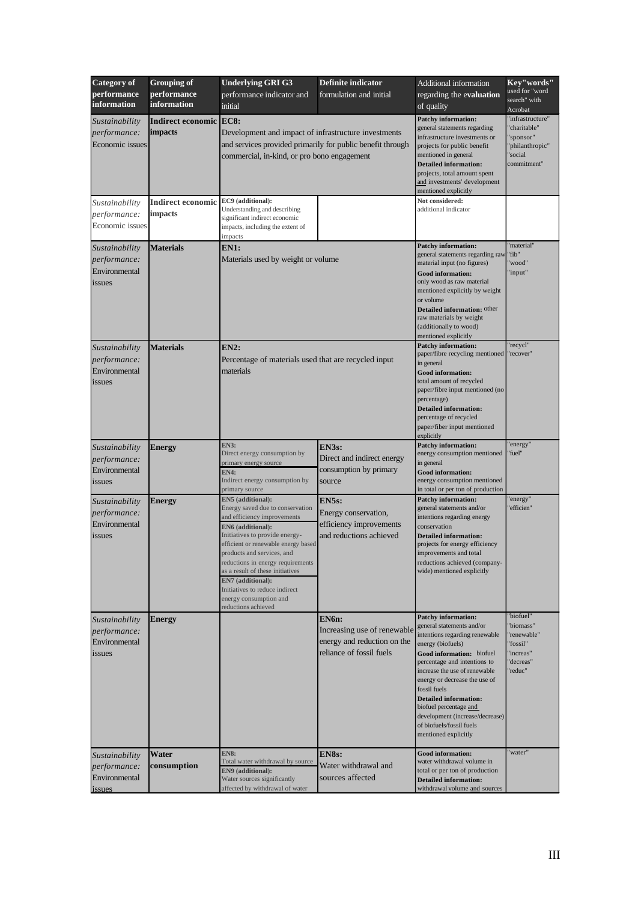| Category of performance information | Grouping of performance information | Underlying GRI G3 performance indicator and initial | Definite indicator formulation and initial | Additional information regarding the evaluation of quality | Key"words" used for "word search" with Acrobat |
|---|---|---|---|---|---|
| *Sustainability performance:* Economic issues | **Indirect economic impacts** | **EC8:** Development and impact of infrastructure investments and services provided primarily for public benefit through commercial, in-kind, or pro bono engagement | | **Patchy information:** general statements regarding infrastructure investments or projects for public benefit mentioned in general **Detailed information:** projects, total amount spent and investments' development mentioned explicitly | "infrastructure" "charitable" "sponsor" "philanthropic" "social commitment" |
| *Sustainability performance:* Economic issues | **Indirect economic impacts** | **EC9 (additional):** Understanding and describing significant indirect economic impacts, including the extent of impacts | | **Not considered:** additional indicator | |
| *Sustainability performance:* Environmental issues | **Materials** | **EN1:** Materials used by weight or volume | | **Patchy information:** general statements regarding raw material input (no figures) **Good information:** only wood as raw material mentioned explicitly by weight or volume **Detailed information:** other raw materials by weight (additionally to wood) mentioned explicitly | "material" "fib" "wood" "input" |
| *Sustainability performance:* Environmental issues | **Materials** | **EN2:** Percentage of materials used that are recycled input materials | | **Patchy information:** paper/fibre recycling mentioned in general **Good information:** total amount of recycled paper/fibre input mentioned (no percentage) **Detailed information:** percentage of recycled paper/fiber input mentioned explicitly | "recycl" "recover" |
| *Sustainability performance:* Environmental issues | **Energy** | **EN3:** Direct energy consumption by primary energy source **EN4:** Indirect energy consumption by primary source | **EN3s:** Direct and indirect energy consumption by primary source | **Patchy information:** energy consumption mentioned in general **Good information:** energy consumption mentioned in total or per ton of production | "energy" "fuel" |
| *Sustainability performance:* Environmental issues | **Energy** | **EN5 (additional):** Energy saved due to conservation and efficiency improvements **EN6 (additional):** Initiatives to provide energy-efficient or renewable energy based products and services, and reductions in energy requirements as a result of these initiatives **EN7 (additional):** Initiatives to reduce indirect energy consumption and reductions achieved | **EN5s:** Energy conservation, efficiency improvements and reductions achieved | **Patchy information:** general statements and/or intentions regarding energy conservation **Detailed information:** projects for energy efficiency improvements and total reductions achieved (company-wide) mentioned explicitly | "energy" "efficien" |
| *Sustainability performance:* Environmental issues | **Energy** | | **EN6n:** Increasing use of renewable energy and reduction on the reliance of fossil fuels | **Patchy information:** general statements and/or intentions regarding renewable energy (biofuels) **Good information:** biofuel percentage and intentions to increase the use of renewable energy or decrease the use of fossil fuels **Detailed information:** biofuel percentage and development (increase/decrease) of biofuels/fossil fuels mentioned explicitly | "biofuel" "biomass" "renewable" "fossil" "increas" "decreas" "reduc" |
| *Sustainability performance:* Environmental issues | **Water consumption** | **EN8:** Total water withdrawal by source **EN9 (additional):** Water sources significantly affected by withdrawal of water | **EN8s:** Water withdrawal and sources affected | **Good information:** water withdrawal volume in total or per ton of production **Detailed information:** withdrawal volume and sources | "water" |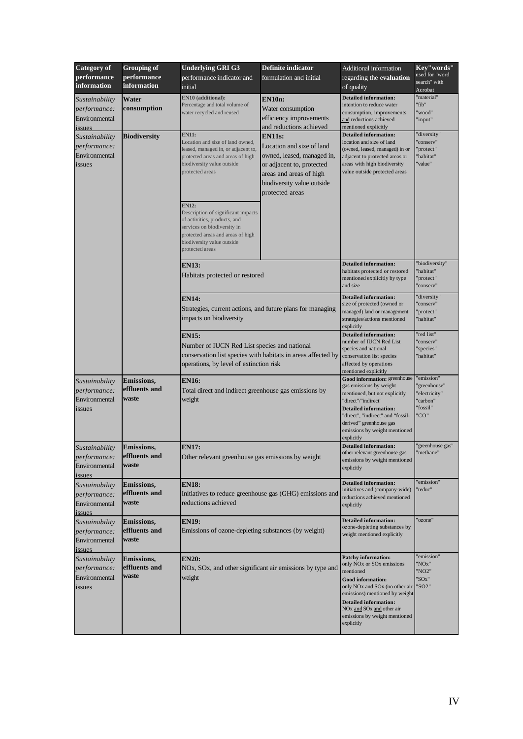| Category of performance information | Grouping of performance information | Underlying GRI G3 performance indicator and initial | Definite indicator formulation and initial | Additional information regarding the evaluation of quality | Key"words" used for "word search" with Acrobat |
|---|---|---|---|---|---|
| *Sustainability performance:* Environmental issues | **Water consumption** | **EN10 (additional):** Percentage and total volume of water recycled and reused | **EN10n:** Water consumption efficiency improvements and reductions achieved | **Detailed information:** intention to reduce water consumption, improvements and reductions achieved mentioned explicitly | "material" "fib" "wood" "input" |
| *Sustainability performance:* Environmental issues | **Biodiversity** | **EN11:** Location and size of land owned, leased, managed in, or adjacent to, protected areas and areas of high biodiversity value outside protected areas<br><br>**EN12:** Description of significant impacts of activities, products, and services on biodiversity in protected areas and areas of high biodiversity value outside protected areas | **EN11s:** Location and size of land owned, leased, managed in, or adjacent to, protected areas and areas of high biodiversity value outside protected areas | **Detailed information:** location and size of land (owned, leased, managed) in or adjacent to protected areas or areas with high biodiversity value outside protected areas | "diversity" "conserv" "protect" "habitat" "value" |
| | | **EN13:** Habitats protected or restored | | **Detailed information:** habitats protected or restored mentioned explicitly by type and size | "biodiversity" "habitat" "protect" "conserv" |
| | | **EN14:** Strategies, current actions, and future plans for managing impacts on biodiversity | | **Detailed information:** size of protected (owned or managed) land or management strategies/actions mentioned explicitly | "diversity" "conserv" "protect" "habitat" |
| | | **EN15:** Number of IUCN Red List species and national conservation list species with habitats in areas affected by operations, by level of extinction risk | | **Detailed information:** number of IUCN Red List species and national conservation list species affected by operations mentioned explicitly | "red list" "conserv" "species" "habitat" |
| *Sustainability performance:* Environmental issues | **Emissions, effluents and waste** | **EN16:** Total direct and indirect greenhouse gas emissions by weight | | **Good information:** greenhouse gas emissions by weight mentioned, but not explicitly "direct"/"indirect"<br>**Detailed information:** "direct", "indirect" and "fossil-derived" greenhouse gas emissions by weight mentioned explicitly | "emission" "greenhouse" "electricity" "carbon" "fossil" "CO" |
| *Sustainability performance:* Environmental issues | **Emissions, effluents and waste** | **EN17:** Other relevant greenhouse gas emissions by weight | | **Detailed information:** other relevant greenhouse gas emissions by weight mentioned explicitly | "greenhouse gas" "methane" |
| *Sustainability performance:* Environmental issues | **Emissions, effluents and waste** | **EN18:** Initiatives to reduce greenhouse gas (GHG) emissions and reductions achieved | | **Detailed information:** initiatives and (company-wide) reductions achieved mentioned explicitly | "emission" "reduc" |
| *Sustainability performance:* Environmental issues | **Emissions, effluents and waste** | **EN19:** Emissions of ozone-depleting substances (by weight) | | **Detailed information:** ozone-depleting substances by weight mentioned explicitly | "ozone" |
| *Sustainability performance:* Environmental issues | **Emissions, effluents and waste** | **EN20:** NOx, SOx, and other significant air emissions by type and weight | | **Patchy information:** only NOx or SOx emissions mentioned<br>**Good information:** only NOx and SOx (no other air emissions) mentioned by weight<br>**Detailed information:** NOx and SOx and other air emissions by weight mentioned explicitly | "emission" "NOx" "NO2" "SOx" "SO2" |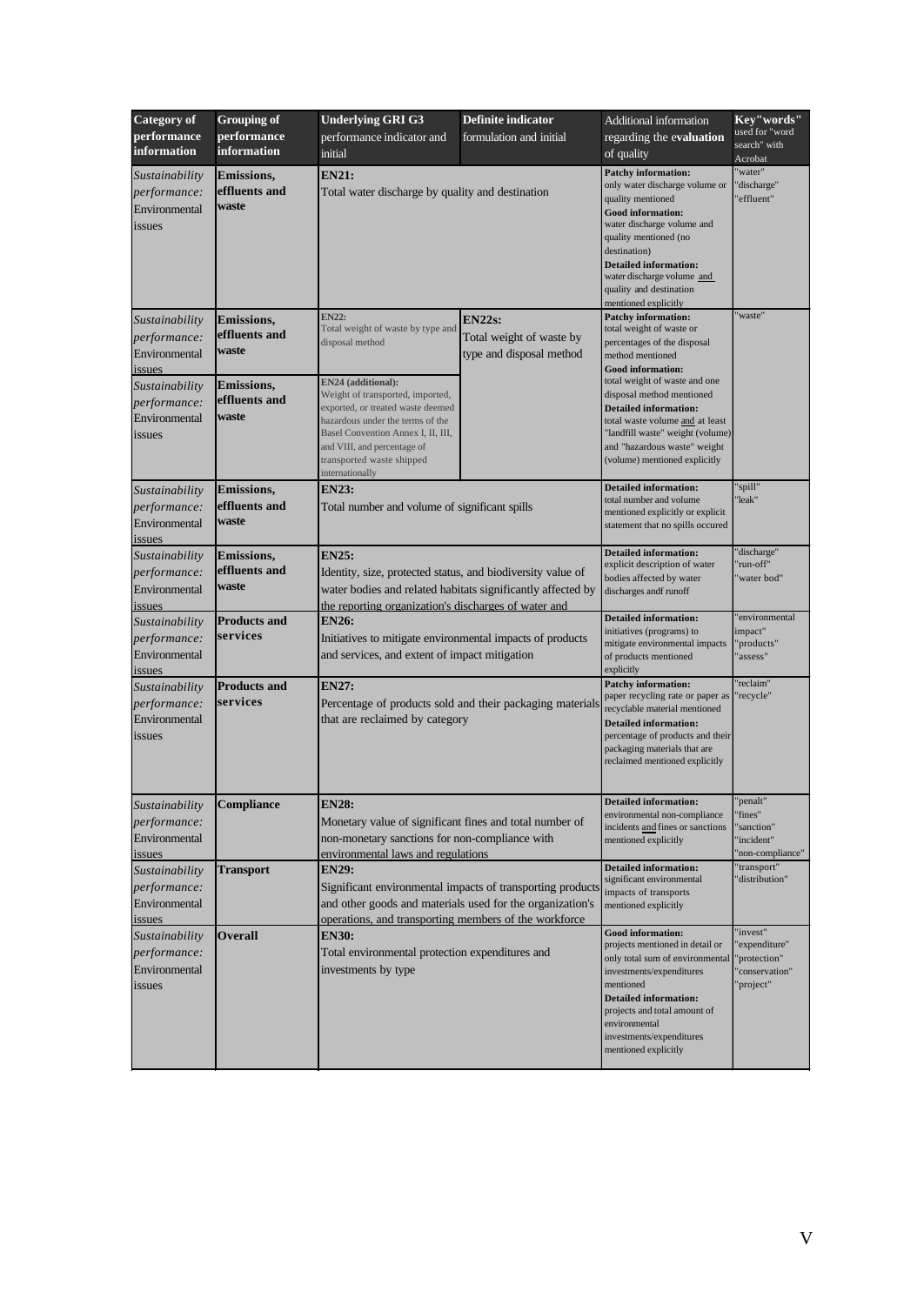| Category of performance information | Grouping of performance information | Underlying GRI G3 performance indicator and initial | Definite indicator formulation and initial | Additional information regarding the **evaluation** of quality | Key"words" used for "word search" with Acrobat |
|---|---|---|---|---|---|
| *Sustainability performance:* Environmental issues | **Emissions, effluents and waste** | **EN21:** Total water discharge by quality and destination | | **Patchy information:** only water discharge volume or quality mentioned **Good information:** water discharge volume and quality mentioned (no destination) **Detailed information:** water discharge volume and quality and destination mentioned explicitly | "water" "discharge" "effluent" |
| *Sustainability performance:* Environmental issues | **Emissions, effluents and waste** | **EN22:** Total weight of waste by type and disposal method | **EN22s:** Total weight of waste by type and disposal method | **Patchy information:** total weight of waste or percentages of the disposal method mentioned **Good information:** total weight of waste and one disposal method mentioned **Detailed information:** total waste volume and at least "landfill waste" weight (volume) and "hazardous waste" weight (volume) mentioned explicitly | "waste" |
| *Sustainability performance:* Environmental issues | **Emissions, effluents and waste** | **EN24 (additional):** Weight of transported, imported, exported, or treated waste deemed hazardous under the terms of the Basel Convention Annex I, II, III, and VIII, and percentage of transported waste shipped internationally | | | |
| *Sustainability performance:* Environmental issues | **Emissions, effluents and waste** | **EN23:** Total number and volume of significant spills | | **Detailed information:** total number and volume mentioned explicitly or explicit statement that no spills occured | "spill" "leak" |
| *Sustainability performance:* Environmental issues | **Emissions, effluents and waste** | **EN25:** Identity, size, protected status, and biodiversity value of water bodies and related habitats significantly affected by the reporting organization's discharges of water and | | **Detailed information:** explicit description of water bodies affected by water discharges andf runoff | "discharge" "run-off" "water bod" |
| *Sustainability performance:* Environmental issues | **Products and services** | **EN26:** Initiatives to mitigate environmental impacts of products and services, and extent of impact mitigation | | **Detailed information:** initiatives (programs) to mitigate environmental impacts of products mentioned explicitly | "environmental impact" "products" "assess" |
| *Sustainability performance:* Environmental issues | **Products and services** | **EN27:** Percentage of products sold and their packaging materials that are reclaimed by category | | **Patchy information:** paper recycling rate or paper as recyclable material mentioned **Detailed information:** percentage of products and their packaging materials that are reclaimed mentioned explicitly | "reclaim" "recycle" |
| *Sustainability performance:* Environmental issues | **Compliance** | **EN28:** Monetary value of significant fines and total number of non-monetary sanctions for non-compliance with environmental laws and regulations | | **Detailed information:** environmental non-compliance incidents and fines or sanctions mentioned explicitly | "penalt" "fines" "sanction" "incident" "non-compliance" |
| *Sustainability performance:* Environmental issues | **Transport** | **EN29:** Significant environmental impacts of transporting products and other goods and materials used for the organization's operations, and transporting members of the workforce | | **Detailed information:** significant environmental impacts of transports mentioned explicitly | "transport" "distribution" |
| *Sustainability performance:* Environmental issues | **Overall** | **EN30:** Total environmental protection expenditures and investments by type | | **Good information:** projects mentioned in detail or only total sum of environmental investments/expenditures mentioned **Detailed information:** projects and total amount of environmental investments/expenditures mentioned explicitly | "invest" "expenditure" "protection" "conservation" "project" |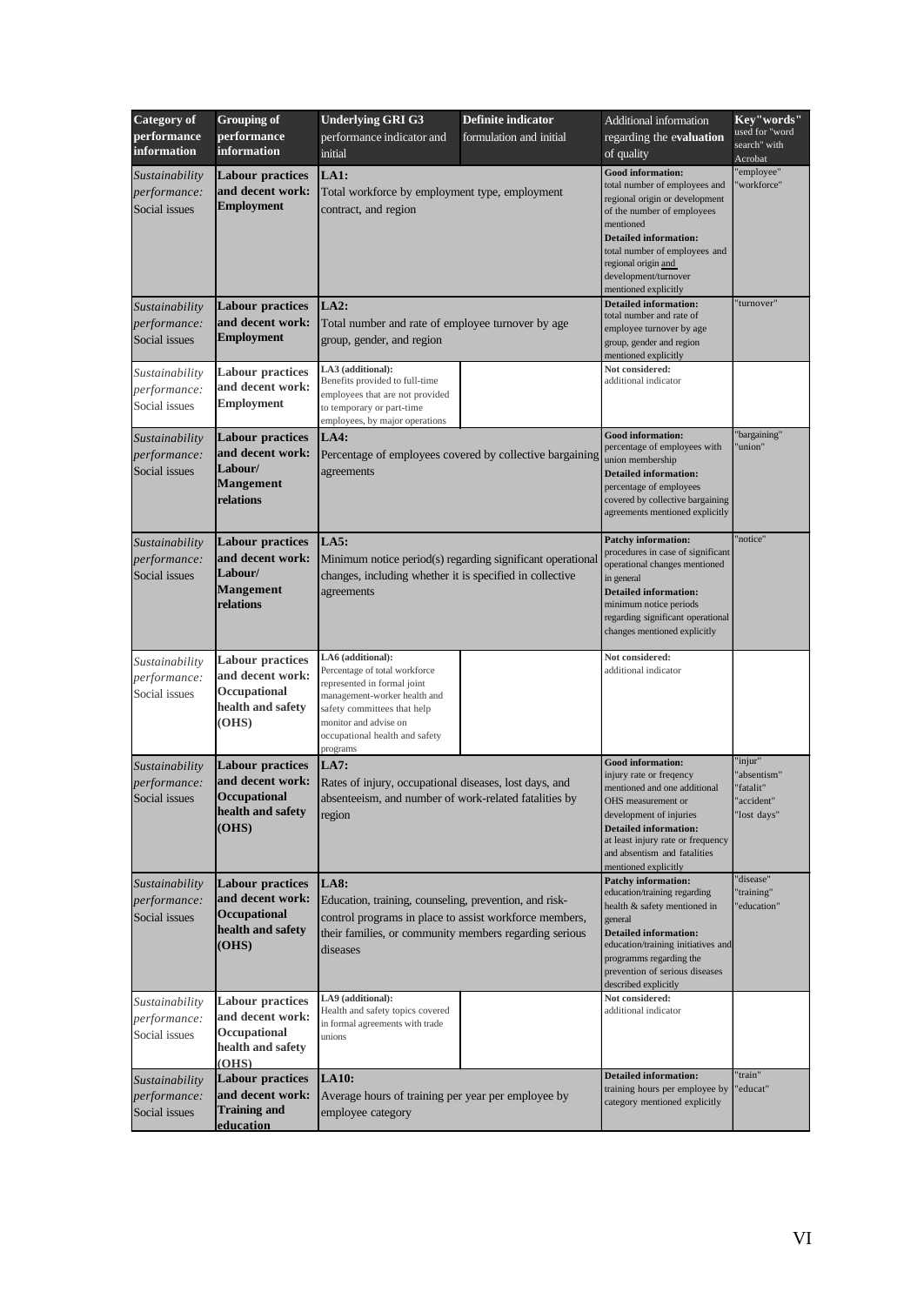| Category of performance information | Grouping of performance information | Underlying GRI G3 performance indicator and initial | Definite indicator formulation and initial | Additional information regarding the **evaluation** of quality | Key"words" used for "word search" with Acrobat |
|---|---|---|---|---|---|
| *Sustainability performance:* Social issues | **Labour practices and decent work: Employment** | **LA1:** Total workforce by employment type, employment contract, and region | | **Good information:** total number of employees and regional origin or development of the number of employees mentioned **Detailed information:** total number of employees and regional origin and development/turnover mentioned explicitly | "employee" "workforce" |
| *Sustainability performance:* Social issues | **Labour practices and decent work: Employment** | **LA2:** Total number and rate of employee turnover by age group, gender, and region | | **Detailed information:** total number and rate of employee turnover by age group, gender and region mentioned explicitly | "turnover" |
| *Sustainability performance:* Social issues | **Labour practices and decent work: Employment** | **LA3 (additional):** Benefits provided to full-time employees that are not provided to temporary or part-time employees, by major operations | | **Not considered:** additional indicator | |
| *Sustainability performance:* Social issues | **Labour practices and decent work: Labour/ Mangement relations** | **LA4:** Percentage of employees covered by collective bargaining agreements | | **Good information:** percentage of employees with union membership **Detailed information:** percentage of employees covered by collective bargaining agreements mentioned explicitly | "bargaining" "union" |
| *Sustainability performance:* Social issues | **Labour practices and decent work: Labour/ Mangement relations** | **LA5:** Minimum notice period(s) regarding significant operational changes, including whether it is specified in collective agreements | | **Patchy information:** procedures in case of significant operational changes mentioned in general **Detailed information:** minimum notice periods regarding significant operational changes mentioned explicitly | "notice" |
| *Sustainability performance:* Social issues | **Labour practices and decent work: Occupational health and safety (OHS)** | **LA6 (additional):** Percentage of total workforce represented in formal joint management-worker health and safety committees that help monitor and advise on occupational health and safety programs | | **Not considered:** additional indicator | |
| *Sustainability performance:* Social issues | **Labour practices and decent work: Occupational health and safety (OHS)** | **LA7:** Rates of injury, occupational diseases, lost days, and absenteeism, and number of work-related fatalities by region | | **Good information:** injury rate or freqency mentioned and one additional OHS measurement or development of injuries **Detailed information:** at least injury rate or frequency and absentism and fatalities mentioned explicitly | "injur" "absentism" "fatalit" "accident" "lost days" |
| *Sustainability performance:* Social issues | **Labour practices and decent work: Occupational health and safety (OHS)** | **LA8:** Education, training, counseling, prevention, and risk-control programs in place to assist workforce members, their families, or community members regarding serious diseases | | **Patchy information:** education/training regarding health & safety mentioned in general **Detailed information:** education/training initiatives and programms regarding the prevention of serious diseases described explicitly | "disease" "training" "education" |
| *Sustainability performance:* Social issues | **Labour practices and decent work: Occupational health and safety (OHS)** | **LA9 (additional):** Health and safety topics covered in formal agreements with trade unions | | **Not considered:** additional indicator | |
| *Sustainability performance:* Social issues | **Labour practices and decent work: Training and education** | **LA10:** Average hours of training per year per employee by employee category | | **Detailed information:** training hours per employee by category mentioned explicitly | "train" "educat" |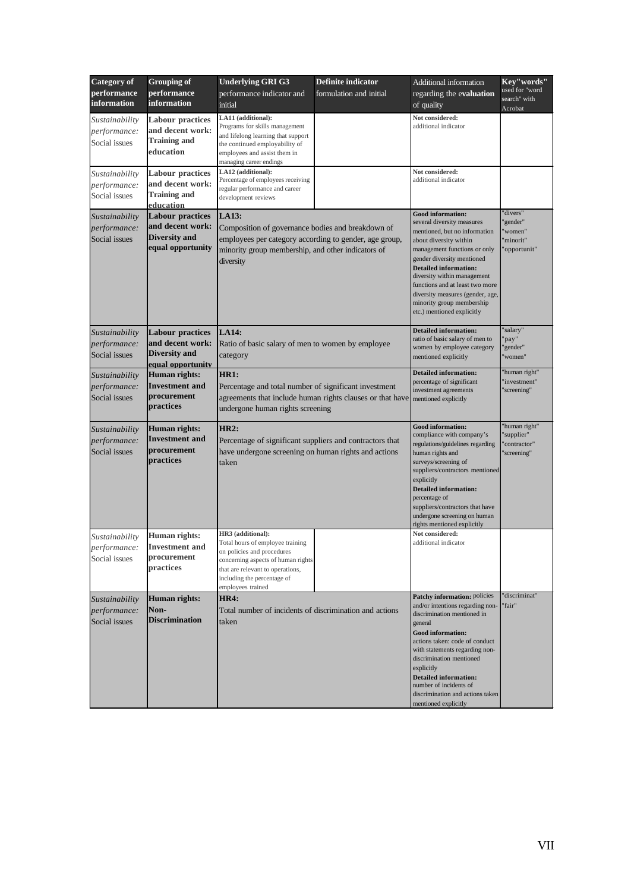| Category of performance information | Grouping of performance information | Underlying GRI G3 performance indicator and initial | Definite indicator formulation and initial | Additional information regarding the evaluation of quality | Key"words" used for "word search" with Acrobat |
|---|---|---|---|---|---|
| *Sustainability performance:* Social issues | **Labour practices and decent work: Training and education** | **LA11 (additional):** Programs for skills management and lifelong learning that support the continued employability of employees and assist them in managing career endings | | **Not considered:** additional indicator | |
| *Sustainability performance:* Social issues | **Labour practices and decent work: Training and education** | **LA12 (additional):** Percentage of employees receiving regular performance and career development reviews | | **Not considered:** additional indicator | |
| *Sustainability performance:* Social issues | **Labour practices and decent work: Diversity and equal opportunity** | **LA13:** Composition of governance bodies and breakdown of employees per category according to gender, age group, minority group membership, and other indicators of diversity | | **Good information:** several diversity measures mentioned, but no information about diversity within management functions or only gender diversity mentioned **Detailed information:** diversity within management functions and at least two more diversity measures (gender, age, minority group membership etc.) mentioned explicitly | "divers" "gender" "women" "minorit" "opportunit" |
| *Sustainability performance:* Social issues | **Labour practices and decent work: Diversity and equal opportunity** | **LA14:** Ratio of basic salary of men to women by employee category | | **Detailed information:** ratio of basic salary of men to women by employee category mentioned explicitly | "salary" "pay" "gender" "women" |
| *Sustainability performance:* Social issues | **Human rights: Investment and procurement practices** | **HR1:** Percentage and total number of significant investment agreements that include human rights clauses or that have undergone human rights screening | | **Detailed information:** percentage of significant investment agreements mentioned explicitly | "human right" "investment" "screening" |
| *Sustainability performance:* Social issues | **Human rights: Investment and procurement practices** | **HR2:** Percentage of significant suppliers and contractors that have undergone screening on human rights and actions taken | | **Good information:** compliance with company's regulations/guidelines regarding human rights and surveys/screening of suppliers/contractors mentioned explicitly **Detailed information:** percentage of suppliers/contractors that have undergone screening on human rights mentioned explicitly | "human right" "supplier" "contractor" "screening" |
| *Sustainability performance:* Social issues | **Human rights: Investment and procurement practices** | **HR3 (additional):** Total hours of employee training on policies and procedures concerning aspects of human rights that are relevant to operations, including the percentage of employees trained | | **Not considered:** additional indicator | |
| *Sustainability performance:* Social issues | **Human rights: Non-Discrimination** | **HR4:** Total number of incidents of discrimination and actions taken | | **Patchy information:** policies and/or intentions regarding non-discrimination mentioned in general **Good information:** actions taken: code of conduct with statements regarding non-discrimination mentioned explicitly **Detailed information:** number of incidents of discrimination and actions taken mentioned explicitly | "discriminat" "fair" |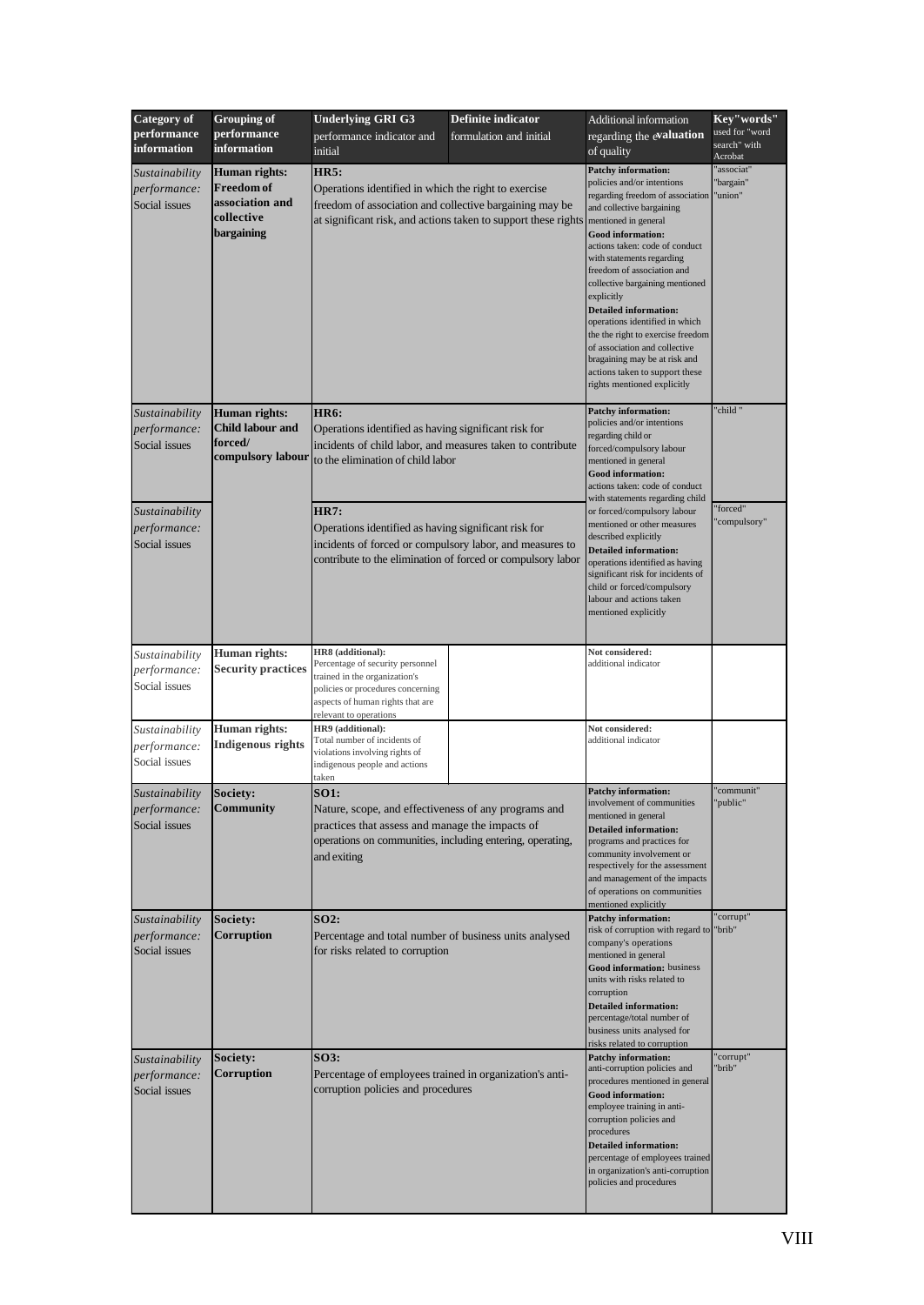| Category of performance information | Grouping of performance information | Underlying GRI G3 performance indicator and initial | Definite indicator formulation and initial | Additional information regarding the evaluation of quality | Key"words" used for "word search" with Acrobat |
|---|---|---|---|---|---|
| *Sustainability performance:* Social issues | **Human rights: Freedom of association and collective bargaining** | **HR5:** Operations identified in which the right to exercise freedom of association and collective bargaining may be at significant risk, and actions taken to support these rights | | **Patchy information:** policies and/or intentions regarding freedom of association and collective bargaining mentioned in general **Good information:** actions taken: code of conduct with statements regarding freedom of association and collective bargaining mentioned explicitly **Detailed information:** operations identified in which the right to exercise freedom of association and collective bragaining may be at risk and actions taken to support these rights mentioned explicitly | "associat" "bargain" "union" |
| *Sustainability performance:* Social issues | **Human rights: Child labour and forced/ compulsory labour** | **HR6:** Operations identified as having significant risk for incidents of child labor, and measures taken to contribute to the elimination of child labor | | **Patchy information:** policies and/or intentions regarding child or forced/compulsory labour mentioned in general **Good information:** actions taken: code of conduct with statements regarding child or forced/compulsory labour mentioned or other measures described explicitly **Detailed information:** operations identified as having significant risk for incidents of child or forced/compulsory labour and actions taken mentioned explicitly | "child " |
| *Sustainability performance:* Social issues | | **HR7:** Operations identified as having significant risk for incidents of forced or compulsory labor, and measures to contribute to the elimination of forced or compulsory labor | | | "forced" "compulsory" |
| *Sustainability performance:* Social issues | **Human rights: Security practices** | **HR8 (additional):** Percentage of security personnel trained in the organization's policies or procedures concerning aspects of human rights that are relevant to operations | | **Not considered:** additional indicator | |
| *Sustainability performance:* Social issues | **Human rights: Indigenous rights** | **HR9 (additional):** Total number of incidents of violations involving rights of indigenous people and actions taken | | **Not considered:** additional indicator | |
| *Sustainability performance:* Social issues | **Society: Community** | **SO1:** Nature, scope, and effectiveness of any programs and practices that assess and manage the impacts of operations on communities, including entering, operating, and exiting | | **Patchy information:** involvement of communities mentioned in general **Detailed information:** programs and practices for community involvement or respectively for the assessment and management of the impacts of operations on communities mentioned explicitly | "communit" "public" |
| *Sustainability performance:* Social issues | **Society: Corruption** | **SO2:** Percentage and total number of business units analysed for risks related to corruption | | **Patchy information:** risk of corruption with regard to company's operations mentioned in general **Good information:** business units with risks related to corruption **Detailed information:** percentage/total number of business units analysed for risks related to corruption | "corrupt" "brib" |
| *Sustainability performance:* Social issues | **Society: Corruption** | **SO3:** Percentage of employees trained in organization's anti-corruption policies and procedures | | **Patchy information:** anti-corruption policies and procedures mentioned in general **Good information:** employee training in anti-corruption policies and procedures **Detailed information:** percentage of employees trained in organization's anti-corruption policies and procedures | "corrupt" "brib" |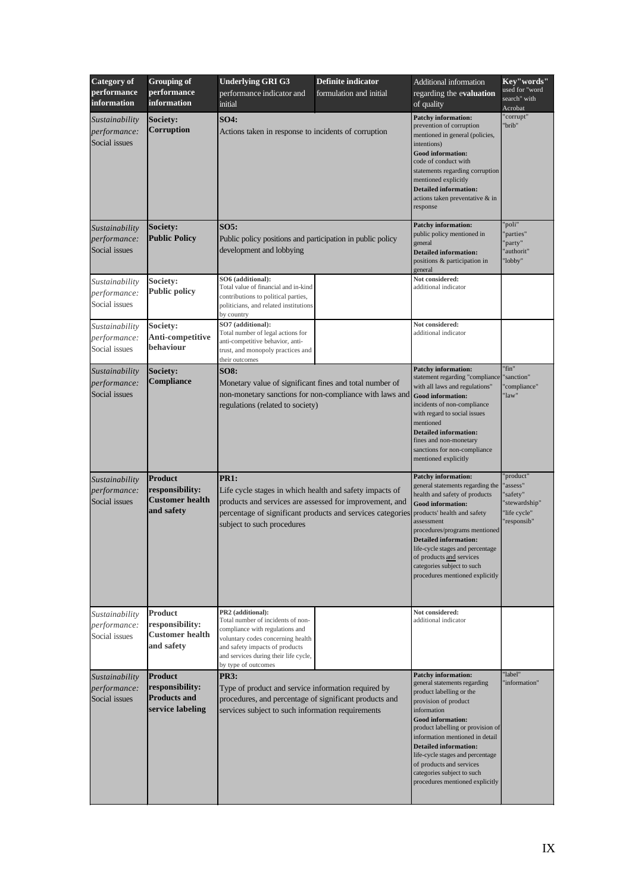| **Category of performance information** | **Grouping of performance information** | **Underlying GRI G3** performance indicator and initial | **Definite indicator** formulation and initial | Additional information regarding the **evaluation** of quality | **Key"words"** used for "word search" with Acrobat |
|---|---|---|---|---|---|
| *Sustainability performance:* Social issues | **Society: Corruption** | **SO4:** Actions taken in response to incidents of corruption | | **Patchy information:** prevention of corruption mentioned in general (policies, intentions) **Good information:** code of conduct with statements regarding corruption mentioned explicitly **Detailed information:** actions taken preventative & in response | "corrupt" "brib" |
| *Sustainability performance:* Social issues | **Society: Public Policy** | **SO5:** Public policy positions and participation in public policy development and lobbying | | **Patchy information:** public policy mentioned in general **Detailed information:** positions & participation in general | "poli" "parties" "party" "authorit" "lobby" |
| *Sustainability performance:* Social issues | **Society: Public policy** | **SO6 (additional):** Total value of financial and in-kind contributions to political parties, politicians, and related institutions by country | | **Not considered:** additional indicator | |
| *Sustainability performance:* Social issues | **Society: Anti-competitive behaviour** | **SO7 (additional):** Total number of legal actions for anti-competitive behavior, anti-trust, and monopoly practices and their outcomes | | **Not considered:** additional indicator | |
| *Sustainability performance:* Social issues | **Society: Compliance** | **SO8:** Monetary value of significant fines and total number of non-monetary sanctions for non-compliance with laws and regulations (related to society) | | **Patchy information:** statement regarding "compliance with all laws and regulations" **Good information:** incidents of non-compliance with regard to social issues mentioned **Detailed information:** fines and non-monetary sanctions for non-compliance mentioned explicitly | "fin" "sanction" "compliance" "law" |
| *Sustainability performance:* Social issues | **Product responsibility: Customer health and safety** | **PR1:** Life cycle stages in which health and safety impacts of products and services are assessed for improvement, and percentage of significant products and services categories subject to such procedures | | **Patchy information:** general statements regarding the health and safety of products **Good information:** products' health and safety assessment procedures/programs mentioned **Detailed information:** life-cycle stages and percentage of products and services categories subject to such procedures mentioned explicitly | "product" "assess" "safety" "stewardship" "life cycle" "responsib" |
| *Sustainability performance:* Social issues | **Product responsibility: Customer health and safety** | **PR2 (additional):** Total number of incidents of non-compliance with regulations and voluntary codes concerning health and safety impacts of products and services during their life cycle, by type of outcomes | | **Not considered:** additional indicator | |
| *Sustainability performance:* Social issues | **Product responsibility: Products and service labeling** | **PR3:** Type of product and service information required by procedures, and percentage of significant products and services subject to such information requirements | | **Patchy information:** general statements regarding product labelling or the provision of product information **Good information:** product labelling or provision of information mentioned in detail **Detailed information:** life-cycle stages and percentage of products and services categories subject to such procedures mentioned explicitly | "label" "information" |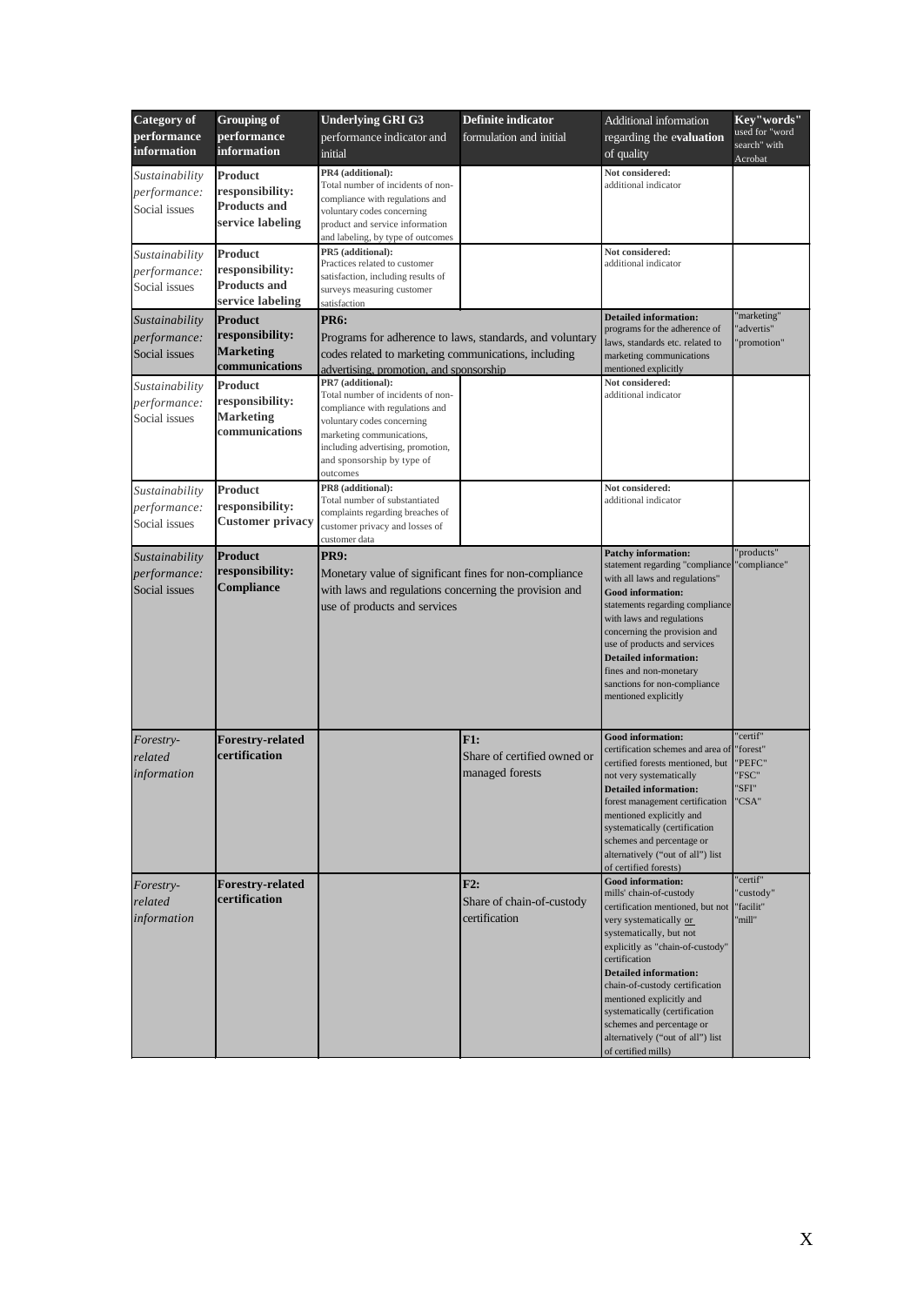| Category of performance information | Grouping of performance information | Underlying GRI G3 performance indicator and initial | Definite indicator formulation and initial | Additional information regarding the evaluation of quality | Key"words" used for "word search" with Acrobat |
|---|---|---|---|---|---|
| *Sustainability performance:* Social issues | **Product responsibility: Products and service labeling** | **PR4 (additional):** Total number of incidents of non-compliance with regulations and voluntary codes concerning product and service information and labeling, by type of outcomes | | **Not considered:** additional indicator | |
| *Sustainability performance:* Social issues | **Product responsibility: Products and service labeling** | **PR5 (additional):** Practices related to customer satisfaction, including results of surveys measuring customer satisfaction | | **Not considered:** additional indicator | |
| *Sustainability performance:* Social issues | **Product responsibility: Marketing communications** | **PR6:** Programs for adherence to laws, standards, and voluntary codes related to marketing communications, including advertising, promotion, and sponsorship | | **Detailed information:** programs for the adherence of laws, standards etc. related to marketing communications mentioned explicitly | "marketing" "advertis" "promotion" |
| *Sustainability performance:* Social issues | **Product responsibility: Marketing communications** | **PR7 (additional):** Total number of incidents of non-compliance with regulations and voluntary codes concerning marketing communications, including advertising, promotion, and sponsorship by type of outcomes | | **Not considered:** additional indicator | |
| *Sustainability performance:* Social issues | **Product responsibility: Customer privacy** | **PR8 (additional):** Total number of substantiated complaints regarding breaches of customer privacy and losses of customer data | | **Not considered:** additional indicator | |
| *Sustainability performance:* Social issues | **Product responsibility: Compliance** | **PR9:** Monetary value of significant fines for non-compliance with laws and regulations concerning the provision and use of products and services | | **Patchy information:** statement regarding "compliance with all laws and regulations" **Good information:** statements regarding compliance with laws and regulations concerning the provision and use of products and services **Detailed information:** fines and non-monetary sanctions for non-compliance mentioned explicitly | "products" "compliance" |
| *Forestry-related information* | **Forestry-related certification** | | **F1:** Share of certified owned or managed forests | **Good information:** certification schemes and area of certified forests mentioned, but not very systematically **Detailed information:** forest management certification mentioned explicitly and systematically (certification schemes and percentage or alternatively ("out of all") list of certified forests) | "certif" "forest" "PEFC" "FSC" "SFI" "CSA" |
| *Forestry-related information* | **Forestry-related certification** | | **F2:** Share of chain-of-custody certification | **Good information:** mills' chain-of-custody certification mentioned, but not very systematically or systematically, but not explicitly as "chain-of-custody" certification **Detailed information:** chain-of-custody certification mentioned explicitly and systematically (certification schemes and percentage or alternatively ("out of all") list of certified mills) | "certif" "custody" "facilit" "mill" |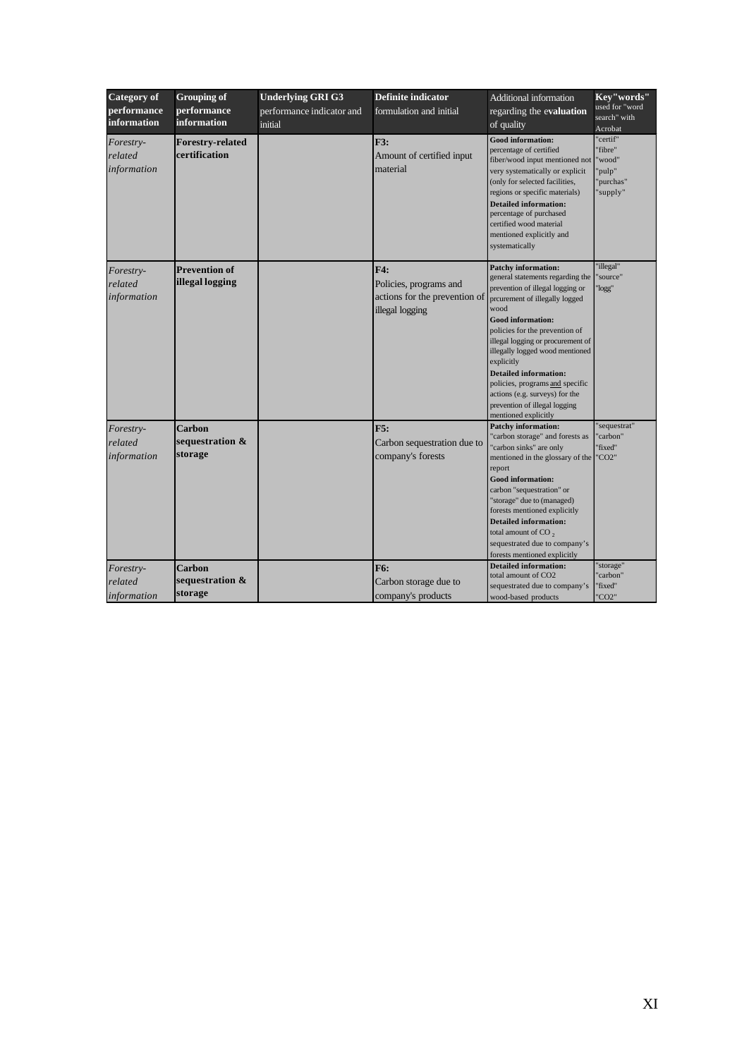| Category of performance information | Grouping of performance information | Underlying GRI G3 performance indicator and initial | Definite indicator formulation and initial | Additional information regarding the **evaluation** of quality | Key"words" used for "word search" with Acrobat |
|---|---|---|---|---|---|
| *Forestry-related information* | **Forestry-related certification** | | **F3:** Amount of certified input material | **Good information:** percentage of certified fiber/wood input mentioned not very systematically or explicit (only for selected facilities, regions or specific materials) **Detailed information:** percentage of purchased certified wood material mentioned explicitly and systematically | "certif" "fibre" "wood" "pulp" "purchas" "supply" |
| *Forestry-related information* | **Prevention of illegal logging** | | **F4:** Policies, programs and actions for the prevention of illegal logging | **Patchy information:** general statements regarding the prevention of illegal logging or prcurement of illegally logged wood **Good information:** policies for the prevention of illegal logging or procurement of illegally logged wood mentioned explicitly **Detailed information:** policies, programs and specific actions (e.g. surveys) for the prevention of illegal logging mentioned explicitly | "illegal" "source" "logg" |
| *Forestry-related information* | **Carbon sequestration & storage** | | **F5:** Carbon sequestration due to company's forests | **Patchy information:** "carbon storage" and forests as "carbon sinks" are only mentioned in the glossary of the report **Good information:** carbon "sequestration" or "storage" due to (managed) forests mentioned explicitly **Detailed information:** total amount of $CO_2$ sequestrated due to company's forests mentioned explicitly | "sequestrat" "carbon" "fixed" "CO2" |
| *Forestry-related information* | **Carbon sequestration & storage** | | **F6:** Carbon storage due to company's products | **Detailed information:** total amount of CO2 sequestrated due to company's wood-based products | "storage" "carbon" "fixed" "CO2" |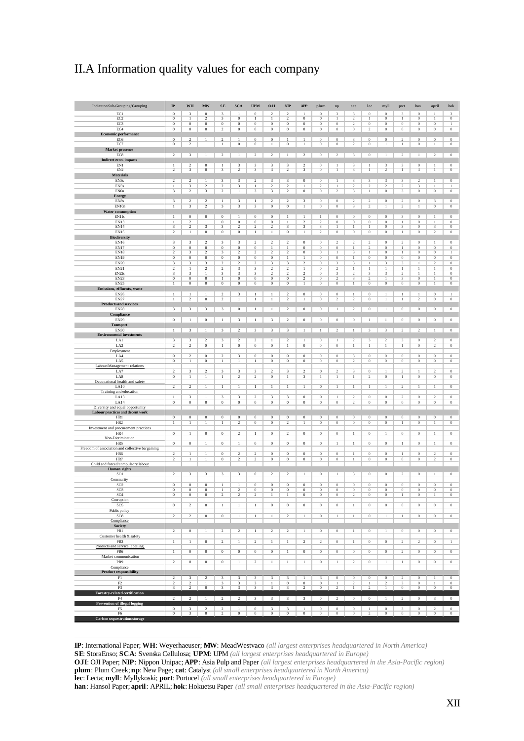# II.A Information quality values for each company

| Indicator/Sub-Grouping/**Grouping** | **IP** | **WH** | **MW** | **SE** | **SCA** | **UPM** | **OJI** | **NIP** | **APP** | **plum** | **np** | **cat** | **lec** | **myll** | **port** | **han** | **april** | **hok** |
|---|---|---|---|---|---|---|---|---|---|---|---|---|---|---|---|---|---|---|
| EC1 | 0 | 3 | 0 | 3 | 1 | 0 | 2 | 2 | 1 | 0 | 3 | 3 | 0 | 0 | 3 | 0 | 1 | 3 |
| EC2 | 0 | 1 | 2 | 3 | 0 | 1 | 1 | 2 | 0 | 0 | 1 | 2 | 1 | 0 | 1 | 0 | 1 | 0 |
| EC3 | 0 | 0 | 0 | 0 | 0 | 0 | 0 | 0 | 0 | 0 | 0 | 2 | 0 | 0 | 0 | 0 | 0 | 1 |
| EC4 | 0 | 0 | 0 | 2 | 0 | 0 | 0 | 0 | 0 | 0 | 0 | 0 | 2 | 0 | 0 | 0 | 0 | 0 |
| **Economic performance** | | | | | | | | | | | | | | | | | | |
| EC6 | 0 | 2 | 1 | 2 | 1 | 0 | 0 | 1 | 1 | 0 | 0 | 3 | 0 | 0 | 2 | 0 | 0 | 0 |
| EC7 | 0 | 2 | 1 | 1 | 0 | 0 | 1 | 0 | 1 | 0 | 0 | 2 | 0 | 1 | 1 | 0 | 1 | 0 |
| **Market presence** | | | | | | | | | | | | | | | | | | |
| EC8 | 2 | 3 | 1 | 2 | 1 | 2 | 2 | 1 | 2 | 0 | 2 | 3 | 0 | 1 | 2 | 1 | 2 | 0 |
| **Indirect econ. impacts** | | | | | | | | | | | | | | | | | | |
| EN1 | 1 | 2 | 0 | 1 | 3 | 3 | 3 | 3 | 2 | 0 | 1 | 3 | 1 | 3 | 3 | 0 | 1 | 0 |
| EN2 | 2 | 3 | 0 | 3 | 2 | 3 | 3 | 2 | 3 | 0 | 1 | 3 | 1 | 2 | 1 | 3 | 1 | 0 |
| **Materials** | | | | | | | | | | | | | | | | | | |
| EN3s | 2 | 2 | 1 | 3 | 3 | 2 | 3 | 3 | 0 | 0 | 1 | 3 | 3 | 3 | 3 | 2 | 1 | 0 |
| EN5s | 1 | 3 | 2 | 2 | 3 | 1 | 2 | 2 | 1 | 2 | 1 | 2 | 2 | 2 | 2 | 3 | 1 | 1 |
| EN6n | 3 | 2 | 3 | 2 | 1 | 3 | 3 | 2 | 0 | 0 | 2 | 3 | 1 | 0 | 3 | 0 | 0 | 0 |
| **Energy** | | | | | | | | | | | | | | | | | | |
| EN8s | 3 | 2 | 2 | 1 | 3 | 1 | 2 | 2 | 3 | 0 | 0 | 2 | 2 | 0 | 2 | 0 | 3 | 0 |
| EN10n | 1 | 3 | 2 | 3 | 3 | 3 | 0 | 0 | 1 | 0 | 0 | 3 | 2 | 1 | 2 | 1 | 0 | 0 |
| **Water consumption** | | | | | | | | | | | | | | | | | | |
| EN11s | 1 | 0 | 0 | 0 | 1 | 0 | 0 | 1 | 1 | 1 | 0 | 0 | 0 | 0 | 3 | 0 | 1 | 0 |
| EN13 | 1 | 2 | 1 | 0 | 0 | 0 | 0 | 1 | 2 | 2 | 0 | 0 | 0 | 0 | 1 | 0 | 1 | 0 |
| EN14 | 3 | 2 | 3 | 3 | 2 | 2 | 2 | 3 | 3 | 3 | 1 | 1 | 1 | 0 | 3 | 0 | 3 | 0 |
| EN15 | 2 | 1 | 0 | 0 | 0 | 1 | 1 | 0 | 1 | 2 | 0 | 0 | 0 | 0 | 1 | 0 | 2 | 0 |
| **Biodiversity** | | | | | | | | | | | | | | | | | | |
| EN16 | 3 | 3 | 2 | 3 | 3 | 2 | 2 | 2 | 0 | 0 | 2 | 2 | 2 | 0 | 2 | 0 | 1 | 0 |
| EN17 | 0 | 0 | 0 | 0 | 0 | 0 | 1 | 1 | 0 | 0 | 0 | 1 | 2 | 0 | 1 | 0 | 0 | 0 |
| EN18 | 2 | 3 | 2 | 3 | 2 | 2 | 2 | 2 | 0 | 0 | 1 | 3 | 1 | 0 | 1 | 0 | 0 | 1 |
| EN19 | 0 | 0 | 0 | 0 | 0 | 0 | 0 | 1 | 1 | 0 | 0 | 1 | 0 | 0 | 0 | 0 | 0 | 0 |
| EN20 | 3 | 3 | 3 | 2 | 2 | 2 | 3 | 3 | 2 | 0 | 3 | 3 | 1 | 3 | 3 | 1 | 2 | 0 |
| EN21 | 2 | 1 | 2 | 2 | 3 | 3 | 2 | 2 | 1 | 0 | 2 | 1 | 1 | 1 | 1 | 1 | 1 | 0 |
| EN22s | 3 | 3 | 1 | 3 | 3 | 3 | 2 | 2 | 2 | 0 | 3 | 2 | 3 | 3 | 2 | 1 | 1 | 0 |
| EN23 | 0 | 0 | 0 | 1 | 0 | 0 | 0 | 0 | 2 | 0 | 2 | 3 | 2 | 1 | 3 | 0 | 1 | 0 |
| EN25 | 1 | 0 | 0 | 0 | 0 | 0 | 0 | 0 | 1 | 0 | 0 | 1 | 0 | 0 | 0 | 0 | 1 | 0 |
| **Emissions, effluents, waste** | | | | | | | | | | | | | | | | | | |
| EN26 | 1 | 1 | 1 | 2 | 3 | 1 | 1 | 2 | 0 | 0 | 0 | 1 | 0 | 1 | 1 | 1 | 0 | 1 |
| EN27 | 1 | 2 | 0 | 2 | 1 | 1 | 1 | 2 | 1 | 0 | 2 | 2 | 0 | 1 | 1 | 2 | 0 | 0 |
| **Products and services** | | | | | | | | | | | | | | | | | | |
| EN28 | 3 | 3 | 3 | 3 | 0 | 1 | 1 | 2 | 0 | 0 | 1 | 2 | 0 | 1 | 0 | 0 | 0 | 0 |
| **Compliance** | | | | | | | | | | | | | | | | | | |
| EN29 | 0 | 1 | 0 | 1 | 3 | 1 | 3 | 2 | 0 | 0 | 0 | 0 | 1 | 1 | 0 | 0 | 0 | 0 |
| **Transport** | | | | | | | | | | | | | | | | | | |
| EN30 | 1 | 3 | 1 | 3 | 2 | 3 | 3 | 3 | 1 | 1 | 2 | 1 | 3 | 3 | 2 | 2 | 1 | 0 |
| **Environmental investments** | | | | | | | | | | | | | | | | | | |
| LA1 | 3 | 3 | 2 | 3 | 2 | 2 | 1 | 2 | 1 | 0 | 1 | 2 | 3 | 2 | 3 | 0 | 2 | 0 |
| LA2 | 2 | 2 | 0 | 1 | 0 | 0 | 0 | 1 | 0 | 0 | 0 | 1 | 1 | 1 | 1 | 0 | 2 | 0 |
| Employment | | | | | | | | | | | | | | | | | | |
| LA4 | 0 | 2 | 0 | 2 | 3 | 0 | 0 | 0 | 0 | 0 | 0 | 3 | 0 | 0 | 0 | 0 | 0 | 0 |
| LA5 | 0 | 1 | 0 | 1 | 1 | 1 | 0 | 0 | 0 | 0 | 0 | 2 | 0 | 0 | 0 | 0 | 0 | 0 |
| Labour/Management relations | | | | | | | | | | | | | | | | | | |
| LA7 | 2 | 3 | 2 | 3 | 3 | 3 | 2 | 3 | 2 | 0 | 2 | 3 | 0 | 1 | 2 | 1 | 2 | 0 |
| LA8 | 0 | 1 | 1 | 1 | 2 | 2 | 0 | 1 | 3 | 1 | 1 | 1 | 2 | 0 | 1 | 0 | 0 | 0 |
| Occupational health and safety | | | | | | | | | | | | | | | | | | |
| LA10 | 2 | 2 | 1 | 1 | 1 | 1 | 1 | 1 | 1 | 0 | 1 | 1 | 1 | 1 | 2 | 1 | 1 | 0 |
| Training and education | | | | | | | | | | | | | | | | | | |
| LA13 | 1 | 3 | 1 | 3 | 3 | 2 | 3 | 3 | 0 | 0 | 1 | 2 | 0 | 0 | 2 | 0 | 2 | 0 |
| LA14 | 0 | 0 | 0 | 0 | 0 | 0 | 0 | 0 | 0 | 0 | 0 | 2 | 0 | 0 | 0 | 0 | 0 | 0 |
| Diversity and equal opportunity | | | | | | | | | | | | | | | | | | |
| **Labour practices and decent work** | | | | | | | | | | | | | | | | | | |
| HR1 | 0 | 0 | 0 | 0 | 0 | 0 | 0 | 0 | 0 | 0 | 0 | 0 | 0 | 0 | 0 | 0 | 0 | 0 |
| HR2 | 1 | 1 | 1 | 1 | 2 | 0 | 0 | 2 | 1 | 0 | 0 | 0 | 0 | 0 | 1 | 0 | 1 | 0 |
| Investment and procurement practices | | | | | | | | | | | | | | | | | | |
| HR4 | 0 | 1 | 0 | 0 | 2 | 1 | 0 | 2 | 0 | 0 | 0 | 1 | 0 | 1 | 0 | 0 | 1 | 0 |
| Non-Dicrimination | | | | | | | | | | | | | | | | | | |
| HR5 | 0 | 0 | 1 | 0 | 1 | 0 | 0 | 0 | 0 | 0 | 1 | 1 | 0 | 0 | 1 | 0 | 1 | 0 |
| Freedom of association and collective bargaining | | | | | | | | | | | | | | | | | | |
| HR6 | 2 | 1 | 1 | 0 | 2 | 2 | 0 | 0 | 0 | 0 | 0 | 1 | 0 | 0 | 1 | 0 | 2 | 0 |
| HR7 | 2 | 1 | 1 | 0 | 2 | 2 | 0 | 0 | 0 | 0 | 0 | 1 | 0 | 0 | 0 | 0 | 2 | 0 |
| Child and forced/compulsory labour | | | | | | | | | | | | | | | | | | |
| **Human rights** | | | | | | | | | | | | | | | | | | |
| SO1 | 2 | 3 | 3 | 3 | 3 | 0 | 2 | 2 | 1 | 0 | 1 | 3 | 0 | 0 | 2 | 0 | 1 | 0 |
| Community | | | | | | | | | | | | | | | | | | |
| SO2 | 0 | 0 | 0 | 1 | 1 | 0 | 0 | 0 | 0 | 0 | 0 | 0 | 0 | 0 | 0 | 0 | 0 | 0 |
| SO3 | 0 | 0 | 0 | 1 | 2 | 0 | 0 | 0 | 0 | 0 | 0 | 0 | 0 | 0 | 0 | 0 | 0 | 0 |
| SO4 | 0 | 0 | 0 | 2 | 2 | 2 | 1 | 1 | 0 | 0 | 0 | 2 | 0 | 0 | 1 | 0 | 1 | 0 |
| Corruption | | | | | | | | | | | | | | | | | | |
| SO5 | 0 | 2 | 0 | 1 | 1 | 1 | 0 | 0 | 0 | 0 | 0 | 1 | 0 | 0 | 0 | 0 | 0 | 0 |
| Public policy | | | | | | | | | | | | | | | | | | |
| SO8 | 2 | 2 | 0 | 0 | 1 | 1 | 1 | 2 | 1 | 0 | 1 | 1 | 0 | 1 | 1 | 0 | 0 | 0 |
| Compliance | | | | | | | | | | | | | | | | | | |
| **Society** | | | | | | | | | | | | | | | | | | |
| PR1 | 2 | 0 | 1 | 2 | 2 | 1 | 2 | 2 | 1 | 0 | 0 | 1 | 0 | 1 | 0 | 0 | 0 | 0 |
| Customer health & safety | | | | | | | | | | | | | | | | | | |
| PR3 | 1 | 1 | 0 | 2 | 1 | 2 | 1 | 1 | 2 | 2 | 0 | 1 | 0 | 0 | 2 | 2 | 0 | 1 |
| Products and service labelling | | | | | | | | | | | | | | | | | | |
| PR6 | 1 | 0 | 0 | 0 | 0 | 0 | 0 | 1 | 0 | 0 | 0 | 0 | 0 | 0 | 2 | 0 | 0 | 0 |
| Market communication | | | | | | | | | | | | | | | | | | |
| PR9 | 2 | 0 | 0 | 0 | 1 | 2 | 1 | 1 | 1 | 0 | 1 | 2 | 0 | 1 | 1 | 0 | 0 | 0 |
| Compliance | | | | | | | | | | | | | | | | | | |
| **Product responsibility** | | | | | | | | | | | | | | | | | | |
| F1 | 2 | 3 | 2 | 3 | 3 | 3 | 3 | 3 | 1 | 3 | 0 | 0 | 0 | 0 | 2 | 0 | 1 | 0 |
| F2 | 2 | 2 | 1 | 3 | 3 | 3 | 1 | 0 | 0 | 0 | 1 | 2 | 1 | 2 | 3 | 0 | 1 | 0 |
| F3 | 3 | 2 | 0 | 3 | 3 | 3 | 3 | 3 | 2 | 0 | 2 | 1 | 2 | 1 | 0 | 0 | 0 | 0 |
| **Forestry-related certification** | | | | | | | | | | | | | | | | | | |
| F4 | 2 | 2 | 1 | 2 | 2 | 3 | 3 | 3 | 3 | 0 | 2 | 0 | 0 | 1 | 2 | 0 | 3 | 0 |
| **Prevention of illegal logging** | | | | | | | | | | | | | | | | | | |
| F5 | 0 | 3 | 2 | 2 | 1 | 0 | 3 | 3 | 1 | 0 | 0 | 0 | 1 | 0 | 3 | 0 | 2 | 0 |
| F6 | 0 | 3 | 0 | 2 | 0 | 0 | 0 | 0 | 0 | 0 | 0 | 0 | 2 | 0 | 0 | 0 | 0 | 0 |
| **Carbon sequestration/storage** | | | | | | | | | | | | | | | | | | |

**IP**: International Paper; **WH**: Weyerhaeuser; **MW**: MeadWestvaco *(all largest enterprises headquartered in North America)*
**SE**: StoraEnso; **SCA**: Svenska Cellulosa; **UPM**: UPM *(all largest enterprises headquartered in Europe)*
**OJI**: OJI Paper; **NIP**: Nippon Unipac; **APP**: Asia Pulp and Paper *(all largest enterprises headquartered in the Asia-Pacific region)*
**plum**: Plum Creek; **np**: New Page; **cat**: Catalyst *(all small enterprises headquartered in North America)*
**lec**: Lecta; **myll**: Myllykoski; **port**: Portucel *(all small enterprises headquartered in Europe)*
**han**: Hansol Paper; **april**: APRIL; **hok**: Hokuetsu Paper *(all small enterprises headquartered in the Asia-Pacific region)*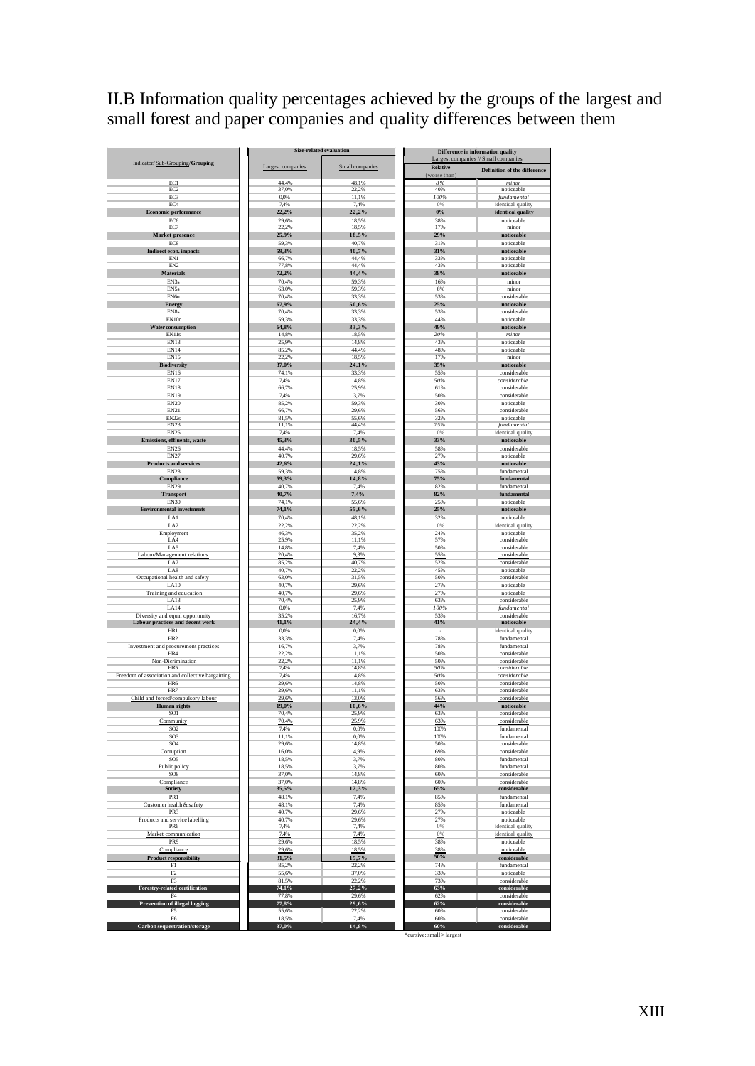## II.B Information quality percentages achieved by the groups of the largest and small forest and paper companies and quality differences between them

| Indicator/ Sub-Grouping/ Grouping | Size-related evaluation | | Difference in information quality Largest companies // Small companies | |
|---|---|---|---|---|
| | Largest companies | Small companies | Relative (worse than) | Definition of the difference |
| EC1 | 44,4% | 48,1% | *8%* | *minor* |
| EC2 | 37,0% | 22,2% | 40% | noticeable |
| EC3 | 0,0% | 11,1% | *100%* | *fundamental* |
| EC4 | 7,4% | 7,4% | 0% | identical quality |
| **Economic performance** | **22,2%** | **22,2%** | **0%** | **identical quality** |
| EC6 | 29,6% | 18,5% | 38% | noticeable |
| EC7 | 22,2% | 18,5% | 17% | minor |
| **Market presence** | **25,9%** | **18,5%** | **29%** | **noticeable** |
| EC8 | 59,3% | 40,7% | 31% | noticeable |
| **Indirect econ. impacts** | **59,3%** | **40,7%** | **31%** | **noticeable** |
| EN1 | 66,7% | 44,4% | 33% | noticeable |
| EN2 | 77,8% | 44,4% | 43% | noticeable |
| **Materials** | **72,2%** | **44,4%** | **38%** | **noticeable** |
| EN3s | 70,4% | 59,3% | 16% | minor |
| EN5s | 63,0% | 59,3% | 6% | minor |
| EN6n | 70,4% | 33,3% | 53% | considerable |
| **Energy** | **67,9%** | **50,6%** | **25%** | **noticeable** |
| EN8s | 70,4% | 33,3% | 53% | considerable |
| EN10n | 59,3% | 33,3% | 44% | noticeable |
| **Water consumption** | **64,8%** | **33,3%** | **49%** | **noticeable** |
| EN11s | 14,8% | 18,5% | *20%* | *minor* |
| EN13 | 25,9% | 14,8% | 43% | noticeable |
| EN14 | 85,2% | 44,4% | 48% | noticeable |
| EN15 | 22,2% | 18,5% | 17% | minor |
| **Biodiversity** | **37,0%** | **24,1%** | **35%** | **noticeable** |
| EN16 | 74,1% | 33,3% | 55% | considerable |
| EN17 | 7,4% | 14,8% | *50%* | *considerable* |
| EN18 | 66,7% | 25,9% | 61% | considerable |
| EN19 | 7,4% | 3,7% | 50% | considerable |
| EN20 | 85,2% | 59,3% | 30% | noticeable |
| EN21 | 66,7% | 29,6% | 56% | considerable |
| EN22s | 81,5% | 55,6% | 32% | noticeable |
| EN23 | 11,1% | 44,4% | *75%* | *fundamental* |
| EN25 | 7,4% | 7,4% | 0% | identical quality |
| **Emissions, effluents, waste** | **45,3%** | **30,5%** | **33%** | **noticeable** |
| EN26 | 44,4% | 18,5% | 58% | considerable |
| EN27 | 40,7% | 29,6% | 27% | noticeable |
| **Products and services** | **42,6%** | **24,1%** | **43%** | **noticeable** |
| EN28 | 59,3% | 14,8% | 75% | fundamental |
| **Compliance** | **59,3%** | **14,8%** | **75%** | **fundamental** |
| EN29 | 40,7% | 7,4% | 82% | fundamental |
| **Transport** | **40,7%** | **7,4%** | **82%** | **fundamental** |
| EN30 | 74,1% | 55,6% | 25% | noticeable |
| **Environmental investments** | **74,1%** | **55,6%** | **25%** | **noticeable** |
| LA1 | 70,4% | 48,1% | 32% | noticeable |
| LA2 | 22,2% | 22,2% | 0% | identical quality |
| Employment | 46,3% | 35,2% | 24% | noticeable |
| LA4 | 25,9% | 11,1% | 57% | considerable |
| LA5 | 14,8% | 7,4% | 50% | considerable |
| Labour/Management relations | 20,4% | 9,3% | 55% | considerable |
| LA7 | 85,2% | 40,7% | 52% | considerable |
| LA8 | 40,7% | 22,2% | 45% | noticeable |
| Occupational health and safety | 63,0% | 31,5% | 50% | considerable |
| LA10 | 40,7% | 29,6% | 27% | noticeable |
| Training and education | 40,7% | 29,6% | 27% | noticeable |
| LA13 | 70,4% | 25,9% | 63% | considerable |
| LA14 | 0,0% | 7,4% | *100%* | *fundamental* |
| Diversity and equal opportunity | 35,2% | 16,7% | 53% | considerable |
| **Labour practices and decent work** | **41,1%** | **24,4%** | **41%** | **noticeable** |
| HR1 | 0,0% | 0,0% | - | identical quality |
| HR2 | 33,3% | 7,4% | 78% | fundamental |
| Investment and procurement practices | 16,7% | 3,7% | 78% | fundamental |
| HR4 | 22,2% | 11,1% | 50% | considerable |
| Non-Dicrimination | 22,2% | 11,1% | 50% | considerable |
| HR5 | 7,4% | 14,8% | *50%* | *considerable* |
| Freedom of association and collective bargaining | 7,4% | 14,8% | *50%* | *considerable* |
| HR6 | 29,6% | 14,8% | 50% | considerable |
| HR7 | 29,6% | 11,1% | 63% | considerable |
| Child and forced/compulsory labour | 29,6% | 13,0% | 56% | considerable |
| **Human rights** | **19,0%** | **10,6%** | **44%** | **noticeable** |
| SO1 | 70,4% | 25,9% | 63% | considerable |
| Community | 70,4% | 25,9% | 63% | considerable |
| SO2 | 7,4% | 0,0% | 100% | fundamental |
| SO3 | 11,1% | 0,0% | 100% | fundamental |
| SO4 | 29,6% | 14,8% | 50% | considerable |
| Corruption | 16,0% | 4,9% | 69% | considerable |
| SO5 | 18,5% | 3,7% | 80% | fundamental |
| Public policy | 18,5% | 3,7% | 80% | fundamental |
| SO8 | 37,0% | 14,8% | 60% | considerable |
| Compliance | 37,0% | 14,8% | 60% | considerable |
| **Society** | **35,5%** | **12,3%** | **65%** | **considerable** |
| PR1 | 48,1% | 7,4% | 85% | fundamental |
| Customer health & safety | 48,1% | 7,4% | 85% | fundamental |
| PR3 | 40,7% | 29,6% | 27% | noticeable |
| Products and service labelling | 40,7% | 29,6% | 27% | noticeable |
| PR6 | 7,4% | 7,4% | 0% | identical quality |
| Market communication | 7,4% | 7,4% | 0% | identical quality |
| PR9 | 29,6% | 18,5% | 38% | noticeable |
| Compliance | 29,6% | 18,5% | 38% | noticeable |
| **Product responsibility** | **31,5%** | **15,7%** | **50%** | **considerable** |
| F1 | 85,2% | 22,2% | 74% | fundamental |
| F2 | 55,6% | 37,0% | 33% | noticeable |
| F3 | 81,5% | 22,2% | 73% | considerable |
| **Forestry-related certification** | **74,1%** | **27,2%** | **63%** | **considerable** |
| F4 | 77,8% | 29,6% | 62% | considerable |
| **Prevention of illegal logging** | **77,8%** | **29,6%** | **62%** | **considerable** |
| F5 | 55,6% | 22,2% | 60% | considerable |
| F6 | 18,5% | 7,4% | 60% | considerable |
| **Carbon sequestration/storage** | **37,0%** | **14,8%** | **60%** | **considerable** |

*cursive: small > largest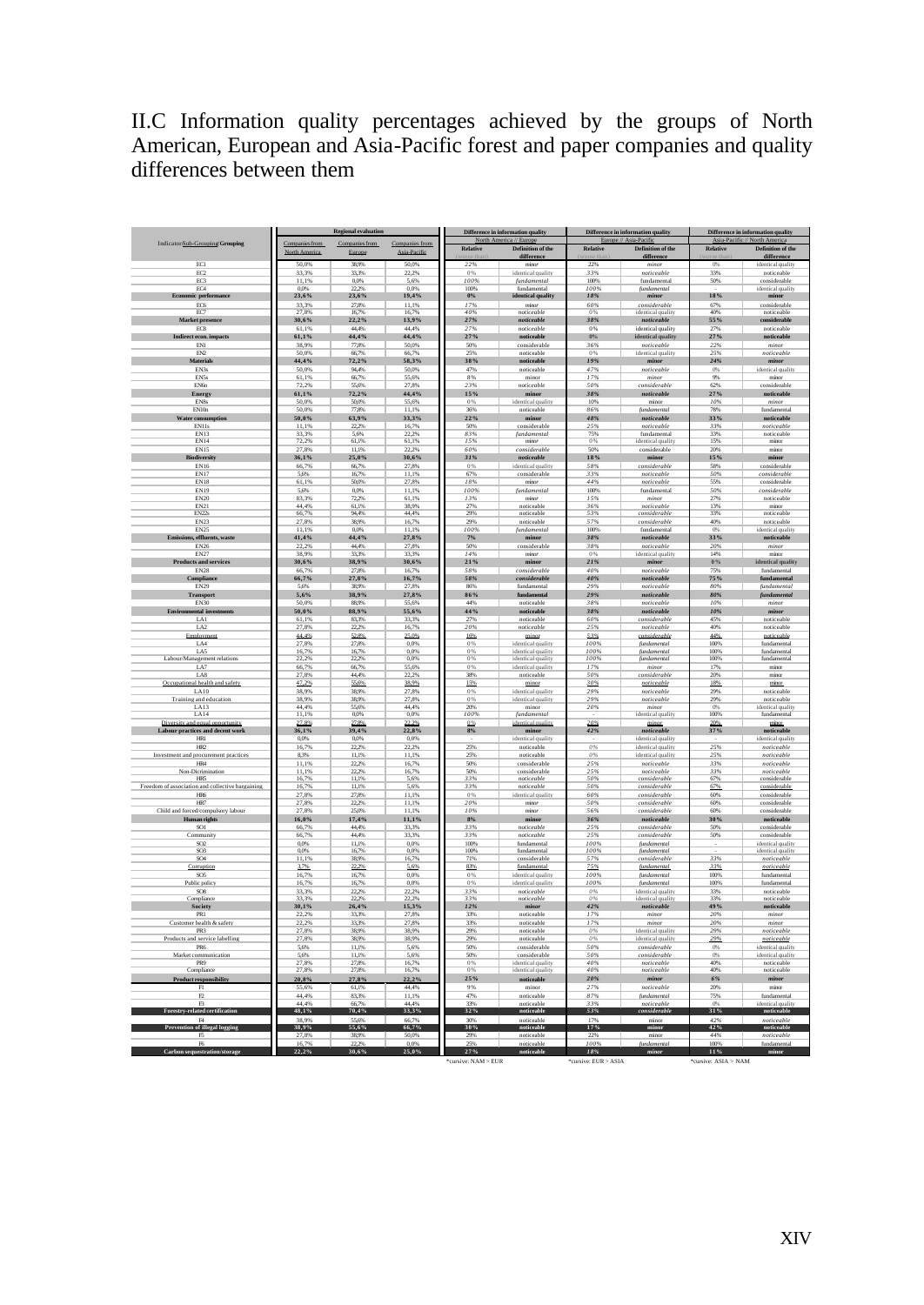# II.C Information quality percentages achieved by the groups of North American, European and Asia-Pacific forest and paper companies and quality differences between them

| Indicator/Sub-Grouping/Grouping | Regional evaluation | | | Difference in information quality North America // Europe | | Difference in information quality Europe // Asia-Pacific | | Difference in information quality Asia-Pacific // North America | |
|---|---|---|---|---|---|---|---|---|---|
| | Companies from North America | Companies from Europe | Companies from Asia-Pacific | Relative | Definition of the difference | Relative | Definition of the difference | Relative | Definition of the difference |
| EC1 | 50,0% | 38,9% | 50,0% | 22% | minor | 22% | minor | 0% | identical quality |
| EC2 | 33,3% | 33,3% | 22,2% | 0% | identical quality | 33% | noticeable | 33% | noticeable |
| EC3 | 11,1% | 0,0% | 5,6% | 100% | fundamental | 100% | fundamental | 50% | considerable |
| EC4 | 0,0% | 22,2% | 0,0% | 100% | fundamental | 100% | fundamental | - | identical quality |
| **Economic performance** | **23,6%** | **23,6%** | **19,4%** | **0%** | **identical quality** | **18%** | **minor** | **18%** | **minor** |
| EC6 | 33,3% | 27,8% | 11,1% | 17% | minor | 60% | considerable | 67% | considerable |
| EC7 | 27,8% | 16,7% | 16,7% | 40% | noticeable | 0% | identical quality | 40% | noticeable |
| **Market presence** | **30,6%** | **22,2%** | **13,9%** | **27%** | **noticeable** | **38%** | **noticeable** | **55%** | **considerable** |
| EC8 | 61,1% | 44,4% | 44,4% | 27% | noticeable | 0% | identical quality | 27% | noticeable |
| **Indirect econ. impacts** | **61,1%** | **44,4%** | **44,4%** | **27%** | **noticeable** | **0%** | **identical quality** | **27%** | **noticeable** |
| EN1 | 38,9% | 77,8% | 50,0% | 50% | considerable | 36% | noticeable | 22% | minor |
| EN2 | 50,0% | 66,7% | 66,7% | 25% | noticeable | 0% | identical quality | 25% | noticeable |
| **Materials** | **44,4%** | **72,2%** | **58,3%** | **38%** | **noticeable** | **19%** | **minor** | **24%** | **minor** |
| EN3s | 50,0% | 94,4% | 50,0% | 47% | noticeable | 47% | noticeable | 0% | identical quality |
| EN5s | 61,1% | 66,7% | 55,6% | 8% | minor | 17% | minor | 9% | minor |
| EN8n | 72,2% | 55,6% | 27,8% | 23% | noticeable | 50% | considerable | 62% | considerable |
| **Energy** | **61,1%** | **72,2%** | **44,4%** | **15%** | **minor** | **38%** | **noticeable** | **27%** | **noticeable** |
| EN8s | 50,0% | 50,0% | 55,6% | 0% | identical quality | 10% | minor | 10% | minor |
| EN10n | 50,0% | 77,8% | 11,1% | 36% | noticeable | 86% | fundamental | 78% | fundamental |
| **Water consumption** | **50,0%** | **63,9%** | **33,3%** | **22%** | **minor** | **48%** | **noticeable** | **33%** | **noticeable** |
| EN11s | 11,1% | 22,2% | 16,7% | 50% | considerable | 25% | noticeable | 33% | noticeable |
| EN13 | 33,3% | 5,6% | 22,2% | 83% | fundamental | 75% | fundamental | 33% | noticeable |
| EN14 | 72,2% | 61,1% | 61,1% | 15% | minor | 0% | identical quality | 15% | minor |
| EN15 | 27,8% | 11,1% | 22,2% | 60% | considerable | 50% | considerable | 20% | minor |
| **Biodiversity** | **36,1%** | **25,0%** | **30,6%** | **31%** | **noticeable** | **18%** | **minor** | **15%** | **minor** |
| EN16 | 66,7% | 66,7% | 27,8% | 0% | identical quality | 58% | considerable | 58% | considerable |
| EN17 | 5,6% | 16,7% | 11,1% | 67% | considerable | 33% | noticeable | 50% | considerable |
| EN18 | 61,1% | 50,0% | 27,8% | 18% | minor | 44% | noticeable | 55% | considerable |
| EN19 | 5,6% | 0,0% | 11,1% | 100% | fundamental | 100% | fundamental | 50% | considerable |
| EN20 | 83,3% | 72,2% | 61,1% | 13% | minor | 15% | minor | 27% | noticeable |
| EN21 | 44,4% | 61,1% | 38,9% | 27% | noticeable | 36% | noticeable | 13% | minor |
| EN22s | 66,7% | 94,4% | 44,4% | 29% | noticeable | 53% | considerable | 33% | noticeable |
| EN23 | 27,8% | 38,9% | 16,7% | 29% | noticeable | 57% | considerable | 40% | noticeable |
| EN25 | 11,1% | 0,0% | 11,1% | 100% | fundamental | 100% | fundamental | 0% | identical quality |
| **Emissions, effluents, waste** | **41,4%** | **44,4%** | **27,8%** | **7%** | **minor** | **38%** | **noticeable** | **33%** | **noticeable** |
| EN26 | 22,2% | 44,4% | 27,8% | 50% | considerable | 38% | noticeable | 20% | minor |
| EN27 | 38,9% | 33,3% | 33,3% | 14% | minor | 0% | identical quality | 14% | minor |
| **Products and services** | **30,6%** | **38,9%** | **30,6%** | **21%** | **minor** | **21%** | **minor** | **0%** | **identical quality** |
| EN28 | 66,7% | 27,8% | 16,7% | 58% | considerable | 40% | noticeable | 75% | fundamental |
| **Compliance** | **66,7%** | **27,8%** | **16,7%** | **58%** | **considerable** | **40%** | **noticeable** | **75%** | **fundamental** |
| EN29 | 5,6% | 38,9% | 27,8% | 86% | fundamental | 29% | noticeable | 80% | fundamental |
| **Transport** | **5,6%** | **38,9%** | **27,8%** | **86%** | **fundamental** | **29%** | **noticeable** | **80%** | **fundamental** |
| EN30 | 50,0% | 88,9% | 55,6% | 44% | noticeable | 38% | noticeable | 10% | minor |
| **Environmental investments** | **50,0%** | **88,9%** | **55,6%** | **44%** | **noticeable** | **38%** | **noticeable** | **10%** | **minor** |
| LA1 | 61,1% | 83,3% | 33,3% | 27% | noticeable | 60% | considerable | 45% | noticeable |
| LA2 | 27,8% | 22,2% | 16,7% | 20% | noticeable | 25% | noticeable | 40% | noticeable |
| Employment | 44,4% | 52,8% | 25,0% | 16% | minor | 53% | considerable | 44% | noticeable |
| LA4 | 27,8% | 27,8% | 0,0% | 0% | identical quality | 100% | fundamental | 100% | fundamental |
| LA5 | 16,7% | 16,7% | 0,0% | 0% | identical quality | 100% | fundamental | 100% | fundamental |
| Labour/Management relations | 22,2% | 22,2% | 0,0% | 0% | identical quality | 100% | fundamental | 100% | fundamental |
| LA7 | 66,7% | 66,7% | 55,6% | 0% | identical quality | 17% | minor | 17% | minor |
| LA8 | 27,8% | 44,4% | 22,2% | 38% | noticeable | 50% | considerable | 20% | minor |
| Occupational health and safety | 47,2% | 55,6% | 38,9% | 15% | minor | 30% | noticeable | 18% | minor |
| LA10 | 38,9% | 38,9% | 27,8% | 0% | identical quality | 29% | noticeable | 29% | noticeable |
| Training and education | 38,9% | 38,9% | 27,8% | 0% | identical quality | 29% | noticeable | 29% | noticeable |
| LA13 | 44,4% | 55,6% | 44,4% | 20% | minor | 20% | minor | 0% | identical quality |
| LA14 | 11,1% | 0,0% | 0,0% | 100% | fundamental | - | identical quality | 100% | fundamental |
| Diversity and equal opportunity | 27,8% | 27,8% | 22,2% | 0% | identical quality | 20% | minor | 20% | minor |
| **Labour practices and decent work** | **36,1%** | **39,4%** | **22,8%** | **8%** | **minor** | **42%** | **noticeable** | **37%** | **noticeable** |
| HR1 | 0,0% | 0,0% | 0,0% | - | identical quality | - | identical quality | - | identical quality |
| HR2 | 16,7% | 22,2% | 22,2% | 25% | noticeable | 0% | identical quality | 25% | noticeable |
| Investment and procurement practices | 8,3% | 11,1% | 11,1% | 25% | noticeable | 0% | identical quality | 25% | noticeable |
| HR4 | 11,1% | 22,2% | 16,7% | 50% | considerable | 25% | noticeable | 33% | noticeable |
| Non-Dicrimination | 11,1% | 22,2% | 16,7% | 50% | considerable | 25% | noticeable | 33% | noticeable |
| HR5 | 16,7% | 11,1% | 5,6% | 33% | noticeable | 50% | considerable | 67% | considerable |
| Freedom of association and collective bargaining | 16,7% | 11,1% | 5,6% | 33% | noticeable | 50% | considerable | 67% | considerable |
| HR6 | 27,8% | 27,8% | 11,1% | 0% | identical quality | 60% | considerable | 60% | considerable |
| HR7 | 27,8% | 22,2% | 11,1% | 20% | minor | 50% | considerable | 60% | considerable |
| Child and forced/compulsory labour | 27,8% | 25,0% | 11,1% | 10% | minor | 56% | considerable | 60% | considerable |
| **Human rights** | **16,0%** | **17,4%** | **11,1%** | **8%** | **minor** | **36%** | **noticeable** | **30%** | **noticeable** |
| SO1 | 66,7% | 44,4% | 33,3% | 33% | noticeable | 25% | noticeable | 50% | considerable |
| Community | 66,7% | 44,4% | 33,3% | 33% | noticeable | 25% | noticeable | 50% | considerable |
| SO2 | 0,0% | 11,1% | 0,0% | 100% | fundamental | 100% | fundamental | - | identical quality |
| SO3 | 0,0% | 16,7% | 0,0% | 100% | fundamental | 100% | fundamental | - | identical quality |
| SO4 | 11,1% | 38,9% | 16,7% | 71% | considerable | 57% | considerable | 33% | noticeable |
| Corruption | 3,7% | 22,2% | 5,6% | 83% | fundamental | 75% | fundamental | 33% | noticeable |
| SO5 | 16,7% | 16,7% | 0,0% | 0% | identical quality | 100% | fundamental | 100% | fundamental |
| Public policy | 16,7% | 16,7% | 0,0% | 0% | identical quality | 100% | fundamental | 100% | fundamental |
| SO8 | 33,3% | 22,2% | 22,2% | 33% | noticeable | 0% | identical quality | 33% | noticeable |
| Compliance | 33,3% | 22,2% | 22,2% | 33% | noticeable | 0% | identical quality | 33% | noticeable |
| **Society** | **30,1%** | **26,4%** | **15,3%** | **12%** | **minor** | **42%** | **noticeable** | **49%** | **noticeable** |
| PR1 | 22,2% | 33,3% | 27,8% | 33% | noticeable | 17% | minor | 20% | minor |
| Customer health & safety | 22,2% | 33,3% | 27,8% | 33% | noticeable | 17% | minor | 20% | minor |
| PR3 | 27,8% | 38,9% | 38,9% | 29% | noticeable | 0% | identical quality | 29% | noticeable |
| Products and service labelling | 27,8% | 38,9% | 38,9% | 29% | noticeable | 0% | identical quality | 29% | noticeable |
| PR6 | 5,6% | 11,1% | 5,6% | 50% | considerable | 50% | considerable | 0% | identical quality |
| Market communication | 5,6% | 11,1% | 5,6% | 50% | considerable | 50% | considerable | 0% | identical quality |
| PR9 | 27,8% | 27,8% | 16,7% | 0% | identical quality | 40% | noticeable | 40% | noticeable |
| Compliance | 27,8% | 27,8% | 16,7% | 0% | identical quality | 40% | noticeable | 40% | noticeable |
| **Product responsibility** | **20,8%** | **27,8%** | **22,2%** | **25%** | **noticeable** | **20%** | **minor** | **6%** | **minor** |
| F1 | 55,6% | 61,1% | 44,4% | 9% | minor | 27% | noticeable | 20% | minor |
| F2 | 44,4% | 83,3% | 11,1% | 47% | noticeable | 87% | fundamental | 75% | fundamental |
| F3 | 44,4% | 66,7% | 44,4% | 33% | noticeable | 33% | noticeable | 0% | identical quality |
| **Forestry-related certification** | **48,1%** | **70,4%** | **33,3%** | **32%** | **noticeable** | **53%** | **considerable** | **31%** | **noticeable** |
| F4 | 38,9% | 55,6% | 66,7% | 30% | noticeable | 17% | minor | 42% | noticeable |
| **Prevention of illegal logging** | **38,9%** | **55,6%** | **66,7%** | **30%** | **noticeable** | **17%** | **minor** | **42%** | **noticeable** |
| F5 | 27,8% | 38,9% | 50,0% | 29% | noticeable | 22% | minor | 44% | noticeable |
| F6 | 16,7% | 22,2% | 0,0% | 25% | noticeable | 100% | fundamental | 100% | fundamental |
| **Carbon sequestration/storage** | **22,2%** | **30,6%** | **25,0%** | **27%** | **noticeable** | **18%** | **minor** | **11%** | **minor** |
| | | | | *cursive: NAM > EUR | | *cursive: EUR > ASIA | | *cursive: ASIA > NAM | |